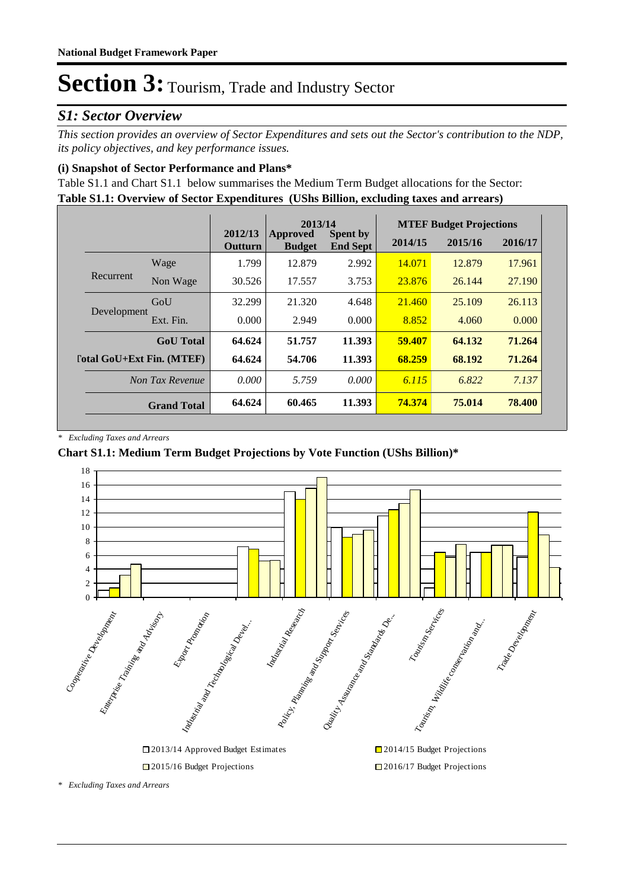# Section 3: Tourism, Trade and Industry Sector

## S1: Sector Overview

*This section provides an overview of Sector Expenditures and sets out the Sector's contribution to the NDP, its policy objectives, and key performance issues.*

### (i) Snapshot of Sector Performance and Plans*

Table S1.1 and Chart S1.1 below summarises the Medium Term Budget allocations for the Sector:

**Table S1.1: Overview of Sector Expenditures (UShs Billion, excluding taxes and arrears)**

| | | 2012/13 Outturn | 2013/14 Approved Budget | 2013/14 Spent by End Sept | MTEF Budget Projections 2014/15 | 2015/16 | 2016/17 |
|---|---|---|---|---|---|---|---|
| Recurrent | Wage | 1.799 | 12.879 | 2.992 | 14.071 | 12.879 | 17.961 |
| | Non Wage | 30.526 | 17.557 | 3.753 | 23.876 | 26.144 | 27.190 |
| Development | GoU | 32.299 | 21.320 | 4.648 | 21.460 | 25.109 | 26.113 |
| | Ext. Fin. | 0.000 | 2.949 | 0.000 | 8.852 | 4.060 | 0.000 |
| | **GoU Total** | **64.624** | **51.757** | **11.393** | **59.407** | **64.132** | **71.264** |
| | **Total GoU+Ext Fin. (MTEF)** | **64.624** | **54.706** | **11.393** | **68.259** | **68.192** | **71.264** |
| | *Non Tax Revenue* | *0.000* | *5.759* | *0.000* | *6.115* | *6.822* | *7.137* |
| | **Grand Total** | **64.624** | **60.465** | **11.393** | **74.374** | **75.014** | **78.400** |

\* *Excluding Taxes and Arrears*

**Chart S1.1: Medium Term Budget Projections by Vote Function (UShs Billion)***

Categories: Cooperative Development; Enterprise Training and Advisory; Export Promotion; Industrial and Technological Devel...; Industrial Research; Policy, Planning and Support Services; Quality Assurance and Standards De...; Tourism Services; Tourism, Wildlife conservation and...; Trade Development

Legend: 2013/14 Approved Budget Estimates; 2014/15 Budget Projections; 2015/16 Budget Projections; 2016/17 Budget Projections

\* *Excluding Taxes and Arrears*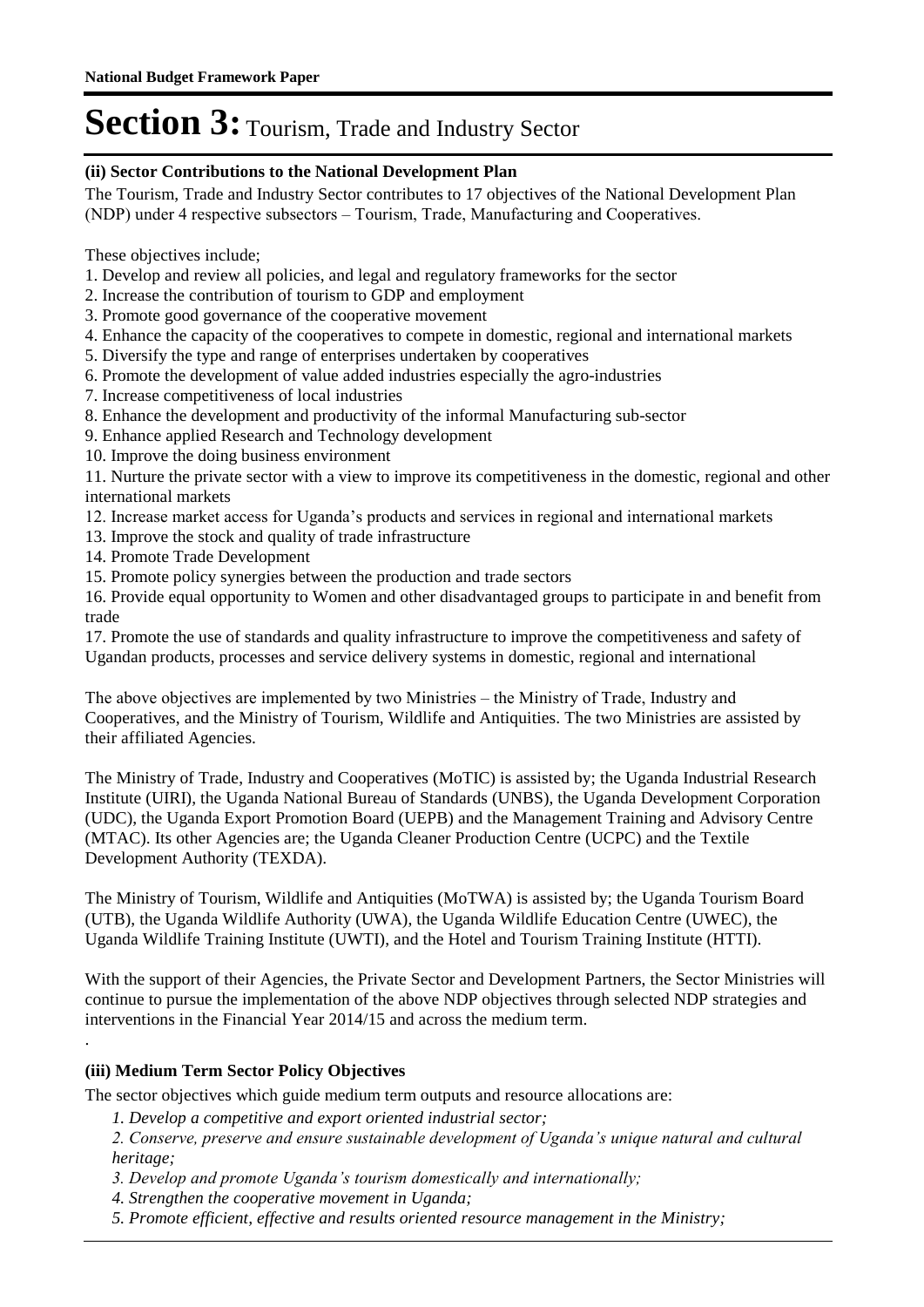# Section 3: Tourism, Trade and Industry Sector

**(ii) Sector Contributions to the National Development Plan**

The Tourism, Trade and Industry Sector contributes to 17 objectives of the National Development Plan (NDP) under 4 respective subsectors – Tourism, Trade, Manufacturing and Cooperatives.

These objectives include;

1. Develop and review all policies, and legal and regulatory frameworks for the sector
2. Increase the contribution of tourism to GDP and employment
3. Promote good governance of the cooperative movement
4. Enhance the capacity of the cooperatives to compete in domestic, regional and international markets
5. Diversify the type and range of enterprises undertaken by cooperatives
6. Promote the development of value added industries especially the agro-industries
7. Increase competitiveness of local industries
8. Enhance the development and productivity of the informal Manufacturing sub-sector
9. Enhance applied Research and Technology development
10. Improve the doing business environment
11. Nurture the private sector with a view to improve its competitiveness in the domestic, regional and other international markets
12. Increase market access for Uganda's products and services in regional and international markets
13. Improve the stock and quality of trade infrastructure
14. Promote Trade Development
15. Promote policy synergies between the production and trade sectors
16. Provide equal opportunity to Women and other disadvantaged groups to participate in and benefit from trade
17. Promote the use of standards and quality infrastructure to improve the competitiveness and safety of Ugandan products, processes and service delivery systems in domestic, regional and international

The above objectives are implemented by two Ministries – the Ministry of Trade, Industry and Cooperatives, and the Ministry of Tourism, Wildlife and Antiquities. The two Ministries are assisted by their affiliated Agencies.

The Ministry of Trade, Industry and Cooperatives (MoTIC) is assisted by; the Uganda Industrial Research Institute (UIRI), the Uganda National Bureau of Standards (UNBS), the Uganda Development Corporation (UDC), the Uganda Export Promotion Board (UEPB) and the Management Training and Advisory Centre (MTAC). Its other Agencies are; the Uganda Cleaner Production Centre (UCPC) and the Textile Development Authority (TEXDA).

The Ministry of Tourism, Wildlife and Antiquities (MoTWA) is assisted by; the Uganda Tourism Board (UTB), the Uganda Wildlife Authority (UWA), the Uganda Wildlife Education Centre (UWEC), the Uganda Wildlife Training Institute (UWTI), and the Hotel and Tourism Training Institute (HTTI).

With the support of their Agencies, the Private Sector and Development Partners, the Sector Ministries will continue to pursue the implementation of the above NDP objectives through selected NDP strategies and interventions in the Financial Year 2014/15 and across the medium term.

.

**(iii) Medium Term Sector Policy Objectives**

The sector objectives which guide medium term outputs and resource allocations are:

*1. Develop a competitive and export oriented industrial sector;*

*2. Conserve, preserve and ensure sustainable development of Uganda's unique natural and cultural heritage;*

*3. Develop and promote Uganda's tourism domestically and internationally;*

*4. Strengthen the cooperative movement in Uganda;*

*5. Promote efficient, effective and results oriented resource management in the Ministry;*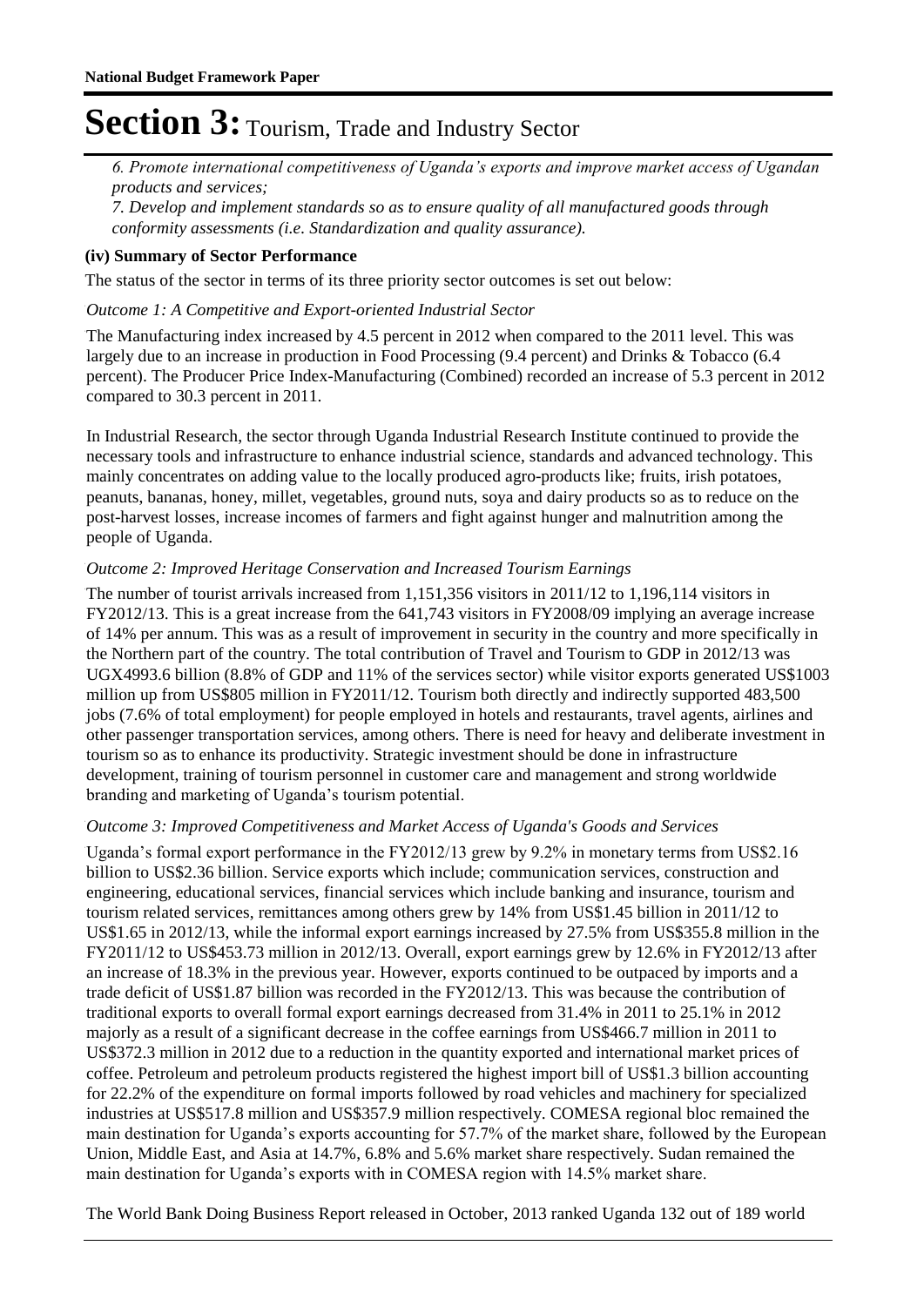# Section 3: Tourism, Trade and Industry Sector

*6. Promote international competitiveness of Uganda's exports and improve market access of Ugandan products and services;*

*7. Develop and implement standards so as to ensure quality of all manufactured goods through conformity assessments (i.e. Standardization and quality assurance).*

**(iv) Summary of Sector Performance**

The status of the sector in terms of its three priority sector outcomes is set out below:

*Outcome 1: A Competitive and Export-oriented Industrial Sector*

The Manufacturing index increased by 4.5 percent in 2012 when compared to the 2011 level. This was largely due to an increase in production in Food Processing (9.4 percent) and Drinks & Tobacco (6.4 percent). The Producer Price Index-Manufacturing (Combined) recorded an increase of 5.3 percent in 2012 compared to 30.3 percent in 2011.

In Industrial Research, the sector through Uganda Industrial Research Institute continued to provide the necessary tools and infrastructure to enhance industrial science, standards and advanced technology. This mainly concentrates on adding value to the locally produced agro-products like; fruits, irish potatoes, peanuts, bananas, honey, millet, vegetables, ground nuts, soya and dairy products so as to reduce on the post-harvest losses, increase incomes of farmers and fight against hunger and malnutrition among the people of Uganda.

*Outcome 2: Improved Heritage Conservation and Increased Tourism Earnings*

The number of tourist arrivals increased from 1,151,356 visitors in 2011/12 to 1,196,114 visitors in FY2012/13. This is a great increase from the 641,743 visitors in FY2008/09 implying an average increase of 14% per annum. This was as a result of improvement in security in the country and more specifically in the Northern part of the country. The total contribution of Travel and Tourism to GDP in 2012/13 was UGX4993.6 billion (8.8% of GDP and 11% of the services sector) while visitor exports generated US$1003 million up from US$805 million in FY2011/12. Tourism both directly and indirectly supported 483,500 jobs (7.6% of total employment) for people employed in hotels and restaurants, travel agents, airlines and other passenger transportation services, among others. There is need for heavy and deliberate investment in tourism so as to enhance its productivity. Strategic investment should be done in infrastructure development, training of tourism personnel in customer care and management and strong worldwide branding and marketing of Uganda's tourism potential.

*Outcome 3: Improved Competitiveness and Market Access of Uganda's Goods and Services*

Uganda's formal export performance in the FY2012/13 grew by 9.2% in monetary terms from US$2.16 billion to US$2.36 billion. Service exports which include; communication services, construction and engineering, educational services, financial services which include banking and insurance, tourism and tourism related services, remittances among others grew by 14% from US$1.45 billion in 2011/12 to US$1.65 in 2012/13, while the informal export earnings increased by 27.5% from US$355.8 million in the FY2011/12 to US$453.73 million in 2012/13. Overall, export earnings grew by 12.6% in FY2012/13 after an increase of 18.3% in the previous year. However, exports continued to be outpaced by imports and a trade deficit of US$1.87 billion was recorded in the FY2012/13. This was because the contribution of traditional exports to overall formal export earnings decreased from 31.4% in 2011 to 25.1% in 2012 majorly as a result of a significant decrease in the coffee earnings from US$466.7 million in 2011 to US$372.3 million in 2012 due to a reduction in the quantity exported and international market prices of coffee. Petroleum and petroleum products registered the highest import bill of US$1.3 billion accounting for 22.2% of the expenditure on formal imports followed by road vehicles and machinery for specialized industries at US$517.8 million and US$357.9 million respectively. COMESA regional bloc remained the main destination for Uganda's exports accounting for 57.7% of the market share, followed by the European Union, Middle East, and Asia at 14.7%, 6.8% and 5.6% market share respectively. Sudan remained the main destination for Uganda's exports with in COMESA region with 14.5% market share.

The World Bank Doing Business Report released in October, 2013 ranked Uganda 132 out of 189 world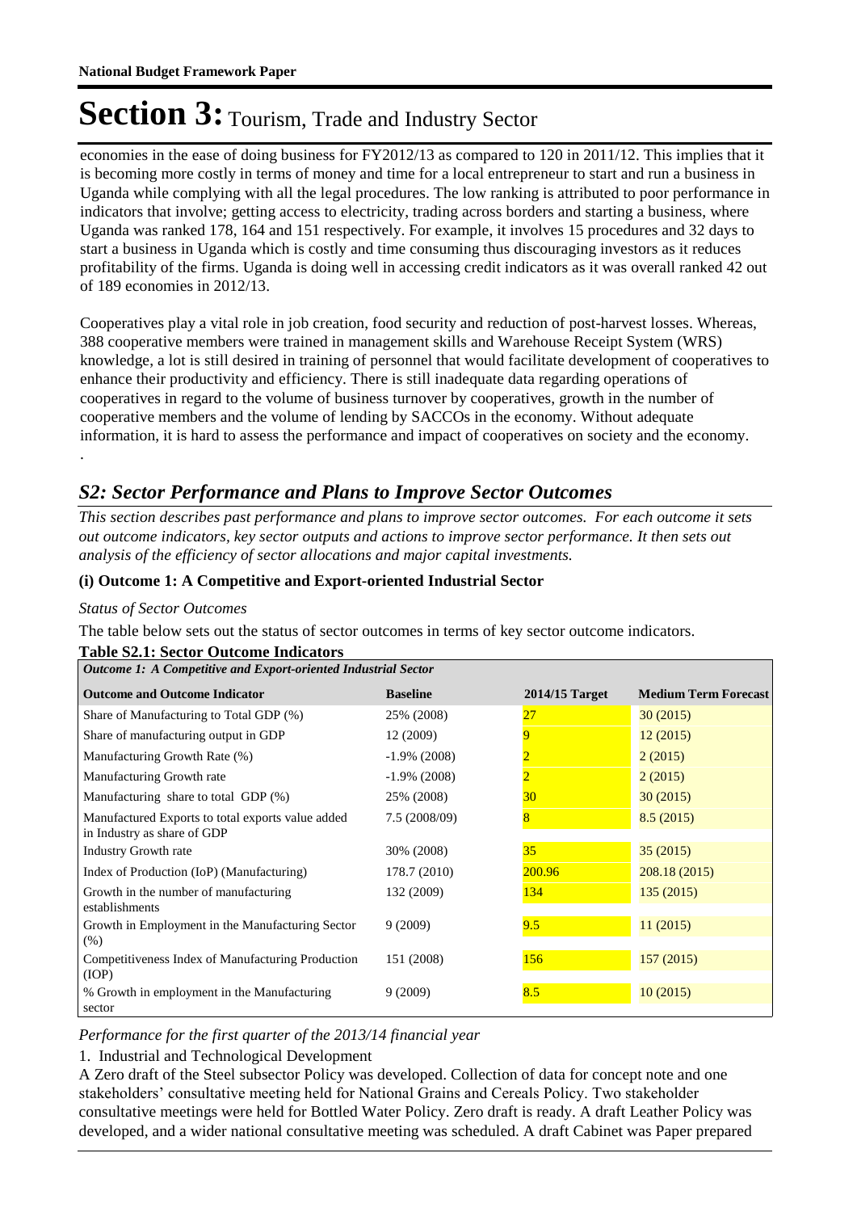economies in the ease of doing business for FY2012/13 as compared to 120 in 2011/12. This implies that it is becoming more costly in terms of money and time for a local entrepreneur to start and run a business in Uganda while complying with all the legal procedures. The low ranking is attributed to poor performance in indicators that involve; getting access to electricity, trading across borders and starting a business, where Uganda was ranked 178, 164 and 151 respectively. For example, it involves 15 procedures and 32 days to start a business in Uganda which is costly and time consuming thus discouraging investors as it reduces profitability of the firms. Uganda is doing well in accessing credit indicators as it was overall ranked 42 out of 189 economies in 2012/13.

Cooperatives play a vital role in job creation, food security and reduction of post-harvest losses. Whereas, 388 cooperative members were trained in management skills and Warehouse Receipt System (WRS) knowledge, a lot is still desired in training of personnel that would facilitate development of cooperatives to enhance their productivity and efficiency. There is still inadequate data regarding operations of cooperatives in regard to the volume of business turnover by cooperatives, growth in the number of cooperative members and the volume of lending by SACCOs in the economy. Without adequate information, it is hard to assess the performance and impact of cooperatives on society and the economy.

.

## *S2: Sector Performance and Plans to Improve Sector Outcomes*

*This section describes past performance and plans to improve sector outcomes. For each outcome it sets out outcome indicators, key sector outputs and actions to improve sector performance. It then sets out analysis of the efficiency of sector allocations and major capital investments.*

### (i) Outcome 1: A Competitive and Export-oriented Industrial Sector

*Status of Sector Outcomes*

The table below sets out the status of sector outcomes in terms of key sector outcome indicators.

**Table S2.1: Sector Outcome Indicators**

| *Outcome 1: A Competitive and Export-oriented Industrial Sector* | | | |
|---|---|---|---|
| **Outcome and Outcome Indicator** | **Baseline** | **2014/15 Target** | **Medium Term Forecast** |
| Share of Manufacturing to Total GDP (%) | 25% (2008) | 27 | 30 (2015) |
| Share of manufacturing output in GDP | 12 (2009) | 9 | 12 (2015) |
| Manufacturing Growth Rate (%) | -1.9% (2008) | 2 | 2 (2015) |
| Manufacturing Growth rate | -1.9% (2008) | 2 | 2 (2015) |
| Manufacturing share to total GDP (%) | 25% (2008) | 30 | 30 (2015) |
| Manufactured Exports to total exports value added in Industry as share of GDP | 7.5 (2008/09) | 8 | 8.5 (2015) |
| Industry Growth rate | 30% (2008) | 35 | 35 (2015) |
| Index of Production (IoP) (Manufacturing) | 178.7 (2010) | 200.96 | 208.18 (2015) |
| Growth in the number of manufacturing establishments | 132 (2009) | 134 | 135 (2015) |
| Growth in Employment in the Manufacturing Sector (%) | 9 (2009) | 9.5 | 11 (2015) |
| Competitiveness Index of Manufacturing Production (IOP) | 151 (2008) | 156 | 157 (2015) |
| % Growth in employment in the Manufacturing sector | 9 (2009) | 8.5 | 10 (2015) |

*Performance for the first quarter of the 2013/14 financial year*

1. Industrial and Technological Development

A Zero draft of the Steel subsector Policy was developed. Collection of data for concept note and one stakeholders' consultative meeting held for National Grains and Cereals Policy. Two stakeholder consultative meetings were held for Bottled Water Policy. Zero draft is ready. A draft Leather Policy was developed, and a wider national consultative meeting was scheduled. A draft Cabinet was Paper prepared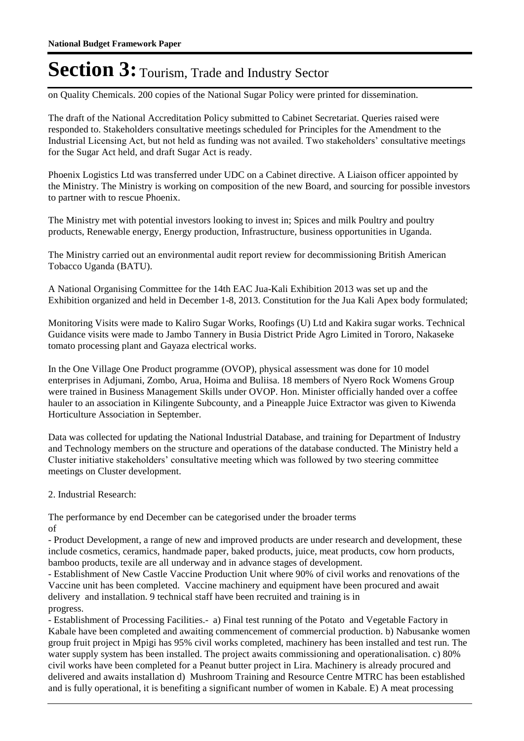on Quality Chemicals. 200 copies of the National Sugar Policy were printed for dissemination.

The draft of the National Accreditation Policy submitted to Cabinet Secretariat. Queries raised were responded to. Stakeholders consultative meetings scheduled for Principles for the Amendment to the Industrial Licensing Act, but not held as funding was not availed. Two stakeholders' consultative meetings for the Sugar Act held, and draft Sugar Act is ready.

Phoenix Logistics Ltd was transferred under UDC on a Cabinet directive. A Liaison officer appointed by the Ministry. The Ministry is working on composition of the new Board, and sourcing for possible investors to partner with to rescue Phoenix.

The Ministry met with potential investors looking to invest in; Spices and milk Poultry and poultry products, Renewable energy, Energy production, Infrastructure, business opportunities in Uganda.

The Ministry carried out an environmental audit report review for decommissioning British American Tobacco Uganda (BATU).

A National Organising Committee for the 14th EAC Jua-Kali Exhibition 2013 was set up and the Exhibition organized and held in December 1-8, 2013. Constitution for the Jua Kali Apex body formulated;

Monitoring Visits were made to Kaliro Sugar Works, Roofings (U) Ltd and Kakira sugar works. Technical Guidance visits were made to Jambo Tannery in Busia District Pride Agro Limited in Tororo, Nakaseke tomato processing plant and Gayaza electrical works.

In the One Village One Product programme (OVOP), physical assessment was done for 10 model enterprises in Adjumani, Zombo, Arua, Hoima and Buliisa. 18 members of Nyero Rock Womens Group were trained in Business Management Skills under OVOP. Hon. Minister officially handed over a coffee hauler to an association in Kilingente Subcounty, and a Pineapple Juice Extractor was given to Kiwenda Horticulture Association in September.

Data was collected for updating the National Industrial Database, and training for Department of Industry and Technology members on the structure and operations of the database conducted. The Ministry held a Cluster initiative stakeholders' consultative meeting which was followed by two steering committee meetings on Cluster development.

2. Industrial Research:

The performance by end December can be categorised under the broader terms of

- Product Development, a range of new and improved products are under research and development, these include cosmetics, ceramics, handmade paper, baked products, juice, meat products, cow horn products, bamboo products, texile are all underway and in advance stages of development.
- Establishment of New Castle Vaccine Production Unit where 90% of civil works and renovations of the Vaccine unit has been completed. Vaccine machinery and equipment have been procured and await delivery and installation. 9 technical staff have been recruited and training is in progress.
- Establishment of Processing Facilities.- a) Final test running of the Potato and Vegetable Factory in Kabale have been completed and awaiting commencement of commercial production. b) Nabusanke women group fruit project in Mpigi has 95% civil works completed, machinery has been installed and test run. The water supply system has been installed. The project awaits commissioning and operationalisation. c) 80% civil works have been completed for a Peanut butter project in Lira. Machinery is already procured and delivered and awaits installation d) Mushroom Training and Resource Centre MTRC has been established and is fully operational, it is benefiting a significant number of women in Kabale. E) A meat processing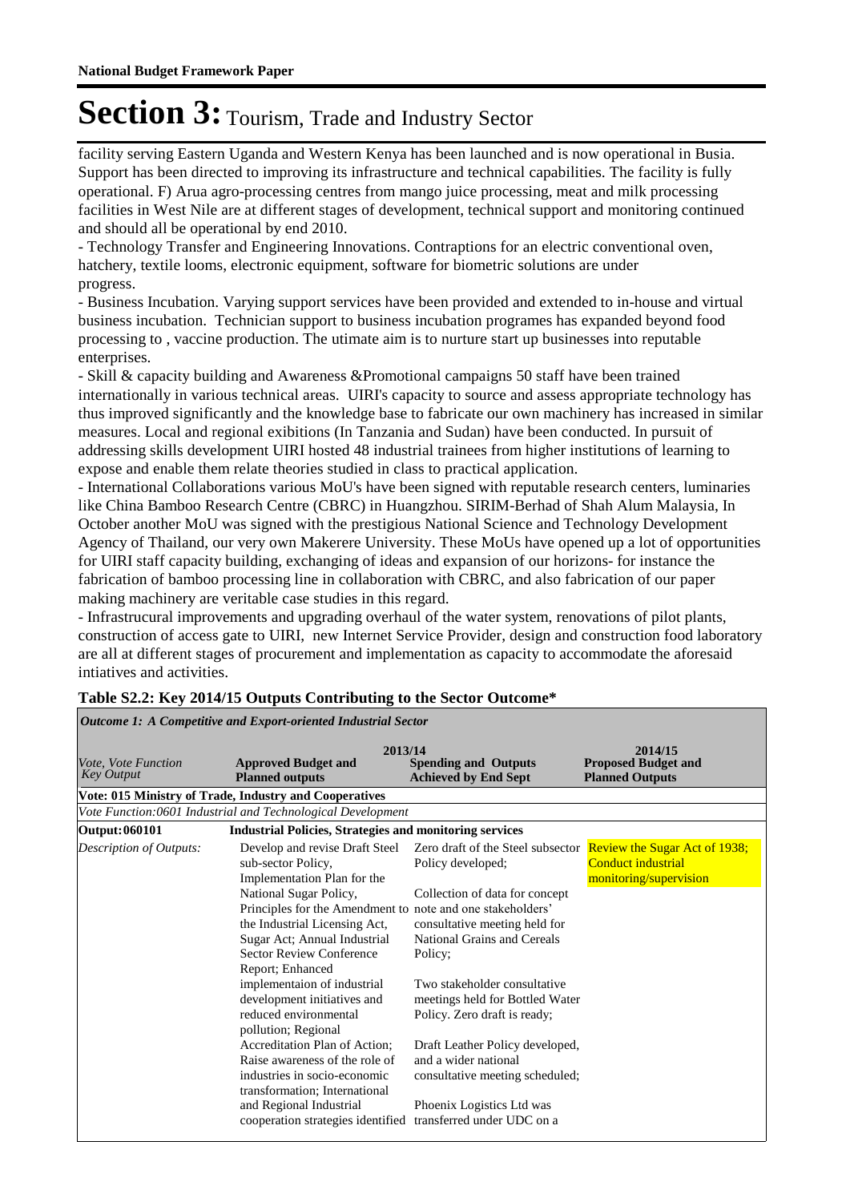# Section 3: Tourism, Trade and Industry Sector

facility serving Eastern Uganda and Western Kenya has been launched and is now operational in Busia. Support has been directed to improving its infrastructure and technical capabilities. The facility is fully operational. F) Arua agro-processing centres from mango juice processing, meat and milk processing facilities in West Nile are at different stages of development, technical support and monitoring continued and should all be operational by end 2010.

- Technology Transfer and Engineering Innovations. Contraptions for an electric conventional oven, hatchery, textile looms, electronic equipment, software for biometric solutions are under progress.
- Business Incubation. Varying support services have been provided and extended to in-house and virtual business incubation. Technician support to business incubation programes has expanded beyond food processing to , vaccine production. The utimate aim is to nurture start up businesses into reputable enterprises.
- Skill & capacity building and Awareness &Promotional campaigns 50 staff have been trained internationally in various technical areas. UIRI's capacity to source and assess appropriate technology has thus improved significantly and the knowledge base to fabricate our own machinery has increased in similar measures. Local and regional exibitions (In Tanzania and Sudan) have been conducted. In pursuit of addressing skills development UIRI hosted 48 industrial trainees from higher institutions of learning to expose and enable them relate theories studied in class to practical application.
- International Collaborations various MoU's have been signed with reputable research centers, luminaries like China Bamboo Research Centre (CBRC) in Huangzhou. SIRIM-Berhad of Shah Alum Malaysia, In October another MoU was signed with the prestigious National Science and Technology Development Agency of Thailand, our very own Makerere University. These MoUs have opened up a lot of opportunities for UIRI staff capacity building, exchanging of ideas and expansion of our horizons- for instance the fabrication of bamboo processing line in collaboration with CBRC, and also fabrication of our paper making machinery are veritable case studies in this regard.
- Infrastrucural improvements and upgrading overhaul of the water system, renovations of pilot plants, construction of access gate to UIRI, new Internet Service Provider, design and construction food laboratory are all at different stages of procurement and implementation as capacity to accommodate the aforesaid intiatives and activities.

**Table S2.2: Key 2014/15 Outputs Contributing to the Sector Outcome\***

| *Outcome 1: A Competitive and Export-oriented Industrial Sector* | | | |
|---|---|---|---|
| *Vote, Vote Function Key Output* | **2013/14** **Approved Budget and Planned outputs** | **Spending and Outputs Achieved by End Sept** | **2014/15 Proposed Budget and Planned Outputs** |
| **Vote: 015 Ministry of Trade, Industry and Cooperatives** | | | |
| *Vote Function:0601 Industrial and Technological Development* | | | |
| **Output: 060101** | **Industrial Policies, Strategies and monitoring services** | | |
| *Description of Outputs:* | Develop and revise Draft Steel sub-sector Policy, Implementation Plan for the National Sugar Policy, Principles for the Amendment to the Industrial Licensing Act, Sugar Act; Annual Industrial Sector Review Conference Report; Enhanced implementaion of industrial development initiatives and reduced environmental pollution; Regional Accreditation Plan of Action; Raise awareness of the role of industries in socio-economic transformation; International and Regional Industrial cooperation strategies identified | Zero draft of the Steel subsector Policy developed; Collection of data for concept note and one stakeholders' consultative meeting held for National Grains and Cereals Policy; Two stakeholder consultative meetings held for Bottled Water Policy. Zero draft is ready; Draft Leather Policy developed, and a wider national consultative meeting scheduled; Phoenix Logistics Ltd was transferred under UDC on a | Review the Sugar Act of 1938; Conduct industrial monitoring/supervision |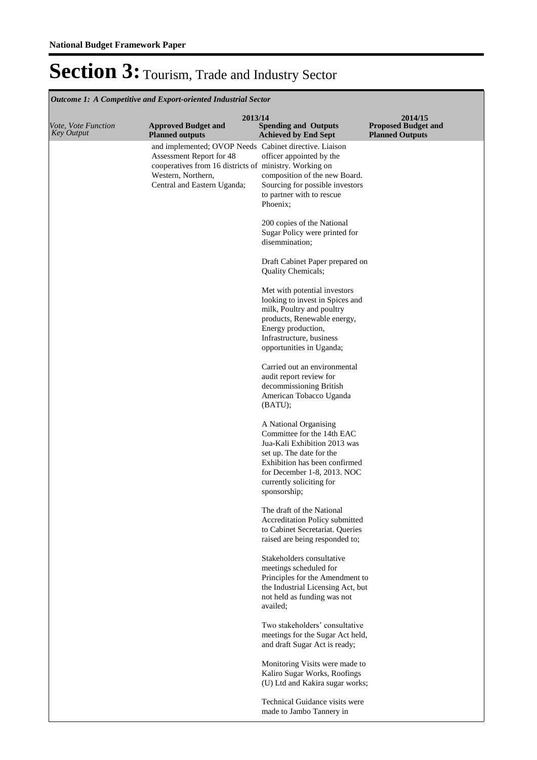**National Budget Framework Paper**

# Section 3: Tourism, Trade and Industry Sector

*Outcome 1: A Competitive and Export-oriented Industrial Sector*

| *Vote, Vote Function Key Output* | 2013/14 Approved Budget and Planned outputs | 2013/14 Spending and Outputs Achieved by End Sept | 2014/15 Proposed Budget and Planned Outputs |
|---|---|---|---|
| | and implemented; OVOP Needs Assessment Report for 48 cooperatives from 16 districts of Western, Northern, Central and Eastern Uganda; | Cabinet directive. Liaison officer appointed by the ministry. Working on composition of the new Board. Sourcing for possible investors to partner with to rescue Phoenix;<br><br>200 copies of the National Sugar Policy were printed for disemmination;<br><br>Draft Cabinet Paper prepared on Quality Chemicals;<br><br>Met with potential investors looking to invest in Spices and milk, Poultry and poultry products, Renewable energy, Energy production, Infrastructure, business opportunities in Uganda;<br><br>Carried out an environmental audit report review for decommissioning British American Tobacco Uganda (BATU);<br><br>A National Organising Committee for the 14th EAC Jua-Kali Exhibition 2013 was set up. The date for the Exhibition has been confirmed for December 1-8, 2013. NOC currently soliciting for sponsorship;<br><br>The draft of the National Accreditation Policy submitted to Cabinet Secretariat. Queries raised are being responded to;<br><br>Stakeholders consultative meetings scheduled for Principles for the Amendment to the Industrial Licensing Act, but not held as funding was not availed;<br><br>Two stakeholders' consultative meetings for the Sugar Act held, and draft Sugar Act is ready;<br><br>Monitoring Visits were made to Kaliro Sugar Works, Roofings (U) Ltd and Kakira sugar works;<br><br>Technical Guidance visits were made to Jambo Tannery in | |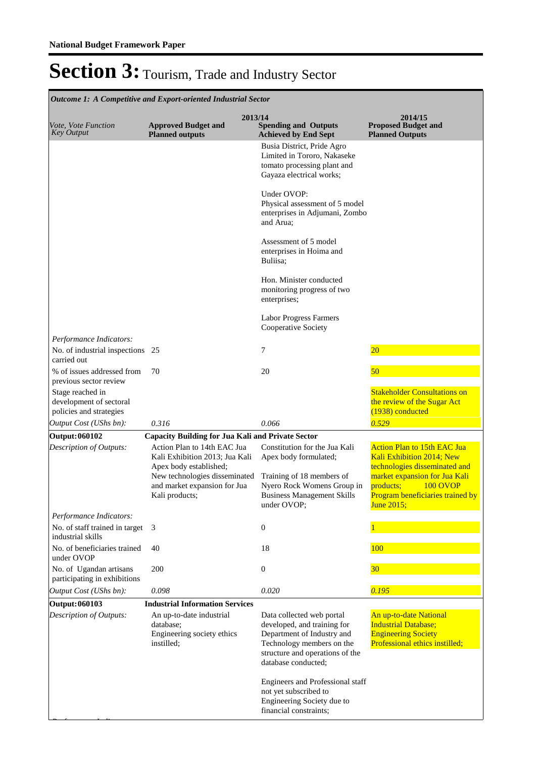**National Budget Framework Paper**

# Section 3: Tourism, Trade and Industry Sector

*Outcome 1: A Competitive and Export-oriented Industrial Sector*

| *Vote, Vote Function Key Output* | 2013/14 Approved Budget and Planned outputs | 2013/14 Spending and Outputs Achieved by End Sept | 2014/15 Proposed Budget and Planned Outputs |
|---|---|---|---|
| | | Busia District, Pride Agro Limited in Tororo, Nakaseke tomato processing plant and Gayaza electrical works;<br><br>Under OVOP:<br>Physical assessment of 5 model enterprises in Adjumani, Zombo and Arua;<br><br>Assessment of 5 model enterprises in Hoima and Buliisa;<br><br>Hon. Minister conducted monitoring progress of two enterprises;<br><br>Labor Progress Farmers Cooperative Society | |
| *Performance Indicators:* | | | |
| No. of industrial inspections carried out | 25 | 7 | 20 |
| % of issues addressed from previous sector review | 70 | 20 | 50 |
| Stage reached in development of sectoral policies and strategies | | | Stakeholder Consultations on the review of the Sugar Act (1938) conducted |
| *Output Cost (UShs bn):* | *0.316* | *0.066* | *0.529* |
| **Output: 060102** | **Capacity Building for Jua Kali and Private Sector** | | |
| *Description of Outputs:* | Action Plan to 14th EAC Jua Kali Exhibition 2013; Jua Kali Apex body established;<br>New technologies disseminated and market expansion for Jua Kali products; | Constitution for the Jua Kali Apex body formulated;<br><br>Training of 18 members of Nyero Rock Womens Group in Business Management Skills under OVOP; | Action Plan to 15th EAC Jua Kali Exhibition 2014; New technologies disseminated and market expansion for Jua Kali products; 100 OVOP Program beneficiaries trained by June 2015; |
| *Performance Indicators:* | | | |
| No. of staff trained in target industrial skills | 3 | 0 | 1 |
| No. of beneficiaries trained under OVOP | 40 | 18 | 100 |
| No. of Ugandan artisans participating in exhibitions | 200 | 0 | 30 |
| *Output Cost (UShs bn):* | *0.098* | *0.020* | *0.195* |
| **Output: 060103** | **Industrial Information Services** | | |
| *Description of Outputs:* | An up-to-date industrial database;<br>Engineering society ethics instilled; | Data collected web portal developed, and training for Department of Industry and Technology members on the structure and operations of the database conducted;<br><br>Engineers and Professional staff not yet subscribed to Engineering Society due to financial constraints; | An up-to-date National Industrial Database; Engineering Society Professional ethics instilled; |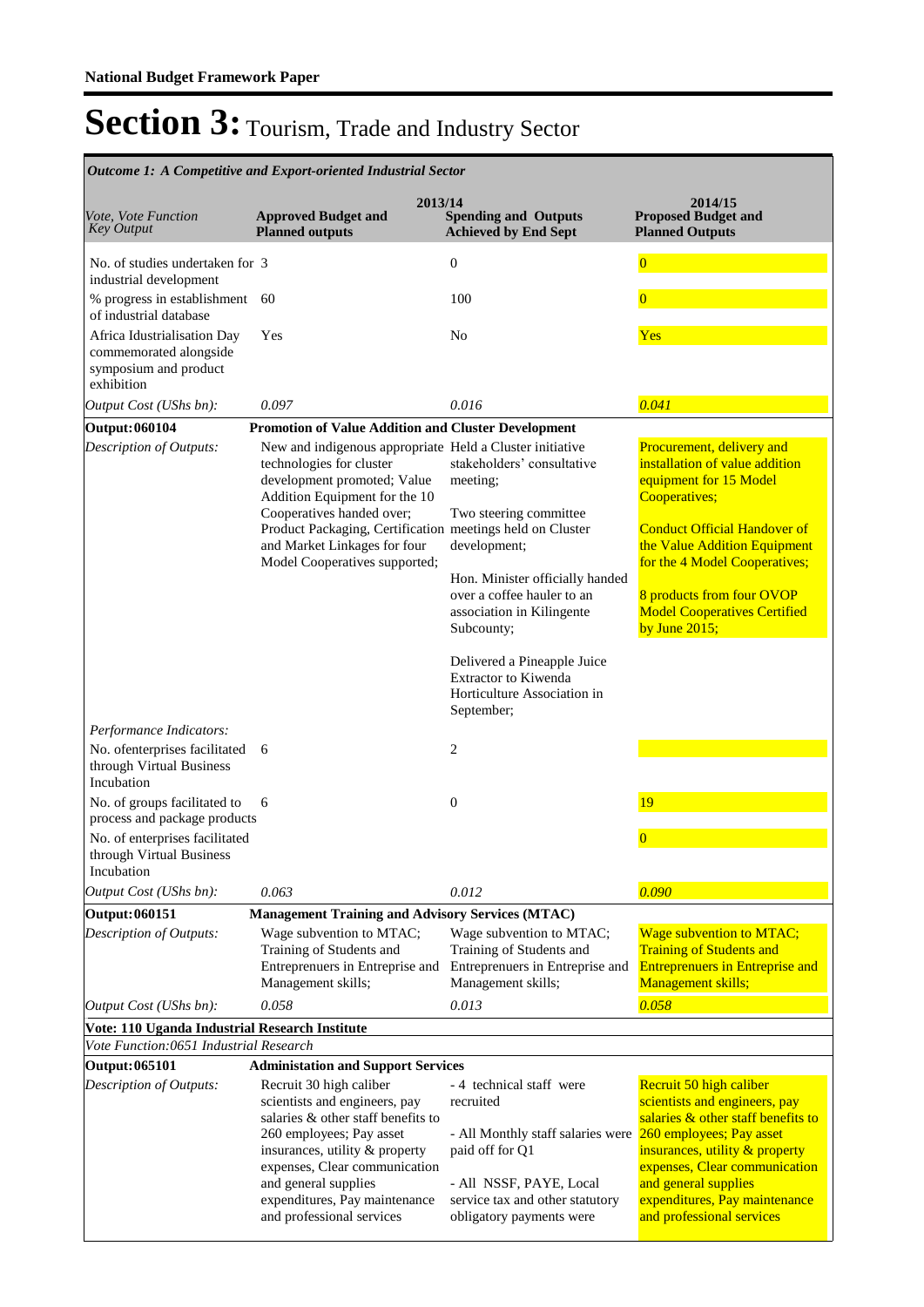**National Budget Framework Paper**

# Section 3: Tourism, Trade and Industry Sector

*Outcome 1: A Competitive and Export-oriented Industrial Sector*

| *Vote, Vote Function Key Output* | 2013/14 Approved Budget and Planned outputs | 2013/14 Spending and Outputs Achieved by End Sept | 2014/15 Proposed Budget and Planned Outputs |
|---|---|---|---|
| No. of studies undertaken for industrial development | 3 | 0 | 0 |
| % progress in establishment of industrial database | 60 | 100 | 0 |
| Africa Industrialisation Day commemorated alongside symposium and product exhibition | Yes | No | Yes |
| *Output Cost (UShs bn):* | *0.097* | *0.016* | *0.041* |
| **Output: 060104** | **Promotion of Value Addition and Cluster Development** | | |
| *Description of Outputs:* | New and indigenous appropriate technologies for cluster development promoted; Value Addition Equipment for the 10 Cooperatives handed over; Product Packaging, Certification and Market Linkages for four Model Cooperatives supported; | Held a Cluster initiative stakeholders' consultative meeting;<br><br>Two steering committee meetings held on Cluster development;<br><br>Hon. Minister officially handed over a coffee hauler to an association in Kilingente Subcounty;<br><br>Delivered a Pineapple Juice Extractor to Kiwenda Horticulture Association in September; | Procurement, delivery and installation of value addition equipment for 15 Model Cooperatives;<br><br>Conduct Official Handover of the Value Addition Equipment for the 4 Model Cooperatives;<br><br>8 products from four OVOP Model Cooperatives Certified by June 2015; |
| *Performance Indicators:* | | | |
| No. ofenterprises facilitated through Virtual Business Incubation | 6 | 2 | |
| No. of groups facilitated to process and package products | 6 | 0 | 19 |
| No. of enterprises facilitated through Virtual Business Incubation | | | 0 |
| *Output Cost (UShs bn):* | *0.063* | *0.012* | *0.090* |
| **Output: 060151** | **Management Training and Advisory Services (MTAC)** | | |
| *Description of Outputs:* | Wage subvention to MTAC; Training of Students and Entrepreneurs in Entreprise and Management skills; | Wage subvention to MTAC; Training of Students and Entrepreneurs in Entreprise and Management skills; | Wage subvention to MTAC; Training of Students and Entrepreneurs in Entreprise and Management skills; |
| *Output Cost (UShs bn):* | *0.058* | *0.013* | *0.058* |
| **Vote: 110 Uganda Industrial Research Institute** | | | |
| *Vote Function:0651 Industrial Research* | | | |
| **Output: 065101** | **Administation and Support Services** | | |
| *Description of Outputs:* | Recruit 30 high caliber scientists and engineers, pay salaries & other staff benefits to 260 employees; Pay asset insurances, utility & property expenses, Clear communication and general supplies expenditures, Pay maintenance and professional services | - 4 technical staff were recruited<br><br>- All Monthly staff salaries were paid off for Q1<br><br>- All NSSF, PAYE, Local service tax and other statutory obligatory payments were | Recruit 50 high caliber scientists and engineers, pay salaries & other staff benefits to 260 employees; Pay asset insurances, utility & property expenses, Clear communication and general supplies expenditures, Pay maintenance and professional services |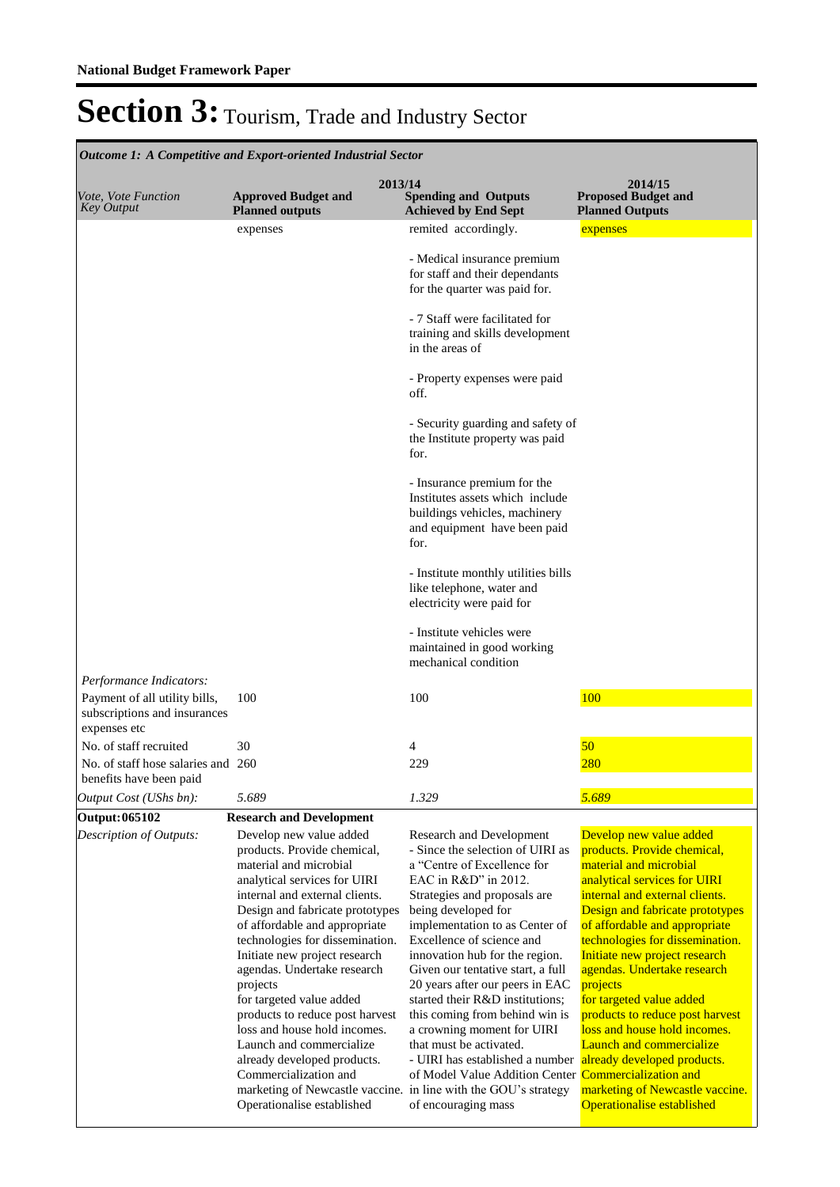**National Budget Framework Paper**

# Section 3: Tourism, Trade and Industry Sector

*Outcome 1: A Competitive and Export-oriented Industrial Sector*

| *Vote, Vote Function Key Output* | 2013/14 Approved Budget and Planned outputs | 2013/14 Spending and Outputs Achieved by End Sept | 2014/15 Proposed Budget and Planned Outputs |
|---|---|---|---|
| | expenses | remited accordingly.<br><br>- Medical insurance premium for staff and their dependants for the quarter was paid for.<br><br>- 7 Staff were facilitated for training and skills development in the areas of<br><br>- Property expenses were paid off.<br><br>- Security guarding and safety of the Institute property was paid for.<br><br>- Insurance premium for the Institutes assets which include buildings vehicles, machinery and equipment have been paid for.<br><br>- Institute monthly utilities bills like telephone, water and electricity were paid for<br><br>- Institute vehicles were maintained in good working mechanical condition | expenses |
| *Performance Indicators:* | | | |
| Payment of all utility bills, subscriptions and insurances expenses etc | 100 | 100 | 100 |
| No. of staff recruited | 30 | 4 | 50 |
| No. of staff hose salaries and benefits have been paid | 260 | 229 | 280 |
| *Output Cost (UShs bn):* | *5.689* | *1.329* | *5.689* |
| **Output: 065102** | **Research and Development** | | |
| *Description of Outputs:* | Develop new value added products. Provide chemical, material and microbial analytical services for UIRI internal and external clients. Design and fabricate prototypes of affordable and appropriate technologies for dissemination. Initiate new project research agendas. Undertake research projects for targeted value added products to reduce post harvest loss and house hold incomes. Launch and commercialize already developed products. Commercialization and marketing of Newcastle vaccine. Operationalise established | Research and Development<br>- Since the selection of UIRI as a "Centre of Excellence for EAC in R&D" in 2012. Strategies and proposals are being developed for implementation to as Center of Excellence of science and innovation hub for the region. Given our tentative start, a full 20 years after our peers in EAC started their R&D institutions; this coming from behind win is a crowning moment for UIRI that must be activated.<br>- UIRI has established a number of Model Value Addition Center in line with the GOU's strategy of encouraging mass | Develop new value added products. Provide chemical, material and microbial analytical services for UIRI internal and external clients. Design and fabricate prototypes of affordable and appropriate technologies for dissemination. Initiate new project research agendas. Undertake research projects for targeted value added products to reduce post harvest loss and house hold incomes. Launch and commercialize already developed products. Commercialization and marketing of Newcastle vaccine. Operationalise established |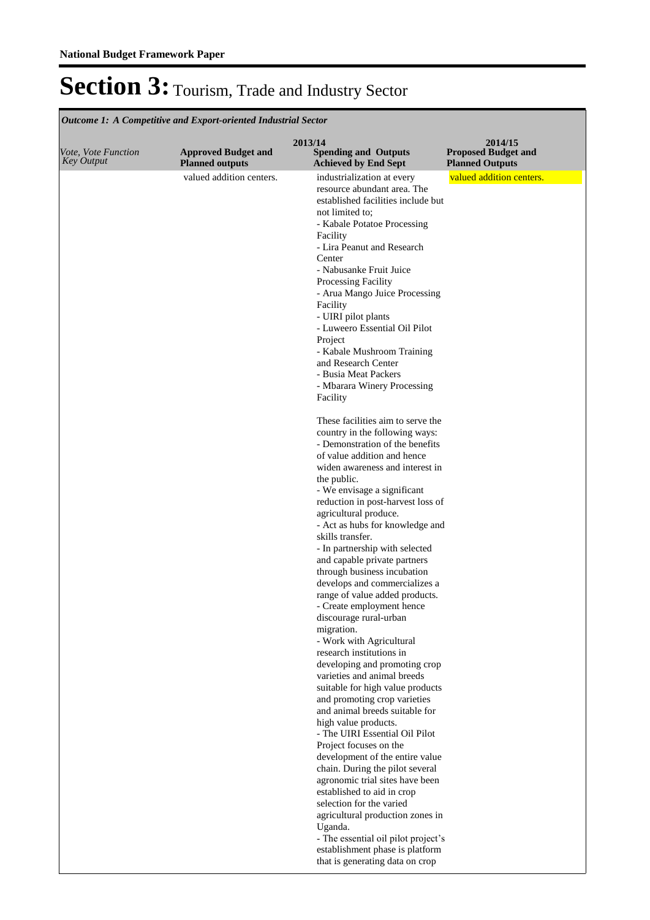## Section 3: Tourism, Trade and Industry Sector

*Outcome 1: A Competitive and Export-oriented Industrial Sector*

| *Vote, Vote Function Key Output* | **2013/14** Approved Budget and Planned outputs | Spending and Outputs Achieved by End Sept | **2014/15** Proposed Budget and Planned Outputs |
|---|---|---|---|
| | valued addition centers. | industrialization at every resource abundant area. The established facilities include but not limited to;<br>- Kabale Potatoe Processing Facility<br>- Lira Peanut and Research Center<br>- Nabusanke Fruit Juice Processing Facility<br>- Arua Mango Juice Processing Facility<br>- UIRI pilot plants<br>- Luweero Essential Oil Pilot Project<br>- Kabale Mushroom Training and Research Center<br>- Busia Meat Packers<br>- Mbarara Winery Processing Facility<br><br>These facilities aim to serve the country in the following ways:<br>- Demonstration of the benefits of value addition and hence widen awareness and interest in the public.<br>- We envisage a significant reduction in post-harvest loss of agricultural produce.<br>- Act as hubs for knowledge and skills transfer.<br>- In partnership with selected and capable private partners through business incubation develops and commercializes a range of value added products.<br>- Create employment hence discourage rural-urban migration.<br>- Work with Agricultural research institutions in developing and promoting crop varieties and animal breeds suitable for high value products and promoting crop varieties and animal breeds suitable for high value products.<br>- The UIRI Essential Oil Pilot Project focuses on the development of the entire value chain. During the pilot several agronomic trial sites have been established to aid in crop selection for the varied agricultural production zones in Uganda.<br>- The essential oil pilot project's establishment phase is platform that is generating data on crop | valued addition centers. |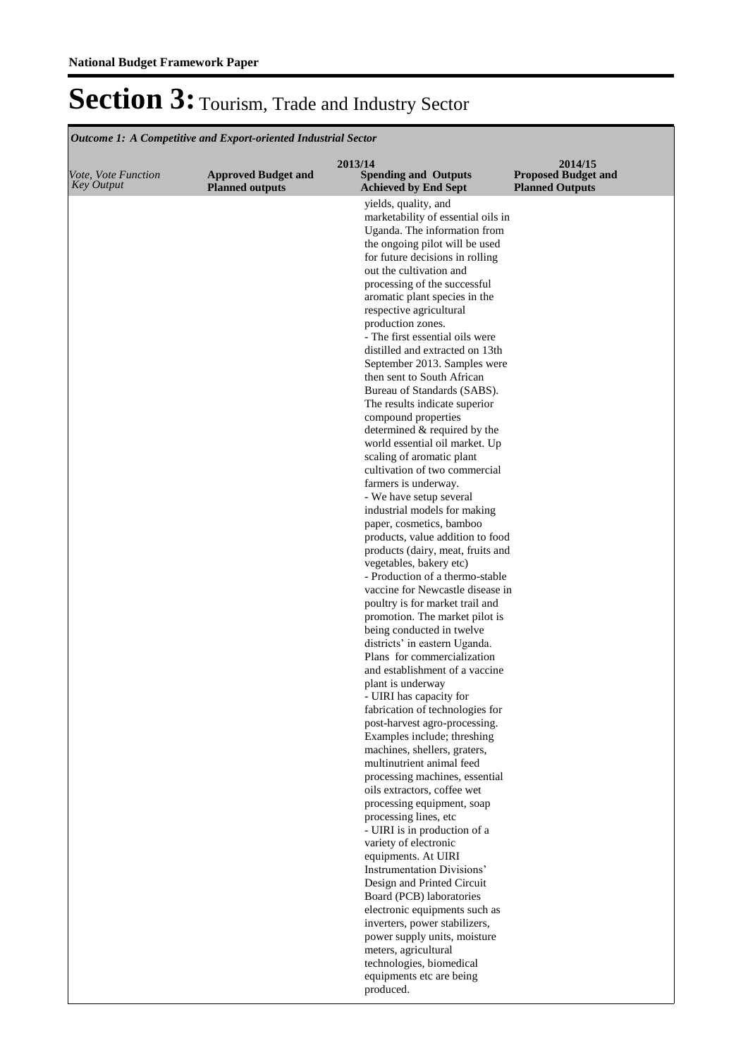# Section 3: Tourism, Trade and Industry Sector

*Outcome 1: A Competitive and Export-oriented Industrial Sector*

| *Vote, Vote Function Key Output* | 2013/14 **Approved Budget and Planned outputs** | **Spending and Outputs Achieved by End Sept** | 2014/15 **Proposed Budget and Planned Outputs** |
|---|---|---|---|
| | | yields, quality, and marketability of essential oils in Uganda. The information from the ongoing pilot will be used for future decisions in rolling out the cultivation and processing of the successful aromatic plant species in the respective agricultural production zones.<br>- The first essential oils were distilled and extracted on 13th September 2013. Samples were then sent to South African Bureau of Standards (SABS). The results indicate superior compound properties determined & required by the world essential oil market. Up scaling of aromatic plant cultivation of two commercial farmers is underway.<br>- We have setup several industrial models for making paper, cosmetics, bamboo products, value addition to food products (dairy, meat, fruits and vegetables, bakery etc)<br>- Production of a thermo-stable vaccine for Newcastle disease in poultry is for market trail and promotion. The market pilot is being conducted in twelve districts' in eastern Uganda. Plans for commercialization and establishment of a vaccine plant is underway<br>- UIRI has capacity for fabrication of technologies for post-harvest agro-processing. Examples include; threshing machines, shellers, graters, multinutrient animal feed processing machines, essential oils extractors, coffee wet processing equipment, soap processing lines, etc<br>- UIRI is in production of a variety of electronic equipments. At UIRI Instrumentation Divisions' Design and Printed Circuit Board (PCB) laboratories electronic equipments such as inverters, power stabilizers, power supply units, moisture meters, agricultural technologies, biomedical equipments etc are being produced. | |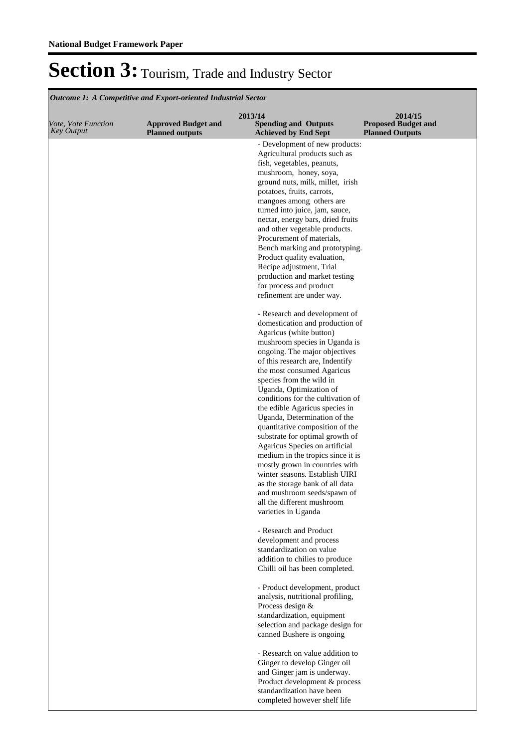# Section 3: Tourism, Trade and Industry Sector

*Outcome 1: A Competitive and Export-oriented Industrial Sector*

| *Vote, Vote Function Key Output* | 2013/14 **Approved Budget and Planned outputs** | **Spending and Outputs Achieved by End Sept** | 2014/15 **Proposed Budget and Planned Outputs** |
|---|---|---|---|
| | | - Development of new products: Agricultural products such as fish, vegetables, peanuts, mushroom, honey, soya, ground nuts, milk, millet, irish potatoes, fruits, carrots, mangoes among others are turned into juice, jam, sauce, nectar, energy bars, dried fruits and other vegetable products. Procurement of materials, Bench marking and prototyping. Product quality evaluation, Recipe adjustment, Trial production and market testing for process and product refinement are under way.<br><br>- Research and development of domestication and production of Agaricus (white button) mushroom species in Uganda is ongoing. The major objectives of this research are, Indentify the most consumed Agaricus species from the wild in Uganda, Optimization of conditions for the cultivation of the edible Agaricus species in Uganda, Determination of the quantitative composition of the substrate for optimal growth of Agaricus Species on artificial medium in the tropics since it is mostly grown in countries with winter seasons. Establish UIRI as the storage bank of all data and mushroom seeds/spawn of all the different mushroom varieties in Uganda<br><br>- Research and Product development and process standardization on value addition to chilies to produce Chilli oil has been completed.<br><br>- Product development, product analysis, nutritional profiling, Process design & standardization, equipment selection and package design for canned Bushere is ongoing<br><br>- Research on value addition to Ginger to develop Ginger oil and Ginger jam is underway. Product development & process standardization have been completed however shelf life | |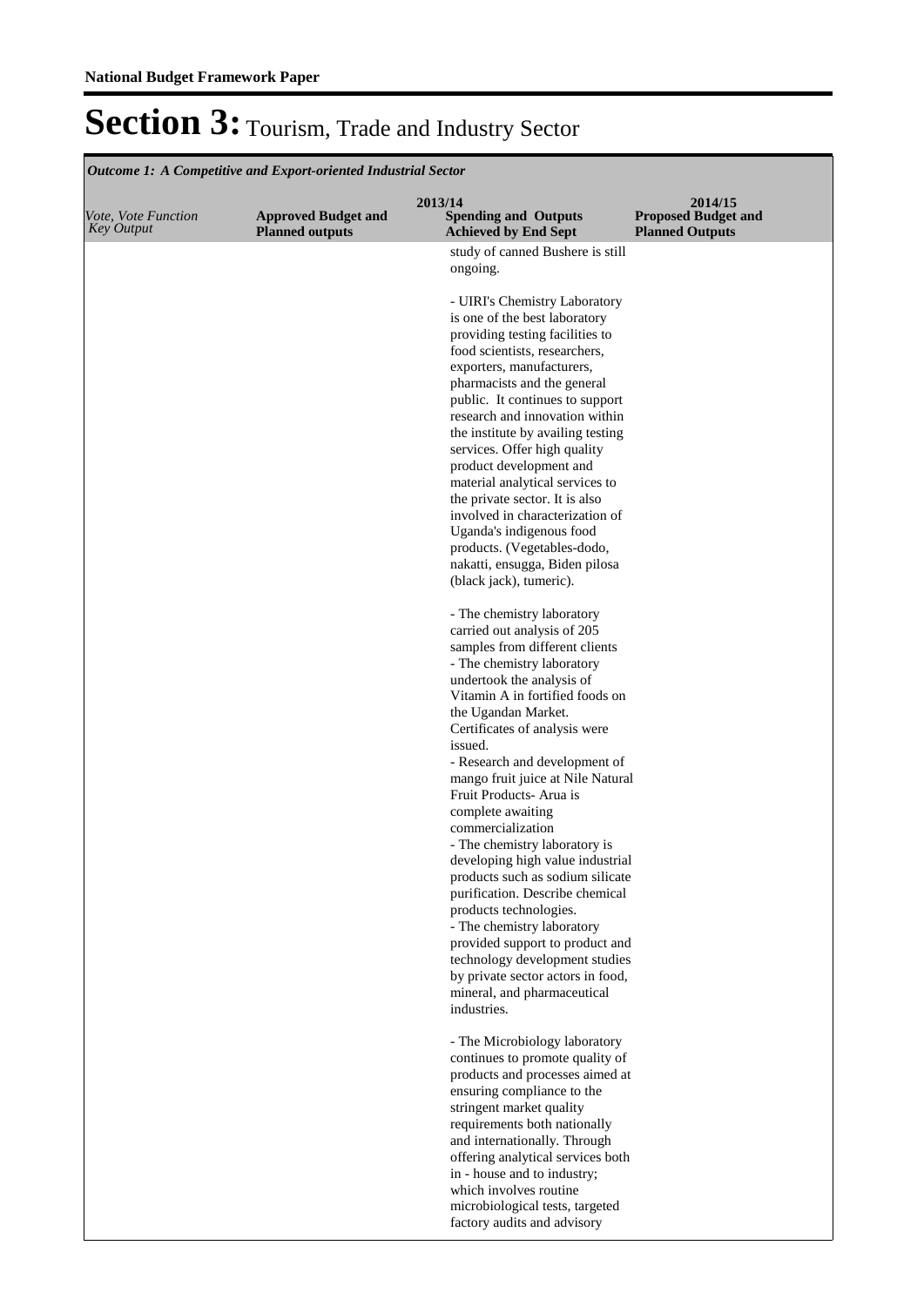# Section 3: Tourism, Trade and Industry Sector

| *Outcome 1: A Competitive and Export-oriented Industrial Sector* | | | |
|---|---|---|---|
| *Vote, Vote Function Key Output* | **2013/14** **Approved Budget and Planned outputs** | **Spending and Outputs Achieved by End Sept** | **2014/15** **Proposed Budget and Planned Outputs** |
| | | study of canned Bushere is still ongoing.<br><br>- UIRI's Chemistry Laboratory is one of the best laboratory providing testing facilities to food scientists, researchers, exporters, manufacturers, pharmacists and the general public. It continues to support research and innovation within the institute by availing testing services. Offer high quality product development and material analytical services to the private sector. It is also involved in characterization of Uganda's indigenous food products. (Vegetables-dodo, nakatti, ensugga, Biden pilosa (black jack), tumeric).<br><br>- The chemistry laboratory carried out analysis of 205 samples from different clients<br>- The chemistry laboratory undertook the analysis of Vitamin A in fortified foods on the Ugandan Market. Certificates of analysis were issued.<br>- Research and development of mango fruit juice at Nile Natural Fruit Products- Arua is complete awaiting commercialization<br>- The chemistry laboratory is developing high value industrial products such as sodium silicate purification. Describe chemical products technologies.<br>- The chemistry laboratory provided support to product and technology development studies by private sector actors in food, mineral, and pharmaceutical industries.<br><br>- The Microbiology laboratory continues to promote quality of products and processes aimed at ensuring compliance to the stringent market quality requirements both nationally and internationally. Through offering analytical services both in - house and to industry; which involves routine microbiological tests, targeted factory audits and advisory | |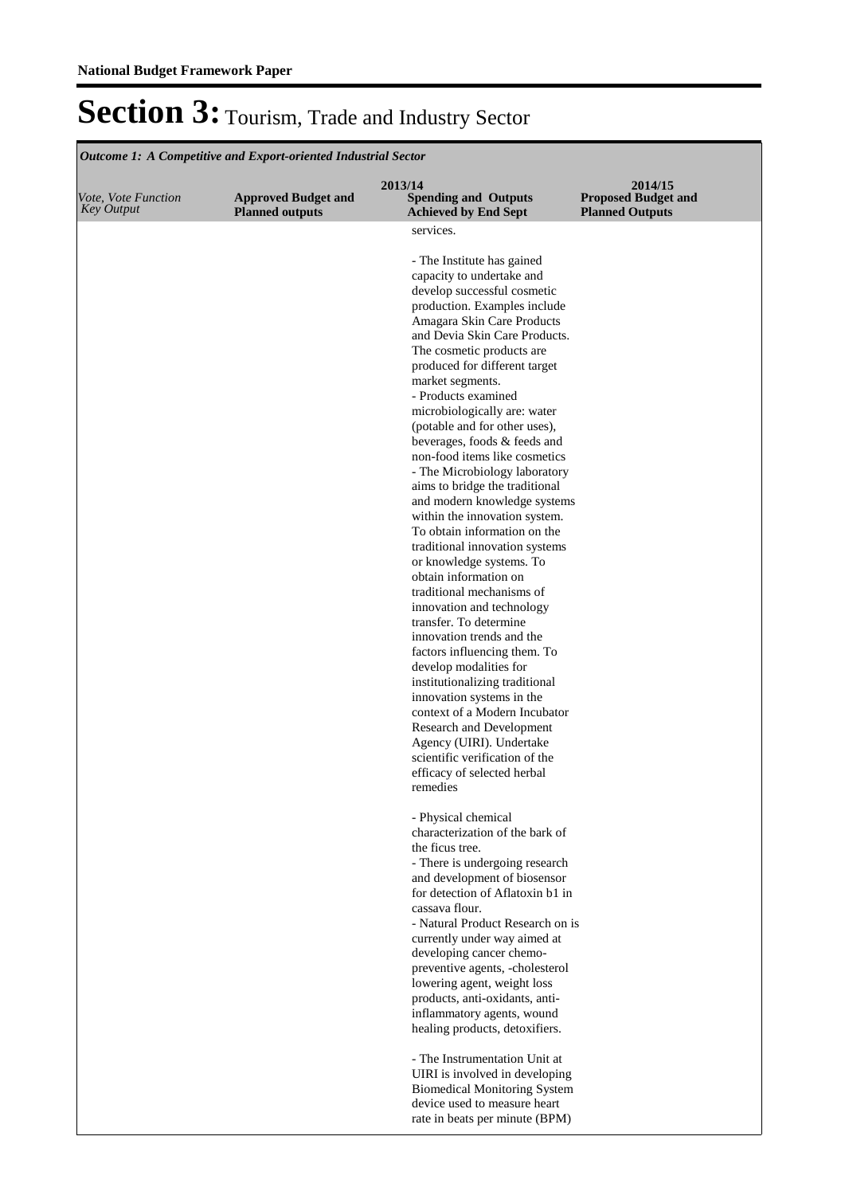# Section 3: Tourism, Trade and Industry Sector

*Outcome 1: A Competitive and Export-oriented Industrial Sector*

| *Vote, Vote Function Key Output* | 2013/14 **Approved Budget and Planned outputs** | **Spending and Outputs Achieved by End Sept** | 2014/15 **Proposed Budget and Planned Outputs** |
|---|---|---|---|
| | | services.<br><br>- The Institute has gained capacity to undertake and develop successful cosmetic production. Examples include Amagara Skin Care Products and Devia Skin Care Products. The cosmetic products are produced for different target market segments.<br>- Products examined microbiologically are: water (potable and for other uses), beverages, foods & feeds and non-food items like cosmetics<br>- The Microbiology laboratory aims to bridge the traditional and modern knowledge systems within the innovation system. To obtain information on the traditional innovation systems or knowledge systems. To obtain information on traditional mechanisms of innovation and technology transfer. To determine innovation trends and the factors influencing them. To develop modalities for institutionalizing traditional innovation systems in the context of a Modern Incubator Research and Development Agency (UIRI). Undertake scientific verification of the efficacy of selected herbal remedies<br><br>- Physical chemical characterization of the bark of the ficus tree.<br>- There is undergoing research and development of biosensor for detection of Aflatoxin b1 in cassava flour.<br>- Natural Product Research on is currently under way aimed at developing cancer chemo-preventive agents, -cholesterol lowering agent, weight loss products, anti-oxidants, anti-inflammatory agents, wound healing products, detoxifiers.<br><br>- The Instrumentation Unit at UIRI is involved in developing Biomedical Monitoring System device used to measure heart rate in beats per minute (BPM) | |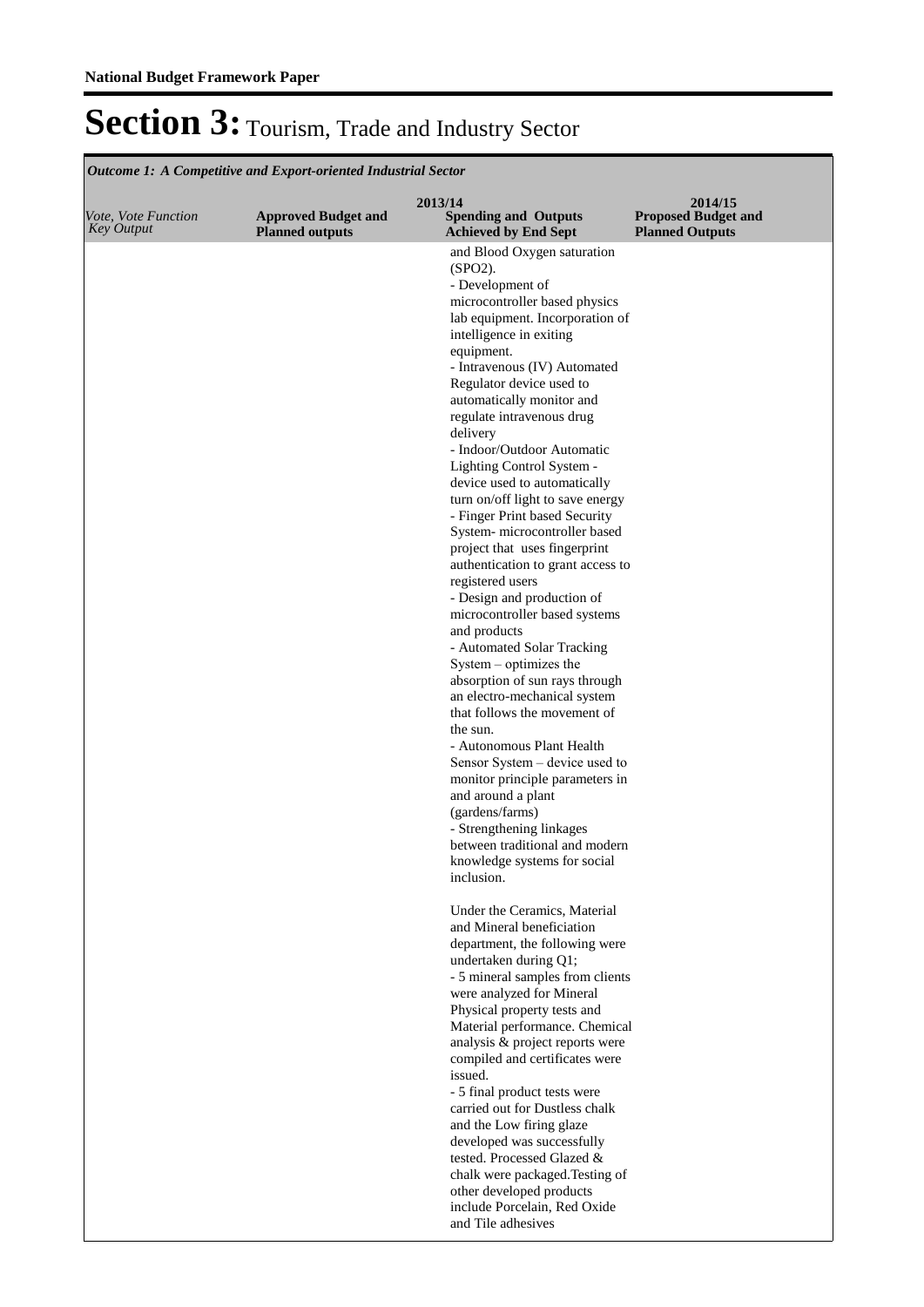**National Budget Framework Paper**

# Section 3: Tourism, Trade and Industry Sector

*Outcome 1: A Competitive and Export-oriented Industrial Sector*

| *Vote, Vote Function Key Output* | 2013/14 Approved Budget and Planned outputs | 2013/14 Spending and Outputs Achieved by End Sept | 2014/15 Proposed Budget and Planned Outputs |
|---|---|---|---|
| | | and Blood Oxygen saturation (SPO2).<br>- Development of microcontroller based physics lab equipment. Incorporation of intelligence in exiting equipment.<br>- Intravenous (IV) Automated Regulator device used to automatically monitor and regulate intravenous drug delivery<br>- Indoor/Outdoor Automatic Lighting Control System - device used to automatically turn on/off light to save energy<br>- Finger Print based Security System- microcontroller based project that uses fingerprint authentication to grant access to registered users<br>- Design and production of microcontroller based systems and products<br>- Automated Solar Tracking System – optimizes the absorption of sun rays through an electro-mechanical system that follows the movement of the sun.<br>- Autonomous Plant Health Sensor System – device used to monitor principle parameters in and around a plant (gardens/farms)<br>- Strengthening linkages between traditional and modern knowledge systems for social inclusion.<br><br>Under the Ceramics, Material and Mineral beneficiation department, the following were undertaken during Q1;<br>- 5 mineral samples from clients were analyzed for Mineral Physical property tests and Material performance. Chemical analysis & project reports were compiled and certificates were issued.<br>- 5 final product tests were carried out for Dustless chalk and the Low firing glaze developed was successfully tested. Processed Glazed & chalk were packaged.Testing of other developed products include Porcelain, Red Oxide and Tile adhesives | |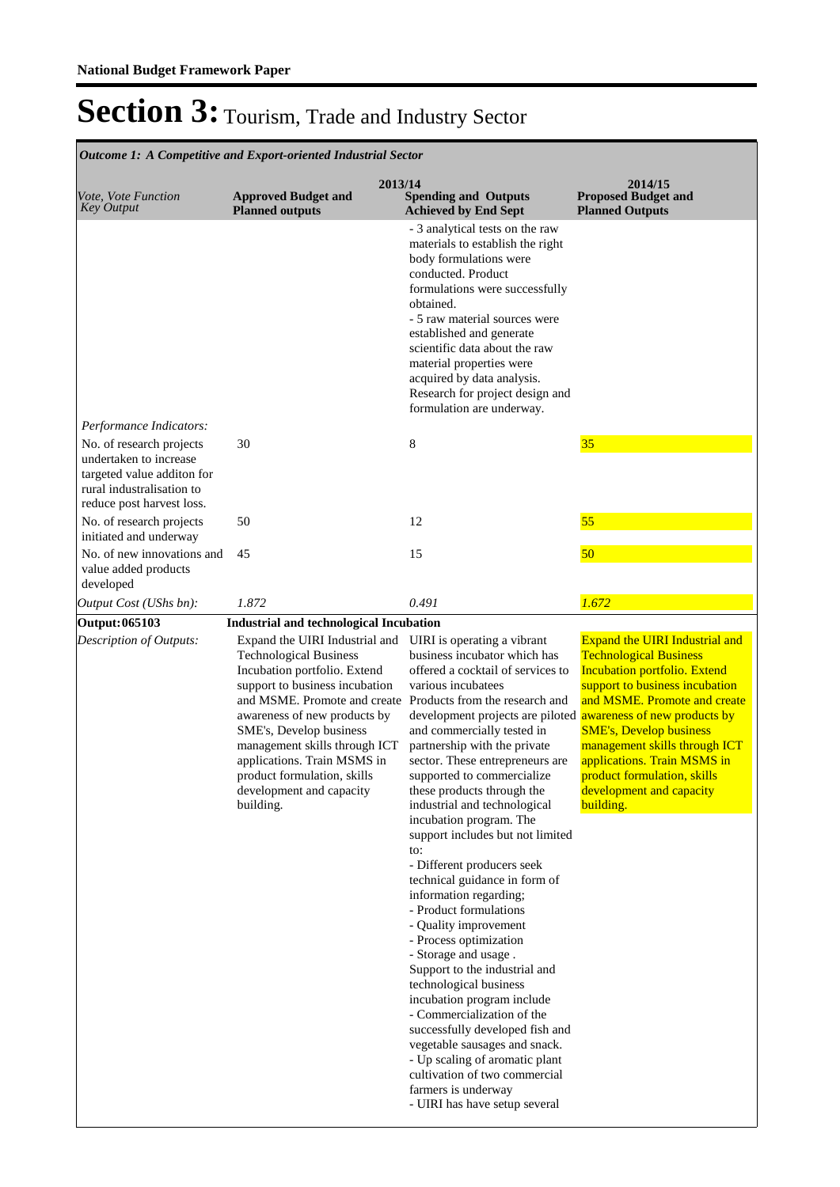# Section 3: Tourism, Trade and Industry Sector

*Outcome 1: A Competitive and Export-oriented Industrial Sector*

| *Vote, Vote Function Key Output* | 2013/14 **Approved Budget and Planned outputs** | **Spending and Outputs Achieved by End Sept** | 2014/15 **Proposed Budget and Planned Outputs** |
|---|---|---|---|
| | | - 3 analytical tests on the raw materials to establish the right body formulations were conducted. Product formulations were successfully obtained.<br>- 5 raw material sources were established and generate scientific data about the raw material properties were acquired by data analysis. Research for project design and formulation are underway. | |
| *Performance Indicators:* | | | |
| No. of research projects undertaken to increase targeted value additon for rural industrialisation to reduce post harvest loss. | 30 | 8 | 35 |
| No. of research projects initiated and underway | 50 | 12 | 55 |
| No. of new innovations and value added products developed | 45 | 15 | 50 |
| *Output Cost (UShs bn):* | *1.872* | *0.491* | *1.672* |
| **Output: 065103** | **Industrial and technological Incubation** | | |
| *Description of Outputs:* | Expand the UIRI Industrial and Technological Business Incubation portfolio. Extend support to business incubation and MSME. Promote and create awareness of new products by SME's, Develop business management skills through ICT applications. Train MSMS in product formulation, skills development and capacity building. | UIRI is operating a vibrant business incubator which has offered a cocktail of services to various incubatees Products from the research and development projects are piloted and commercially tested in partnership with the private sector. These entrepreneurs are supported to commercialize these products through the industrial and technological incubation program. The support includes but not limited to:<br>- Different producers seek technical guidance in form of information regarding;<br>- Product formulations<br>- Quality improvement<br>- Process optimization<br>- Storage and usage .<br>Support to the industrial and technological business incubation program include<br>- Commercialization of the successfully developed fish and vegetable sausages and snack.<br>- Up scaling of aromatic plant cultivation of two commercial farmers is underway<br>- UIRI has have setup several | Expand the UIRI Industrial and Technological Business Incubation portfolio. Extend support to business incubation and MSME. Promote and create awareness of new products by SME's, Develop business management skills through ICT applications. Train MSMS in product formulation, skills development and capacity building. |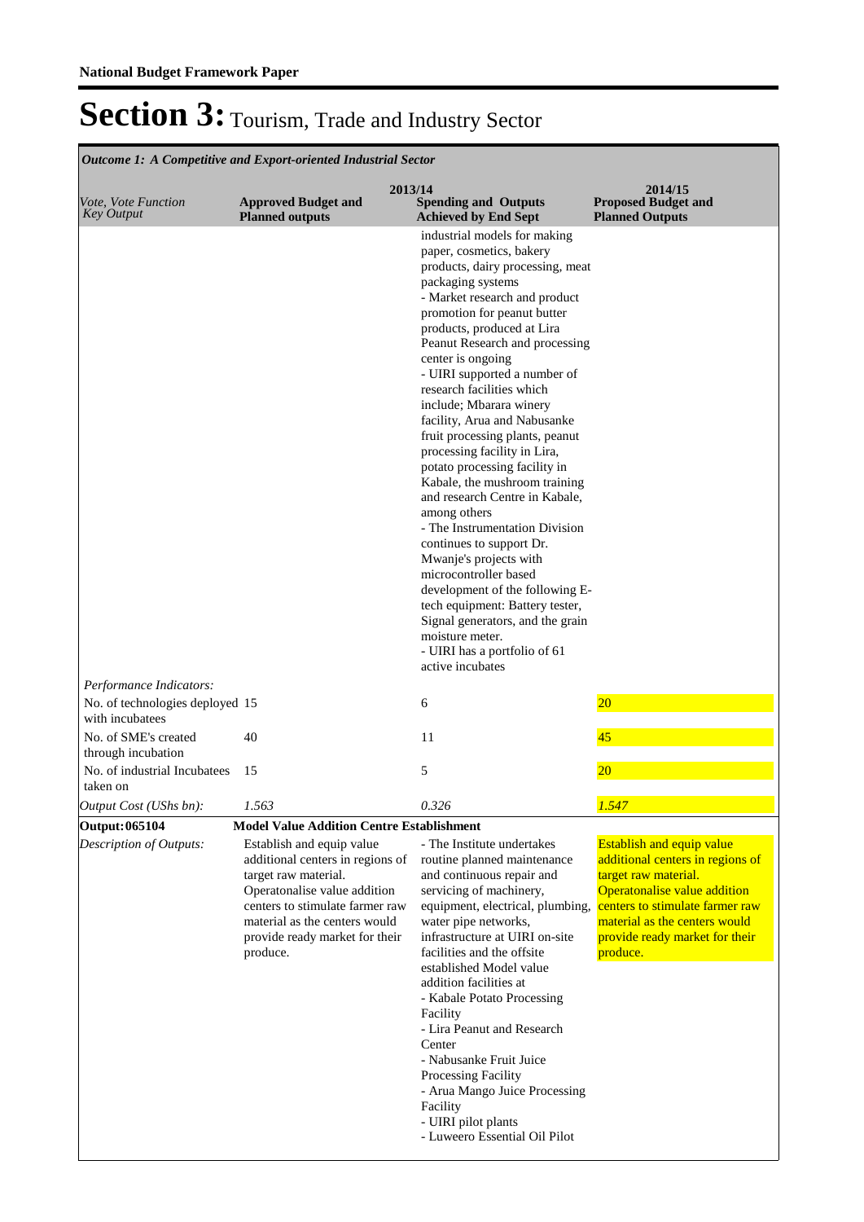# Section 3: Tourism, Trade and Industry Sector

*Outcome 1: A Competitive and Export-oriented Industrial Sector*

| *Vote, Vote Function Key Output* | 2013/14 **Approved Budget and Planned outputs** | **Spending and Outputs Achieved by End Sept** | 2014/15 **Proposed Budget and Planned Outputs** |
|---|---|---|---|
| | | industrial models for making paper, cosmetics, bakery products, dairy processing, meat packaging systems<br>- Market research and product promotion for peanut butter products, produced at Lira Peanut Research and processing center is ongoing<br>- UIRI supported a number of research facilities which include; Mbarara winery facility, Arua and Nabusanke fruit processing plants, peanut processing facility in Lira, potato processing facility in Kabale, the mushroom training and research Centre in Kabale, among others<br>- The Instrumentation Division continues to support Dr. Mwanje's projects with microcontroller based development of the following E-tech equipment: Battery tester, Signal generators, and the grain moisture meter.<br>- UIRI has a portfolio of 61 active incubates | |
| *Performance Indicators:* | | | |
| No. of technologies deployed with incubatees | 15 | 6 | 20 |
| No. of SME's created through incubation | 40 | 11 | 45 |
| No. of industrial Incubatees taken on | 15 | 5 | 20 |
| *Output Cost (UShs bn):* | *1.563* | *0.326* | *1.547* |
| **Output: 065104** | **Model Value Addition Centre Establishment** | | |
| *Description of Outputs:* | Establish and equip value additional centers in regions of target raw material. Operatonalise value addition centers to stimulate farmer raw material as the centers would provide ready market for their produce. | - The Institute undertakes routine planned maintenance and continuous repair and servicing of machinery, equipment, electrical, plumbing, water pipe networks, infrastructure at UIRI on-site facilities and the offsite established Model value addition facilities at<br>- Kabale Potato Processing Facility<br>- Lira Peanut and Research Center<br>- Nabusanke Fruit Juice Processing Facility<br>- Arua Mango Juice Processing Facility<br>- UIRI pilot plants<br>- Luweero Essential Oil Pilot | Establish and equip value additional centers in regions of target raw material. Operatonalise value addition centers to stimulate farmer raw material as the centers would provide ready market for their produce. |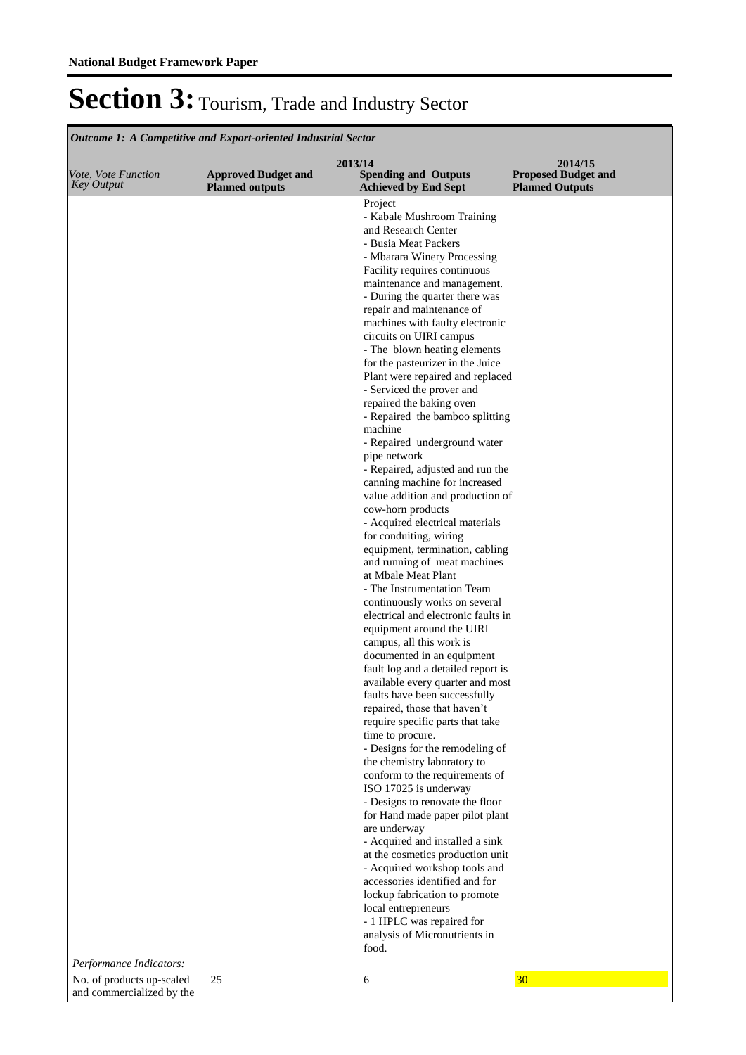# Section 3: Tourism, Trade and Industry Sector

*Outcome 1: A Competitive and Export-oriented Industrial Sector*

| *Vote, Vote Function Key Output* | 2013/14 **Approved Budget and Planned outputs** | **Spending and Outputs Achieved by End Sept** | 2014/15 **Proposed Budget and Planned Outputs** |
|---|---|---|---|
| | | Project<br>- Kabale Mushroom Training and Research Center<br>- Busia Meat Packers<br>- Mbarara Winery Processing Facility requires continuous maintenance and management.<br>- During the quarter there was repair and maintenance of machines with faulty electronic circuits on UIRI campus<br>- The blown heating elements for the pasteurizer in the Juice Plant were repaired and replaced<br>- Serviced the prover and repaired the baking oven<br>- Repaired the bamboo splitting machine<br>- Repaired underground water pipe network<br>- Repaired, adjusted and run the canning machine for increased value addition and production of cow-horn products<br>- Acquired electrical materials for conduiting, wiring equipment, termination, cabling and running of meat machines at Mbale Meat Plant<br>- The Instrumentation Team continuously works on several electrical and electronic faults in equipment around the UIRI campus, all this work is documented in an equipment fault log and a detailed report is available every quarter and most faults have been successfully repaired, those that haven't require specific parts that take time to procure.<br>- Designs for the remodeling of the chemistry laboratory to conform to the requirements of ISO 17025 is underway<br>- Designs to renovate the floor for Hand made paper pilot plant are underway<br>- Acquired and installed a sink at the cosmetics production unit<br>- Acquired workshop tools and accessories identified and for lockup fabrication to promote local entrepreneurs<br>- 1 HPLC was repaired for analysis of Micronutrients in food. | |
| *Performance Indicators:* | | | |
| No. of products up-scaled and commercialized by the | 25 | 6 | 30 |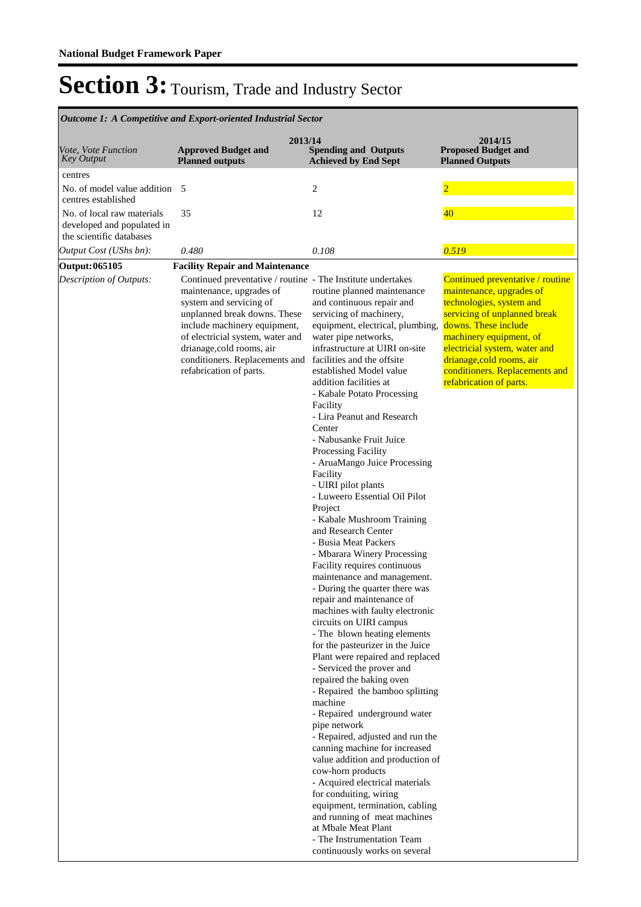**National Budget Framework Paper**

# Section 3: Tourism, Trade and Industry Sector

*Outcome 1: A Competitive and Export-oriented Industrial Sector*

| *Vote, Vote Function Key Output* | 2013/14 **Approved Budget and Planned outputs** | **Spending and Outputs Achieved by End Sept** | 2014/15 **Proposed Budget and Planned Outputs** |
|---|---|---|---|
| centres | | | |
| No. of model value addition centres established | 5 | 2 | 2 |
| No. of local raw materials developed and populated in the scientific databases | 35 | 12 | 40 |
| *Output Cost (UShs bn):* | *0.480* | *0.108* | *0.519* |
| **Output: 065105** | **Facility Repair and Maintenance** | | |
| *Description of Outputs:* | Continued preventative / routine maintenance, upgrades of system and servicing of unplanned break downs. These include machinery equipment, of electricial system, water and drianage,cold rooms, air conditioners. Replacements and refabrication of parts. | - The Institute undertakes routine planned maintenance and continuous repair and servicing of machinery, equipment, electrical, plumbing, water pipe networks, infrastructure at UIRI on-site facilities and the offsite established Model value addition facilities at<br>- Kabale Potato Processing Facility<br>- Lira Peanut and Research Center<br>- Nabusanke Fruit Juice Processing Facility<br>- AruaMango Juice Processing Facility<br>- UIRI pilot plants<br>- Luweero Essential Oil Pilot Project<br>- Kabale Mushroom Training and Research Center<br>- Busia Meat Packers<br>- Mbarara Winery Processing Facility requires continuous maintenance and management.<br>- During the quarter there was repair and maintenance of machines with faulty electronic circuits on UIRI campus<br>- The blown heating elements for the pasteurizer in the Juice Plant were repaired and replaced<br>- Serviced the prover and repaired the baking oven<br>- Repaired the bamboo splitting machine<br>- Repaired underground water pipe network<br>- Repaired, adjusted and run the canning machine for increased value addition and production of cow-horn products<br>- Acquired electrical materials for conduiting, wiring equipment, termination, cabling and running of meat machines at Mbale Meat Plant<br>- The Instrumentation Team continuously works on several | Continued preventative / routine maintenance, upgrades of technologies, system and servicing of unplanned break downs. These include machinery equipment, of electricial system, water and drianage,cold rooms, air conditioners. Replacements and refabrication of parts. |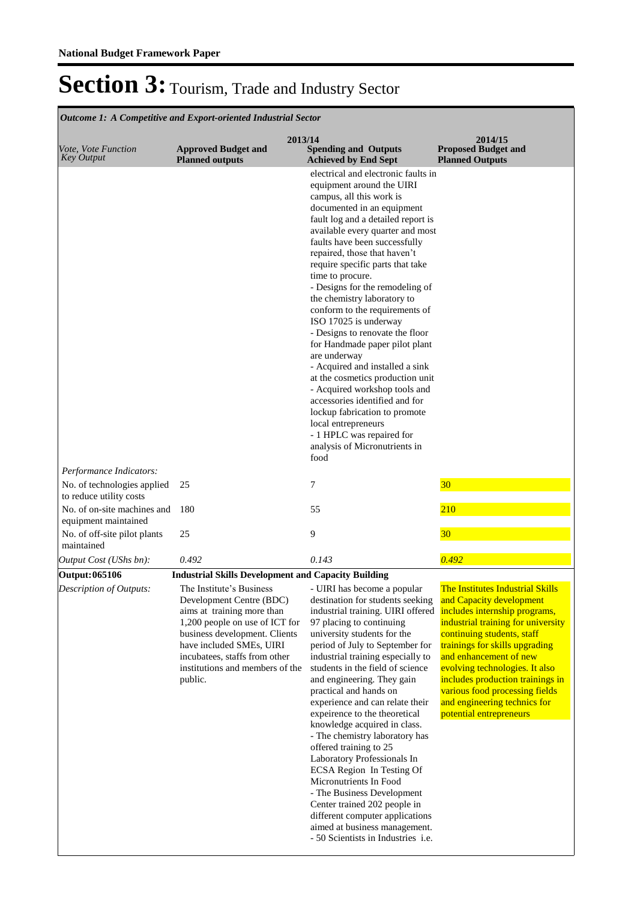# Section 3: Tourism, Trade and Industry Sector

*Outcome 1: A Competitive and Export-oriented Industrial Sector*

| *Vote, Vote Function Key Output* | 2013/14 **Approved Budget and Planned outputs** | **Spending and Outputs Achieved by End Sept** | 2014/15 **Proposed Budget and Planned Outputs** |
|---|---|---|---|
| | | electrical and electronic faults in equipment around the UIRI campus, all this work is documented in an equipment fault log and a detailed report is available every quarter and most faults have been successfully repaired, those that haven't require specific parts that take time to procure. - Designs for the remodeling of the chemistry laboratory to conform to the requirements of ISO 17025 is underway - Designs to renovate the floor for Handmade paper pilot plant are underway - Acquired and installed a sink at the cosmetics production unit - Acquired workshop tools and accessories identified and for lockup fabrication to promote local entrepreneurs - 1 HPLC was repaired for analysis of Micronutrients in food | |
| *Performance Indicators:* | | | |
| No. of technologies applied to reduce utility costs | 25 | 7 | 30 |
| No. of on-site machines and equipment maintained | 180 | 55 | 210 |
| No. of off-site pilot plants maintained | 25 | 9 | 30 |
| *Output Cost (UShs bn):* | *0.492* | *0.143* | *0.492* |
| **Output: 065106** | **Industrial Skills Development and Capacity Building** | | |
| *Description of Outputs:* | The Institute's Business Development Centre (BDC) aims at training more than 1,200 people on use of ICT for business development. Clients have included SMEs, UIRI incubatees, staffs from other institutions and members of the public. | - UIRI has become a popular destination for students seeking industrial training. UIRI offered 97 placing to continuing university students for the period of July to September for industrial training especially to students in the field of science and engineering. They gain practical and hands on experience and can relate their expeirence to the theoretical knowledge acquired in class. - The chemistry laboratory has offered training to 25 Laboratory Professionals In ECSA Region In Testing Of Micronutrients In Food - The Business Development Center trained 202 people in different computer applications aimed at business management. - 50 Scientists in Industries i.e. | The Institutes Industrial Skills and Capacity development includes internship programs, industrial training for university continuing students, staff trainings for skills upgrading and enhancement of new evolving technologies. It also includes production trainings in various food processing fields and engineering technics for potential entrepreneurs |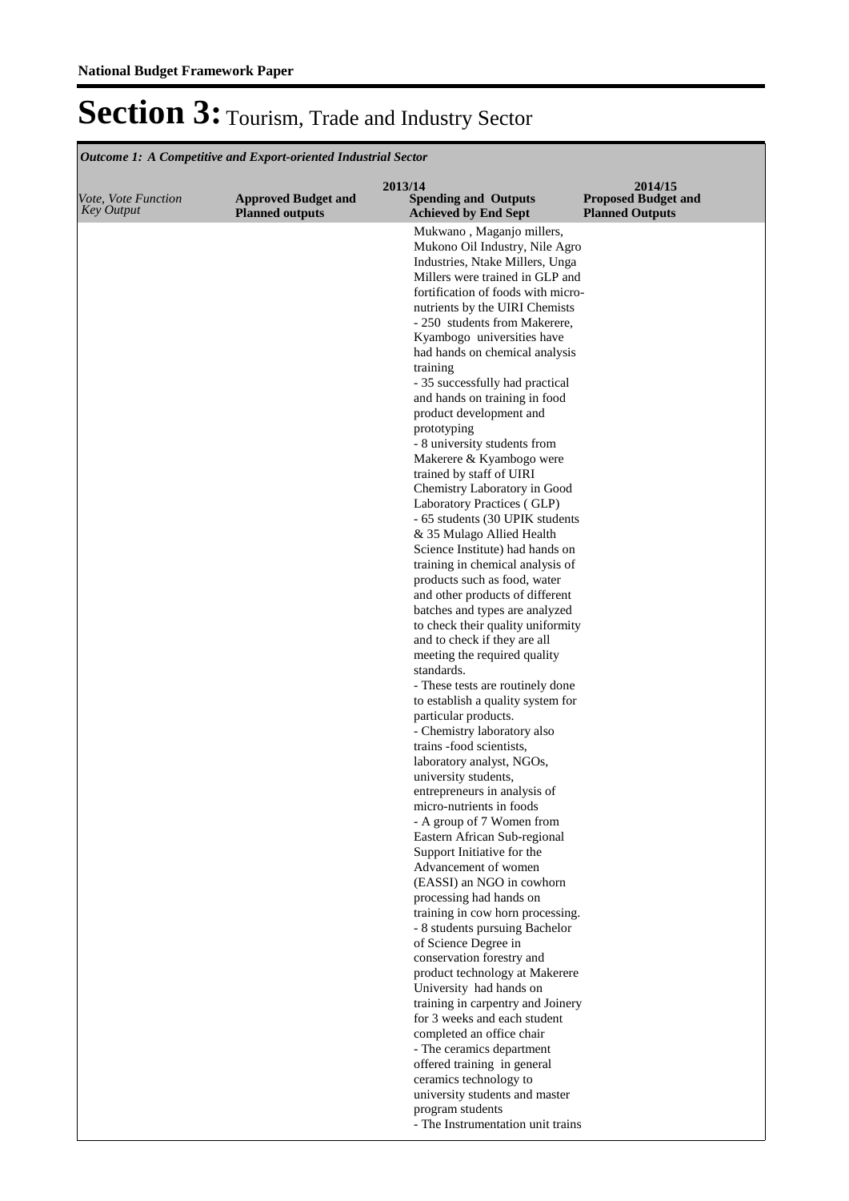# Section 3: Tourism, Trade and Industry Sector

| *Outcome 1: A Competitive and Export-oriented Industrial Sector* | | | |
|---|---|---|---|
| | 2013/14 | | 2014/15 |
| *Vote, Vote Function Key Output* | **Approved Budget and Planned outputs** | **Spending and Outputs Achieved by End Sept** | **Proposed Budget and Planned Outputs** |
| | | Mukwano , Maganjo millers, Mukono Oil Industry, Nile Agro Industries, Ntake Millers, Unga Millers were trained in GLP and fortification of foods with micro-nutrients by the UIRI Chemists<br>- 250 students from Makerere, Kyambogo universities have had hands on chemical analysis training<br>- 35 successfully had practical and hands on training in food product development and prototyping<br>- 8 university students from Makerere & Kyambogo were trained by staff of UIRI Chemistry Laboratory in Good Laboratory Practices ( GLP)<br>- 65 students (30 UPIK students & 35 Mulago Allied Health Science Institute) had hands on training in chemical analysis of products such as food, water and other products of different batches and types are analyzed to check their quality uniformity and to check if they are all meeting the required quality standards.<br>- These tests are routinely done to establish a quality system for particular products.<br>- Chemistry laboratory also trains -food scientists, laboratory analyst, NGOs, university students, entrepreneurs in analysis of micro-nutrients in foods<br>- A group of 7 Women from Eastern African Sub-regional Support Initiative for the Advancement of women (EASSI) an NGO in cowhorn processing had hands on training in cow horn processing.<br>- 8 students pursuing Bachelor of Science Degree in conservation forestry and product technology at Makerere University had hands on training in carpentry and Joinery for 3 weeks and each student completed an office chair<br>- The ceramics department offered training in general ceramics technology to university students and master program students<br>- The Instrumentation unit trains | |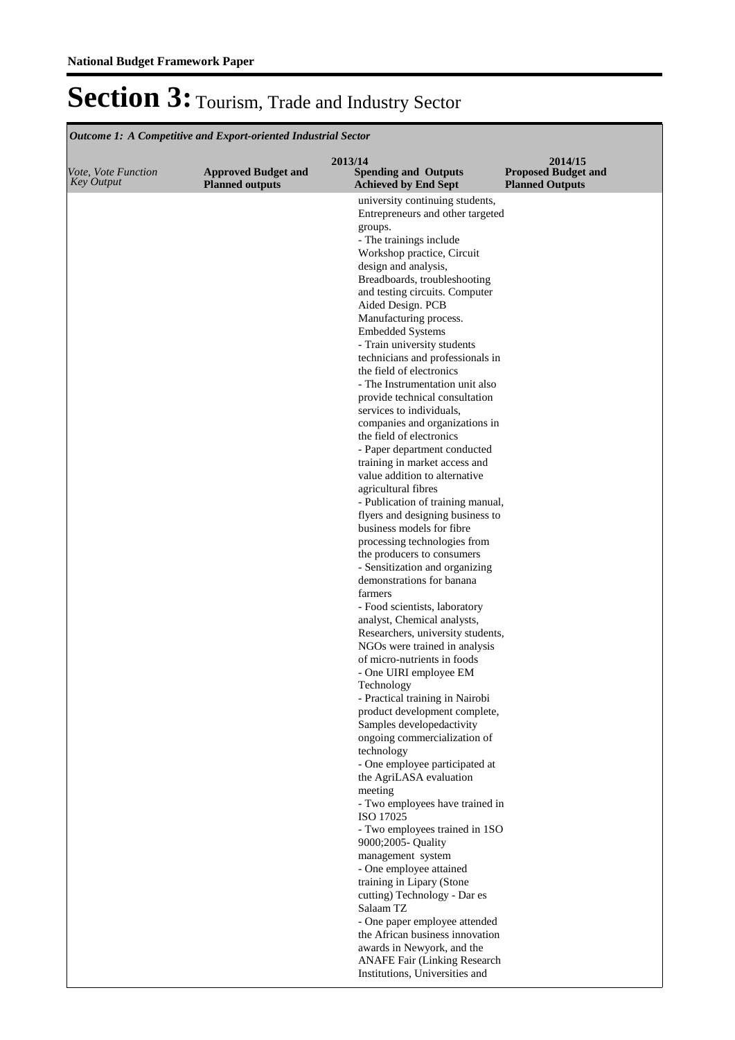# Section 3: Tourism, Trade and Industry Sector

*Outcome 1: A Competitive and Export-oriented Industrial Sector*

| *Vote, Vote Function Key Output* | 2013/14 **Approved Budget and Planned outputs** | **Spending and Outputs Achieved by End Sept** | 2014/15 **Proposed Budget and Planned Outputs** |
|---|---|---|---|
| | | university continuing students, Entrepreneurs and other targeted groups.<br>- The trainings include Workshop practice, Circuit design and analysis, Breadboards, troubleshooting and testing circuits. Computer Aided Design. PCB Manufacturing process. Embedded Systems<br>- Train university students technicians and professionals in the field of electronics<br>- The Instrumentation unit also provide technical consultation services to individuals, companies and organizations in the field of electronics<br>- Paper department conducted training in market access and value addition to alternative agricultural fibres<br>- Publication of training manual, flyers and designing business to business models for fibre processing technologies from the producers to consumers<br>- Sensitization and organizing demonstrations for banana farmers<br>- Food scientists, laboratory analyst, Chemical analysts, Researchers, university students, NGOs were trained in analysis of micro-nutrients in foods<br>- One UIRI employee EM Technology<br>- Practical training in Nairobi product development complete, Samples developedactivity ongoing commercialization of technology<br>- One employee participated at the AgriLASA evaluation meeting<br>- Two employees have trained in ISO 17025<br>- Two employees trained in 1SO 9000;2005- Quality management system<br>- One employee attained training in Lipary (Stone cutting) Technology - Dar es Salaam TZ<br>- One paper employee attended the African business innovation awards in Newyork, and the ANAFE Fair (Linking Research Institutions, Universities and | |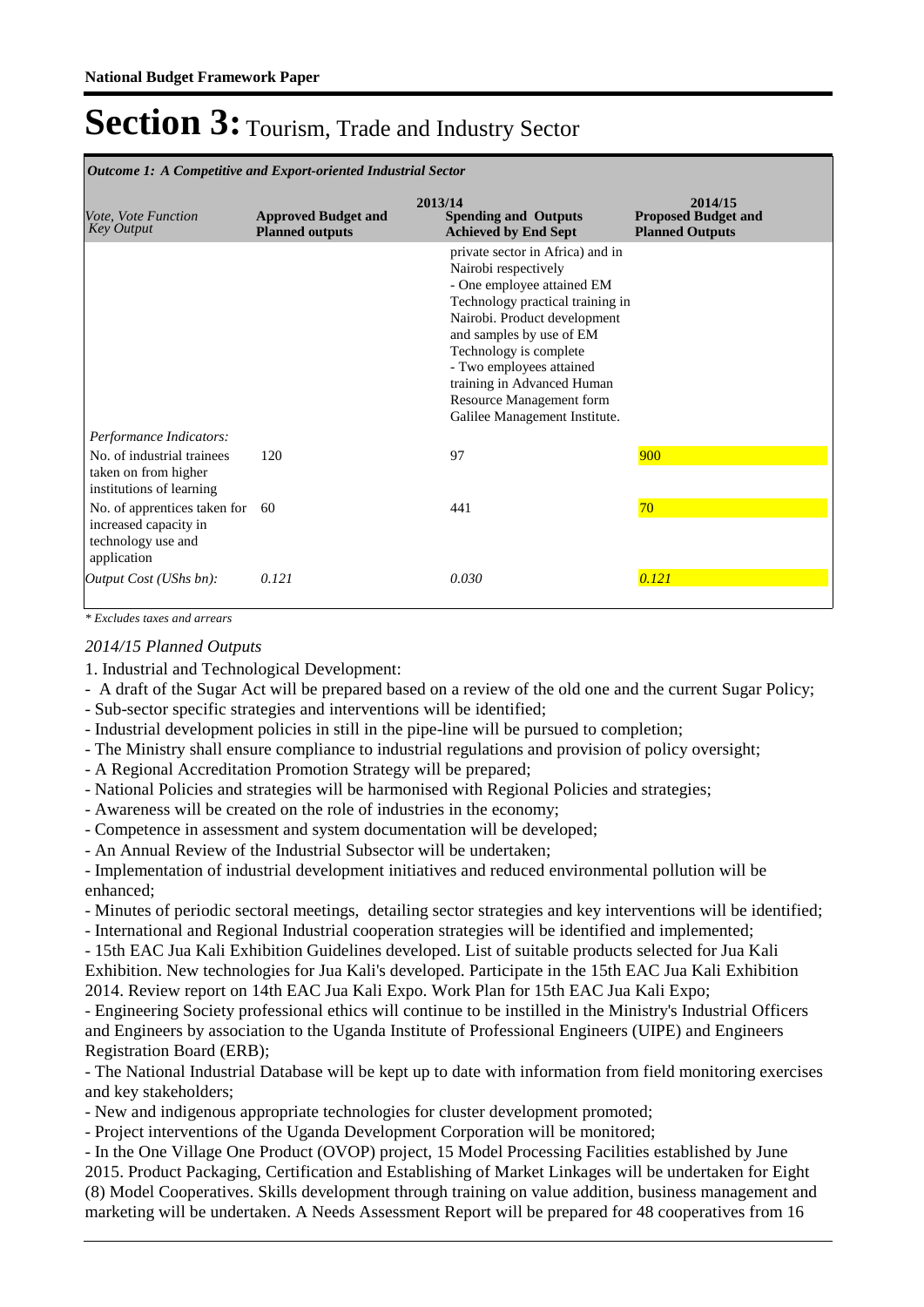# Section 3: Tourism, Trade and Industry Sector

| *Outcome 1: A Competitive and Export-oriented Industrial Sector* | | | |
|---|---|---|---|
| *Vote, Vote Function Key Output* | **2013/14** **Approved Budget and Planned outputs** | **Spending and Outputs Achieved by End Sept** | **2014/15 Proposed Budget and Planned Outputs** |
| | | private sector in Africa) and in Nairobi respectively - One employee attained EM Technology practical training in Nairobi. Product development and samples by use of EM Technology is complete - Two employees attained training in Advanced Human Resource Management form Galilee Management Institute. | |
| *Performance Indicators:* | | | |
| No. of industrial trainees taken on from higher institutions of learning | 120 | 97 | 900 |
| No. of apprentices taken for increased capacity in technology use and application | 60 | 441 | 70 |
| *Output Cost (UShs bn):* | *0.121* | *0.030* | *0.121* |

*\* Excludes taxes and arrears*

*2014/15 Planned Outputs*

1. Industrial and Technological Development:
- A draft of the Sugar Act will be prepared based on a review of the old one and the current Sugar Policy;
- Sub-sector specific strategies and interventions will be identified;
- Industrial development policies in still in the pipe-line will be pursued to completion;
- The Ministry shall ensure compliance to industrial regulations and provision of policy oversight;
- A Regional Accreditation Promotion Strategy will be prepared;
- National Policies and strategies will be harmonised with Regional Policies and strategies;
- Awareness will be created on the role of industries in the economy;
- Competence in assessment and system documentation will be developed;
- An Annual Review of the Industrial Subsector will be undertaken;
- Implementation of industrial development initiatives and reduced environmental pollution will be enhanced;
- Minutes of periodic sectoral meetings, detailing sector strategies and key interventions will be identified;
- International and Regional Industrial cooperation strategies will be identified and implemented;
- 15th EAC Jua Kali Exhibition Guidelines developed. List of suitable products selected for Jua Kali Exhibition. New technologies for Jua Kali's developed. Participate in the 15th EAC Jua Kali Exhibition 2014. Review report on 14th EAC Jua Kali Expo. Work Plan for 15th EAC Jua Kali Expo;
- Engineering Society professional ethics will continue to be instilled in the Ministry's Industrial Officers and Engineers by association to the Uganda Institute of Professional Engineers (UIPE) and Engineers Registration Board (ERB);
- The National Industrial Database will be kept up to date with information from field monitoring exercises and key stakeholders;
- New and indigenous appropriate technologies for cluster development promoted;
- Project interventions of the Uganda Development Corporation will be monitored;
- In the One Village One Product (OVOP) project, 15 Model Processing Facilities established by June 2015. Product Packaging, Certification and Establishing of Market Linkages will be undertaken for Eight (8) Model Cooperatives. Skills development through training on value addition, business management and marketing will be undertaken. A Needs Assessment Report will be prepared for 48 cooperatives from 16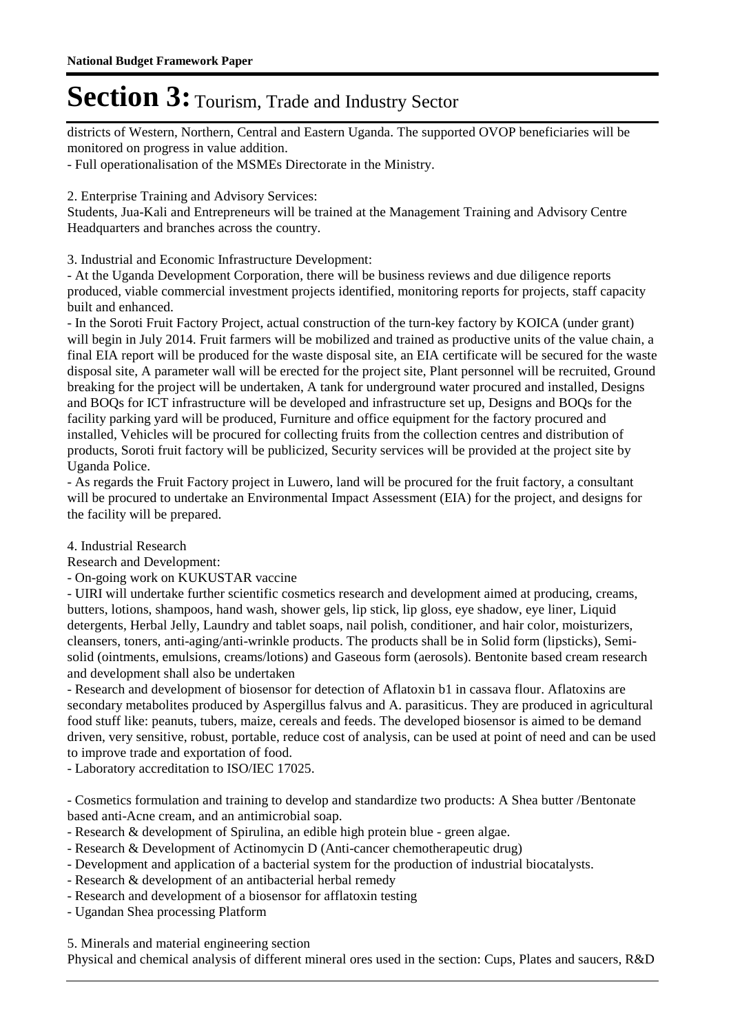districts of Western, Northern, Central and Eastern Uganda. The supported OVOP beneficiaries will be monitored on progress in value addition.

- Full operationalisation of the MSMEs Directorate in the Ministry.

2. Enterprise Training and Advisory Services:

Students, Jua-Kali and Entrepreneurs will be trained at the Management Training and Advisory Centre Headquarters and branches across the country.

3. Industrial and Economic Infrastructure Development:

- At the Uganda Development Corporation, there will be business reviews and due diligence reports produced, viable commercial investment projects identified, monitoring reports for projects, staff capacity built and enhanced.
- In the Soroti Fruit Factory Project, actual construction of the turn-key factory by KOICA (under grant) will begin in July 2014. Fruit farmers will be mobilized and trained as productive units of the value chain, a final EIA report will be produced for the waste disposal site, an EIA certificate will be secured for the waste disposal site, A parameter wall will be erected for the project site, Plant personnel will be recruited, Ground breaking for the project will be undertaken, A tank for underground water procured and installed, Designs and BOQs for ICT infrastructure will be developed and infrastructure set up, Designs and BOQs for the facility parking yard will be produced, Furniture and office equipment for the factory procured and installed, Vehicles will be procured for collecting fruits from the collection centres and distribution of products, Soroti fruit factory will be publicized, Security services will be provided at the project site by Uganda Police.
- As regards the Fruit Factory project in Luwero, land will be procured for the fruit factory, a consultant will be procured to undertake an Environmental Impact Assessment (EIA) for the project, and designs for the facility will be prepared.

4. Industrial Research

Research and Development:

- On-going work on KUKUSTAR vaccine
- UIRI will undertake further scientific cosmetics research and development aimed at producing, creams, butters, lotions, shampoos, hand wash, shower gels, lip stick, lip gloss, eye shadow, eye liner, Liquid detergents, Herbal Jelly, Laundry and tablet soaps, nail polish, conditioner, and hair color, moisturizers, cleansers, toners, anti-aging/anti-wrinkle products. The products shall be in Solid form (lipsticks), Semi-solid (ointments, emulsions, creams/lotions) and Gaseous form (aerosols). Bentonite based cream research and development shall also be undertaken
- Research and development of biosensor for detection of Aflatoxin b1 in cassava flour. Aflatoxins are secondary metabolites produced by Aspergillus falvus and A. parasiticus. They are produced in agricultural food stuff like: peanuts, tubers, maize, cereals and feeds. The developed biosensor is aimed to be demand driven, very sensitive, robust, portable, reduce cost of analysis, can be used at point of need and can be used to improve trade and exportation of food.
- Laboratory accreditation to ISO/IEC 17025.

- Cosmetics formulation and training to develop and standardize two products: A Shea butter /Bentonate based anti-Acne cream, and an antimicrobial soap.
- Research & development of Spirulina, an edible high protein blue - green algae.
- Research & Development of Actinomycin D (Anti-cancer chemotherapeutic drug)
- Development and application of a bacterial system for the production of industrial biocatalysts.
- Research & development of an antibacterial herbal remedy
- Research and development of a biosensor for afflatoxin testing
- Ugandan Shea processing Platform

5. Minerals and material engineering section

Physical and chemical analysis of different mineral ores used in the section: Cups, Plates and saucers, R&D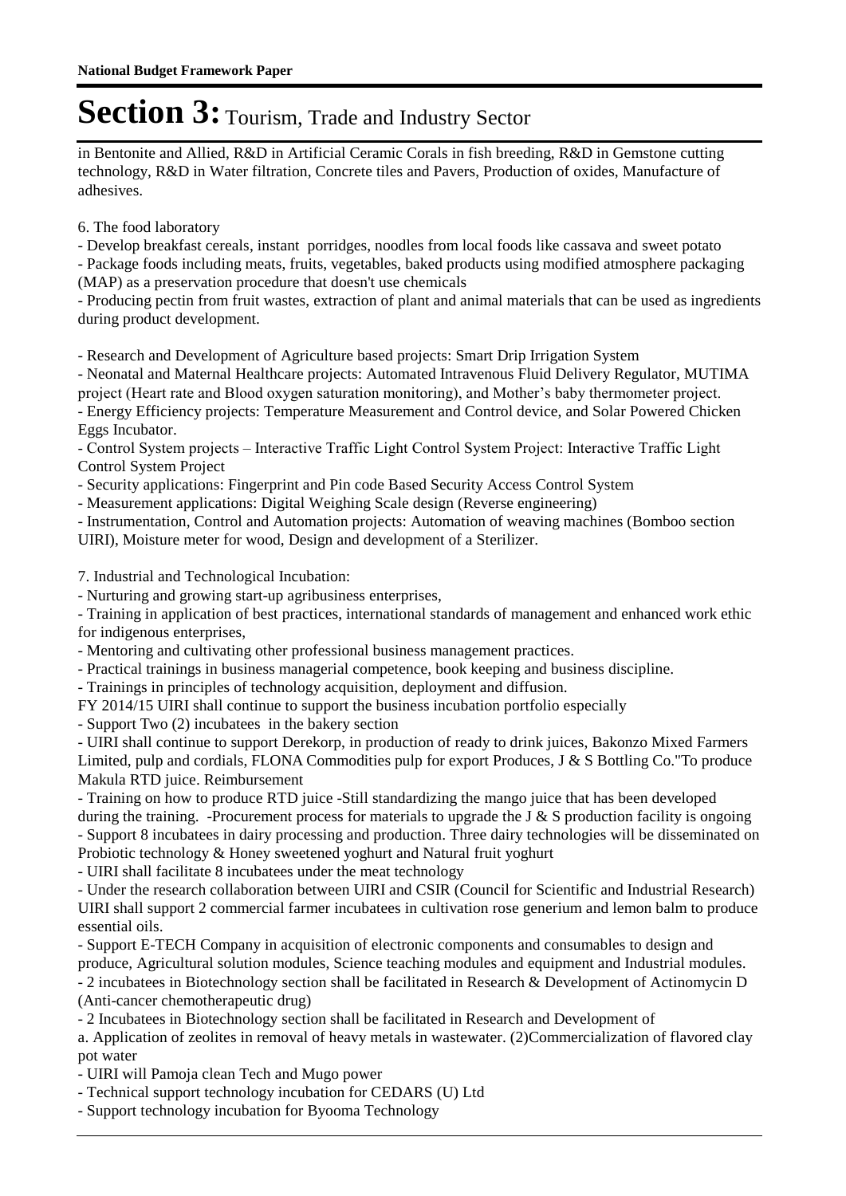in Bentonite and Allied, R&D in Artificial Ceramic Corals in fish breeding, R&D in Gemstone cutting technology, R&D in Water filtration, Concrete tiles and Pavers, Production of oxides, Manufacture of adhesives.

6. The food laboratory

- Develop breakfast cereals, instant porridges, noodles from local foods like cassava and sweet potato
- Package foods including meats, fruits, vegetables, baked products using modified atmosphere packaging (MAP) as a preservation procedure that doesn't use chemicals
- Producing pectin from fruit wastes, extraction of plant and animal materials that can be used as ingredients during product development.

- Research and Development of Agriculture based projects: Smart Drip Irrigation System
- Neonatal and Maternal Healthcare projects: Automated Intravenous Fluid Delivery Regulator, MUTIMA project (Heart rate and Blood oxygen saturation monitoring), and Mother's baby thermometer project.
- Energy Efficiency projects: Temperature Measurement and Control device, and Solar Powered Chicken Eggs Incubator.
- Control System projects – Interactive Traffic Light Control System Project: Interactive Traffic Light Control System Project
- Security applications: Fingerprint and Pin code Based Security Access Control System
- Measurement applications: Digital Weighing Scale design (Reverse engineering)
- Instrumentation, Control and Automation projects: Automation of weaving machines (Bomboo section UIRI), Moisture meter for wood, Design and development of a Sterilizer.

7. Industrial and Technological Incubation:

- Nurturing and growing start-up agribusiness enterprises,
- Training in application of best practices, international standards of management and enhanced work ethic for indigenous enterprises,
- Mentoring and cultivating other professional business management practices.
- Practical trainings in business managerial competence, book keeping and business discipline.
- Trainings in principles of technology acquisition, deployment and diffusion.

FY 2014/15 UIRI shall continue to support the business incubation portfolio especially

- Support Two (2) incubatees in the bakery section
- UIRI shall continue to support Derekorp, in production of ready to drink juices, Bakonzo Mixed Farmers Limited, pulp and cordials, FLONA Commodities pulp for export Produces, J & S Bottling Co."To produce Makula RTD juice. Reimbursement
- Training on how to produce RTD juice -Still standardizing the mango juice that has been developed during the training. -Procurement process for materials to upgrade the J & S production facility is ongoing
- Support 8 incubatees in dairy processing and production. Three dairy technologies will be disseminated on Probiotic technology & Honey sweetened yoghurt and Natural fruit yoghurt
- UIRI shall facilitate 8 incubatees under the meat technology
- Under the research collaboration between UIRI and CSIR (Council for Scientific and Industrial Research) UIRI shall support 2 commercial farmer incubatees in cultivation rose generium and lemon balm to produce essential oils.
- Support E-TECH Company in acquisition of electronic components and consumables to design and produce, Agricultural solution modules, Science teaching modules and equipment and Industrial modules.
- 2 incubatees in Biotechnology section shall be facilitated in Research & Development of Actinomycin D (Anti-cancer chemotherapeutic drug)
- 2 Incubatees in Biotechnology section shall be facilitated in Research and Development of

a. Application of zeolites in removal of heavy metals in wastewater. (2)Commercialization of flavored clay pot water

- UIRI will Pamoja clean Tech and Mugo power
- Technical support technology incubation for CEDARS (U) Ltd
- Support technology incubation for Byooma Technology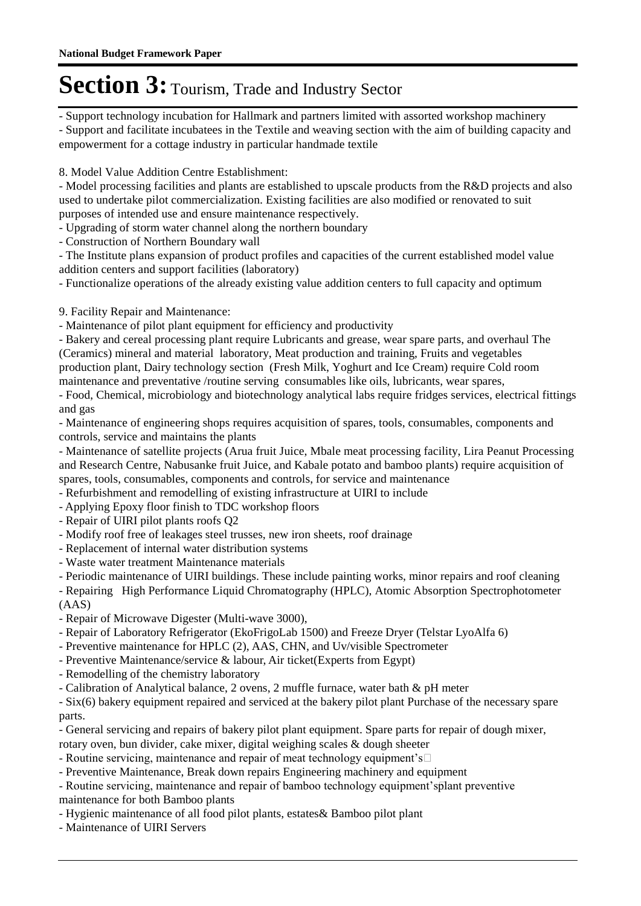# Section 3: Tourism, Trade and Industry Sector

- Support technology incubation for Hallmark and partners limited with assorted workshop machinery
- Support and facilitate incubatees in the Textile and weaving section with the aim of building capacity and empowerment for a cottage industry in particular handmade textile

8. Model Value Addition Centre Establishment:
- Model processing facilities and plants are established to upscale products from the R&D projects and also used to undertake pilot commercialization. Existing facilities are also modified or renovated to suit purposes of intended use and ensure maintenance respectively.
- Upgrading of storm water channel along the northern boundary
- Construction of Northern Boundary wall
- The Institute plans expansion of product profiles and capacities of the current established model value addition centers and support facilities (laboratory)
- Functionalize operations of the already existing value addition centers to full capacity and optimum

9. Facility Repair and Maintenance:
- Maintenance of pilot plant equipment for efficiency and productivity
- Bakery and cereal processing plant require Lubricants and grease, wear spare parts, and overhaul The (Ceramics) mineral and material laboratory, Meat production and training, Fruits and vegetables production plant, Dairy technology section (Fresh Milk, Yoghurt and Ice Cream) require Cold room maintenance and preventative /routine serving consumables like oils, lubricants, wear spares,
- Food, Chemical, microbiology and biotechnology analytical labs require fridges services, electrical fittings and gas
- Maintenance of engineering shops requires acquisition of spares, tools, consumables, components and controls, service and maintains the plants
- Maintenance of satellite projects (Arua fruit Juice, Mbale meat processing facility, Lira Peanut Processing and Research Centre, Nabusanke fruit Juice, and Kabale potato and bamboo plants) require acquisition of spares, tools, consumables, components and controls, for service and maintenance
- Refurbishment and remodelling of existing infrastructure at UIRI to include
- Applying Epoxy floor finish to TDC workshop floors
- Repair of UIRI pilot plants roofs Q2
- Modify roof free of leakages steel trusses, new iron sheets, roof drainage
- Replacement of internal water distribution systems
- Waste water treatment Maintenance materials
- Periodic maintenance of UIRI buildings. These include painting works, minor repairs and roof cleaning
- Repairing High Performance Liquid Chromatography (HPLC), Atomic Absorption Spectrophotometer (AAS)
- Repair of Microwave Digester (Multi-wave 3000),
- Repair of Laboratory Refrigerator (EkoFrigoLab 1500) and Freeze Dryer (Telstar LyoAlfa 6)
- Preventive maintenance for HPLC (2), AAS, CHN, and Uv/visible Spectrometer
- Preventive Maintenance/service & labour, Air ticket(Experts from Egypt)
- Remodelling of the chemistry laboratory
- Calibration of Analytical balance, 2 ovens, 2 muffle furnace, water bath & pH meter
- Six(6) bakery equipment repaired and serviced at the bakery pilot plant Purchase of the necessary spare parts.
- General servicing and repairs of bakery pilot plant equipment. Spare parts for repair of dough mixer, rotary oven, bun divider, cake mixer, digital weighing scales & dough sheeter
- Routine servicing, maintenance and repair of meat technology equipment's
- Preventive Maintenance, Break down repairs Engineering machinery and equipment
- Routine servicing, maintenance and repair of bamboo technology equipment'splant preventive maintenance for both Bamboo plants
- Hygienic maintenance of all food pilot plants, estates& Bamboo pilot plant
- Maintenance of UIRI Servers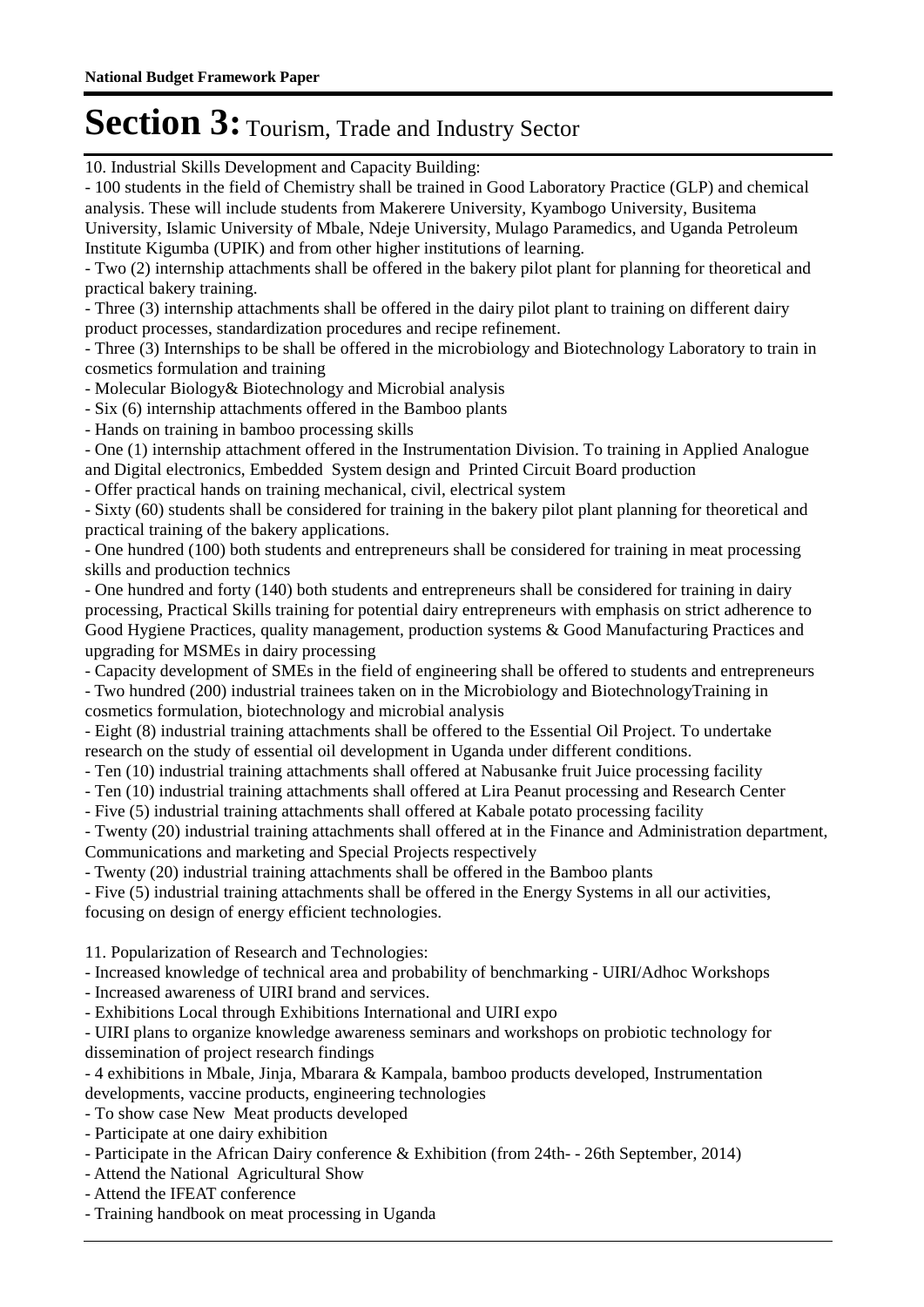# Section 3: Tourism, Trade and Industry Sector

10. Industrial Skills Development and Capacity Building:

- 100 students in the field of Chemistry shall be trained in Good Laboratory Practice (GLP) and chemical analysis. These will include students from Makerere University, Kyambogo University, Busitema University, Islamic University of Mbale, Ndeje University, Mulago Paramedics, and Uganda Petroleum Institute Kigumba (UPIK) and from other higher institutions of learning.
- Two (2) internship attachments shall be offered in the bakery pilot plant for planning for theoretical and practical bakery training.
- Three (3) internship attachments shall be offered in the dairy pilot plant to training on different dairy product processes, standardization procedures and recipe refinement.
- Three (3) Internships to be shall be offered in the microbiology and Biotechnology Laboratory to train in cosmetics formulation and training
- Molecular Biology& Biotechnology and Microbial analysis
- Six (6) internship attachments offered in the Bamboo plants
- Hands on training in bamboo processing skills
- One (1) internship attachment offered in the Instrumentation Division. To training in Applied Analogue and Digital electronics, Embedded System design and Printed Circuit Board production
- Offer practical hands on training mechanical, civil, electrical system
- Sixty (60) students shall be considered for training in the bakery pilot plant planning for theoretical and practical training of the bakery applications.
- One hundred (100) both students and entrepreneurs shall be considered for training in meat processing skills and production technics
- One hundred and forty (140) both students and entrepreneurs shall be considered for training in dairy processing, Practical Skills training for potential dairy entrepreneurs with emphasis on strict adherence to Good Hygiene Practices, quality management, production systems & Good Manufacturing Practices and upgrading for MSMEs in dairy processing
- Capacity development of SMEs in the field of engineering shall be offered to students and entrepreneurs
- Two hundred (200) industrial trainees taken on in the Microbiology and BiotechnologyTraining in cosmetics formulation, biotechnology and microbial analysis
- Eight (8) industrial training attachments shall be offered to the Essential Oil Project. To undertake research on the study of essential oil development in Uganda under different conditions.
- Ten (10) industrial training attachments shall offered at Nabusanke fruit Juice processing facility
- Ten (10) industrial training attachments shall offered at Lira Peanut processing and Research Center
- Five (5) industrial training attachments shall offered at Kabale potato processing facility
- Twenty (20) industrial training attachments shall offered at in the Finance and Administration department, Communications and marketing and Special Projects respectively
- Twenty (20) industrial training attachments shall be offered in the Bamboo plants
- Five (5) industrial training attachments shall be offered in the Energy Systems in all our activities, focusing on design of energy efficient technologies.

11. Popularization of Research and Technologies:

- Increased knowledge of technical area and probability of benchmarking - UIRI/Adhoc Workshops
- Increased awareness of UIRI brand and services.
- Exhibitions Local through Exhibitions International and UIRI expo
- UIRI plans to organize knowledge awareness seminars and workshops on probiotic technology for dissemination of project research findings
- 4 exhibitions in Mbale, Jinja, Mbarara & Kampala, bamboo products developed, Instrumentation developments, vaccine products, engineering technologies
- To show case New Meat products developed
- Participate at one dairy exhibition
- Participate in the African Dairy conference & Exhibition (from 24th- - 26th September, 2014)
- Attend the National Agricultural Show
- Attend the IFEAT conference
- Training handbook on meat processing in Uganda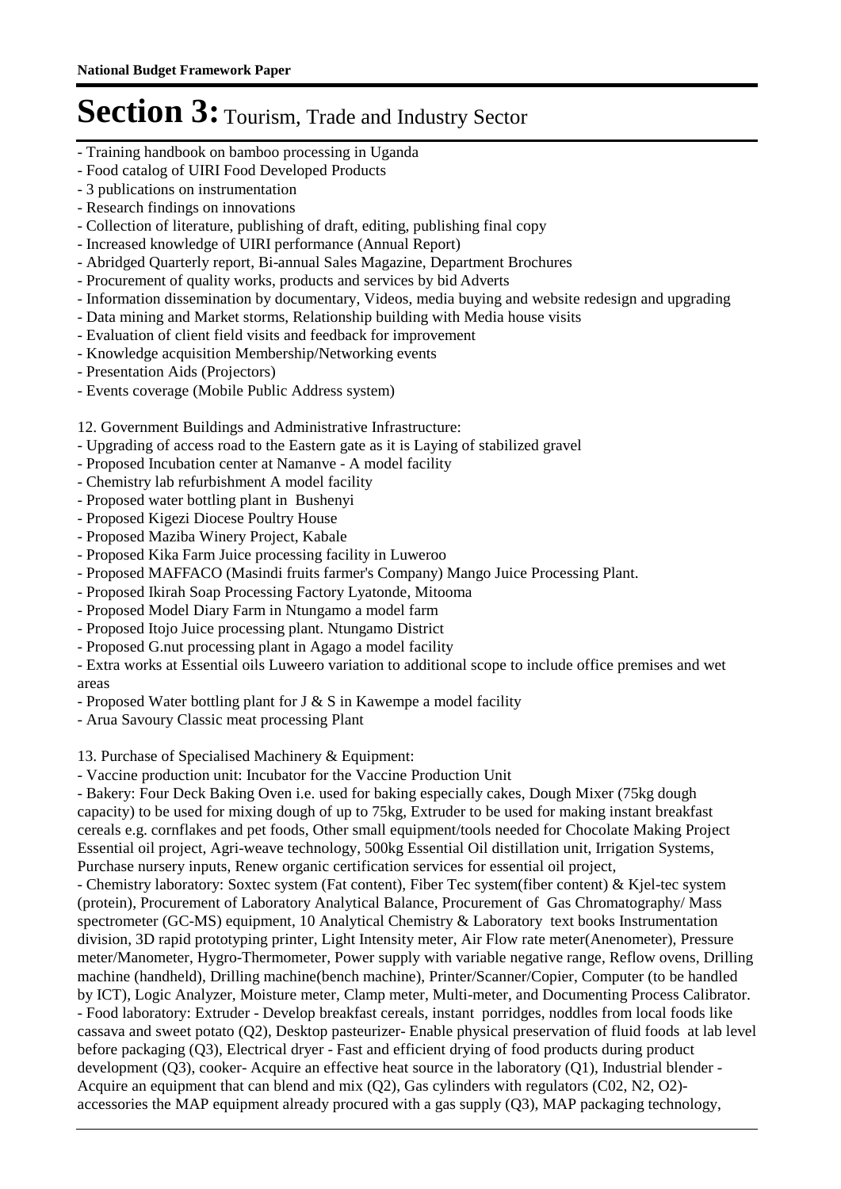# Section 3: Tourism, Trade and Industry Sector

- Training handbook on bamboo processing in Uganda
- Food catalog of UIRI Food Developed Products
- 3 publications on instrumentation
- Research findings on innovations
- Collection of literature, publishing of draft, editing, publishing final copy
- Increased knowledge of UIRI performance (Annual Report)
- Abridged Quarterly report, Bi-annual Sales Magazine, Department Brochures
- Procurement of quality works, products and services by bid Adverts
- Information dissemination by documentary, Videos, media buying and website redesign and upgrading
- Data mining and Market storms, Relationship building with Media house visits
- Evaluation of client field visits and feedback for improvement
- Knowledge acquisition Membership/Networking events
- Presentation Aids (Projectors)
- Events coverage (Mobile Public Address system)

12. Government Buildings and Administrative Infrastructure:
- Upgrading of access road to the Eastern gate as it is Laying of stabilized gravel
- Proposed Incubation center at Namanve - A model facility
- Chemistry lab refurbishment A model facility
- Proposed water bottling plant in Bushenyi
- Proposed Kigezi Diocese Poultry House
- Proposed Maziba Winery Project, Kabale
- Proposed Kika Farm Juice processing facility in Luweroo
- Proposed MAFFACO (Masindi fruits farmer's Company) Mango Juice Processing Plant.
- Proposed Ikirah Soap Processing Factory Lyatonde, Mitooma
- Proposed Model Diary Farm in Ntungamo a model farm
- Proposed Itojo Juice processing plant. Ntungamo District
- Proposed G.nut processing plant in Agago a model facility
- Extra works at Essential oils Luweero variation to additional scope to include office premises and wet areas
- Proposed Water bottling plant for J & S in Kawempe a model facility
- Arua Savoury Classic meat processing Plant

13. Purchase of Specialised Machinery & Equipment:
- Vaccine production unit: Incubator for the Vaccine Production Unit
- Bakery: Four Deck Baking Oven i.e. used for baking especially cakes, Dough Mixer (75kg dough capacity) to be used for mixing dough of up to 75kg, Extruder to be used for making instant breakfast cereals e.g. cornflakes and pet foods, Other small equipment/tools needed for Chocolate Making Project Essential oil project, Agri-weave technology, 500kg Essential Oil distillation unit, Irrigation Systems, Purchase nursery inputs, Renew organic certification services for essential oil project,
- Chemistry laboratory: Soxtec system (Fat content), Fiber Tec system(fiber content) & Kjel-tec system (protein), Procurement of Laboratory Analytical Balance, Procurement of Gas Chromatography/ Mass spectrometer (GC-MS) equipment, 10 Analytical Chemistry & Laboratory text books Instrumentation division, 3D rapid prototyping printer, Light Intensity meter, Air Flow rate meter(Anenometer), Pressure meter/Manometer, Hygro-Thermometer, Power supply with variable negative range, Reflow ovens, Drilling machine (handheld), Drilling machine(bench machine), Printer/Scanner/Copier, Computer (to be handled by ICT), Logic Analyzer, Moisture meter, Clamp meter, Multi-meter, and Documenting Process Calibrator.
- Food laboratory: Extruder - Develop breakfast cereals, instant porridges, noddles from local foods like cassava and sweet potato (Q2), Desktop pasteurizer- Enable physical preservation of fluid foods at lab level before packaging (Q3), Electrical dryer - Fast and efficient drying of food products during product development (Q3), cooker- Acquire an effective heat source in the laboratory (Q1), Industrial blender - Acquire an equipment that can blend and mix (Q2), Gas cylinders with regulators (C02, N2, O2)- accessories the MAP equipment already procured with a gas supply (Q3), MAP packaging technology,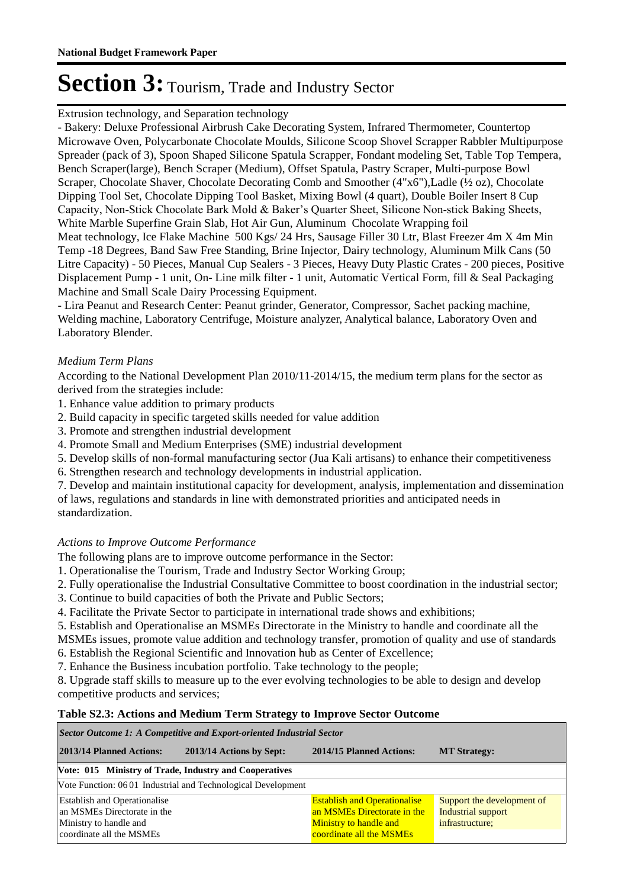Extrusion technology, and Separation technology

- Bakery: Deluxe Professional Airbrush Cake Decorating System, Infrared Thermometer, Countertop Microwave Oven, Polycarbonate Chocolate Moulds, Silicone Scoop Shovel Scrapper Rabbler Multipurpose Spreader (pack of 3), Spoon Shaped Silicone Spatula Scrapper, Fondant modeling Set, Table Top Tempera, Bench Scraper(large), Bench Scraper (Medium), Offset Spatula, Pastry Scraper, Multi-purpose Bowl Scraper, Chocolate Shaver, Chocolate Decorating Comb and Smoother (4"x6"),Ladle (½ oz), Chocolate Dipping Tool Set, Chocolate Dipping Tool Basket, Mixing Bowl (4 quart), Double Boiler Insert 8 Cup Capacity, Non-Stick Chocolate Bark Mold & Baker's Quarter Sheet, Silicone Non-stick Baking Sheets, White Marble Superfine Grain Slab, Hot Air Gun, Aluminum Chocolate Wrapping foil

Meat technology, Ice Flake Machine 500 Kgs/ 24 Hrs, Sausage Filler 30 Ltr, Blast Freezer 4m X 4m Min Temp -18 Degrees, Band Saw Free Standing, Brine Injector, Dairy technology, Aluminum Milk Cans (50 Litre Capacity) - 50 Pieces, Manual Cup Sealers - 3 Pieces, Heavy Duty Plastic Crates - 200 pieces, Positive Displacement Pump - 1 unit, On- Line milk filter - 1 unit, Automatic Vertical Form, fill & Seal Packaging Machine and Small Scale Dairy Processing Equipment.

- Lira Peanut and Research Center: Peanut grinder, Generator, Compressor, Sachet packing machine, Welding machine, Laboratory Centrifuge, Moisture analyzer, Analytical balance, Laboratory Oven and Laboratory Blender.

*Medium Term Plans*

According to the National Development Plan 2010/11-2014/15, the medium term plans for the sector as derived from the strategies include:

1. Enhance value addition to primary products
2. Build capacity in specific targeted skills needed for value addition
3. Promote and strengthen industrial development
4. Promote Small and Medium Enterprises (SME) industrial development
5. Develop skills of non-formal manufacturing sector (Jua Kali artisans) to enhance their competitiveness
6. Strengthen research and technology developments in industrial application.
7. Develop and maintain institutional capacity for development, analysis, implementation and dissemination of laws, regulations and standards in line with demonstrated priorities and anticipated needs in standardization.

*Actions to Improve Outcome Performance*

The following plans are to improve outcome performance in the Sector:

1. Operationalise the Tourism, Trade and Industry Sector Working Group;
2. Fully operationalise the Industrial Consultative Committee to boost coordination in the industrial sector;
3. Continue to build capacities of both the Private and Public Sectors;
4. Facilitate the Private Sector to participate in international trade shows and exhibitions;
5. Establish and Operationalise an MSMEs Directorate in the Ministry to handle and coordinate all the MSMEs issues, promote value addition and technology transfer, promotion of quality and use of standards
6. Establish the Regional Scientific and Innovation hub as Center of Excellence;
7. Enhance the Business incubation portfolio. Take technology to the people;
8. Upgrade staff skills to measure up to the ever evolving technologies to be able to design and develop competitive products and services;

**Table S2.3: Actions and Medium Term Strategy to Improve Sector Outcome**

| *Sector Outcome 1: A Competitive and Export-oriented Industrial Sector* | | | |
|---|---|---|---|
| **2013/14 Planned Actions:** | **2013/14 Actions by Sept:** | **2014/15 Planned Actions:** | **MT Strategy:** |
| **Vote: 015 Ministry of Trade, Industry and Cooperatives** | | | |
| Vote Function: 06 01 Industrial and Technological Development | | | |
| Establish and Operationalise an MSMEs Directorate in the Ministry to handle and coordinate all the MSMEs | | Establish and Operationalise an MSMEs Directorate in the Ministry to handle and coordinate all the MSMEs | Support the development of Industrial support infrastructure; |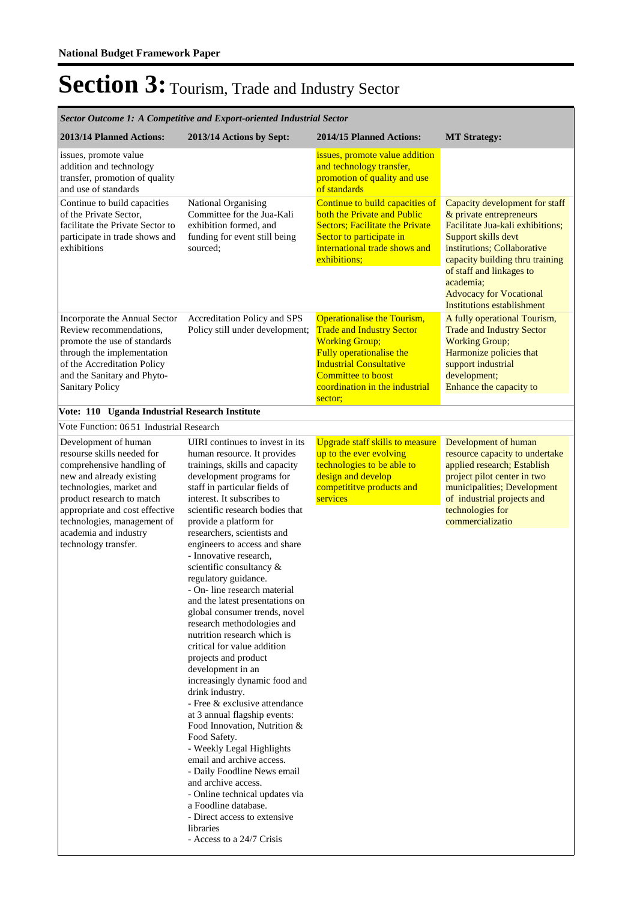**National Budget Framework Paper**

# Section 3: Tourism, Trade and Industry Sector

| *Sector Outcome 1: A Competitive and Export-oriented Industrial Sector* | | | |
|---|---|---|---|
| **2013/14 Planned Actions:** | **2013/14 Actions by Sept:** | **2014/15 Planned Actions:** | **MT Strategy:** |
| issues, promote value addition and technology transfer, promotion of quality and use of standards | | issues, promote value addition and technology transfer, promotion of quality and use of standards | |
| Continue to build capacities of the Private Sector, facilitate the Private Sector to participate in trade shows and exhibitions | National Organising Committee for the Jua-Kali exhibition formed, and funding for event still being sourced; | Continue to build capacities of both the Private and Public Sectors; Facilitate the Private Sector to participate in international trade shows and exhibitions; | Capacity development for staff & private entrepreneurs Facilitate Jua-kali exhibitions; Support skills devt institutions; Collaborative capacity building thru training of staff and linkages to academia; Advocacy for Vocational Institutions establishment |
| Incorporate the Annual Sector Review recommendations, promote the use of standards through the implementation of the Accreditation Policy and the Sanitary and Phyto-Sanitary Policy | Accreditation Policy and SPS Policy still under development; | Operationalise the Tourism, Trade and Industry Sector Working Group; Fully operationalise the Industrial Consultative Committee to boost coordination in the industrial sector; | A fully operational Tourism, Trade and Industry Sector Working Group; Harmonize policies that support industrial development; Enhance the capacity to |
| **Vote: 110 Uganda Industrial Research Institute** | | | |
| Vote Function: 06 51 Industrial Research | | | |
| Development of human resourse skills needed for comprehensive handling of new and already existing technologies, market and product research to match appropriate and cost effective technologies, management of academia and industry technology transfer. | UIRI continues to invest in its human resource. It provides trainings, skills and capacity development programs for staff in particular fields of interest. It subscribes to scientific research bodies that provide a platform for researchers, scientists and engineers to access and share<br>- Innovative research, scientific consultancy & regulatory guidance.<br>- On- line research material and the latest presentations on global consumer trends, novel research methodologies and nutrition research which is critical for value addition projects and product development in an increasingly dynamic food and drink industry.<br>- Free & exclusive attendance at 3 annual flagship events: Food Innovation, Nutrition & Food Safety.<br>- Weekly Legal Highlights email and archive access.<br>- Daily Foodline News email and archive access.<br>- Online technical updates via a Foodline database.<br>- Direct access to extensive libraries<br>- Access to a 24/7 Crisis | Upgrade staff skills to measure up to the ever evolving technologies to be able to design and develop competititve products and services | Development of human resource capacity to undertake applied research; Establish project pilot center in two municipalities; Development of industrial projects and technologies for commercializatio |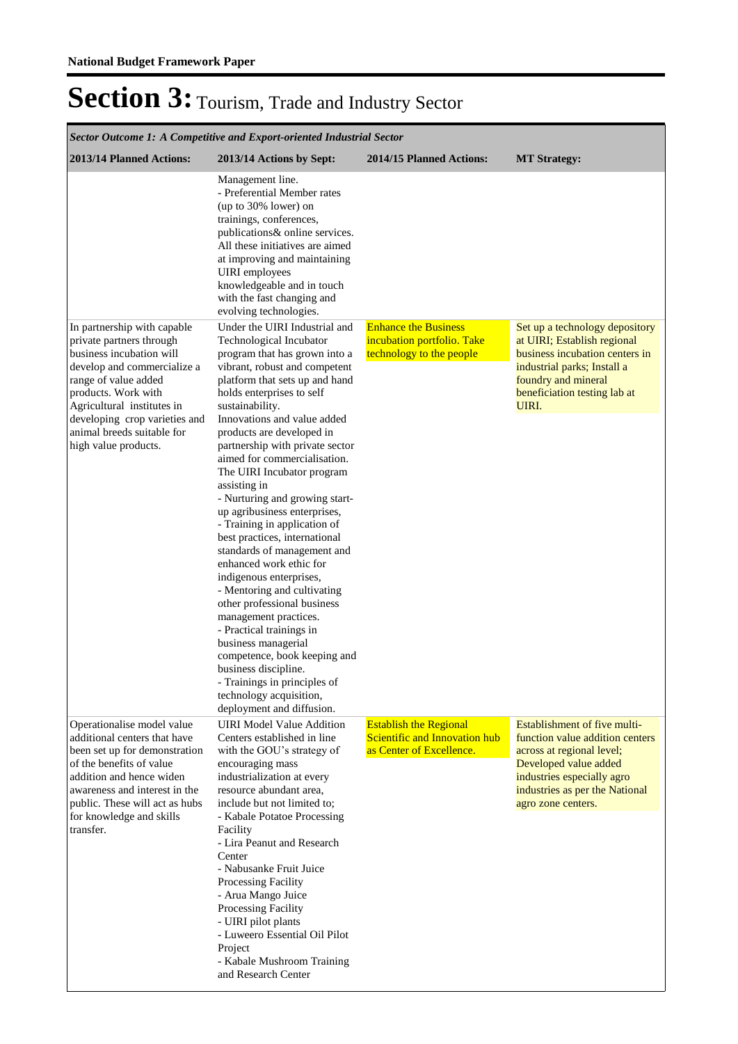**National Budget Framework Paper**

# Section 3: Tourism, Trade and Industry Sector

| *Sector Outcome 1: A Competitive and Export-oriented Industrial Sector* | | | |
|---|---|---|---|
| **2013/14 Planned Actions:** | **2013/14 Actions by Sept:** | **2014/15 Planned Actions:** | **MT Strategy:** |
| | Management line.<br>- Preferential Member rates (up to 30% lower) on trainings, conferences, publications& online services.<br>All these initiatives are aimed at improving and maintaining UIRI employees knowledgeable and in touch with the fast changing and evolving technologies. | | |
| In partnership with capable private partners through business incubation will develop and commercialize a range of value added products. Work with Agricultural institutes in developing crop varieties and animal breeds suitable for high value products. | Under the UIRI Industrial and Technological Incubator program that has grown into a vibrant, robust and competent platform that sets up and hand holds enterprises to self sustainability.<br>Innovations and value added products are developed in partnership with private sector aimed for commercialisation.<br>The UIRI Incubator program assisting in<br>- Nurturing and growing start-up agribusiness enterprises,<br>- Training in application of best practices, international standards of management and enhanced work ethic for indigenous enterprises,<br>- Mentoring and cultivating other professional business management practices.<br>- Practical trainings in business managerial competence, book keeping and business discipline.<br>- Trainings in principles of technology acquisition, deployment and diffusion. | Enhance the Business incubation portfolio. Take technology to the people | Set up a technology depository at UIRI; Establish regional business incubation centers in industrial parks; Install a foundry and mineral beneficiation testing lab at UIRI. |
| Operationalise model value additional centers that have been set up for demonstration of the benefits of value addition and hence widen awareness and interest in the public. These will act as hubs for knowledge and skills transfer. | UIRI Model Value Addition Centers established in line with the GOU's strategy of encouraging mass industrialization at every resource abundant area, include but not limited to;<br>- Kabale Potatoe Processing Facility<br>- Lira Peanut and Research Center<br>- Nabusanke Fruit Juice Processing Facility<br>- Arua Mango Juice Processing Facility<br>- UIRI pilot plants<br>- Luweero Essential Oil Pilot Project<br>- Kabale Mushroom Training and Research Center | Establish the Regional Scientific and Innovation hub as Center of Excellence. | Establishment of five multi-function value addition centers across at regional level; Developed value added industries especially agro industries as per the National agro zone centers. |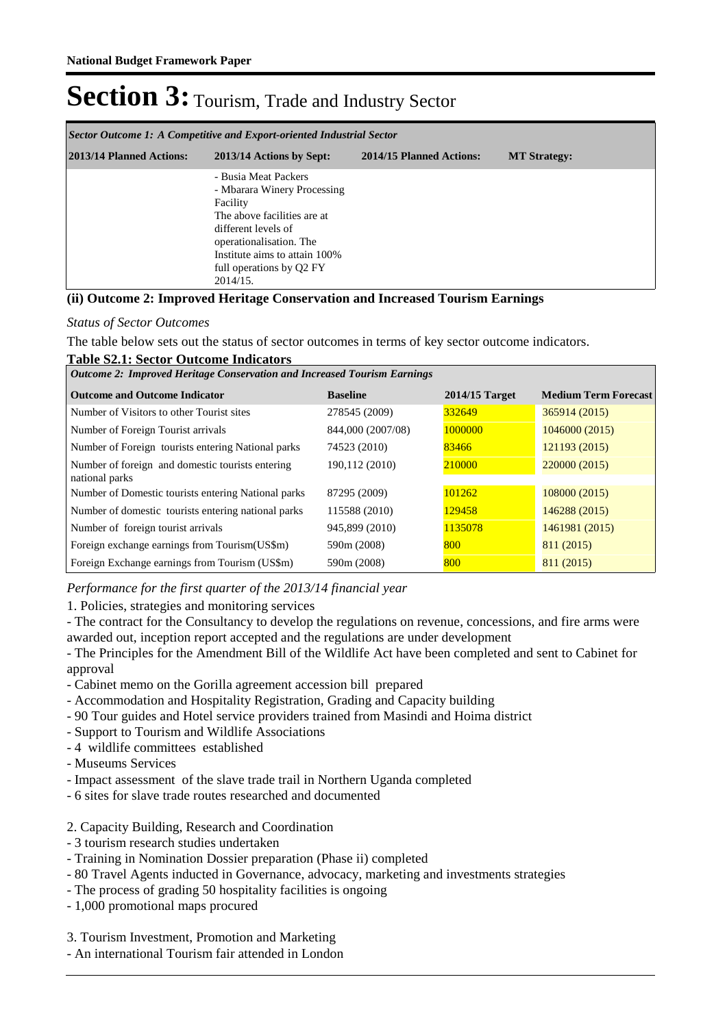# Section 3: Tourism, Trade and Industry Sector

| *Sector Outcome 1: A Competitive and Export-oriented Industrial Sector* | | | |
|---|---|---|---|
| **2013/14 Planned Actions:** | **2013/14 Actions by Sept:** | **2014/15 Planned Actions:** | **MT Strategy:** |
| | - Busia Meat Packers<br>- Mbarara Winery Processing Facility<br>The above facilities are at different levels of operationalisation. The Institute aims to attain 100% full operations by Q2 FY 2014/15. | | |

**(ii) Outcome 2: Improved Heritage Conservation and Increased Tourism Earnings**

*Status of Sector Outcomes*

The table below sets out the status of sector outcomes in terms of key sector outcome indicators.

**Table S2.1: Sector Outcome Indicators**

| *Outcome 2: Improved Heritage Conservation and Increased Tourism Earnings* | | | |
|---|---|---|---|
| **Outcome and Outcome Indicator** | **Baseline** | **2014/15 Target** | **Medium Term Forecast** |
| Number of Visitors to other Tourist sites | 278545 (2009) | 332649 | 365914 (2015) |
| Number of Foreign Tourist arrivals | 844,000 (2007/08) | 1000000 | 1046000 (2015) |
| Number of Foreign tourists entering National parks | 74523 (2010) | 83466 | 121193 (2015) |
| Number of foreign and domestic tourists entering national parks | 190,112 (2010) | 210000 | 220000 (2015) |
| Number of Domestic tourists entering National parks | 87295 (2009) | 101262 | 108000 (2015) |
| Number of domestic tourists entering national parks | 115588 (2010) | 129458 | 146288 (2015) |
| Number of foreign tourist arrivals | 945,899 (2010) | 1135078 | 1461981 (2015) |
| Foreign exchange earnings from Tourism(US$m) | 590m (2008) | 800 | 811 (2015) |
| Foreign Exchange earnings from Tourism (US$m) | 590m (2008) | 800 | 811 (2015) |

*Performance for the first quarter of the 2013/14 financial year*

1. Policies, strategies and monitoring services
- The contract for the Consultancy to develop the regulations on revenue, concessions, and fire arms were awarded out, inception report accepted and the regulations are under development
- The Principles for the Amendment Bill of the Wildlife Act have been completed and sent to Cabinet for approval
- Cabinet memo on the Gorilla agreement accession bill prepared
- Accommodation and Hospitality Registration, Grading and Capacity building
- 90 Tour guides and Hotel service providers trained from Masindi and Hoima district
- Support to Tourism and Wildlife Associations
- 4 wildlife committees established
- Museums Services
- Impact assessment of the slave trade trail in Northern Uganda completed
- 6 sites for slave trade routes researched and documented

2. Capacity Building, Research and Coordination
- 3 tourism research studies undertaken
- Training in Nomination Dossier preparation (Phase ii) completed
- 80 Travel Agents inducted in Governance, advocacy, marketing and investments strategies
- The process of grading 50 hospitality facilities is ongoing
- 1,000 promotional maps procured

3. Tourism Investment, Promotion and Marketing
- An international Tourism fair attended in London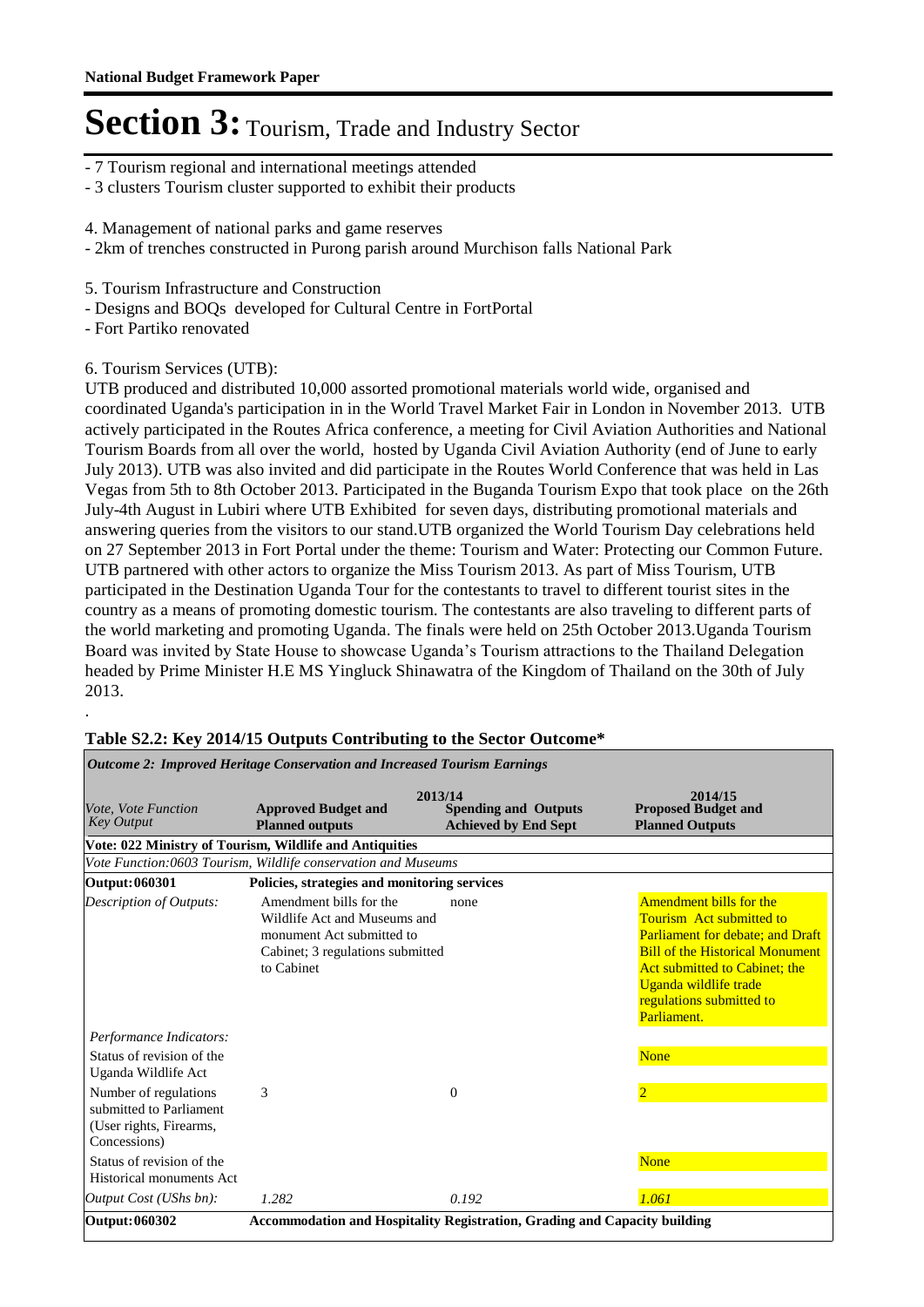- 7 Tourism regional and international meetings attended
- 3 clusters Tourism cluster supported to exhibit their products

4. Management of national parks and game reserves
- 2km of trenches constructed in Purong parish around Murchison falls National Park

5. Tourism Infrastructure and Construction
- Designs and BOQs developed for Cultural Centre in FortPortal
- Fort Partiko renovated

6. Tourism Services (UTB):

UTB produced and distributed 10,000 assorted promotional materials world wide, organised and coordinated Uganda's participation in in the World Travel Market Fair in London in November 2013. UTB actively participated in the Routes Africa conference, a meeting for Civil Aviation Authorities and National Tourism Boards from all over the world, hosted by Uganda Civil Aviation Authority (end of June to early July 2013). UTB was also invited and did participate in the Routes World Conference that was held in Las Vegas from 5th to 8th October 2013. Participated in the Buganda Tourism Expo that took place on the 26th July-4th August in Lubiri where UTB Exhibited for seven days, distributing promotional materials and answering queries from the visitors to our stand.UTB organized the World Tourism Day celebrations held on 27 September 2013 in Fort Portal under the theme: Tourism and Water: Protecting our Common Future. UTB partnered with other actors to organize the Miss Tourism 2013. As part of Miss Tourism, UTB participated in the Destination Uganda Tour for the contestants to travel to different tourist sites in the country as a means of promoting domestic tourism. The contestants are also traveling to different parts of the world marketing and promoting Uganda. The finals were held on 25th October 2013.Uganda Tourism Board was invited by State House to showcase Uganda's Tourism attractions to the Thailand Delegation headed by Prime Minister H.E MS Yingluck Shinawatra of the Kingdom of Thailand on the 30th of July 2013.

.

**Table S2.2: Key 2014/15 Outputs Contributing to the Sector Outcome\***

| *Outcome 2: Improved Heritage Conservation and Increased Tourism Earnings* | | | |
|---|---|---|---|
| *Vote, Vote Function Key Output* | 2013/14 **Approved Budget and Planned outputs** | **Spending and Outputs Achieved by End Sept** | 2014/15 **Proposed Budget and Planned Outputs** |
| **Vote: 022 Ministry of Tourism, Wildlife and Antiquities** | | | |
| *Vote Function:0603 Tourism, Wildlife conservation and Museums* | | | |
| **Output: 060301** | **Policies, strategies and monitoring services** | | |
| *Description of Outputs:* | Amendment bills for the Wildlife Act and Museums and monument Act submitted to Cabinet; 3 regulations submitted to Cabinet | none | Amendment bills for the Tourism Act submitted to Parliament for debate; and Draft Bill of the Historical Monument Act submitted to Cabinet; the Uganda wildlife trade regulations submitted to Parliament. |
| *Performance Indicators:* | | | |
| Status of revision of the Uganda Wildlife Act | | | None |
| Number of regulations submitted to Parliament (User rights, Firearms, Concessions) | 3 | 0 | 2 |
| Status of revision of the Historical monuments Act | | | None |
| *Output Cost (UShs bn):* | *1.282* | *0.192* | *1.061* |
| **Output: 060302** | **Accommodation and Hospitality Registration, Grading and Capacity building** | | |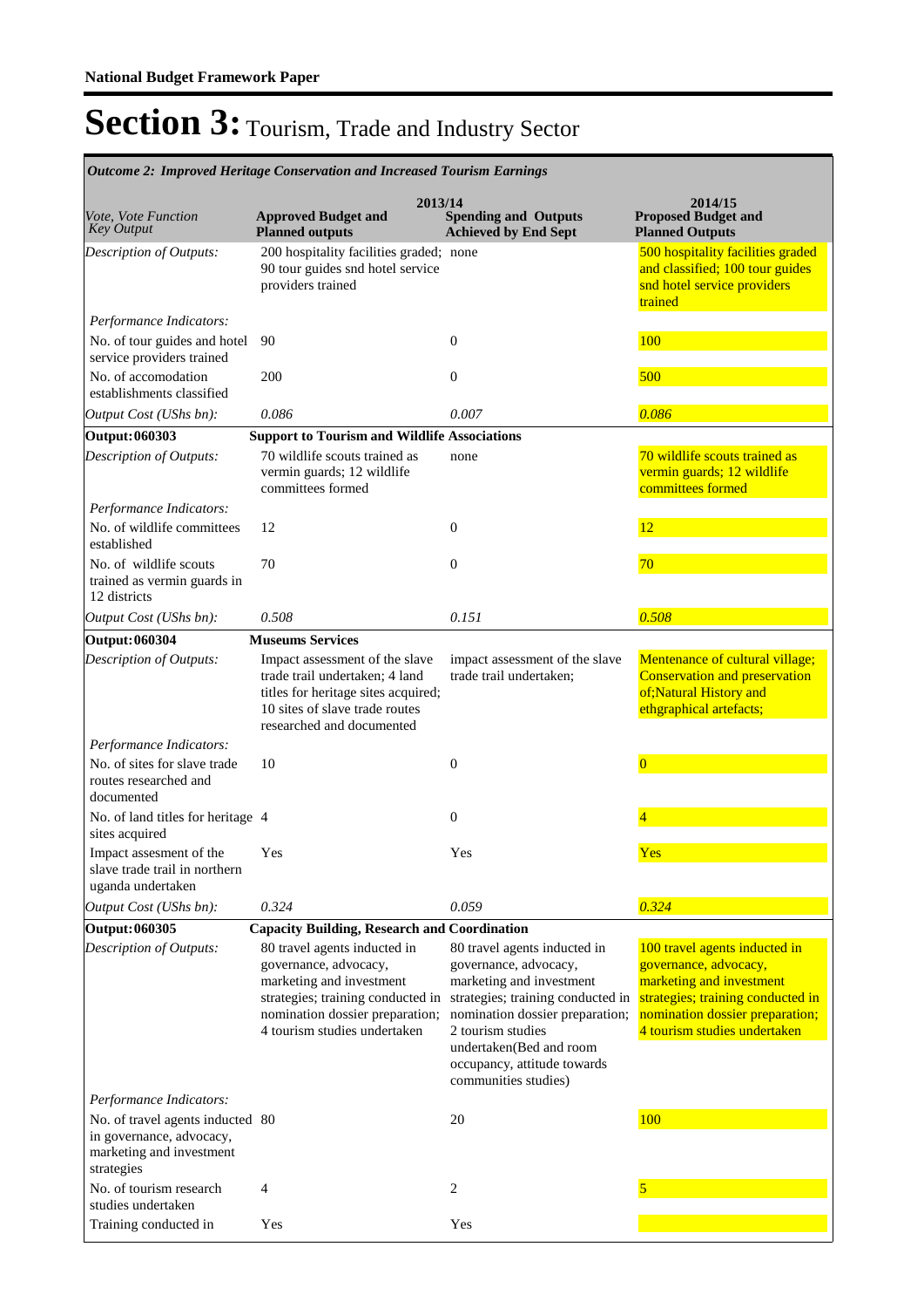**National Budget Framework Paper**

# Section 3: Tourism, Trade and Industry Sector

| *Outcome 2: Improved Heritage Conservation and Increased Tourism Earnings* | | | |
|---|---|---|---|
| *Vote, Vote Function Key Output* | **2013/14** **Approved Budget and Planned outputs** | **Spending and Outputs Achieved by End Sept** | **2014/15 Proposed Budget and Planned Outputs** |
| *Description of Outputs:* | 200 hospitality facilities graded; 90 tour guides snd hotel service providers trained | none | 500 hospitality facilities graded and classified; 100 tour guides snd hotel service providers trained |
| *Performance Indicators:* | | | |
| No. of tour guides and hotel service providers trained | 90 | 0 | 100 |
| No. of accomodation establishments classified | 200 | 0 | 500 |
| *Output Cost (UShs bn):* | *0.086* | *0.007* | *0.086* |
| **Output: 060303** | **Support to Tourism and Wildlife Associations** | | |
| *Description of Outputs:* | 70 wildlife scouts trained as vermin guards; 12 wildlife committees formed | none | 70 wildlife scouts trained as vermin guards; 12 wildlife committees formed |
| *Performance Indicators:* | | | |
| No. of wildlife committees established | 12 | 0 | 12 |
| No. of wildlife scouts trained as vermin guards in 12 districts | 70 | 0 | 70 |
| *Output Cost (UShs bn):* | *0.508* | *0.151* | *0.508* |
| **Output: 060304** | **Museums Services** | | |
| *Description of Outputs:* | Impact assessment of the slave trade trail undertaken; 4 land titles for heritage sites acquired; 10 sites of slave trade routes researched and documented | impact assessment of the slave trade trail undertaken; | Mentenance of cultural village; Conservation and preservation of;Natural History and ethgraphical artefacts; |
| *Performance Indicators:* | | | |
| No. of sites for slave trade routes researched and documented | 10 | 0 | 0 |
| No. of land titles for heritage sites acquired | 4 | 0 | 4 |
| Impact assesment of the slave trade trail in northern uganda undertaken | Yes | Yes | Yes |
| *Output Cost (UShs bn):* | *0.324* | *0.059* | *0.324* |
| **Output: 060305** | **Capacity Building, Research and Coordination** | | |
| *Description of Outputs:* | 80 travel agents inducted in governance, advocacy, marketing and investment strategies; training conducted in nomination dossier preparation; 4 tourism studies undertaken | 80 travel agents inducted in governance, advocacy, marketing and investment strategies; training conducted in nomination dossier preparation; 2 tourism studies undertaken(Bed and room occupancy, attitude towards communities studies) | 100 travel agents inducted in governance, advocacy, marketing and investment strategies; training conducted in nomination dossier preparation; 4 tourism studies undertaken |
| *Performance Indicators:* | | | |
| No. of travel agents inducted in governance, advocacy, marketing and investment strategies | 80 | 20 | 100 |
| No. of tourism research studies undertaken | 4 | 2 | 5 |
| Training conducted in | Yes | Yes | |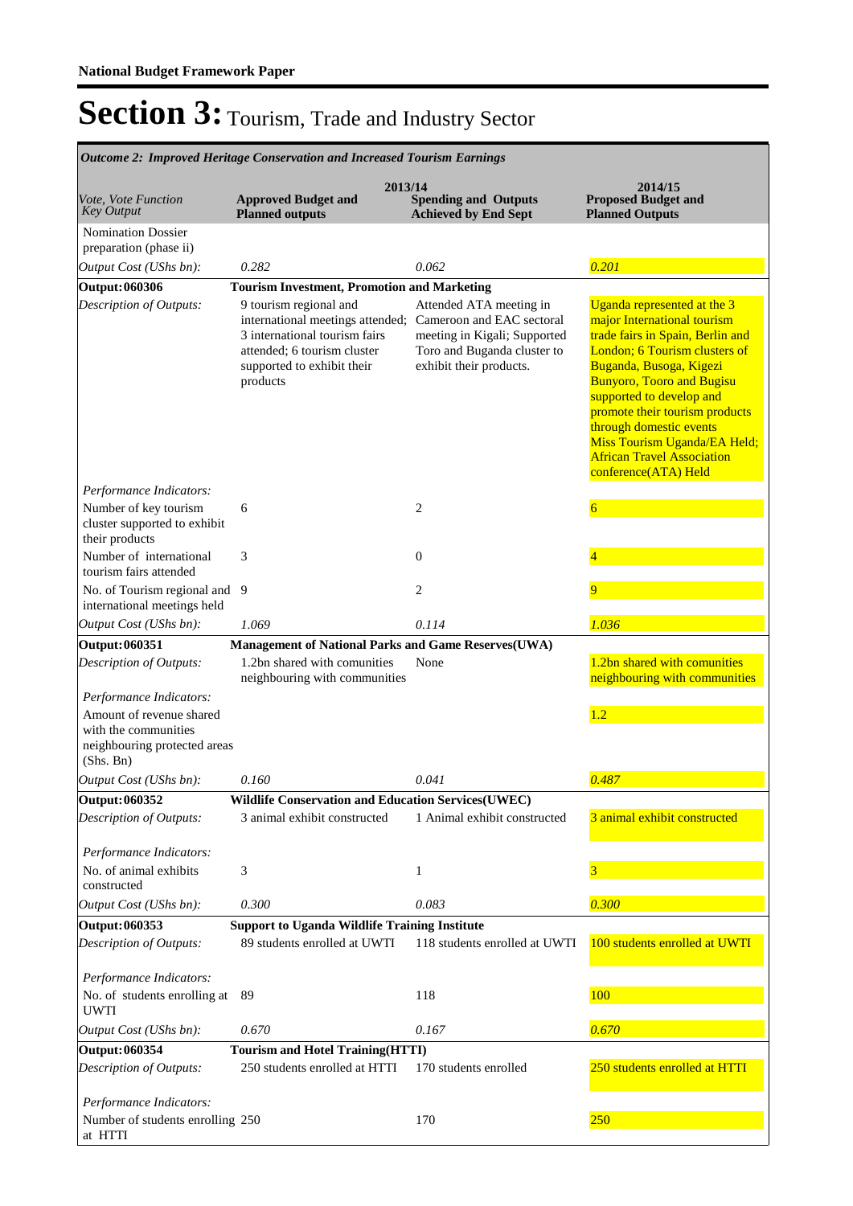**National Budget Framework Paper**

# Section 3: Tourism, Trade and Industry Sector

| *Outcome 2: Improved Heritage Conservation and Increased Tourism Earnings* | | | |
|---|---|---|---|
| | **2013/14** | | **2014/15** |
| *Vote, Vote Function Key Output* | **Approved Budget and Planned outputs** | **Spending and Outputs Achieved by End Sept** | **Proposed Budget and Planned Outputs** |
| Nomination Dossier preparation (phase ii) | | | |
| *Output Cost (UShs bn):* | *0.282* | *0.062* | *0.201* |
| **Output: 060306** | **Tourism Investment, Promotion and Marketing** | | |
| *Description of Outputs:* | 9 tourism regional and international meetings attended; 3 international tourism fairs attended; 6 tourism cluster supported to exhibit their products | Attended ATA meeting in Cameroon and EAC sectoral meeting in Kigali; Supported Toro and Buganda cluster to exhibit their products. | Uganda represented at the 3 major International tourism trade fairs in Spain, Berlin and London; 6 Tourism clusters of Buganda, Busoga, Kigezi Bunyoro, Tooro and Bugisu supported to develop and promote their tourism products through domestic events Miss Tourism Uganda/EA Held; African Travel Association conference(ATA) Held |
| *Performance Indicators:* | | | |
| Number of key tourism cluster supported to exhibit their products | 6 | 2 | 6 |
| Number of international tourism fairs attended | 3 | 0 | 4 |
| No. of Tourism regional and international meetings held | 9 | 2 | 9 |
| *Output Cost (UShs bn):* | *1.069* | *0.114* | *1.036* |
| **Output: 060351** | **Management of National Parks and Game Reserves(UWA)** | | |
| *Description of Outputs:* | 1.2bn shared with comunities neighbouring with communities | None | 1.2bn shared with comunities neighbouring with communities |
| *Performance Indicators:* | | | |
| Amount of revenue shared with the communities neighbouring protected areas (Shs. Bn) | | | 1.2 |
| *Output Cost (UShs bn):* | *0.160* | *0.041* | *0.487* |
| **Output: 060352** | **Wildlife Conservation and Education Services(UWEC)** | | |
| *Description of Outputs:* | 3 animal exhibit constructed | 1 Animal exhibit constructed | 3 animal exhibit constructed |
| *Performance Indicators:* | | | |
| No. of animal exhibits constructed | 3 | 1 | 3 |
| *Output Cost (UShs bn):* | *0.300* | *0.083* | *0.300* |
| **Output: 060353** | **Support to Uganda Wildlife Training Institute** | | |
| *Description of Outputs:* | 89 students enrolled at UWTI | 118 students enrolled at UWTI | 100 students enrolled at UWTI |
| *Performance Indicators:* | | | |
| No. of students enrolling at UWTI | 89 | 118 | 100 |
| *Output Cost (UShs bn):* | *0.670* | *0.167* | *0.670* |
| **Output: 060354** | **Tourism and Hotel Training(HTTI)** | | |
| *Description of Outputs:* | 250 students enrolled at HTTI | 170 students enrolled | 250 students enrolled at HTTI |
| *Performance Indicators:* | | | |
| Number of students enrolling at HTTI | 250 | 170 | 250 |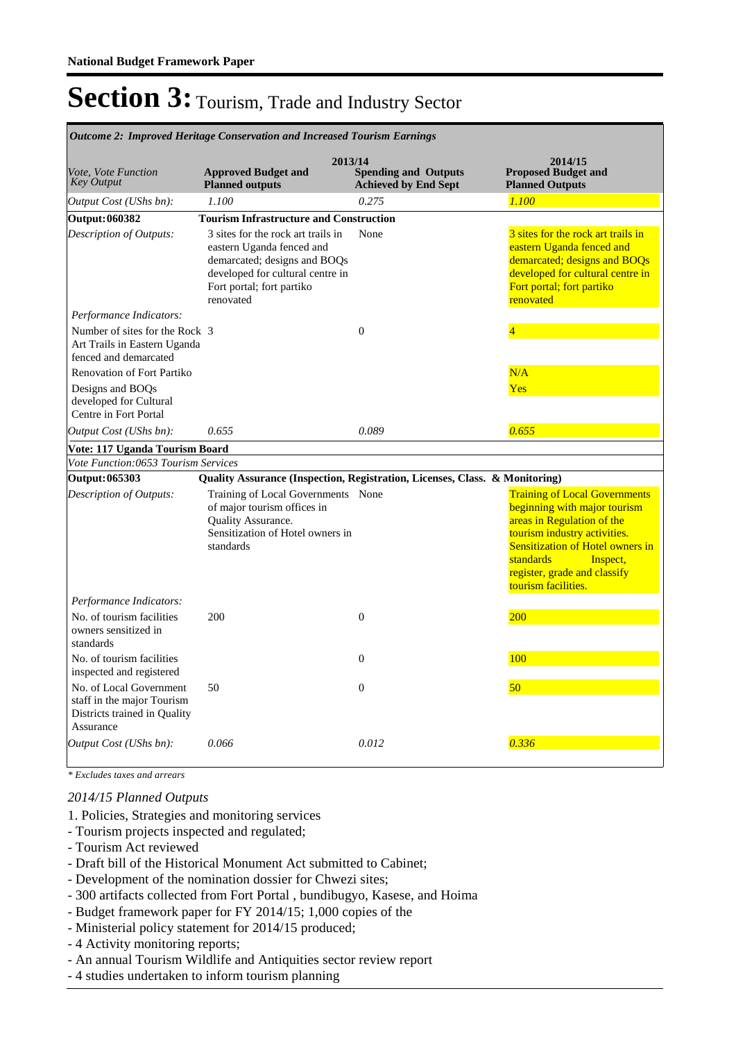**National Budget Framework Paper**

# Section 3: Tourism, Trade and Industry Sector

*Outcome 2: Improved Heritage Conservation and Increased Tourism Earnings*

| *Vote, Vote Function Key Output* | 2013/14 **Approved Budget and Planned outputs** | **Spending and Outputs Achieved by End Sept** | 2014/15 **Proposed Budget and Planned Outputs** |
|---|---|---|---|
| *Output Cost (UShs bn):* | *1.100* | *0.275* | *1.100* |
| **Output: 060382** | **Tourism Infrastructure and Construction** | | |
| *Description of Outputs:* | 3 sites for the rock art trails in eastern Uganda fenced and demarcated; designs and BOQs developed for cultural centre in Fort portal; fort partiko renovated | None | 3 sites for the rock art trails in eastern Uganda fenced and demarcated; designs and BOQs developed for cultural centre in Fort portal; fort partiko renovated |
| *Performance Indicators:* | | | |
| Number of sites for the Rock Art Trails in Eastern Uganda fenced and demarcated | 3 | 0 | 4 |
| Renovation of Fort Partiko | | | N/A |
| Designs and BOQs developed for Cultural Centre in Fort Portal | | | Yes |
| *Output Cost (UShs bn):* | *0.655* | *0.089* | *0.655* |
| **Vote: 117 Uganda Tourism Board** | | | |
| *Vote Function: 0653 Tourism Services* | | | |
| **Output: 065303** | **Quality Assurance (Inspection, Registration, Licenses, Class. & Monitoring)** | | |
| *Description of Outputs:* | Training of Local Governments of major tourism offices in Quality Assurance. Sensitization of Hotel owners in standards | None | Training of Local Governments beginning with major tourism areas in Regulation of the tourism industry activities. Sensitization of Hotel owners in standards Inspect, register, grade and classify tourism facilities. |
| *Performance Indicators:* | | | |
| No. of tourism facilities owners sensitized in standards | 200 | 0 | 200 |
| No. of tourism facilities inspected and registered | | 0 | 100 |
| No. of Local Government staff in the major Tourism Districts trained in Quality Assurance | 50 | 0 | 50 |
| *Output Cost (UShs bn):* | *0.066* | *0.012* | *0.336* |

*\* Excludes taxes and arrears*

*2014/15 Planned Outputs*

1. Policies, Strategies and monitoring services
- Tourism projects inspected and regulated;
- Tourism Act reviewed
- Draft bill of the Historical Monument Act submitted to Cabinet;
- Development of the nomination dossier for Chwezi sites;
- 300 artifacts collected from Fort Portal , bundibugyo, Kasese, and Hoima
- Budget framework paper for FY 2014/15; 1,000 copies of the
- Ministerial policy statement for 2014/15 produced;
- 4 Activity monitoring reports;
- An annual Tourism Wildlife and Antiquities sector review report
- 4 studies undertaken to inform tourism planning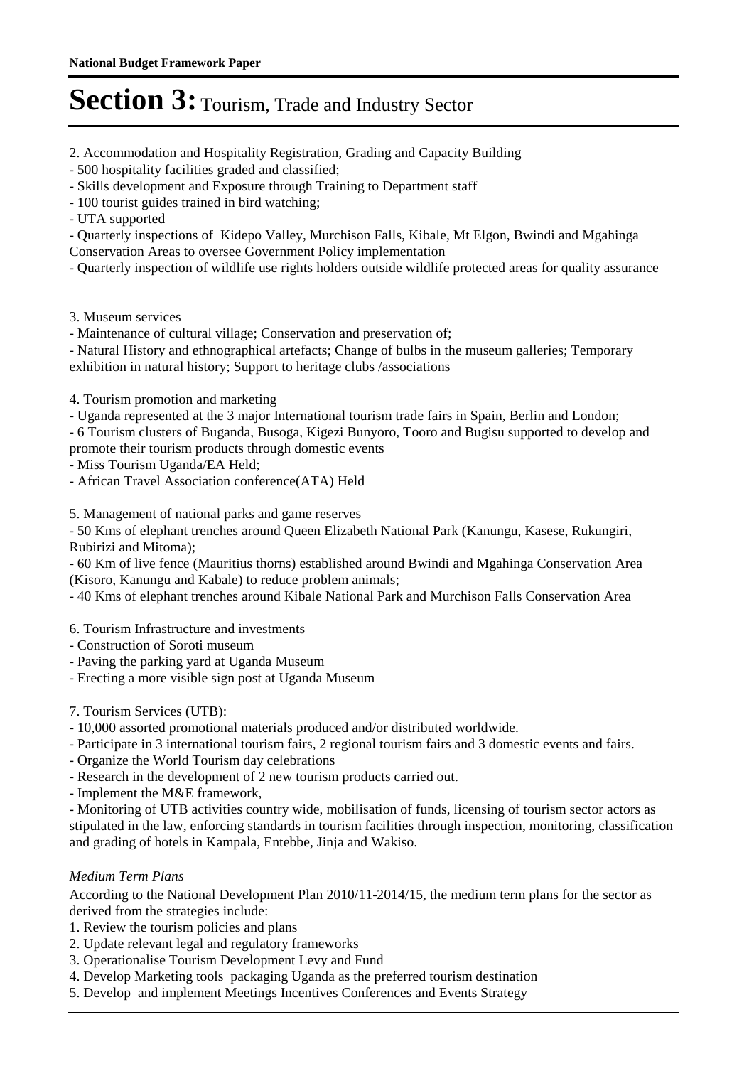# Section 3: Tourism, Trade and Industry Sector

2. Accommodation and Hospitality Registration, Grading and Capacity Building
- 500 hospitality facilities graded and classified;
- Skills development and Exposure through Training to Department staff
- 100 tourist guides trained in bird watching;
- UTA supported
- Quarterly inspections of Kidepo Valley, Murchison Falls, Kibale, Mt Elgon, Bwindi and Mgahinga Conservation Areas to oversee Government Policy implementation
- Quarterly inspection of wildlife use rights holders outside wildlife protected areas for quality assurance

3. Museum services
- Maintenance of cultural village; Conservation and preservation of;
- Natural History and ethnographical artefacts; Change of bulbs in the museum galleries; Temporary exhibition in natural history; Support to heritage clubs /associations

4. Tourism promotion and marketing
- Uganda represented at the 3 major International tourism trade fairs in Spain, Berlin and London;
- 6 Tourism clusters of Buganda, Busoga, Kigezi Bunyoro, Tooro and Bugisu supported to develop and promote their tourism products through domestic events
- Miss Tourism Uganda/EA Held;
- African Travel Association conference(ATA) Held

5. Management of national parks and game reserves
- 50 Kms of elephant trenches around Queen Elizabeth National Park (Kanungu, Kasese, Rukungiri, Rubirizi and Mitoma);
- 60 Km of live fence (Mauritius thorns) established around Bwindi and Mgahinga Conservation Area (Kisoro, Kanungu and Kabale) to reduce problem animals;
- 40 Kms of elephant trenches around Kibale National Park and Murchison Falls Conservation Area

6. Tourism Infrastructure and investments
- Construction of Soroti museum
- Paving the parking yard at Uganda Museum
- Erecting a more visible sign post at Uganda Museum

7. Tourism Services (UTB):
- 10,000 assorted promotional materials produced and/or distributed worldwide.
- Participate in 3 international tourism fairs, 2 regional tourism fairs and 3 domestic events and fairs.
- Organize the World Tourism day celebrations
- Research in the development of 2 new tourism products carried out.
- Implement the M&E framework,
- Monitoring of UTB activities country wide, mobilisation of funds, licensing of tourism sector actors as stipulated in the law, enforcing standards in tourism facilities through inspection, monitoring, classification and grading of hotels in Kampala, Entebbe, Jinja and Wakiso.

*Medium Term Plans*

According to the National Development Plan 2010/11-2014/15, the medium term plans for the sector as derived from the strategies include:
1. Review the tourism policies and plans
2. Update relevant legal and regulatory frameworks
3. Operationalise Tourism Development Levy and Fund
4. Develop Marketing tools packaging Uganda as the preferred tourism destination
5. Develop and implement Meetings Incentives Conferences and Events Strategy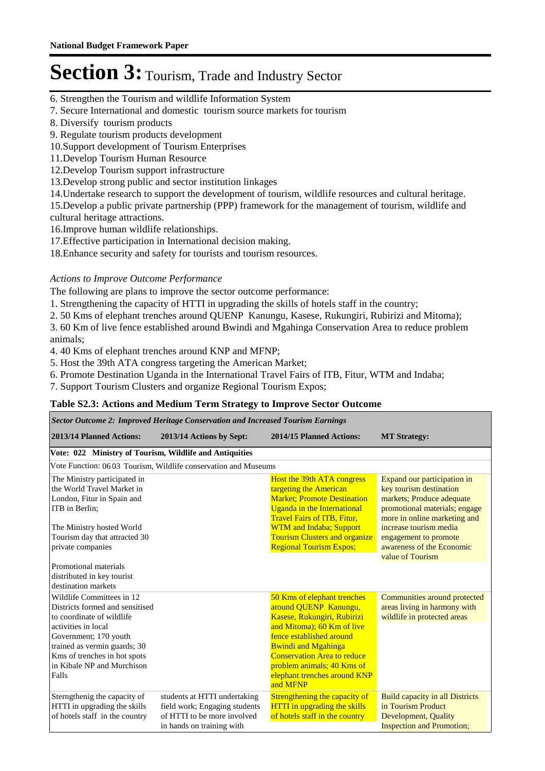# Section 3: Tourism, Trade and Industry Sector

6. Strengthen the Tourism and wildlife Information System
7. Secure International and domestic tourism source markets for tourism
8. Diversify tourism products
9. Regulate tourism products development
10.Support development of Tourism Enterprises
11.Develop Tourism Human Resource
12.Develop Tourism support infrastructure
13.Develop strong public and sector institution linkages
14.Undertake research to support the development of tourism, wildlife resources and cultural heritage.
15.Develop a public private partnership (PPP) framework for the management of tourism, wildlife and cultural heritage attractions.
16.Improve human wildlife relationships.
17.Effective participation in International decision making.
18.Enhance security and safety for tourists and tourism resources.

*Actions to Improve Outcome Performance*

The following are plans to improve the sector outcome performance:

1. Strengthening the capacity of HTTI in upgrading the skills of hotels staff in the country;
2. 50 Kms of elephant trenches around QUENP Kanungu, Kasese, Rukungiri, Rubirizi and Mitoma);
3. 60 Km of live fence established around Bwindi and Mgahinga Conservation Area to reduce problem animals;
4. 40 Kms of elephant trenches around KNP and MFNP;
5. Host the 39th ATA congress targeting the American Market;
6. Promote Destination Uganda in the International Travel Fairs of ITB, Fitur, WTM and Indaba;
7. Support Tourism Clusters and organize Regional Tourism Expos;

**Table S2.3: Actions and Medium Term Strategy to Improve Sector Outcome**

| *Sector Outcome 2: Improved Heritage Conservation and Increased Tourism Earnings* | | | |
|---|---|---|---|
| **2013/14 Planned Actions:** | **2013/14 Actions by Sept:** | **2014/15 Planned Actions:** | **MT Strategy:** |
| **Vote: 022 Ministry of Tourism, Wildlife and Antiquities** | | | |
| Vote Function: 06 03 Tourism, Wildlife conservation and Museums | | | |
| The Ministry participated in the World Travel Market in London, Fitur in Spain and ITB in Berlin;<br><br>The Ministry hosted World Tourism day that attracted 30 private companies<br><br>Promotional materials distributed in key tourist destination markets | | Host the 39th ATA congress targeting the American Market; Promote Destination Uganda in the International Travel Fairs of ITB, Fitur, WTM and Indaba; Support Tourism Clusters and organize Regional Tourism Expos; | Expand our participation in key tourism destination markets; Produce adequate promotional materials; engage more in online marketing and increase tourism media engagement to promote awareness of the Economic value of Tourism |
| Wildlife Committees in 12 Districts formed and sensitised to coordinate of wildlife activities in local Government; 170 youth trained as vermin guards; 30 Kms of trenches in hot spots in Kibale NP and Murchison Falls | | 50 Kms of elephant trenches around QUENP Kanungu, Kasese, Rukungiri, Rubirizi and Mitoma); 60 Km of live fence established around Bwindi and Mgahinga Conservation Area to reduce problem animals; 40 Kms of elephant trenches around KNP and MFNP | Communities around protected areas living in harmony with wildlife in protected areas |
| Sterngthenig the capacity of HTTI in upgrading the skills of hotels staff in the country | students at HTTI undertaking field work; Engaging students of HTTI to be more involved in hands on training with | Strengthening the capacity of HTTI in upgrading the skills of hotels staff in the country | Build capacity in all Districts in Tourism Product Development, Quality Inspection and Promotion; |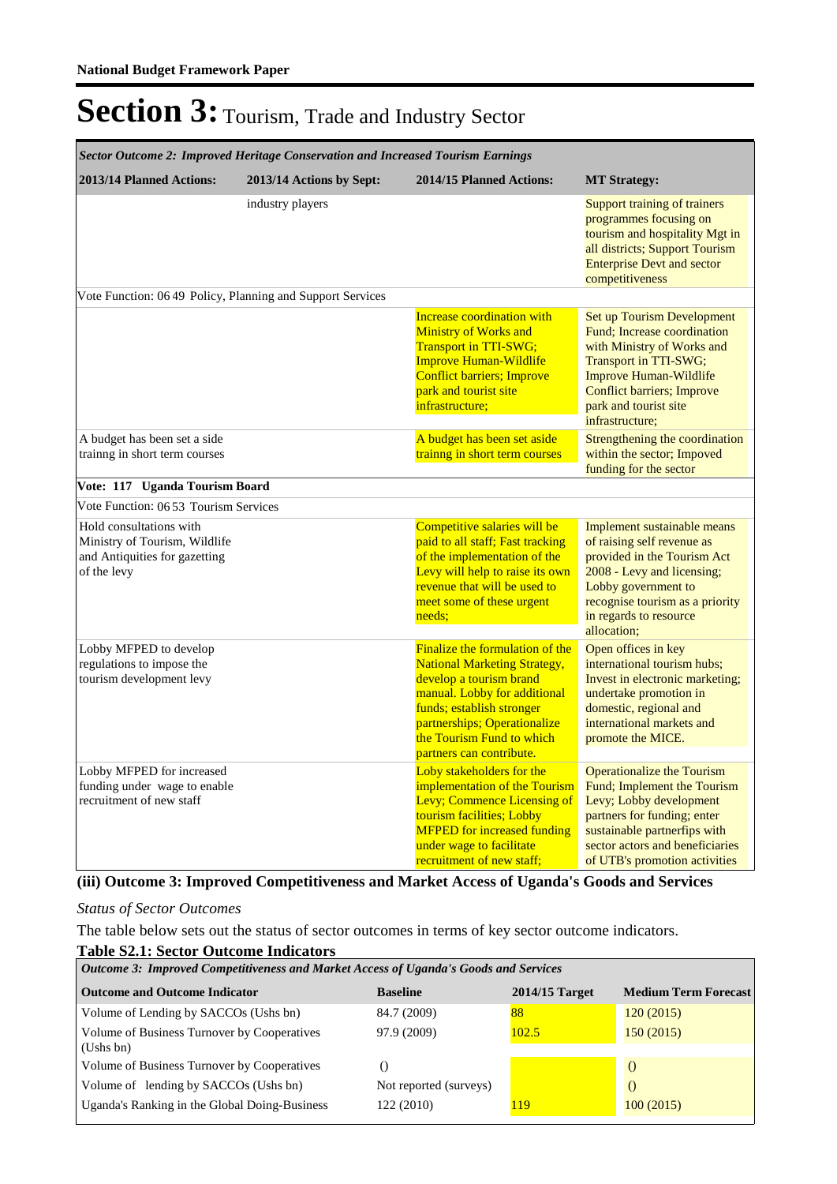# Section 3: Tourism, Trade and Industry Sector

| *Sector Outcome 2: Improved Heritage Conservation and Increased Tourism Earnings* | | | |
|---|---|---|---|
| **2013/14 Planned Actions:** | **2013/14 Actions by Sept:** | **2014/15 Planned Actions:** | **MT Strategy:** |
| | industry players | | Support training of trainers programmes focusing on tourism and hospitality Mgt in all districts; Support Tourism Enterprise Devt and sector competitiveness |
| Vote Function: 06 49 Policy, Planning and Support Services | | | |
| | | Increase coordination with Ministry of Works and Transport in TTI-SWG; Improve Human-Wildlife Conflict barriers; Improve park and tourist site infrastructure; | Set up Tourism Development Fund; Increase coordination with Ministry of Works and Transport in TTI-SWG; Improve Human-Wildlife Conflict barriers; Improve park and tourist site infrastructure; |
| A budget has been set a side trainng in short term courses | | A budget has been set aside trainng in short term courses | Strengthening the coordination within the sector; Impoved funding for the sector |
| **Vote: 117 Uganda Tourism Board** | | | |
| Vote Function: 06 53 Tourism Services | | | |
| Hold consultations with Ministry of Tourism, Wildlife and Antiquities for gazetting of the levy | | Competitive salaries will be paid to all staff; Fast tracking of the implementation of the Levy will help to raise its own revenue that will be used to meet some of these urgent needs; | Implement sustainable means of raising self revenue as provided in the Tourism Act 2008 - Levy and licensing; Lobby government to recognise tourism as a priority in regards to resource allocation; |
| Lobby MFPED to develop regulations to impose the tourism development levy | | Finalize the formulation of the National Marketing Strategy, develop a tourism brand manual. Lobby for additional funds; establish stronger partnerships; Operationalize the Tourism Fund to which partners can contribute. | Open offices in key international tourism hubs; Invest in electronic marketing; undertake promotion in domestic, regional and international markets and promote the MICE. |
| Lobby MFPED for increased funding under wage to enable recruitment of new staff | | Loby stakeholders for the implementation of the Tourism Levy; Commence Licensing of tourism facilities; Lobby MFPED for increased funding under wage to facilitate recruitment of new staff; | Operationalize the Tourism Fund; Implement the Tourism Levy; Lobby development partners for funding; enter sustainable partnerfips with sector actors and beneficiaries of UTB's promotion activities |

### (iii) Outcome 3: Improved Competitiveness and Market Access of Uganda's Goods and Services

*Status of Sector Outcomes*

The table below sets out the status of sector outcomes in terms of key sector outcome indicators.

**Table S2.1: Sector Outcome Indicators**

| *Outcome 3: Improved Competitiveness and Market Access of Uganda's Goods and Services* | | | |
|---|---|---|---|
| **Outcome and Outcome Indicator** | **Baseline** | **2014/15 Target** | **Medium Term Forecast** |
| Volume of Lending by SACCOs (Ushs bn) | 84.7 (2009) | 88 | 120 (2015) |
| Volume of Business Turnover by Cooperatives (Ushs bn) | 97.9 (2009) | 102.5 | 150 (2015) |
| Volume of Business Turnover by Cooperatives | () | | () |
| Volume of lending by SACCOs (Ushs bn) | Not reported (surveys) | | () |
| Uganda's Ranking in the Global Doing-Business | 122 (2010) | 119 | 100 (2015) |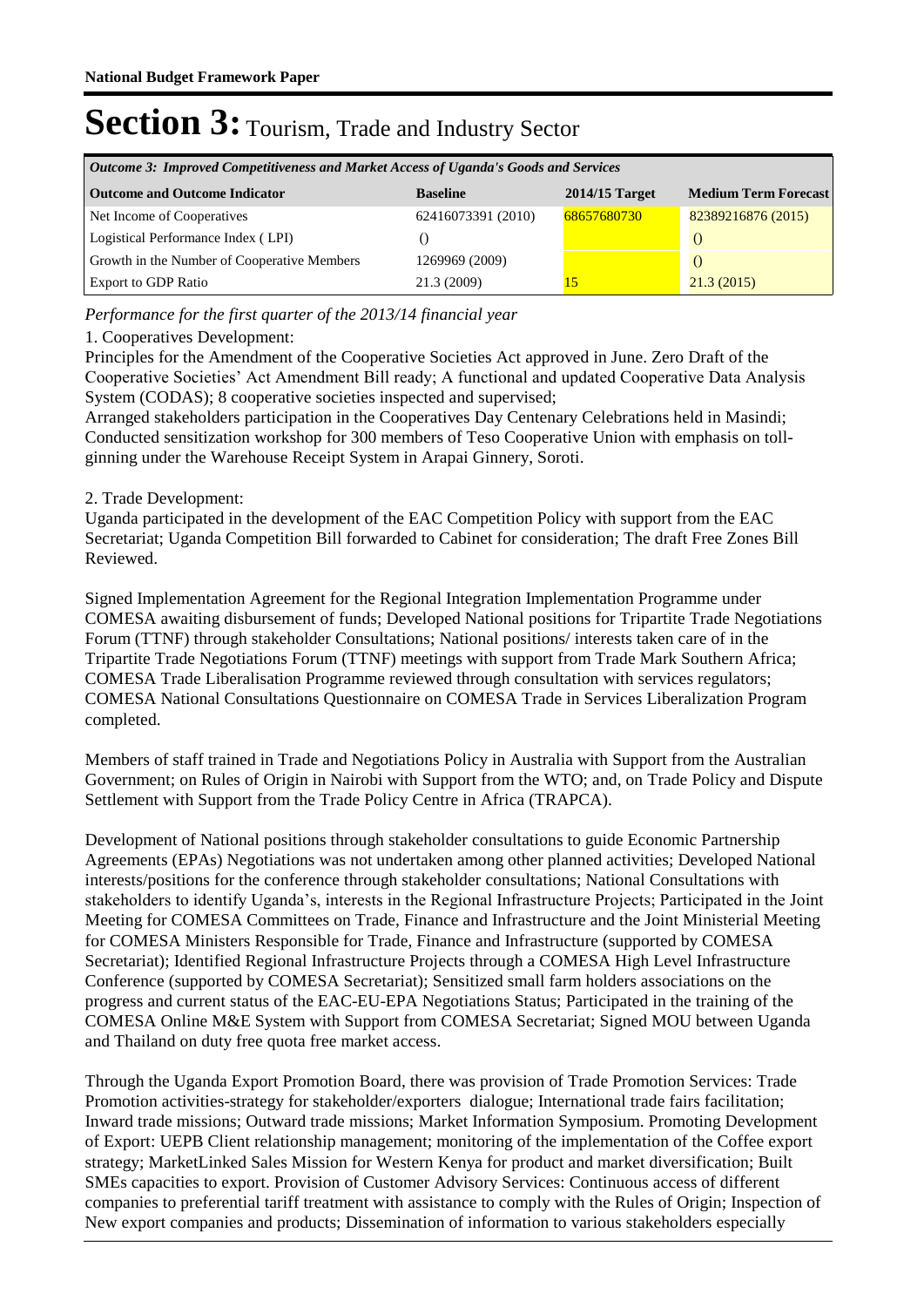# Section 3: Tourism, Trade and Industry Sector

| *Outcome 3: Improved Competitiveness and Market Access of Uganda's Goods and Services* | | | |
|---|---|---|---|
| **Outcome and Outcome Indicator** | **Baseline** | **2014/15 Target** | **Medium Term Forecast** |
| Net Income of Cooperatives | 62416073391 (2010) | 68657680730 | 82389216876 (2015) |
| Logistical Performance Index ( LPI) | () | | () |
| Growth in the Number of Cooperative Members | 1269969 (2009) | | () |
| Export to GDP Ratio | 21.3 (2009) | 15 | 21.3 (2015) |

*Performance for the first quarter of the 2013/14 financial year*

1. Cooperatives Development:

Principles for the Amendment of the Cooperative Societies Act approved in June. Zero Draft of the Cooperative Societies' Act Amendment Bill ready; A functional and updated Cooperative Data Analysis System (CODAS); 8 cooperative societies inspected and supervised;

Arranged stakeholders participation in the Cooperatives Day Centenary Celebrations held in Masindi; Conducted sensitization workshop for 300 members of Teso Cooperative Union with emphasis on toll-ginning under the Warehouse Receipt System in Arapai Ginnery, Soroti.

2. Trade Development:

Uganda participated in the development of the EAC Competition Policy with support from the EAC Secretariat; Uganda Competition Bill forwarded to Cabinet for consideration; The draft Free Zones Bill Reviewed.

Signed Implementation Agreement for the Regional Integration Implementation Programme under COMESA awaiting disbursement of funds; Developed National positions for Tripartite Trade Negotiations Forum (TTNF) through stakeholder Consultations; National positions/ interests taken care of in the Tripartite Trade Negotiations Forum (TTNF) meetings with support from Trade Mark Southern Africa; COMESA Trade Liberalisation Programme reviewed through consultation with services regulators; COMESA National Consultations Questionnaire on COMESA Trade in Services Liberalization Program completed.

Members of staff trained in Trade and Negotiations Policy in Australia with Support from the Australian Government; on Rules of Origin in Nairobi with Support from the WTO; and, on Trade Policy and Dispute Settlement with Support from the Trade Policy Centre in Africa (TRAPCA).

Development of National positions through stakeholder consultations to guide Economic Partnership Agreements (EPAs) Negotiations was not undertaken among other planned activities; Developed National interests/positions for the conference through stakeholder consultations; National Consultations with stakeholders to identify Uganda's, interests in the Regional Infrastructure Projects; Participated in the Joint Meeting for COMESA Committees on Trade, Finance and Infrastructure and the Joint Ministerial Meeting for COMESA Ministers Responsible for Trade, Finance and Infrastructure (supported by COMESA Secretariat); Identified Regional Infrastructure Projects through a COMESA High Level Infrastructure Conference (supported by COMESA Secretariat); Sensitized small farm holders associations on the progress and current status of the EAC-EU-EPA Negotiations Status; Participated in the training of the COMESA Online M&E System with Support from COMESA Secretariat; Signed MOU between Uganda and Thailand on duty free quota free market access.

Through the Uganda Export Promotion Board, there was provision of Trade Promotion Services: Trade Promotion activities-strategy for stakeholder/exporters dialogue; International trade fairs facilitation; Inward trade missions; Outward trade missions; Market Information Symposium. Promoting Development of Export: UEPB Client relationship management; monitoring of the implementation of the Coffee export strategy; MarketLinked Sales Mission for Western Kenya for product and market diversification; Built SMEs capacities to export. Provision of Customer Advisory Services: Continuous access of different companies to preferential tariff treatment with assistance to comply with the Rules of Origin; Inspection of New export companies and products; Dissemination of information to various stakeholders especially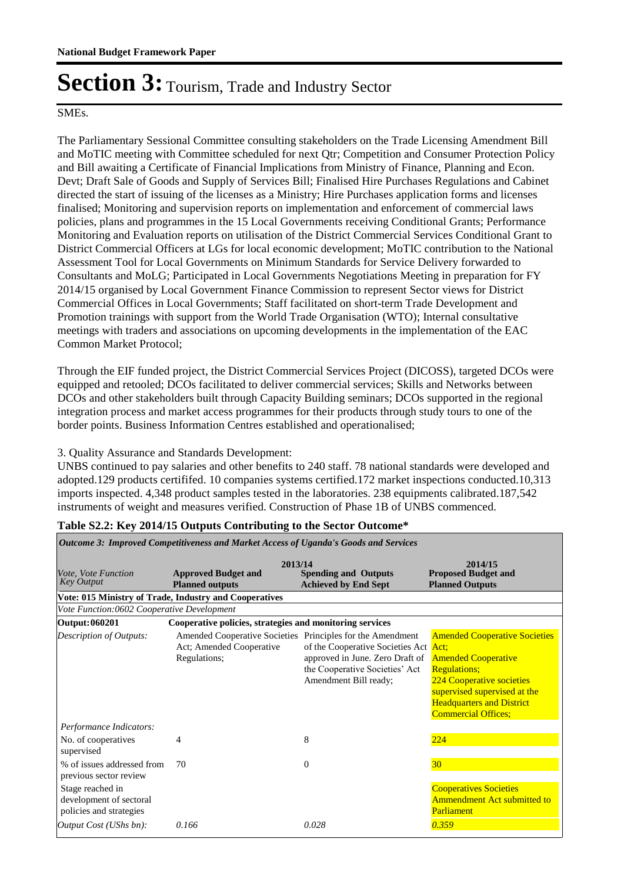SMEs.

The Parliamentary Sessional Committee consulting stakeholders on the Trade Licensing Amendment Bill and MoTIC meeting with Committee scheduled for next Qtr; Competition and Consumer Protection Policy and Bill awaiting a Certificate of Financial Implications from Ministry of Finance, Planning and Econ. Devt; Draft Sale of Goods and Supply of Services Bill; Finalised Hire Purchases Regulations and Cabinet directed the start of issuing of the licenses as a Ministry; Hire Purchases application forms and licenses finalised; Monitoring and supervision reports on implementation and enforcement of commercial laws policies, plans and programmes in the 15 Local Governments receiving Conditional Grants; Performance Monitoring and Evaluation reports on utilisation of the District Commercial Services Conditional Grant to District Commercial Officers at LGs for local economic development; MoTIC contribution to the National Assessment Tool for Local Governments on Minimum Standards for Service Delivery forwarded to Consultants and MoLG; Participated in Local Governments Negotiations Meeting in preparation for FY 2014/15 organised by Local Government Finance Commission to represent Sector views for District Commercial Offices in Local Governments; Staff facilitated on short-term Trade Development and Promotion trainings with support from the World Trade Organisation (WTO); Internal consultative meetings with traders and associations on upcoming developments in the implementation of the EAC Common Market Protocol;

Through the EIF funded project, the District Commercial Services Project (DICOSS), targeted DCOs were equipped and retooled; DCOs facilitated to deliver commercial services; Skills and Networks between DCOs and other stakeholders built through Capacity Building seminars; DCOs supported in the regional integration process and market access programmes for their products through study tours to one of the border points. Business Information Centres established and operationalised;

3. Quality Assurance and Standards Development:
UNBS continued to pay salaries and other benefits to 240 staff. 78 national standards were developed and adopted.129 products certififed. 10 companies systems certified.172 market inspections conducted.10,313 imports inspected. 4,348 product samples tested in the laboratories. 238 equipments calibrated.187,542 instruments of weight and measures verified. Construction of Phase 1B of UNBS commenced.

**Table S2.2: Key 2014/15 Outputs Contributing to the Sector Outcome***

*Outcome 3: Improved Competitiveness and Market Access of Uganda's Goods and Services*

| *Vote, Vote Function Key Output* | 2013/14 Approved Budget and Planned outputs | 2013/14 Spending and Outputs Achieved by End Sept | 2014/15 Proposed Budget and Planned Outputs |
|---|---|---|---|
| **Vote: 015 Ministry of Trade, Industry and Cooperatives** | | | |
| *Vote Function:0602 Cooperative Development* | | | |
| **Output: 060201** | **Cooperative policies, strategies and monitoring services** | | |
| *Description of Outputs:* | Amended Cooperative Societies Act; Amended Cooperative Regulations; | Principles for the Amendment of the Cooperative Societies Act approved in June. Zero Draft of the Cooperative Societies' Act Amendment Bill ready; | Amended Cooperative Societies Act; Amended Cooperative Regulations; 224 Cooperative societies supervised supervised at the Headquarters and District Commercial Offices; |
| *Performance Indicators:* | | | |
| No. of cooperatives supervised | 4 | 8 | 224 |
| % of issues addressed from previous sector review | 70 | 0 | 30 |
| Stage reached in development of sectoral policies and strategies | | | Cooperatives Societies Ammendment Act submitted to Parliament |
| *Output Cost (UShs bn):* | *0.166* | *0.028* | *0.359* |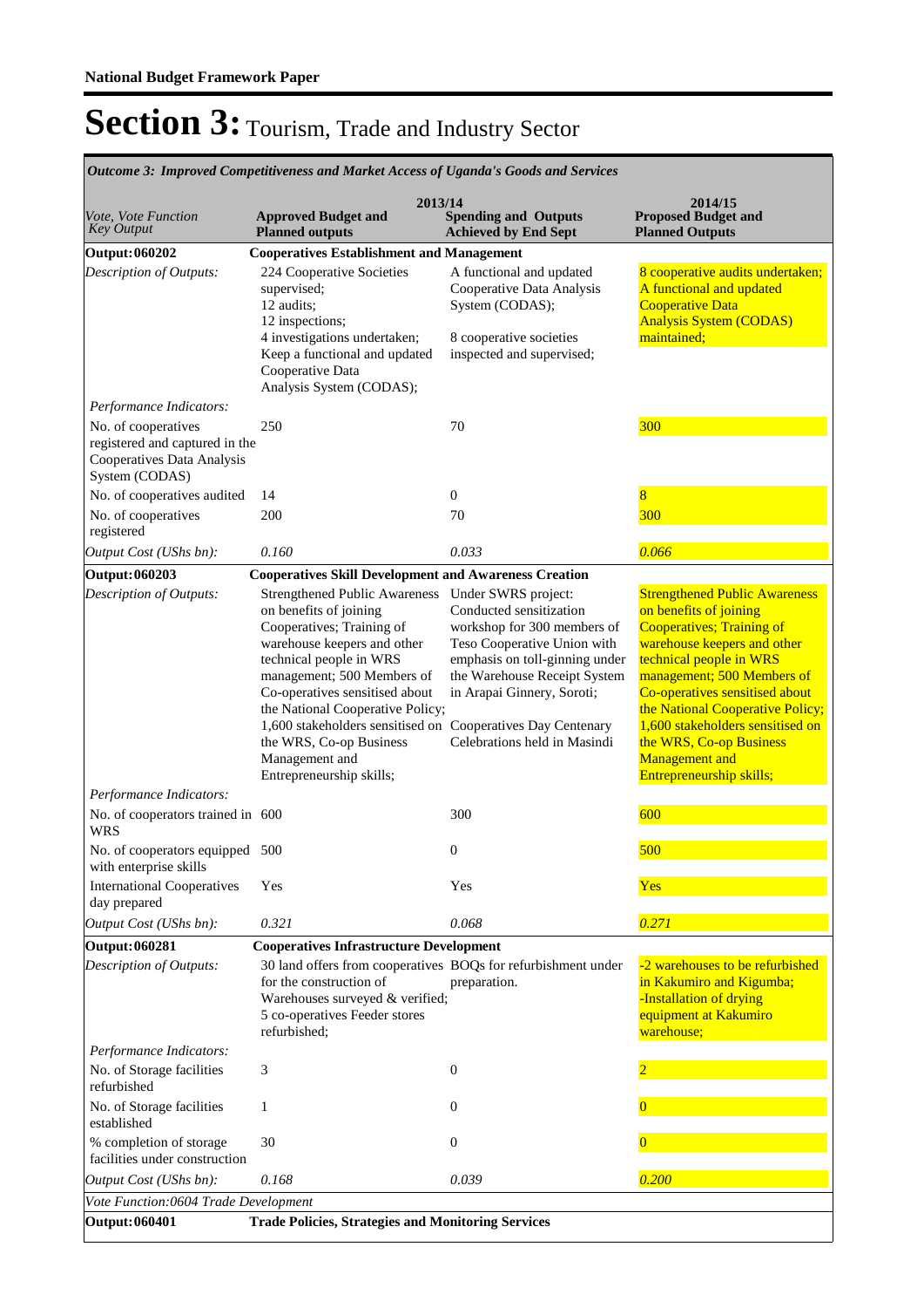**National Budget Framework Paper**

# Section 3: Tourism, Trade and Industry Sector

*Outcome 3: Improved Competitiveness and Market Access of Uganda's Goods and Services*

| *Vote, Vote Function Key Output* | 2013/14 **Approved Budget and Planned outputs** | **Spending and Outputs Achieved by End Sept** | 2014/15 **Proposed Budget and Planned Outputs** |
|---|---|---|---|
| **Output: 060202** | **Cooperatives Establishment and Management** | | |
| *Description of Outputs:* | 224 Cooperative Societies supervised; 12 audits; 12 inspections; 4 investigations undertaken; Keep a functional and updated Cooperative Data Analysis System (CODAS); | A functional and updated Cooperative Data Analysis System (CODAS); 8 cooperative societies inspected and supervised; | 8 cooperative audits undertaken; A functional and updated Cooperative Data Analysis System (CODAS) maintained; |
| *Performance Indicators:* | | | |
| No. of cooperatives registered and captured in the Cooperatives Data Analysis System (CODAS) | 250 | 70 | 300 |
| No. of cooperatives audited | 14 | 0 | 8 |
| No. of cooperatives registered | 200 | 70 | 300 |
| *Output Cost (UShs bn):* | *0.160* | *0.033* | *0.066* |
| **Output: 060203** | **Cooperatives Skill Development and Awareness Creation** | | |
| *Description of Outputs:* | Strengthened Public Awareness on benefits of joining Cooperatives; Training of warehouse keepers and other technical people in WRS management; 500 Members of Co-operatives sensitised about the National Cooperative Policy; 1,600 stakeholders sensitised on the WRS, Co-op Business Management and Entrepreneurship skills; | Under SWRS project: Conducted sensitization workshop for 300 members of Teso Cooperative Union with emphasis on toll-ginning under the Warehouse Receipt System in Arapai Ginnery, Soroti; Cooperatives Day Centenary Celebrations held in Masindi | Strengthened Public Awareness on benefits of joining Cooperatives; Training of warehouse keepers and other technical people in WRS management; 500 Members of Co-operatives sensitised about the National Cooperative Policy; 1,600 stakeholders sensitised on the WRS, Co-op Business Management and Entrepreneurship skills; |
| *Performance Indicators:* | | | |
| No. of cooperators trained in WRS | 600 | 300 | 600 |
| No. of cooperators equipped with enterprise skills | 500 | 0 | 500 |
| International Cooperatives day prepared | Yes | Yes | Yes |
| *Output Cost (UShs bn):* | *0.321* | *0.068* | *0.271* |
| **Output: 060281** | **Cooperatives Infrastructure Development** | | |
| *Description of Outputs:* | 30 land offers from cooperatives for the construction of Warehouses surveyed & verified; 5 co-operatives Feeder stores refurbished; | BOQs for refurbishment under preparation. | -2 warehouses to be refurbished in Kakumiro and Kigumba; -Installation of drying equipment at Kakumiro warehouse; |
| *Performance Indicators:* | | | |
| No. of Storage facilities refurbished | 3 | 0 | 2 |
| No. of Storage facilities established | 1 | 0 | 0 |
| % completion of storage facilities under construction | 30 | 0 | 0 |
| *Output Cost (UShs bn):* | *0.168* | *0.039* | *0.200* |
| *Vote Function:0604 Trade Development* | | | |
| **Output: 060401** | **Trade Policies, Strategies and Monitoring Services** | | |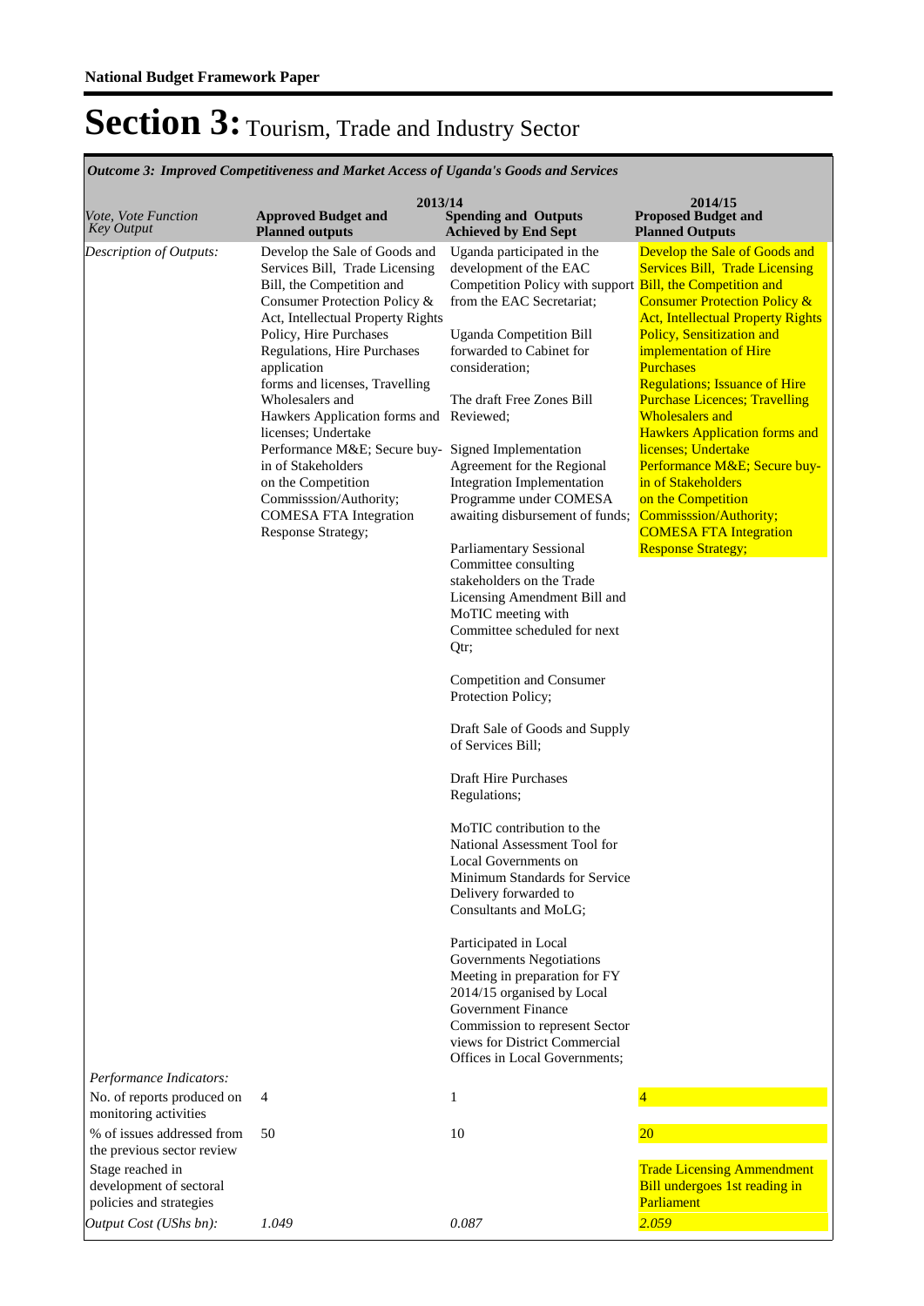**National Budget Framework Paper**

# Section 3: Tourism, Trade and Industry Sector

*Outcome 3: Improved Competitiveness and Market Access of Uganda's Goods and Services*

| *Vote, Vote Function Key Output* | 2013/14 Approved Budget and Planned outputs | 2013/14 Spending and Outputs Achieved by End Sept | 2014/15 Proposed Budget and Planned Outputs |
|---|---|---|---|
| *Description of Outputs:* | Develop the Sale of Goods and Services Bill, Trade Licensing Bill, the Competition and Consumer Protection Policy & Act, Intellectual Property Rights Policy, Hire Purchases Regulations, Hire Purchases application forms and licenses, Travelling Wholesalers and Hawkers Application forms and licenses; Undertake Performance M&E; Secure buy-in of Stakeholders on the Competition Commisssion/Authority; COMESA FTA Integration Response Strategy; | Uganda participated in the development of the EAC Competition Policy with support from the EAC Secretariat;<br><br>Uganda Competition Bill forwarded to Cabinet for consideration;<br><br>The draft Free Zones Bill Reviewed;<br><br>Signed Implementation Agreement for the Regional Integration Implementation Programme under COMESA awaiting disbursement of funds;<br><br>Parliamentary Sessional Committee consulting stakeholders on the Trade Licensing Amendment Bill and MoTIC meeting with Committee scheduled for next Qtr;<br><br>Competition and Consumer Protection Policy;<br><br>Draft Sale of Goods and Supply of Services Bill;<br><br>Draft Hire Purchases Regulations;<br><br>MoTIC contribution to the National Assessment Tool for Local Governments on Minimum Standards for Service Delivery forwarded to Consultants and MoLG;<br><br>Participated in Local Governments Negotiations Meeting in preparation for FY 2014/15 organised by Local Government Finance Commission to represent Sector views for District Commercial Offices in Local Governments; | Develop the Sale of Goods and Services Bill, Trade Licensing Bill, the Competition and Consumer Protection Policy & Act, Intellectual Property Rights Policy, Sensitization and implementation of Hire Purchases Regulations; Issuance of Hire Purchase Licences; Travelling Wholesalers and Hawkers Application forms and licenses; Undertake Performance M&E; Secure buy-in of Stakeholders on the Competition Commisssion/Authority; COMESA FTA Integration Response Strategy; |
| *Performance Indicators:* | | | |
| No. of reports produced on monitoring activities | 4 | 1 | 4 |
| % of issues addressed from the previous sector review | 50 | 10 | 20 |
| Stage reached in development of sectoral policies and strategies | | | Trade Licensing Ammendment Bill undergoes 1st reading in Parliament |
| *Output Cost (UShs bn):* | *1.049* | *0.087* | *2.059* |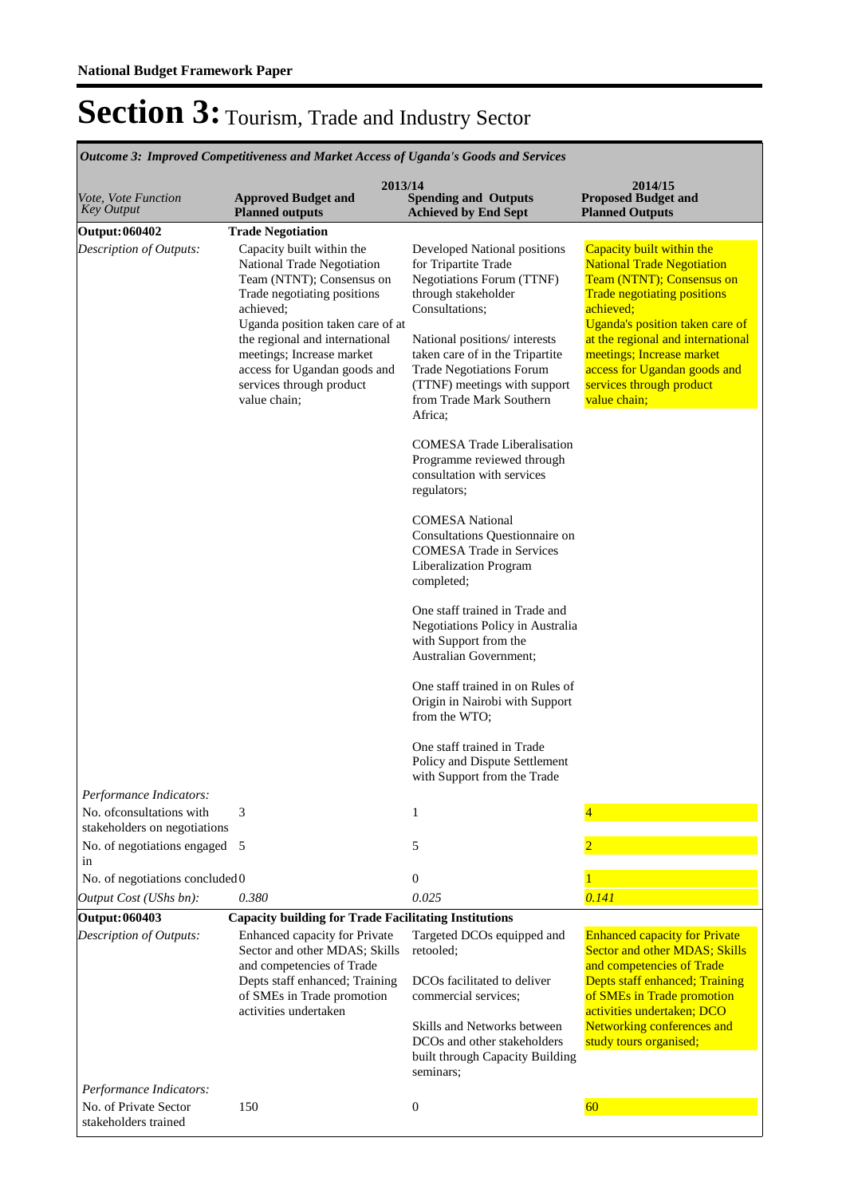**National Budget Framework Paper**

# Section 3: Tourism, Trade and Industry Sector

| *Outcome 3: Improved Competitiveness and Market Access of Uganda's Goods and Services* | | | |
|---|---|---|---|
| | 2013/14 | | 2014/15 |
| *Vote, Vote Function Key Output* | **Approved Budget and Planned outputs** | **Spending and Outputs Achieved by End Sept** | **Proposed Budget and Planned Outputs** |
| **Output: 060402** | **Trade Negotiation** | | |
| *Description of Outputs:* | Capacity built within the National Trade Negotiation Team (NTNT); Consensus on Trade negotiating positions achieved;<br>Uganda position taken care of at the regional and international meetings; Increase market access for Ugandan goods and services through product value chain; | Developed National positions for Tripartite Trade Negotiations Forum (TTNF) through stakeholder Consultations;<br><br>National positions/ interests taken care of in the Tripartite Trade Negotiations Forum (TTNF) meetings with support from Trade Mark Southern Africa;<br><br>COMESA Trade Liberalisation Programme reviewed through consultation with services regulators;<br><br>COMESA National Consultations Questionnaire on COMESA Trade in Services Liberalization Program completed;<br><br>One staff trained in Trade and Negotiations Policy in Australia with Support from the Australian Government;<br><br>One staff trained in on Rules of Origin in Nairobi with Support from the WTO;<br><br>One staff trained in Trade Policy and Dispute Settlement with Support from the Trade | Capacity built within the National Trade Negotiation Team (NTNT); Consensus on Trade negotiating positions achieved;<br>Uganda's position taken care of at the regional and international meetings; Increase market access for Ugandan goods and services through product value chain; |
| *Performance Indicators:* | | | |
| No. ofconsultations with stakeholders on negotiations | 3 | 1 | 4 |
| No. of negotiations engaged in | 5 | 5 | 2 |
| No. of negotiations concluded | 0 | 0 | 1 |
| *Output Cost (UShs bn):* | *0.380* | *0.025* | *0.141* |
| **Output: 060403** | **Capacity building for Trade Facilitating Institutions** | | |
| *Description of Outputs:* | Enhanced capacity for Private Sector and other MDAS; Skills and competencies of Trade Depts staff enhanced; Training of SMEs in Trade promotion activities undertaken | Targeted DCOs equipped and retooled;<br><br>DCOs facilitated to deliver commercial services;<br><br>Skills and Networks between DCOs and other stakeholders built through Capacity Building seminars; | Enhanced capacity for Private Sector and other MDAS; Skills and competencies of Trade Depts staff enhanced; Training of SMEs in Trade promotion activities undertaken; DCO Networking conferences and study tours organised; |
| *Performance Indicators:* | | | |
| No. of Private Sector stakeholders trained | 150 | 0 | 60 |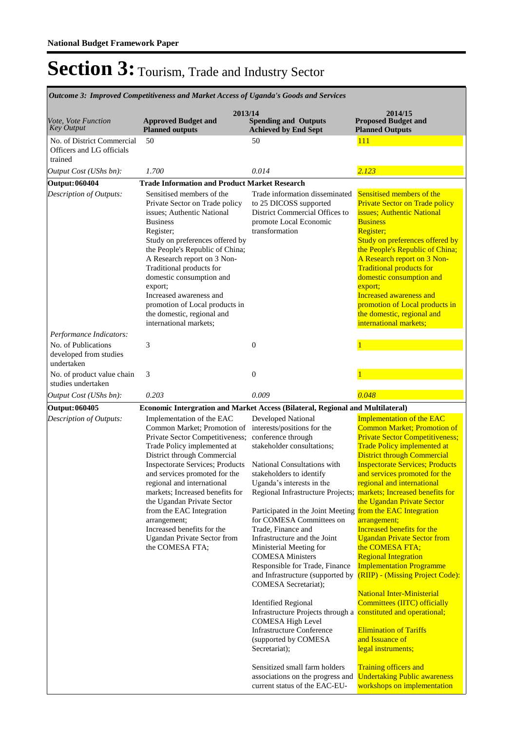**National Budget Framework Paper**

# Section 3: Tourism, Trade and Industry Sector

| *Outcome 3: Improved Competitiveness and Market Access of Uganda's Goods and Services* | | | |
|---|---|---|---|
| *Vote, Vote Function Key Output* | **2013/14** **Approved Budget and Planned outputs** | **Spending and Outputs Achieved by End Sept** | **2014/15 Proposed Budget and Planned Outputs** |
| No. of District Commercial Officers and LG officials trained | 50 | 50 | 111 |
| *Output Cost (UShs bn):* | *1.700* | *0.014* | *2.123* |
| **Output: 060404** | **Trade Information and Product Market Research** | | |
| *Description of Outputs:* | Sensitised members of the Private Sector on Trade policy issues; Authentic National Business Register; Study on preferences offered by the People's Republic of China; A Research report on 3 Non-Traditional products for domestic consumption and export; Increased awareness and promotion of Local products in the domestic, regional and international markets; | Trade information disseminated to 25 DICOSS supported District Commercial Offices to promote Local Economic transformation | Sensitised members of the Private Sector on Trade policy issues; Authentic National Business Register; Study on preferences offered by the People's Republic of China; A Research report on 3 Non-Traditional products for domestic consumption and export; Increased awareness and promotion of Local products in the domestic, regional and international markets; |
| *Performance Indicators:* | | | |
| No. of Publications developed from studies undertaken | 3 | 0 | 1 |
| No. of product value chain studies undertaken | 3 | 0 | 1 |
| *Output Cost (UShs bn):* | *0.203* | *0.009* | *0.048* |
| **Output: 060405** | **Economic Intergration and Market Access (Bilateral, Regional and Multilateral)** | | |
| *Description of Outputs:* | Implementation of the EAC Common Market; Promotion of Private Sector Competitiveness; Trade Policy implemented at District through Commercial Inspectorate Services; Products and services promoted for the regional and international markets; Increased benefits for the Ugandan Private Sector from the EAC Integration arrangement; Increased benefits for the Ugandan Private Sector from the COMESA FTA; | Developed National interests/positions for the conference through stakeholder consultations;<br><br>National Consultations with stakeholders to identify Uganda's interests in the Regional Infrastructure Projects;<br><br>Participated in the Joint Meeting for COMESA Committees on Trade, Finance and Infrastructure and the Joint Ministerial Meeting for COMESA Ministers Responsible for Trade, Finance and Infrastructure (supported by COMESA Secretariat);<br><br>Identified Regional Infrastructure Projects through a COMESA High Level Infrastructure Conference (supported by COMESA Secretariat);<br><br>Sensitized small farm holders associations on the progress and current status of the EAC-EU- | Implementation of the EAC Common Market; Promotion of Private Sector Competitiveness; Trade Policy implemented at District through Commercial Inspectorate Services; Products and services promoted for the regional and international markets; Increased benefits for the Ugandan Private Sector from the EAC Integration arrangement; Increased benefits for the Ugandan Private Sector from the COMESA FTA; Regional Integration Implementation Programme (RIIP) - (Missing Project Code):<br><br>National Inter-Ministerial Committees (IITC) officially constituted and operational;<br><br>Elimination of Tariffs and Issuance of legal instruments;<br><br>Training officers and Undertaking Public awareness workshops on implementation |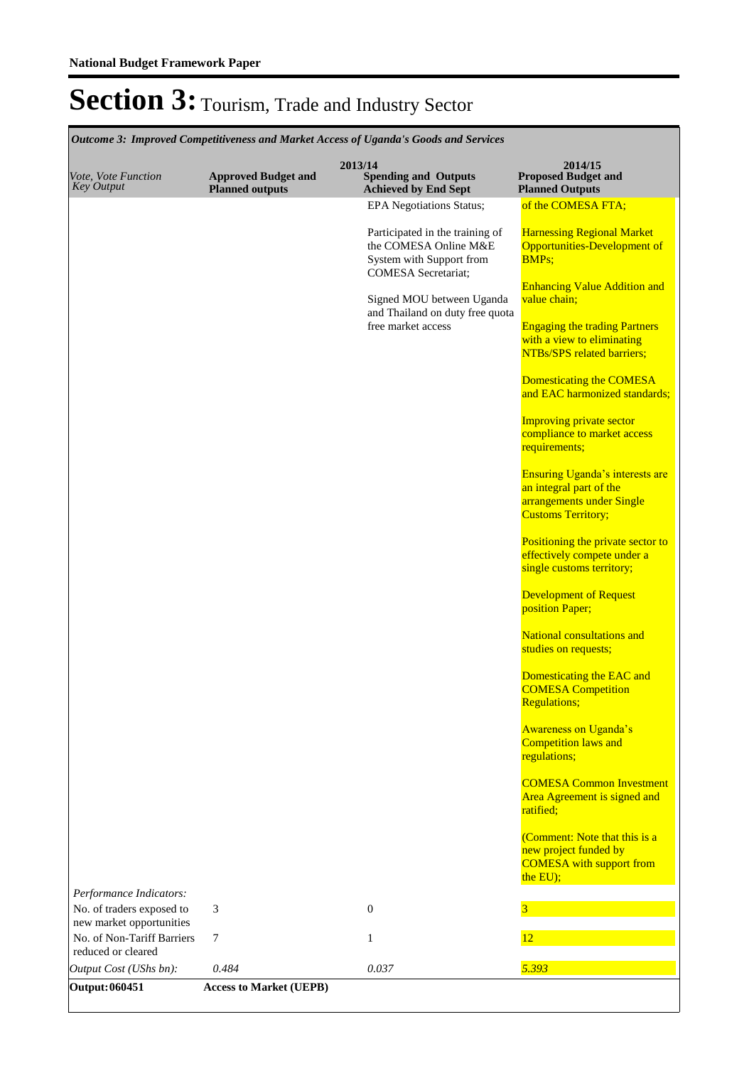**National Budget Framework Paper**

# Section 3: Tourism, Trade and Industry Sector

| *Outcome 3: Improved Competitiveness and Market Access of Uganda's Goods and Services* | | | |
|---|---|---|---|
| | 2013/14 | | 2014/15 |
| *Vote, Vote Function Key Output* | **Approved Budget and Planned outputs** | **Spending and Outputs Achieved by End Sept** | **Proposed Budget and Planned Outputs** |
| | | EPA Negotiations Status;<br><br>Participated in the training of the COMESA Online M&E System with Support from COMESA Secretariat;<br><br>Signed MOU between Uganda and Thailand on duty free quota free market access | of the COMESA FTA;<br><br>Harnessing Regional Market Opportunities-Development of BMPs;<br><br>Enhancing Value Addition and value chain;<br><br>Engaging the trading Partners with a view to eliminating NTBs/SPS related barriers;<br><br>Domesticating the COMESA and EAC harmonized standards;<br><br>Improving private sector compliance to market access requirements;<br><br>Ensuring Uganda's interests are an integral part of the arrangements under Single Customs Territory;<br><br>Positioning the private sector to effectively compete under a single customs territory;<br><br>Development of Request position Paper;<br><br>National consultations and studies on requests;<br><br>Domesticating the EAC and COMESA Competition Regulations;<br><br>Awareness on Uganda's Competition laws and regulations;<br><br>COMESA Common Investment Area Agreement is signed and ratified;<br><br>(Comment: Note that this is a new project funded by COMESA with support from the EU); |
| *Performance Indicators:* | | | |
| No. of traders exposed to new market opportunities | 3 | 0 | 3 |
| No. of Non-Tariff Barriers reduced or cleared | 7 | 1 | 12 |
| *Output Cost (UShs bn):* | *0.484* | *0.037* | *5.393* |
| **Output: 060451** | **Access to Market (UEPB)** | | |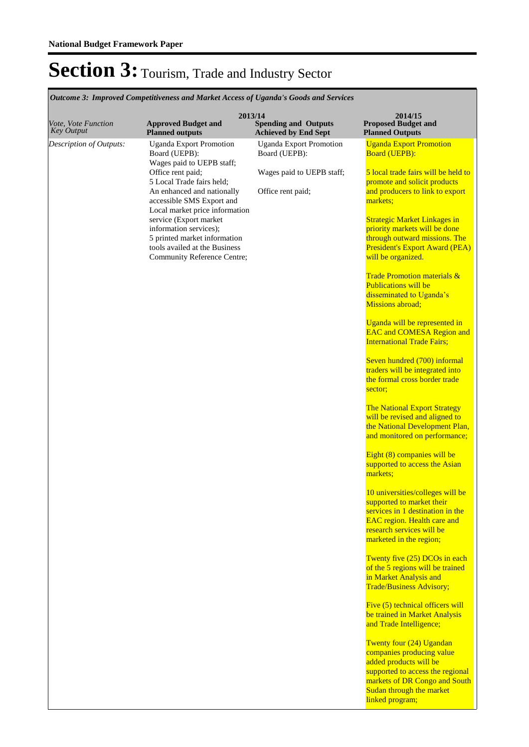**National Budget Framework Paper**

# Section 3: Tourism, Trade and Industry Sector

*Outcome 3: Improved Competitiveness and Market Access of Uganda's Goods and Services*

| *Vote, Vote Function Key Output* | 2013/14 **Approved Budget and Planned outputs** | **Spending and Outputs Achieved by End Sept** | 2014/15 **Proposed Budget and Planned Outputs** |
|---|---|---|---|
| *Description of Outputs:* | Uganda Export Promotion Board (UEPB):<br>Wages paid to UEPB staff;<br>Office rent paid;<br>5 Local Trade fairs held;<br>An enhanced and nationally accessible SMS Export and Local market price information service (Export market information services);<br>5 printed market information tools availed at the Business Community Reference Centre; | Uganda Export Promotion Board (UEPB):<br><br>Wages paid to UEPB staff;<br><br>Office rent paid; | Uganda Export Promotion Board (UEPB):<br><br>5 local trade fairs will be held to promote and solicit products and producers to link to export markets;<br><br>Strategic Market Linkages in priority markets will be done through outward missions. The President's Export Award (PEA) will be organized.<br><br>Trade Promotion materials & Publications will be disseminated to Uganda's Missions abroad;<br><br>Uganda will be represented in EAC and COMESA Region and International Trade Fairs;<br><br>Seven hundred (700) informal traders will be integrated into the formal cross border trade sector;<br><br>The National Export Strategy will be revised and aligned to the National Development Plan, and monitored on performance;<br><br>Eight (8) companies will be supported to access the Asian markets;<br><br>10 universities/colleges will be supported to market their services in 1 destination in the EAC region. Health care and research services will be marketed in the region;<br><br>Twenty five (25) DCOs in each of the 5 regions will be trained in Market Analysis and Trade/Business Advisory;<br><br>Five (5) technical officers will be trained in Market Analysis and Trade Intelligence;<br><br>Twenty four (24) Ugandan companies producing value added products will be supported to access the regional markets of DR Congo and South Sudan through the market linked program; |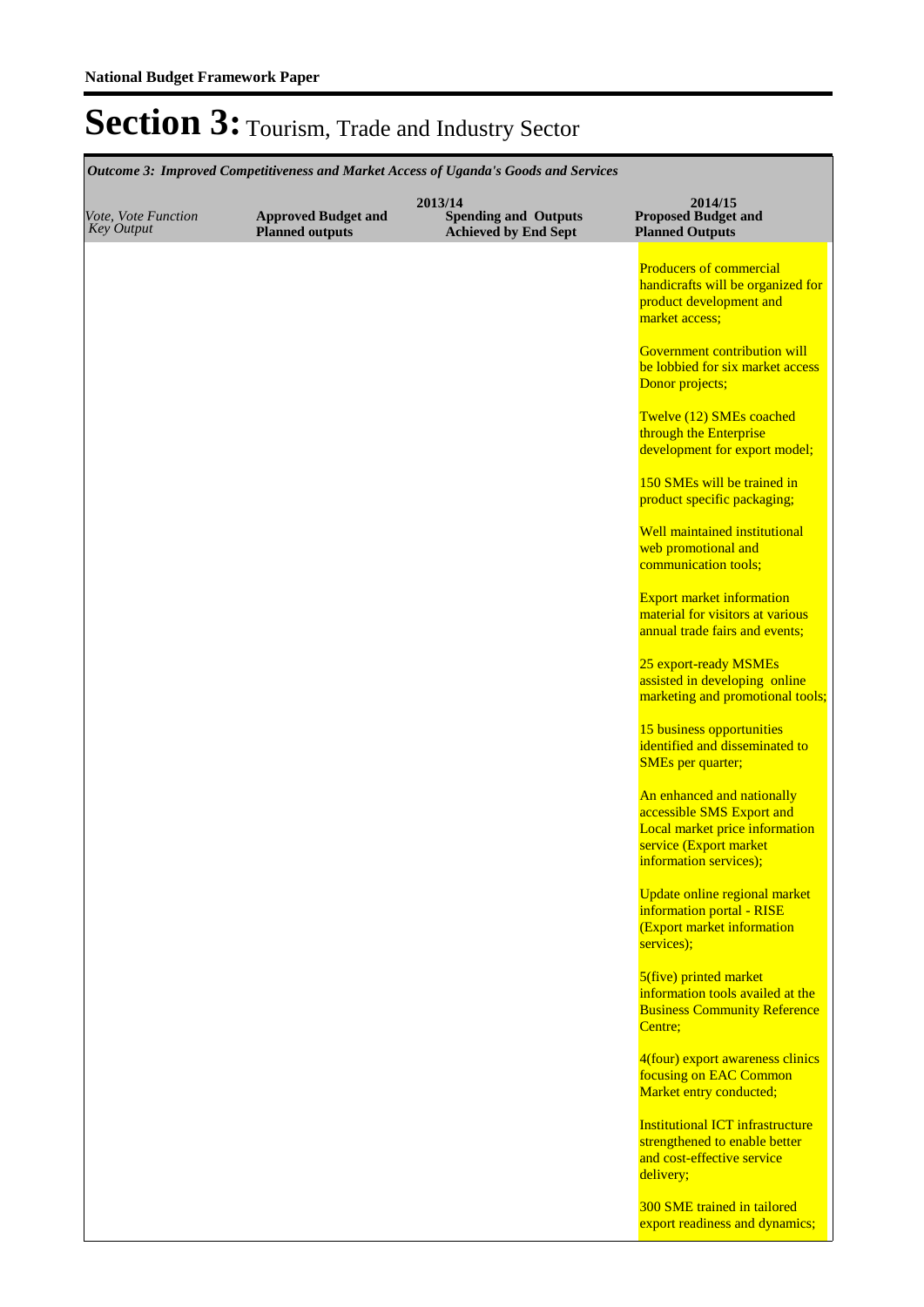**National Budget Framework Paper**

# Section 3: Tourism, Trade and Industry Sector

*Outcome 3: Improved Competitiveness and Market Access of Uganda's Goods and Services*

| *Vote, Vote Function Key Output* | 2013/14 Approved Budget and Planned outputs | 2013/14 Spending and Outputs Achieved by End Sept | 2014/15 Proposed Budget and Planned Outputs |
|---|---|---|---|
| | | | Producers of commercial handicrafts will be organized for product development and market access;<br><br>Government contribution will be lobbied for six market access Donor projects;<br><br>Twelve (12) SMEs coached through the Enterprise development for export model;<br><br>150 SMEs will be trained in product specific packaging;<br><br>Well maintained institutional web promotional and communication tools;<br><br>Export market information material for visitors at various annual trade fairs and events;<br><br>25 export-ready MSMEs assisted in developing online marketing and promotional tools;<br><br>15 business opportunities identified and disseminated to SMEs per quarter;<br><br>An enhanced and nationally accessible SMS Export and Local market price information service (Export market information services);<br><br>Update online regional market information portal - RISE (Export market information services);<br><br>5(five) printed market information tools availed at the Business Community Reference Centre;<br><br>4(four) export awareness clinics focusing on EAC Common Market entry conducted;<br><br>Institutional ICT infrastructure strengthened to enable better and cost-effective service delivery;<br><br>300 SME trained in tailored export readiness and dynamics; |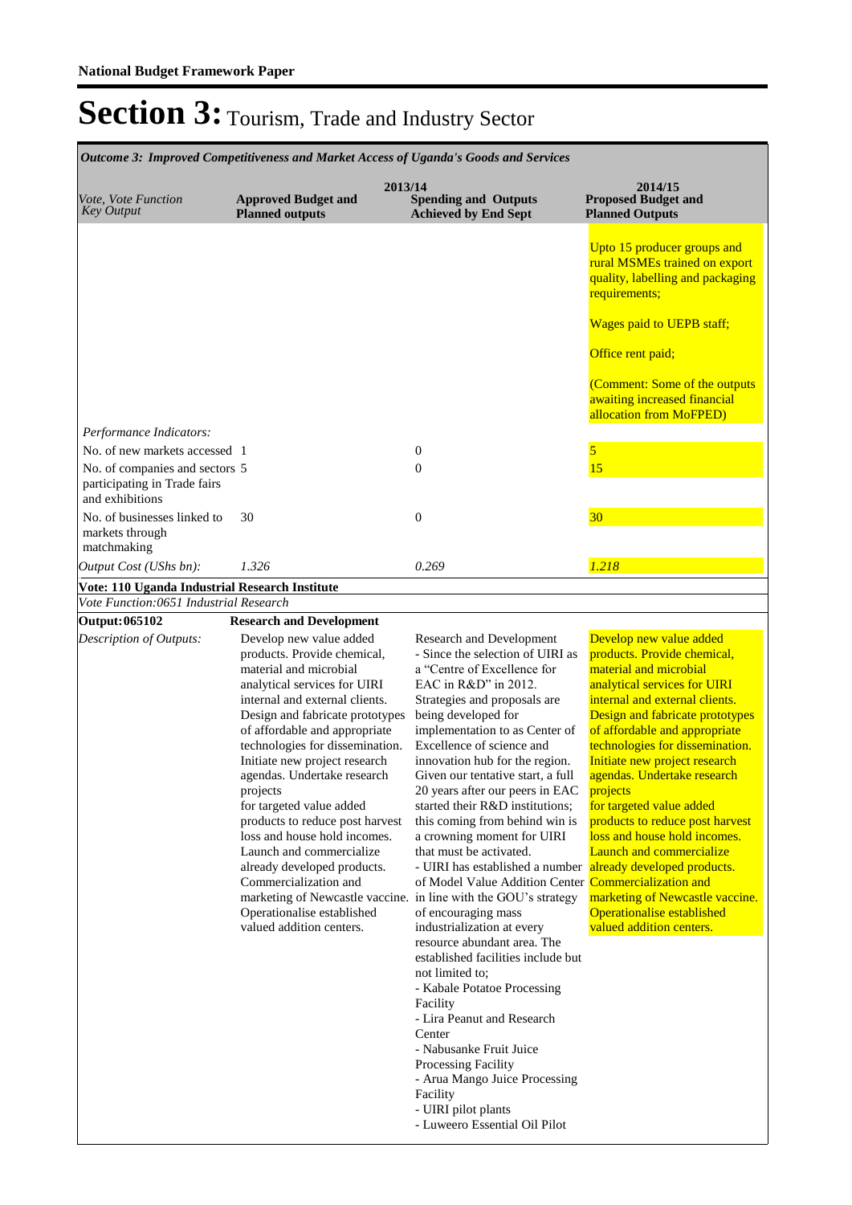# Section 3: Tourism, Trade and Industry Sector

*Outcome 3: Improved Competitiveness and Market Access of Uganda's Goods and Services*

| *Vote, Vote Function Key Output* | 2013/14 **Approved Budget and Planned outputs** | **Spending and Outputs Achieved by End Sept** | 2014/15 **Proposed Budget and Planned Outputs** |
|---|---|---|---|
| | | | Upto 15 producer groups and rural MSMEs trained on export quality, labelling and packaging requirements;<br><br>Wages paid to UEPB staff;<br><br>Office rent paid;<br><br>(Comment: Some of the outputs awaiting increased financial allocation from MoFPED) |
| *Performance Indicators:* | | | |
| No. of new markets accessed | 1 | 0 | 5 |
| No. of companies and sectors participating in Trade fairs and exhibitions | 5 | 0 | 15 |
| No. of businesses linked to markets through matchmaking | 30 | 0 | 30 |
| *Output Cost (UShs bn):* | *1.326* | *0.269* | *1.218* |
| **Vote: 110 Uganda Industrial Research Institute** | | | |
| *Vote Function:0651 Industrial Research* | | | |
| **Output: 065102** | **Research and Development** | | |
| *Description of Outputs:* | Develop new value added products. Provide chemical, material and microbial analytical services for UIRI internal and external clients. Design and fabricate prototypes of affordable and appropriate technologies for dissemination. Initiate new project research agendas. Undertake research projects for targeted value added products to reduce post harvest loss and house hold incomes. Launch and commercialize already developed products. Commercialization and marketing of Newcastle vaccine. Operationalise established valued addition centers. | Research and Development<br>- Since the selection of UIRI as a "Centre of Excellence for EAC in R&D" in 2012. Strategies and proposals are being developed for implementation to as Center of Excellence of science and innovation hub for the region. Given our tentative start, a full 20 years after our peers in EAC started their R&D institutions; this coming from behind win is a crowning moment for UIRI that must be activated.<br>- UIRI has established a number of Model Value Addition Center in line with the GOU's strategy of encouraging mass industrialization at every resource abundant area. The established facilities include but not limited to;<br>- Kabale Potatoe Processing Facility<br>- Lira Peanut and Research Center<br>- Nabusanke Fruit Juice Processing Facility<br>- Arua Mango Juice Processing Facility<br>- UIRI pilot plants<br>- Luweero Essential Oil Pilot | Develop new value added products. Provide chemical, material and microbial analytical services for UIRI internal and external clients. Design and fabricate prototypes of affordable and appropriate technologies for dissemination. Initiate new project research agendas. Undertake research projects for targeted value added products to reduce post harvest loss and house hold incomes. Launch and commercialize already developed products. Commercialization and marketing of Newcastle vaccine. Operationalise established valued addition centers. |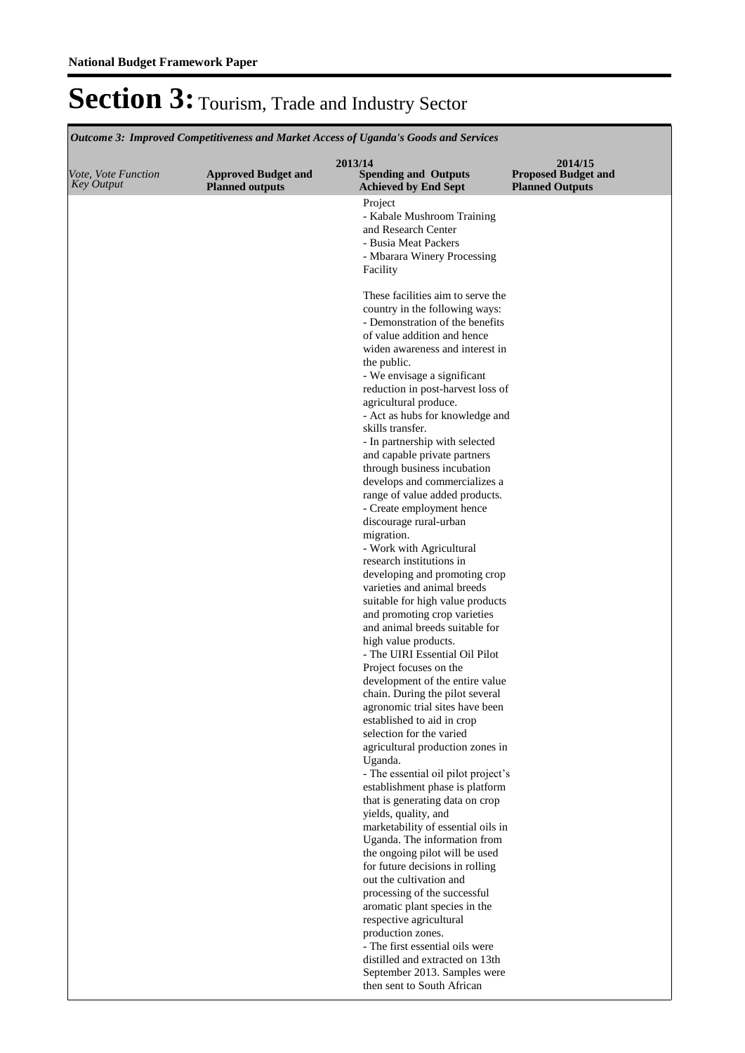# Section 3: Tourism, Trade and Industry Sector

*Outcome 3: Improved Competitiveness and Market Access of Uganda's Goods and Services*

| *Vote, Vote Function Key Output* | 2013/14 **Approved Budget and Planned outputs** | **Spending and Outputs Achieved by End Sept** | 2014/15 **Proposed Budget and Planned Outputs** |
|---|---|---|---|
| | | Project<br>- Kabale Mushroom Training and Research Center<br>- Busia Meat Packers<br>- Mbarara Winery Processing Facility<br><br>These facilities aim to serve the country in the following ways:<br>- Demonstration of the benefits of value addition and hence widen awareness and interest in the public.<br>- We envisage a significant reduction in post-harvest loss of agricultural produce.<br>- Act as hubs for knowledge and skills transfer.<br>- In partnership with selected and capable private partners through business incubation develops and commercializes a range of value added products.<br>- Create employment hence discourage rural-urban migration.<br>- Work with Agricultural research institutions in developing and promoting crop varieties and animal breeds suitable for high value products and promoting crop varieties and animal breeds suitable for high value products.<br>- The UIRI Essential Oil Pilot Project focuses on the development of the entire value chain. During the pilot several agronomic trial sites have been established to aid in crop selection for the varied agricultural production zones in Uganda.<br>- The essential oil pilot project's establishment phase is platform that is generating data on crop yields, quality, and marketability of essential oils in Uganda. The information from the ongoing pilot will be used for future decisions in rolling out the cultivation and processing of the successful aromatic plant species in the respective agricultural production zones.<br>- The first essential oils were distilled and extracted on 13th September 2013. Samples were then sent to South African | |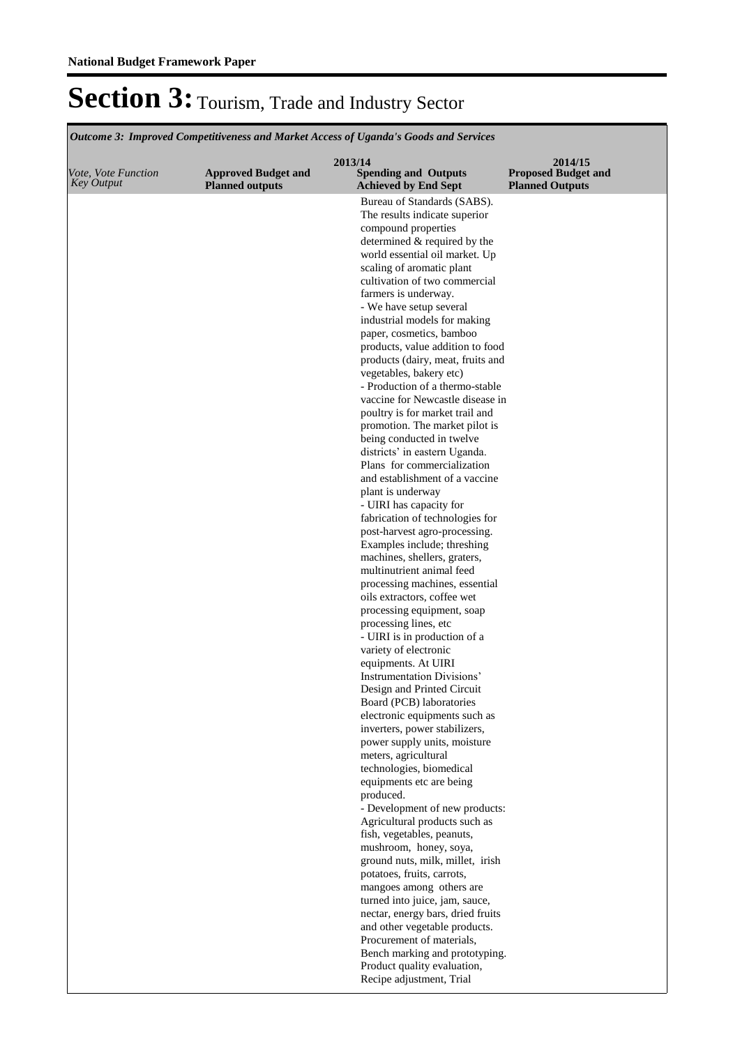**National Budget Framework Paper**

# Section 3: Tourism, Trade and Industry Sector

*Outcome 3: Improved Competitiveness and Market Access of Uganda's Goods and Services*

| *Vote, Vote Function Key Output* | 2013/14 Approved Budget and Planned outputs | Spending and Outputs Achieved by End Sept | 2014/15 Proposed Budget and Planned Outputs |
|---|---|---|---|
| | | Bureau of Standards (SABS). The results indicate superior compound properties determined & required by the world essential oil market. Up scaling of aromatic plant cultivation of two commercial farmers is underway.<br>- We have setup several industrial models for making paper, cosmetics, bamboo products, value addition to food products (dairy, meat, fruits and vegetables, bakery etc)<br>- Production of a thermo-stable vaccine for Newcastle disease in poultry is for market trail and promotion. The market pilot is being conducted in twelve districts' in eastern Uganda. Plans for commercialization and establishment of a vaccine plant is underway<br>- UIRI has capacity for fabrication of technologies for post-harvest agro-processing. Examples include; threshing machines, shellers, graters, multinutrient animal feed processing machines, essential oils extractors, coffee wet processing equipment, soap processing lines, etc<br>- UIRI is in production of a variety of electronic equipments. At UIRI Instrumentation Divisions' Design and Printed Circuit Board (PCB) laboratories electronic equipments such as inverters, power stabilizers, power supply units, moisture meters, agricultural technologies, biomedical equipments etc are being produced.<br>- Development of new products: Agricultural products such as fish, vegetables, peanuts, mushroom, honey, soya, ground nuts, milk, millet, irish potatoes, fruits, carrots, mangoes among others are turned into juice, jam, sauce, nectar, energy bars, dried fruits and other vegetable products. Procurement of materials, Bench marking and prototyping. Product quality evaluation, Recipe adjustment, Trial | |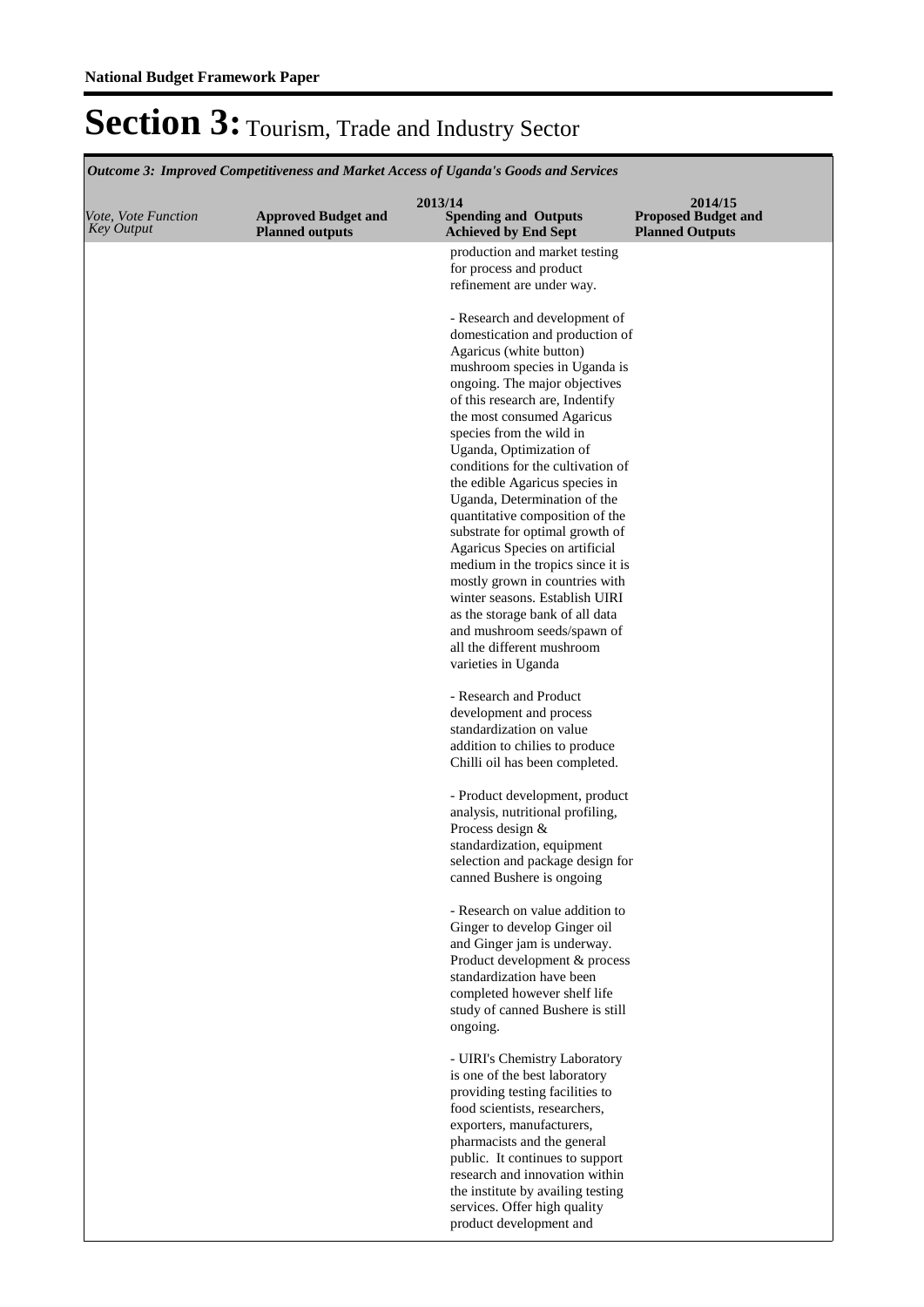**National Budget Framework Paper**

# Section 3: Tourism, Trade and Industry Sector

*Outcome 3: Improved Competitiveness and Market Access of Uganda's Goods and Services*

| *Vote, Vote Function Key Output* | 2013/14 **Approved Budget and Planned outputs** | **Spending and Outputs Achieved by End Sept** | 2014/15 **Proposed Budget and Planned Outputs** |
|---|---|---|---|
| | | production and market testing for process and product refinement are under way.<br><br>- Research and development of domestication and production of Agaricus (white button) mushroom species in Uganda is ongoing. The major objectives of this research are, Indentify the most consumed Agaricus species from the wild in Uganda, Optimization of conditions for the cultivation of the edible Agaricus species in Uganda, Determination of the quantitative composition of the substrate for optimal growth of Agaricus Species on artificial medium in the tropics since it is mostly grown in countries with winter seasons. Establish UIRI as the storage bank of all data and mushroom seeds/spawn of all the different mushroom varieties in Uganda<br><br>- Research and Product development and process standardization on value addition to chilies to produce Chilli oil has been completed.<br><br>- Product development, product analysis, nutritional profiling, Process design & standardization, equipment selection and package design for canned Bushere is ongoing<br><br>- Research on value addition to Ginger to develop Ginger oil and Ginger jam is underway. Product development & process standardization have been completed however shelf life study of canned Bushere is still ongoing.<br><br>- UIRI's Chemistry Laboratory is one of the best laboratory providing testing facilities to food scientists, researchers, exporters, manufacturers, pharmacists and the general public. It continues to support research and innovation within the institute by availing testing services. Offer high quality product development and | |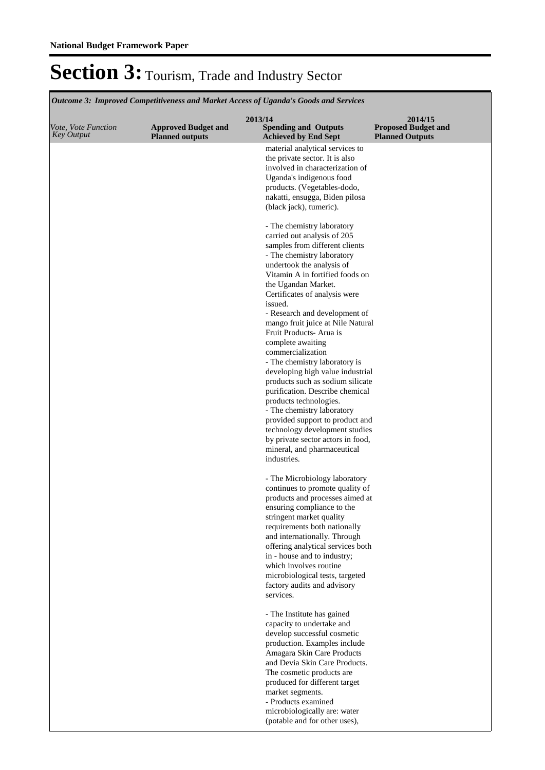# Section 3: Tourism, Trade and Industry Sector

*Outcome 3: Improved Competitiveness and Market Access of Uganda's Goods and Services*

| *Vote, Vote Function Key Output* | 2013/14 Approved Budget and Planned outputs | 2013/14 Spending and Outputs Achieved by End Sept | 2014/15 Proposed Budget and Planned Outputs |
|---|---|---|---|
| | | material analytical services to the private sector. It is also involved in characterization of Uganda's indigenous food products. (Vegetables-dodo, nakatti, ensugga, Biden pilosa (black jack), tumeric).<br><br>- The chemistry laboratory carried out analysis of 205 samples from different clients<br>- The chemistry laboratory undertook the analysis of Vitamin A in fortified foods on the Ugandan Market. Certificates of analysis were issued.<br>- Research and development of mango fruit juice at Nile Natural Fruit Products- Arua is complete awaiting commercialization<br>- The chemistry laboratory is developing high value industrial products such as sodium silicate purification. Describe chemical products technologies.<br>- The chemistry laboratory provided support to product and technology development studies by private sector actors in food, mineral, and pharmaceutical industries.<br><br>- The Microbiology laboratory continues to promote quality of products and processes aimed at ensuring compliance to the stringent market quality requirements both nationally and internationally. Through offering analytical services both in - house and to industry; which involves routine microbiological tests, targeted factory audits and advisory services.<br><br>- The Institute has gained capacity to undertake and develop successful cosmetic production. Examples include Amagara Skin Care Products and Devia Skin Care Products. The cosmetic products are produced for different target market segments.<br>- Products examined microbiologically are: water (potable and for other uses), | |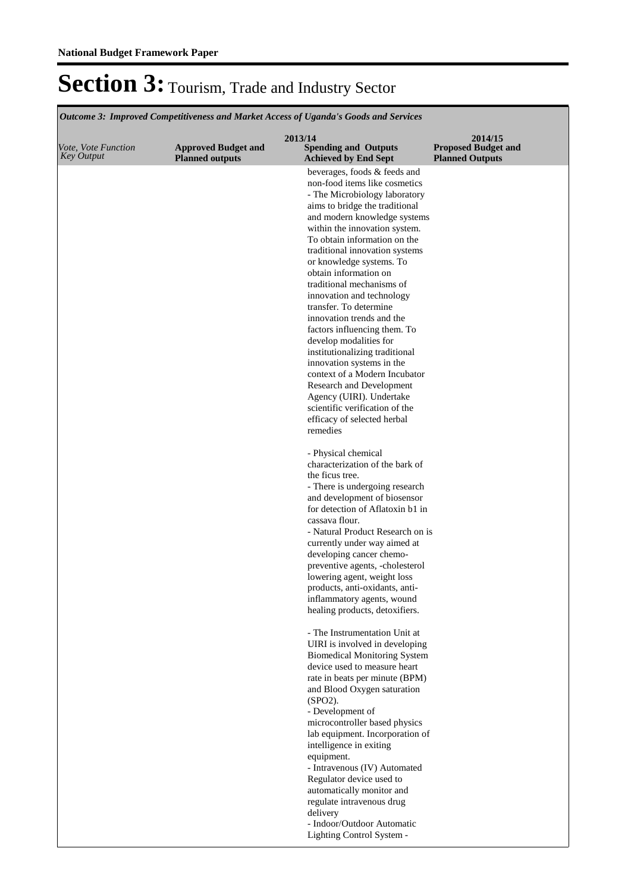**National Budget Framework Paper**

# Section 3: Tourism, Trade and Industry Sector

| *Outcome 3: Improved Competitiveness and Market Access of Uganda's Goods and Services* | | | |
|---|---|---|---|
| | 2013/14 | | 2014/15 |
| *Vote, Vote Function Key Output* | **Approved Budget and Planned outputs** | **Spending and Outputs Achieved by End Sept** | **Proposed Budget and Planned Outputs** |
| | | beverages, foods & feeds and non-food items like cosmetics<br>- The Microbiology laboratory aims to bridge the traditional and modern knowledge systems within the innovation system. To obtain information on the traditional innovation systems or knowledge systems. To obtain information on traditional mechanisms of innovation and technology transfer. To determine innovation trends and the factors influencing them. To develop modalities for institutionalizing traditional innovation systems in the context of a Modern Incubator Research and Development Agency (UIRI). Undertake scientific verification of the efficacy of selected herbal remedies<br><br>- Physical chemical characterization of the bark of the ficus tree.<br>- There is undergoing research and development of biosensor for detection of Aflatoxin b1 in cassava flour.<br>- Natural Product Research on is currently under way aimed at developing cancer chemo-preventive agents, -cholesterol lowering agent, weight loss products, anti-oxidants, anti-inflammatory agents, wound healing products, detoxifiers.<br><br>- The Instrumentation Unit at UIRI is involved in developing Biomedical Monitoring System device used to measure heart rate in beats per minute (BPM) and Blood Oxygen saturation (SPO2).<br>- Development of microcontroller based physics lab equipment. Incorporation of intelligence in exiting equipment.<br>- Intravenous (IV) Automated Regulator device used to automatically monitor and regulate intravenous drug delivery<br>- Indoor/Outdoor Automatic Lighting Control System - | |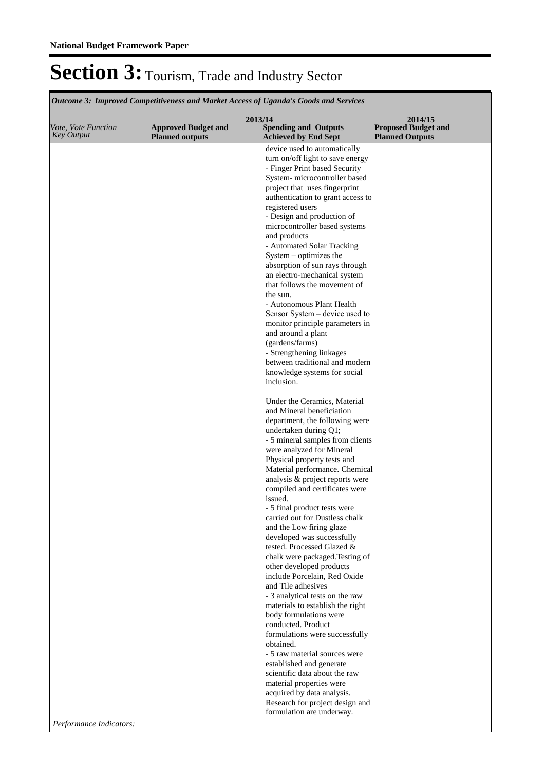**National Budget Framework Paper**

# Section 3: Tourism, Trade and Industry Sector

*Outcome 3: Improved Competitiveness and Market Access of Uganda's Goods and Services*

| *Vote, Vote Function Key Output* | 2013/14 **Approved Budget and Planned outputs** | **Spending and Outputs Achieved by End Sept** | 2014/15 **Proposed Budget and Planned Outputs** |
|---|---|---|---|
| | | device used to automatically turn on/off light to save energy<br>- Finger Print based Security System- microcontroller based project that uses fingerprint authentication to grant access to registered users<br>- Design and production of microcontroller based systems and products<br>- Automated Solar Tracking System – optimizes the absorption of sun rays through an electro-mechanical system that follows the movement of the sun.<br>- Autonomous Plant Health Sensor System – device used to monitor principle parameters in and around a plant (gardens/farms)<br>- Strengthening linkages between traditional and modern knowledge systems for social inclusion.<br><br>Under the Ceramics, Material and Mineral beneficiation department, the following were undertaken during Q1;<br>- 5 mineral samples from clients were analyzed for Mineral Physical property tests and Material performance. Chemical analysis & project reports were compiled and certificates were issued.<br>- 5 final product tests were carried out for Dustless chalk and the Low firing glaze developed was successfully tested. Processed Glazed & chalk were packaged.Testing of other developed products include Porcelain, Red Oxide and Tile adhesives<br>- 3 analytical tests on the raw materials to establish the right body formulations were conducted. Product formulations were successfully obtained.<br>- 5 raw material sources were established and generate scientific data about the raw material properties were acquired by data analysis. Research for project design and formulation are underway. | |
| *Performance Indicators:* | | | |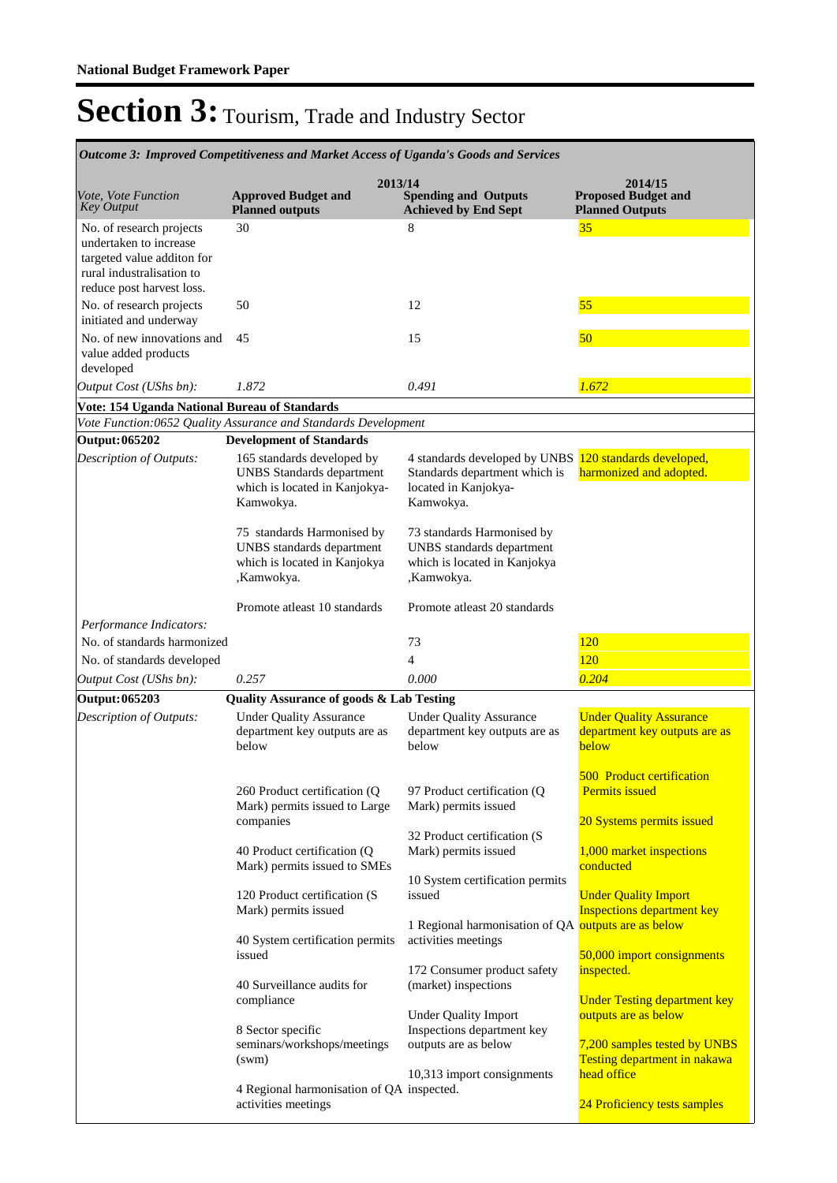# Section 3: Tourism, Trade and Industry Sector

| *Outcome 3: Improved Competitiveness and Market Access of Uganda's Goods and Services* | | | |
|---|---|---|---|
| *Vote, Vote Function Key Output* | **2013/14** **Approved Budget and Planned outputs** | **Spending and Outputs Achieved by End Sept** | **2014/15 Proposed Budget and Planned Outputs** |
| No. of research projects undertaken to increase targeted value additon for rural industralisation to reduce post harvest loss. | 30 | 8 | 35 |
| No. of research projects initiated and underway | 50 | 12 | 55 |
| No. of new innovations and value added products developed | 45 | 15 | 50 |
| *Output Cost (UShs bn):* | *1.872* | *0.491* | *1.672* |
| **Vote: 154 Uganda National Bureau of Standards** | | | |
| *Vote Function:0652 Quality Assurance and Standards Development* | | | |
| **Output: 065202** | **Development of Standards** | | |
| *Description of Outputs:* | 165 standards developed by UNBS Standards department which is located in Kanjokya-Kamwokya.<br><br>75 standards Harmonised by UNBS standards department which is located in Kanjokya ,Kamwokya.<br><br>Promote atleast 10 standards | 4 standards developed by UNBS Standards department which is located in Kanjokya-Kamwokya.<br><br>73 standards Harmonised by UNBS standards department which is located in Kanjokya ,Kamwokya.<br><br>Promote atleast 20 standards | 120 standards developed, harmonized and adopted. |
| *Performance Indicators:* | | | |
| No. of standards harmonized | | 73 | 120 |
| No. of standards developed | | 4 | 120 |
| *Output Cost (UShs bn):* | *0.257* | *0.000* | *0.204* |
| **Output: 065203** | **Quality Assurance of goods & Lab Testing** | | |
| *Description of Outputs:* | Under Quality Assurance department key outputs are as below<br><br>260 Product certification (Q Mark) permits issued to Large companies<br><br>40 Product certification (Q Mark) permits issued to SMEs<br><br>120 Product certification (S Mark) permits issued<br><br>40 System certification permits issued<br><br>40 Surveillance audits for compliance<br><br>8 Sector specific seminars/workshops/meetings (swm)<br><br>4 Regional harmonisation of QA activities meetings | Under Quality Assurance department key outputs are as below<br><br>97 Product certification (Q Mark) permits issued<br><br>32 Product certification (S Mark) permits issued<br><br>10 System certification permits issued<br><br>1 Regional harmonisation of QA activities meetings<br><br>172 Consumer product safety (market) inspections<br><br>Under Quality Import Inspections department key outputs are as below<br><br>10,313 import consignments inspected. | Under Quality Assurance department key outputs are as below<br><br>500 Product certification Permits issued<br><br>20 Systems permits issued<br><br>1,000 market inspections conducted<br><br>Under Quality Import Inspections department key outputs are as below<br><br>50,000 import consignments inspected.<br><br>Under Testing department key outputs are as below<br><br>7,200 samples tested by UNBS Testing department in nakawa head office<br><br>24 Proficiency tests samples |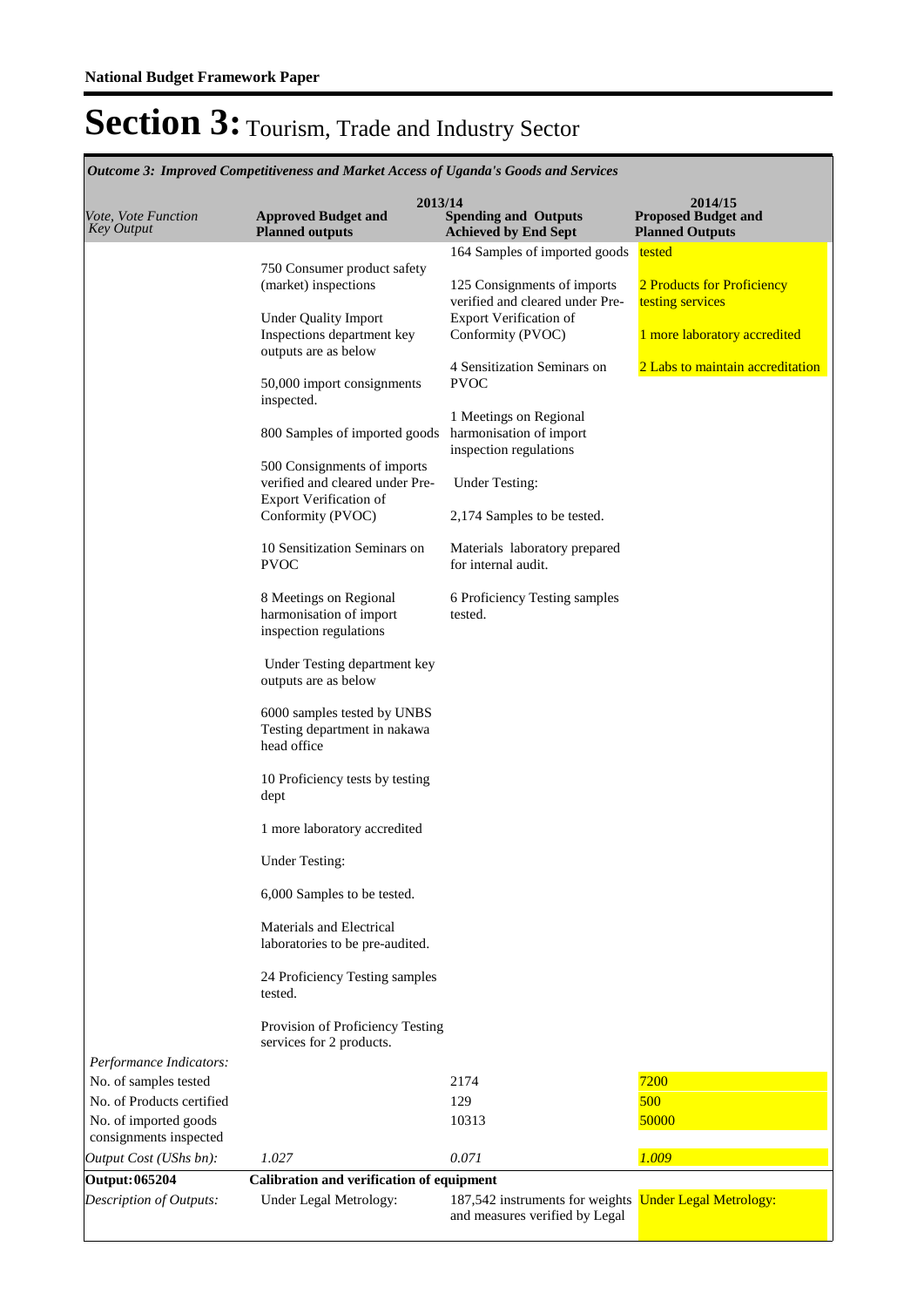**National Budget Framework Paper**

# Section 3: Tourism, Trade and Industry Sector

| *Outcome 3: Improved Competitiveness and Market Access of Uganda's Goods and Services* | | | |
|---|---|---|---|
| | **2013/14** | | **2014/15** |
| *Vote, Vote Function Key Output* | **Approved Budget and Planned outputs** | **Spending and Outputs Achieved by End Sept** | **Proposed Budget and Planned Outputs** |
| | 750 Consumer product safety (market) inspections<br><br>Under Quality Import Inspections department key outputs are as below<br><br>50,000 import consignments inspected.<br><br>800 Samples of imported goods<br><br>500 Consignments of imports verified and cleared under Pre-Export Verification of Conformity (PVOC)<br><br>10 Sensitization Seminars on PVOC<br><br>8 Meetings on Regional harmonisation of import inspection regulations<br><br>Under Testing department key outputs are as below<br><br>6000 samples tested by UNBS Testing department in nakawa head office<br><br>10 Proficiency tests by testing dept<br><br>1 more laboratory accredited<br><br>Under Testing:<br><br>6,000 Samples to be tested.<br><br>Materials and Electrical laboratories to be pre-audited.<br><br>24 Proficiency Testing samples tested.<br><br>Provision of Proficiency Testing services for 2 products. | 164 Samples of imported goods<br><br>125 Consignments of imports verified and cleared under Pre-Export Verification of Conformity (PVOC)<br><br>4 Sensitization Seminars on PVOC<br><br>1 Meetings on Regional harmonisation of import inspection regulations<br><br>Under Testing:<br><br>2,174 Samples to be tested.<br><br>Materials laboratory prepared for internal audit.<br><br>6 Proficiency Testing samples tested. | tested<br><br>2 Products for Proficiency testing services<br><br>1 more laboratory accredited<br><br>2 Labs to maintain accreditation |
| *Performance Indicators:* | | | |
| No. of samples tested | | 2174 | 7200 |
| No. of Products certified | | 129 | 500 |
| No. of imported goods consignments inspected | | 10313 | 50000 |
| *Output Cost (UShs bn):* | *1.027* | *0.071* | *1.009* |
| **Output: 065204** | **Calibration and verification of equipment** | | |
| *Description of Outputs:* | Under Legal Metrology: | 187,542 instruments for weights and measures verified by Legal | Under Legal Metrology: |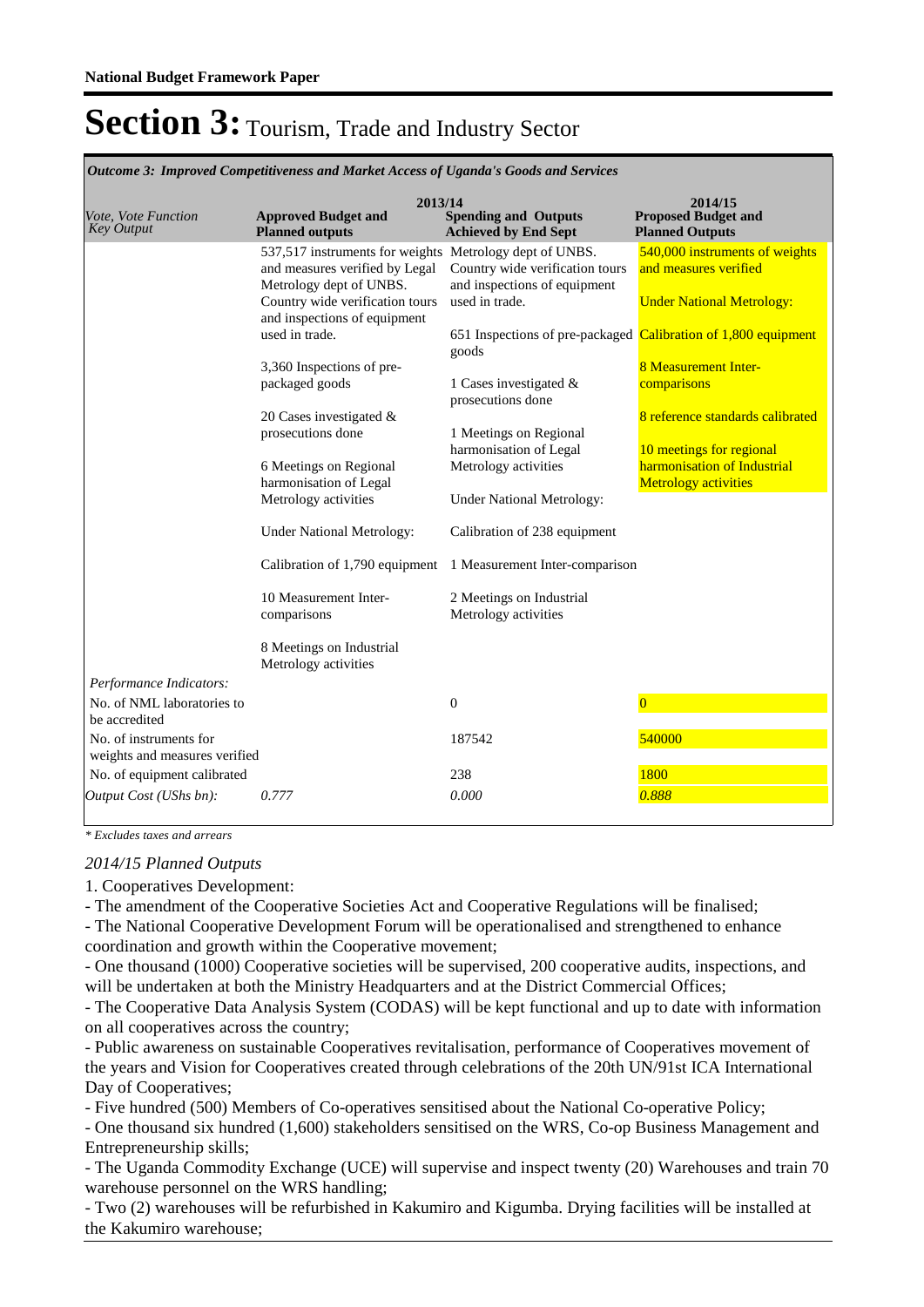National Budget Framework Paper

# Section 3: Tourism, Trade and Industry Sector

| *Outcome 3: Improved Competitiveness and Market Access of Uganda's Goods and Services* | | | |
|---|---|---|---|
| | 2013/14 | | 2014/15 |
| *Vote, Vote Function Key Output* | **Approved Budget and Planned outputs** | **Spending and Outputs Achieved by End Sept** | **Proposed Budget and Planned Outputs** |
| | 537,517 instruments for weights and measures verified by Legal Metrology dept of UNBS. Country wide verification tours and inspections of equipment used in trade.<br><br>3,360 Inspections of pre-packaged goods<br><br>20 Cases investigated & prosecutions done<br><br>6 Meetings on Regional harmonisation of Legal Metrology activities<br><br>Under National Metrology:<br><br>Calibration of 1,790 equipment<br><br>10 Measurement Inter-comparisons<br><br>8 Meetings on Industrial Metrology activities | Metrology dept of UNBS. Country wide verification tours and inspections of equipment used in trade.<br><br>651 Inspections of pre-packaged goods<br><br>1 Cases investigated & prosecutions done<br><br>1 Meetings on Regional harmonisation of Legal Metrology activities<br><br>Under National Metrology:<br><br>Calibration of 238 equipment<br><br>1 Measurement Inter-comparison<br><br>2 Meetings on Industrial Metrology activities | 540,000 instruments of weights and measures verified<br><br>Under National Metrology:<br><br>Calibration of 1,800 equipment<br><br>8 Measurement Inter-comparisons<br><br>8 reference standards calibrated<br><br>10 meetings for regional harmonisation of Industrial Metrology activities |
| *Performance Indicators:* | | | |
| No. of NML laboratories to be accredited | | 0 | 0 |
| No. of instruments for weights and measures verified | | 187542 | 540000 |
| No. of equipment calibrated | | 238 | 1800 |
| *Output Cost (UShs bn):* | *0.777* | *0.000* | *0.888* |

*\* Excludes taxes and arrears*

*2014/15 Planned Outputs*

1. Cooperatives Development:

- The amendment of the Cooperative Societies Act and Cooperative Regulations will be finalised;
- The National Cooperative Development Forum will be operationalised and strengthened to enhance coordination and growth within the Cooperative movement;
- One thousand (1000) Cooperative societies will be supervised, 200 cooperative audits, inspections, and will be undertaken at both the Ministry Headquarters and at the District Commercial Offices;
- The Cooperative Data Analysis System (CODAS) will be kept functional and up to date with information on all cooperatives across the country;
- Public awareness on sustainable Cooperatives revitalisation, performance of Cooperatives movement of the years and Vision for Cooperatives created through celebrations of the 20th UN/91st ICA International Day of Cooperatives;
- Five hundred (500) Members of Co-operatives sensitised about the National Co-operative Policy;
- One thousand six hundred (1,600) stakeholders sensitised on the WRS, Co-op Business Management and Entrepreneurship skills;
- The Uganda Commodity Exchange (UCE) will supervise and inspect twenty (20) Warehouses and train 70 warehouse personnel on the WRS handling;
- Two (2) warehouses will be refurbished in Kakumiro and Kigumba. Drying facilities will be installed at the Kakumiro warehouse;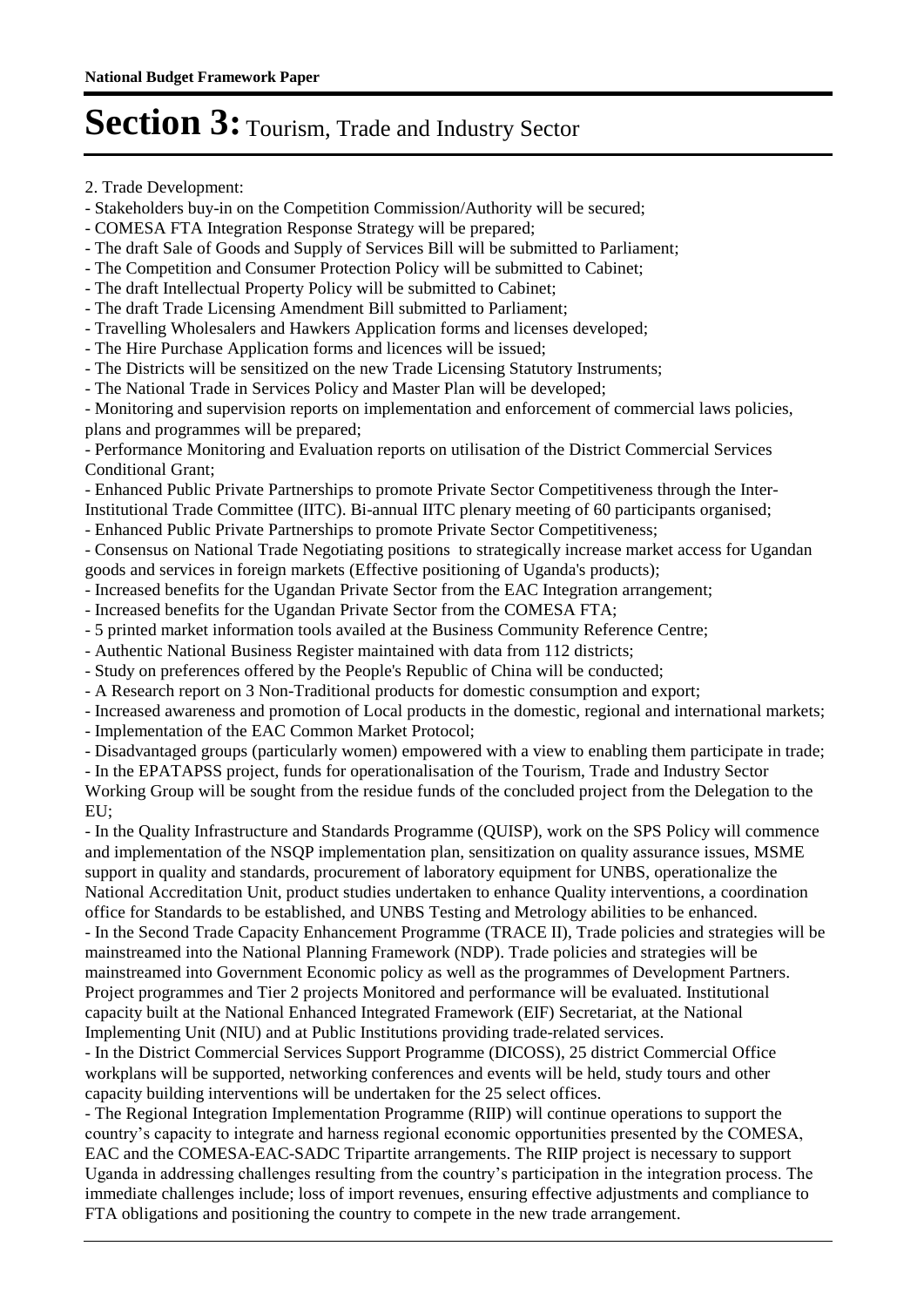# Section 3: Tourism, Trade and Industry Sector

2. Trade Development:

- Stakeholders buy-in on the Competition Commission/Authority will be secured;
- COMESA FTA Integration Response Strategy will be prepared;
- The draft Sale of Goods and Supply of Services Bill will be submitted to Parliament;
- The Competition and Consumer Protection Policy will be submitted to Cabinet;
- The draft Intellectual Property Policy will be submitted to Cabinet;
- The draft Trade Licensing Amendment Bill submitted to Parliament;
- Travelling Wholesalers and Hawkers Application forms and licenses developed;
- The Hire Purchase Application forms and licences will be issued;
- The Districts will be sensitized on the new Trade Licensing Statutory Instruments;
- The National Trade in Services Policy and Master Plan will be developed;
- Monitoring and supervision reports on implementation and enforcement of commercial laws policies, plans and programmes will be prepared;
- Performance Monitoring and Evaluation reports on utilisation of the District Commercial Services Conditional Grant;
- Enhanced Public Private Partnerships to promote Private Sector Competitiveness through the Inter-Institutional Trade Committee (IITC). Bi-annual IITC plenary meeting of 60 participants organised;
- Enhanced Public Private Partnerships to promote Private Sector Competitiveness;
- Consensus on National Trade Negotiating positions to strategically increase market access for Ugandan goods and services in foreign markets (Effective positioning of Uganda's products);
- Increased benefits for the Ugandan Private Sector from the EAC Integration arrangement;
- Increased benefits for the Ugandan Private Sector from the COMESA FTA;
- 5 printed market information tools availed at the Business Community Reference Centre;
- Authentic National Business Register maintained with data from 112 districts;
- Study on preferences offered by the People's Republic of China will be conducted;
- A Research report on 3 Non-Traditional products for domestic consumption and export;
- Increased awareness and promotion of Local products in the domestic, regional and international markets;
- Implementation of the EAC Common Market Protocol;
- Disadvantaged groups (particularly women) empowered with a view to enabling them participate in trade;
- In the EPATAPSS project, funds for operationalisation of the Tourism, Trade and Industry Sector Working Group will be sought from the residue funds of the concluded project from the Delegation to the EU;
- In the Quality Infrastructure and Standards Programme (QUISP), work on the SPS Policy will commence and implementation of the NSQP implementation plan, sensitization on quality assurance issues, MSME support in quality and standards, procurement of laboratory equipment for UNBS, operationalize the National Accreditation Unit, product studies undertaken to enhance Quality interventions, a coordination office for Standards to be established, and UNBS Testing and Metrology abilities to be enhanced.
- In the Second Trade Capacity Enhancement Programme (TRACE II), Trade policies and strategies will be mainstreamed into the National Planning Framework (NDP). Trade policies and strategies will be mainstreamed into Government Economic policy as well as the programmes of Development Partners. Project programmes and Tier 2 projects Monitored and performance will be evaluated. Institutional capacity built at the National Enhanced Integrated Framework (EIF) Secretariat, at the National Implementing Unit (NIU) and at Public Institutions providing trade-related services.
- In the District Commercial Services Support Programme (DICOSS), 25 district Commercial Office workplans will be supported, networking conferences and events will be held, study tours and other capacity building interventions will be undertaken for the 25 select offices.
- The Regional Integration Implementation Programme (RIIP) will continue operations to support the country's capacity to integrate and harness regional economic opportunities presented by the COMESA, EAC and the COMESA-EAC-SADC Tripartite arrangements. The RIIP project is necessary to support Uganda in addressing challenges resulting from the country's participation in the integration process. The immediate challenges include; loss of import revenues, ensuring effective adjustments and compliance to FTA obligations and positioning the country to compete in the new trade arrangement.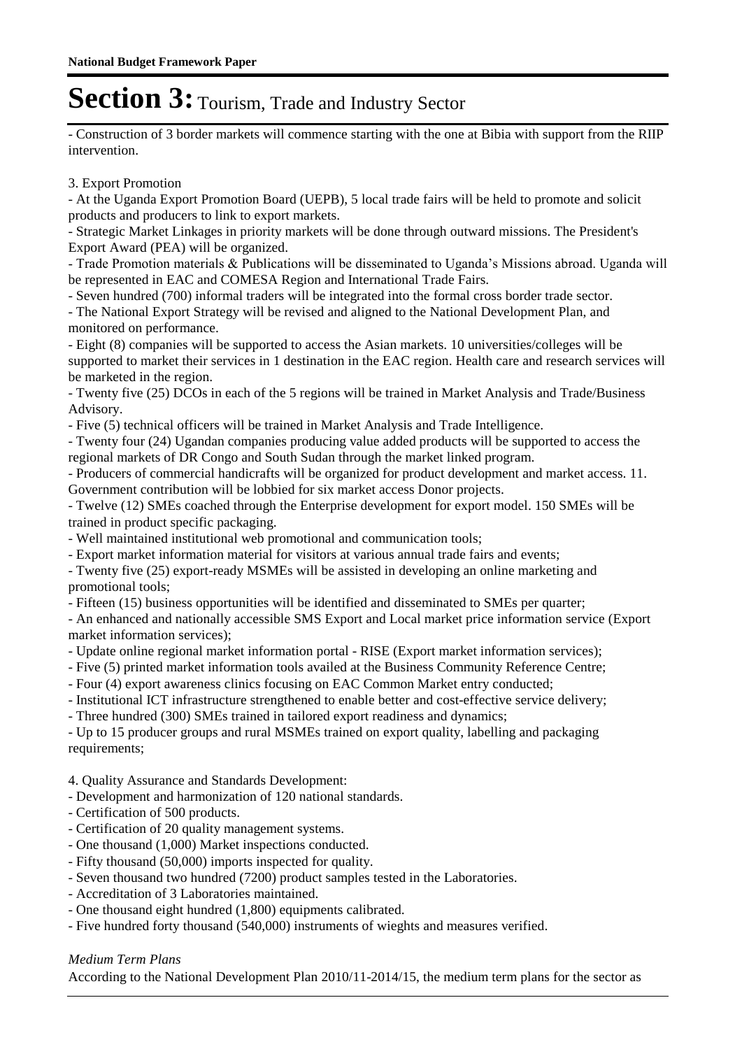# Section 3: Tourism, Trade and Industry Sector

- Construction of 3 border markets will commence starting with the one at Bibia with support from the RIIP intervention.

3. Export Promotion

- At the Uganda Export Promotion Board (UEPB), 5 local trade fairs will be held to promote and solicit products and producers to link to export markets.
- Strategic Market Linkages in priority markets will be done through outward missions. The President's Export Award (PEA) will be organized.
- Trade Promotion materials & Publications will be disseminated to Uganda's Missions abroad. Uganda will be represented in EAC and COMESA Region and International Trade Fairs.
- Seven hundred (700) informal traders will be integrated into the formal cross border trade sector.
- The National Export Strategy will be revised and aligned to the National Development Plan, and monitored on performance.
- Eight (8) companies will be supported to access the Asian markets. 10 universities/colleges will be supported to market their services in 1 destination in the EAC region. Health care and research services will be marketed in the region.
- Twenty five (25) DCOs in each of the 5 regions will be trained in Market Analysis and Trade/Business Advisory.
- Five (5) technical officers will be trained in Market Analysis and Trade Intelligence.
- Twenty four (24) Ugandan companies producing value added products will be supported to access the regional markets of DR Congo and South Sudan through the market linked program.
- Producers of commercial handicrafts will be organized for product development and market access. 11. Government contribution will be lobbied for six market access Donor projects.
- Twelve (12) SMEs coached through the Enterprise development for export model. 150 SMEs will be trained in product specific packaging.
- Well maintained institutional web promotional and communication tools;
- Export market information material for visitors at various annual trade fairs and events;
- Twenty five (25) export-ready MSMEs will be assisted in developing an online marketing and promotional tools;
- Fifteen (15) business opportunities will be identified and disseminated to SMEs per quarter;
- An enhanced and nationally accessible SMS Export and Local market price information service (Export market information services);
- Update online regional market information portal - RISE (Export market information services);
- Five (5) printed market information tools availed at the Business Community Reference Centre;
- Four (4) export awareness clinics focusing on EAC Common Market entry conducted;
- Institutional ICT infrastructure strengthened to enable better and cost-effective service delivery;
- Three hundred (300) SMEs trained in tailored export readiness and dynamics;
- Up to 15 producer groups and rural MSMEs trained on export quality, labelling and packaging requirements;

4. Quality Assurance and Standards Development:

- Development and harmonization of 120 national standards.
- Certification of 500 products.
- Certification of 20 quality management systems.
- One thousand (1,000) Market inspections conducted.
- Fifty thousand (50,000) imports inspected for quality.
- Seven thousand two hundred (7200) product samples tested in the Laboratories.
- Accreditation of 3 Laboratories maintained.
- One thousand eight hundred (1,800) equipments calibrated.
- Five hundred forty thousand (540,000) instruments of wieghts and measures verified.

*Medium Term Plans*

According to the National Development Plan 2010/11-2014/15, the medium term plans for the sector as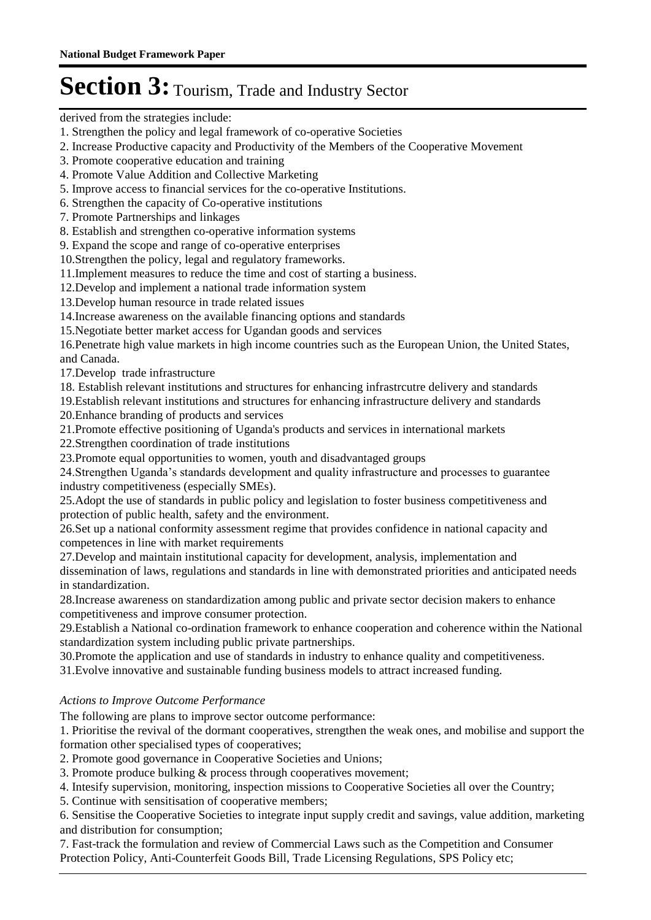derived from the strategies include:

1. Strengthen the policy and legal framework of co-operative Societies
2. Increase Productive capacity and Productivity of the Members of the Cooperative Movement
3. Promote cooperative education and training
4. Promote Value Addition and Collective Marketing
5. Improve access to financial services for the co-operative Institutions.
6. Strengthen the capacity of Co-operative institutions
7. Promote Partnerships and linkages
8. Establish and strengthen co-operative information systems
9. Expand the scope and range of co-operative enterprises
10. Strengthen the policy, legal and regulatory frameworks.
11. Implement measures to reduce the time and cost of starting a business.
12. Develop and implement a national trade information system
13. Develop human resource in trade related issues
14. Increase awareness on the available financing options and standards
15. Negotiate better market access for Ugandan goods and services
16. Penetrate high value markets in high income countries such as the European Union, the United States, and Canada.
17. Develop trade infrastructure
18. Establish relevant institutions and structures for enhancing infrastrcutre delivery and standards
19. Establish relevant institutions and structures for enhancing infrastructure delivery and standards
20. Enhance branding of products and services
21. Promote effective positioning of Uganda's products and services in international markets
22. Strengthen coordination of trade institutions
23. Promote equal opportunities to women, youth and disadvantaged groups
24. Strengthen Uganda's standards development and quality infrastructure and processes to guarantee industry competitiveness (especially SMEs).
25. Adopt the use of standards in public policy and legislation to foster business competitiveness and protection of public health, safety and the environment.
26. Set up a national conformity assessment regime that provides confidence in national capacity and competences in line with market requirements
27. Develop and maintain institutional capacity for development, analysis, implementation and dissemination of laws, regulations and standards in line with demonstrated priorities and anticipated needs in standardization.
28. Increase awareness on standardization among public and private sector decision makers to enhance competitiveness and improve consumer protection.
29. Establish a National co-ordination framework to enhance cooperation and coherence within the National standardization system including public private partnerships.
30. Promote the application and use of standards in industry to enhance quality and competitiveness.
31. Evolve innovative and sustainable funding business models to attract increased funding.

*Actions to Improve Outcome Performance*

The following are plans to improve sector outcome performance:

1. Prioritise the revival of the dormant cooperatives, strengthen the weak ones, and mobilise and support the formation other specialised types of cooperatives;
2. Promote good governance in Cooperative Societies and Unions;
3. Promote produce bulking & process through cooperatives movement;
4. Intesify supervision, monitoring, inspection missions to Cooperative Societies all over the Country;
5. Continue with sensitisation of cooperative members;
6. Sensitise the Cooperative Societies to integrate input supply credit and savings, value addition, marketing and distribution for consumption;
7. Fast-track the formulation and review of Commercial Laws such as the Competition and Consumer Protection Policy, Anti-Counterfeit Goods Bill, Trade Licensing Regulations, SPS Policy etc;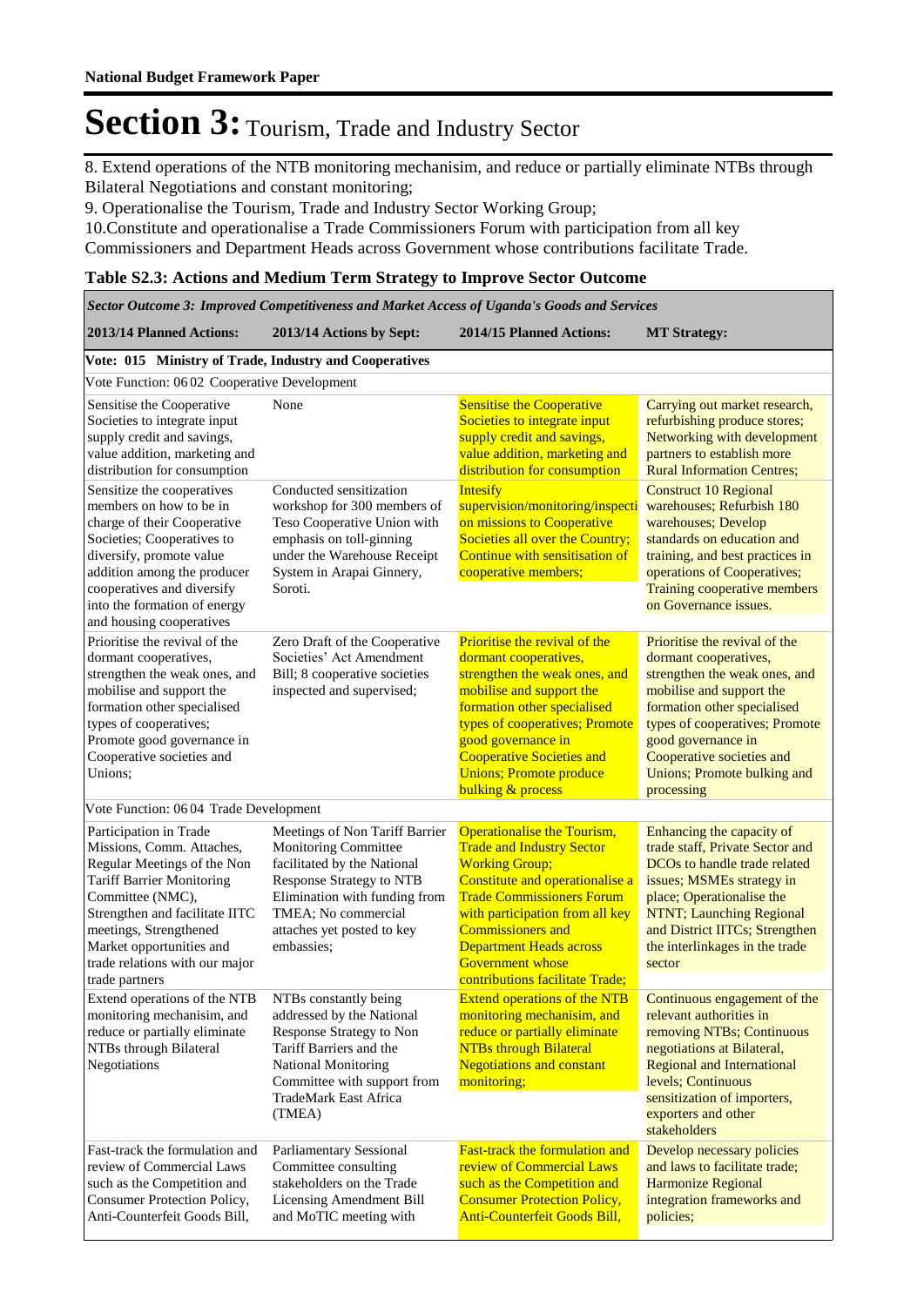**National Budget Framework Paper**

# Section 3: Tourism, Trade and Industry Sector

8. Extend operations of the NTB monitoring mechanisim, and reduce or partially eliminate NTBs through Bilateral Negotiations and constant monitoring;
9. Operationalise the Tourism, Trade and Industry Sector Working Group;
10.Constitute and operationalise a Trade Commissioners Forum with participation from all key Commissioners and Department Heads across Government whose contributions facilitate Trade.

**Table S2.3: Actions and Medium Term Strategy to Improve Sector Outcome**

| *Sector Outcome 3: Improved Competitiveness and Market Access of Uganda's Goods and Services* | | | |
|---|---|---|---|
| **2013/14 Planned Actions:** | **2013/14 Actions by Sept:** | **2014/15 Planned Actions:** | **MT Strategy:** |
| **Vote: 015 Ministry of Trade, Industry and Cooperatives** | | | |
| Vote Function: 06 02 Cooperative Development | | | |
| Sensitise the Cooperative Societies to integrate input supply credit and savings, value addition, marketing and distribution for consumption | None | Sensitise the Cooperative Societies to integrate input supply credit and savings, value addition, marketing and distribution for consumption | Carrying out market research, refurbishing produce stores; Networking with development partners to establish more Rural Information Centres; |
| Sensitize the cooperatives members on how to be in charge of their Cooperative Societies; Cooperatives to diversify, promote value addition among the producer cooperatives and diversify into the formation of energy and housing cooperatives | Conducted sensitization workshop for 300 members of Teso Cooperative Union with emphasis on toll-ginning under the Warehouse Receipt System in Arapai Ginnery, Soroti. | Intesify supervision/monitoring/inspection missions to Cooperative Societies all over the Country; Continue with sensitisation of cooperative members; | Construct 10 Regional warehouses; Refurbish 180 warehouses; Develop standards on education and training, and best practices in operations of Cooperatives; Training cooperative members on Governance issues. |
| Prioritise the revival of the dormant cooperatives, strengthen the weak ones, and mobilise and support the formation other specialised types of cooperatives; Promote good governance in Cooperative societies and Unions; | Zero Draft of the Cooperative Societies' Act Amendment Bill; 8 cooperative societies inspected and supervised; | Prioritise the revival of the dormant cooperatives, strengthen the weak ones, and mobilise and support the formation other specialised types of cooperatives; Promote good governance in Cooperative Societies and Unions; Promote produce bulking & process | Prioritise the revival of the dormant cooperatives, strengthen the weak ones, and mobilise and support the formation other specialised types of cooperatives; Promote good governance in Cooperative societies and Unions; Promote bulking and processing |
| Vote Function: 06 04 Trade Development | | | |
| Participation in Trade Missions, Comm. Attaches, Regular Meetings of the Non Tariff Barrier Monitoring Committee (NMC), Strengthen and facilitate IITC meetings, Strengthened Market opportunities and trade relations with our major trade partners | Meetings of Non Tariff Barrier Monitoring Committee facilitated by the National Response Strategy to NTB Elimination with funding from TMEA; No commercial attaches yet posted to key embassies; | Operationalise the Tourism, Trade and Industry Sector Working Group; Constitute and operationalise a Trade Commissioners Forum with participation from all key Commissioners and Department Heads across Government whose contributions facilitate Trade; | Enhancing the capacity of trade staff, Private Sector and DCOs to handle trade related issues; MSMEs strategy in place; Operationalise the NTNT; Launching Regional and District IITCs; Strengthen the interlinkages in the trade sector |
| Extend operations of the NTB monitoring mechanism, and reduce or partially eliminate NTBs through Bilateral Negotiations | NTBs constantly being addressed by the National Response Strategy to Non Tariff Barriers and the National Monitoring Committee with support from TradeMark East Africa (TMEA) | Extend operations of the NTB monitoring mechanism, and reduce or partially eliminate NTBs through Bilateral Negotiations and constant monitoring; | Continuous engagement of the relevant authorities in removing NTBs; Continuous negotiations at Bilateral, Regional and International levels; Continuous sensitization of importers, exporters and other stakeholders |
| Fast-track the formulation and review of Commercial Laws such as the Competition and Consumer Protection Policy, Anti-Counterfeit Goods Bill, | Parliamentary Sessional Committee consulting stakeholders on the Trade Licensing Amendment Bill and MoTIC meeting with | Fast-track the formulation and review of Commercial Laws such as the Competition and Consumer Protection Policy, Anti-Counterfeit Goods Bill, | Develop necessary policies and laws to facilitate trade; Harmonize Regional integration frameworks and policies; |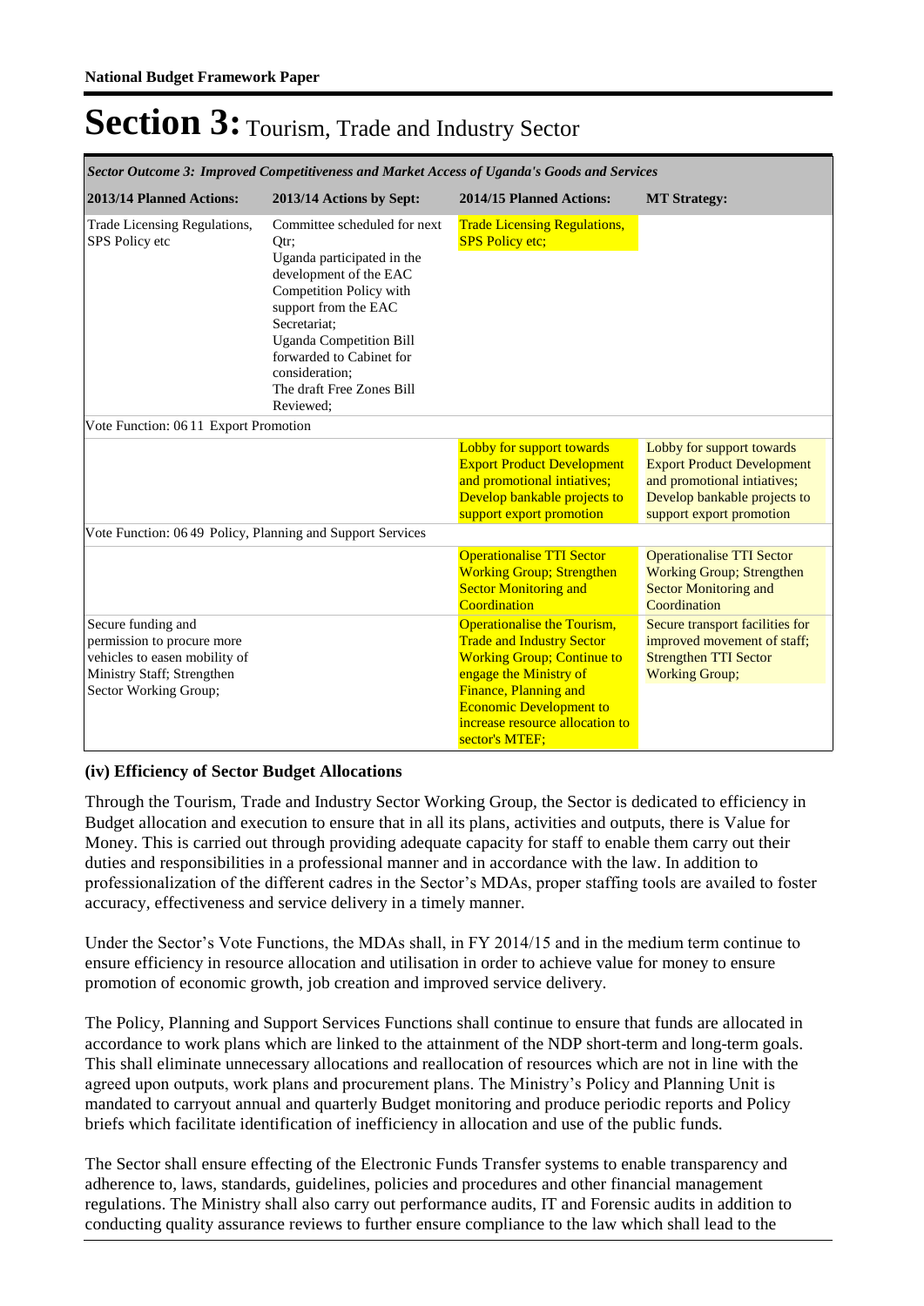# Section 3: Tourism, Trade and Industry Sector

| *Sector Outcome 3: Improved Competitiveness and Market Access of Uganda's Goods and Services* | | | |
|---|---|---|---|
| **2013/14 Planned Actions:** | **2013/14 Actions by Sept:** | **2014/15 Planned Actions:** | **MT Strategy:** |
| Trade Licensing Regulations, SPS Policy etc | Committee scheduled for next Qtr;<br>Uganda participated in the development of the EAC Competition Policy with support from the EAC Secretariat;<br>Uganda Competition Bill forwarded to Cabinet for consideration;<br>The draft Free Zones Bill Reviewed; | Trade Licensing Regulations, SPS Policy etc; | |
| Vote Function: 06 11 Export Promotion | | | |
| | | Lobby for support towards Export Product Development and promotional intiatives; Develop bankable projects to support export promotion | Lobby for support towards Export Product Development and promotional intiatives; Develop bankable projects to support export promotion |
| Vote Function: 06 49 Policy, Planning and Support Services | | | |
| | | Operationalise TTI Sector Working Group; Strengthen Sector Monitoring and Coordination | Operationalise TTI Sector Working Group; Strengthen Sector Monitoring and Coordination |
| Secure funding and permission to procure more vehicles to easen mobility of Ministry Staff; Strengthen Sector Working Group; | | Operationalise the Tourism, Trade and Industry Sector Working Group; Continue to engage the Ministry of Finance, Planning and Economic Development to increase resource allocation to sector's MTEF; | Secure transport facilities for improved movement of staff; Strengthen TTI Sector Working Group; |

### (iv) Efficiency of Sector Budget Allocations

Through the Tourism, Trade and Industry Sector Working Group, the Sector is dedicated to efficiency in Budget allocation and execution to ensure that in all its plans, activities and outputs, there is Value for Money. This is carried out through providing adequate capacity for staff to enable them carry out their duties and responsibilities in a professional manner and in accordance with the law. In addition to professionalization of the different cadres in the Sector's MDAs, proper staffing tools are availed to foster accuracy, effectiveness and service delivery in a timely manner.

Under the Sector's Vote Functions, the MDAs shall, in FY 2014/15 and in the medium term continue to ensure efficiency in resource allocation and utilisation in order to achieve value for money to ensure promotion of economic growth, job creation and improved service delivery.

The Policy, Planning and Support Services Functions shall continue to ensure that funds are allocated in accordance to work plans which are linked to the attainment of the NDP short-term and long-term goals. This shall eliminate unnecessary allocations and reallocation of resources which are not in line with the agreed upon outputs, work plans and procurement plans. The Ministry's Policy and Planning Unit is mandated to carryout annual and quarterly Budget monitoring and produce periodic reports and Policy briefs which facilitate identification of inefficiency in allocation and use of the public funds.

The Sector shall ensure effecting of the Electronic Funds Transfer systems to enable transparency and adherence to, laws, standards, guidelines, policies and procedures and other financial management regulations. The Ministry shall also carry out performance audits, IT and Forensic audits in addition to conducting quality assurance reviews to further ensure compliance to the law which shall lead to the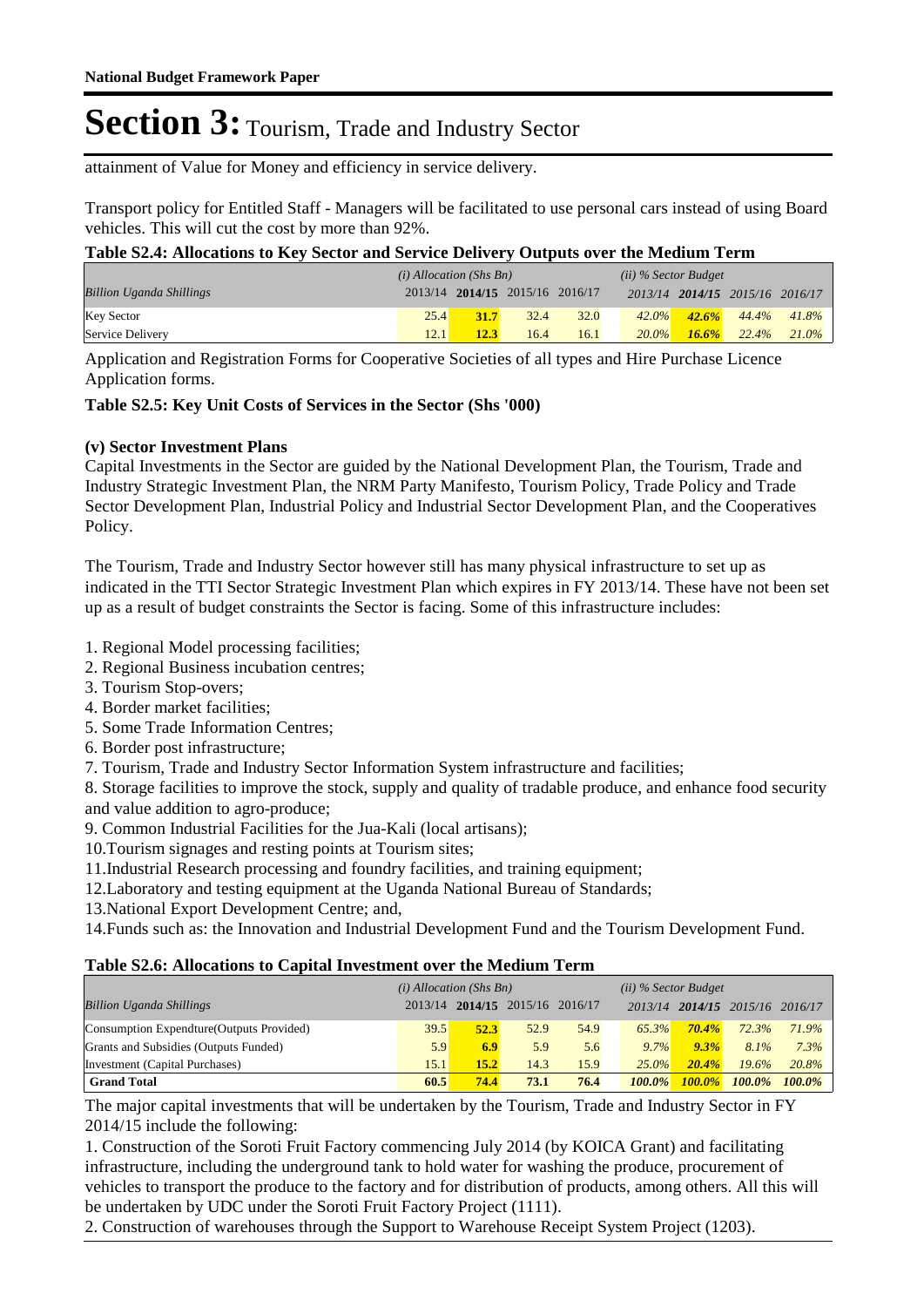# Section 3: Tourism, Trade and Industry Sector

attainment of Value for Money and efficiency in service delivery.

Transport policy for Entitled Staff - Managers will be facilitated to use personal cars instead of using Board vehicles. This will cut the cost by more than 92%.

**Table S2.4: Allocations to Key Sector and Service Delivery Outputs over the Medium Term**

| *Billion Uganda Shillings* | *(i) Allocation (Shs Bn)* 2013/14 | **2014/15** | 2015/16 | 2016/17 | *(ii) % Sector Budget* 2013/14 | ***2014/15*** | *2015/16* | *2016/17* |
|---|---|---|---|---|---|---|---|---|
| Key Sector | 25.4 | **31.7** | 32.4 | 32.0 | *42.0%* | ***42.6%*** | *44.4%* | *41.8%* |
| Service Delivery | 12.1 | **12.3** | 16.4 | 16.1 | *20.0%* | ***16.6%*** | *22.4%* | *21.0%* |

Application and Registration Forms for Cooperative Societies of all types and Hire Purchase Licence Application forms.

**Table S2.5: Key Unit Costs of Services in the Sector (Shs '000)**

**(v) Sector Investment Plans**

Capital Investments in the Sector are guided by the National Development Plan, the Tourism, Trade and Industry Strategic Investment Plan, the NRM Party Manifesto, Tourism Policy, Trade Policy and Trade Sector Development Plan, Industrial Policy and Industrial Sector Development Plan, and the Cooperatives Policy.

The Tourism, Trade and Industry Sector however still has many physical infrastructure to set up as indicated in the TTI Sector Strategic Investment Plan which expires in FY 2013/14. These have not been set up as a result of budget constraints the Sector is facing. Some of this infrastructure includes:

1. Regional Model processing facilities;
2. Regional Business incubation centres;
3. Tourism Stop-overs;
4. Border market facilities;
5. Some Trade Information Centres;
6. Border post infrastructure;
7. Tourism, Trade and Industry Sector Information System infrastructure and facilities;
8. Storage facilities to improve the stock, supply and quality of tradable produce, and enhance food security and value addition to agro-produce;
9. Common Industrial Facilities for the Jua-Kali (local artisans);
10. Tourism signages and resting points at Tourism sites;
11. Industrial Research processing and foundry facilities, and training equipment;
12. Laboratory and testing equipment at the Uganda National Bureau of Standards;
13. National Export Development Centre; and,
14. Funds such as: the Innovation and Industrial Development Fund and the Tourism Development Fund.

**Table S2.6: Allocations to Capital Investment over the Medium Term**

| *Billion Uganda Shillings* | *(i) Allocation (Shs Bn)* 2013/14 | **2014/15** | 2015/16 | 2016/17 | *(ii) % Sector Budget* 2013/14 | ***2014/15*** | *2015/16* | *2016/17* |
|---|---|---|---|---|---|---|---|---|
| Consumption Expendture(Outputs Provided) | 39.5 | **52.3** | 52.9 | 54.9 | *65.3%* | ***70.4%*** | *72.3%* | *71.9%* |
| Grants and Subsidies (Outputs Funded) | 5.9 | **6.9** | 5.9 | 5.6 | *9.7%* | ***9.3%*** | *8.1%* | *7.3%* |
| Investment (Capital Purchases) | 15.1 | **15.2** | 14.3 | 15.9 | *25.0%* | ***20.4%*** | *19.6%* | *20.8%* |
| **Grand Total** | **60.5** | **74.4** | **73.1** | **76.4** | ***100.0%*** | ***100.0%*** | ***100.0%*** | ***100.0%*** |

The major capital investments that will be undertaken by the Tourism, Trade and Industry Sector in FY 2014/15 include the following:

1. Construction of the Soroti Fruit Factory commencing July 2014 (by KOICA Grant) and facilitating infrastructure, including the underground tank to hold water for washing the produce, procurement of vehicles to transport the produce to the factory and for distribution of products, among others. All this will be undertaken by UDC under the Soroti Fruit Factory Project (1111).
2. Construction of warehouses through the Support to Warehouse Receipt System Project (1203).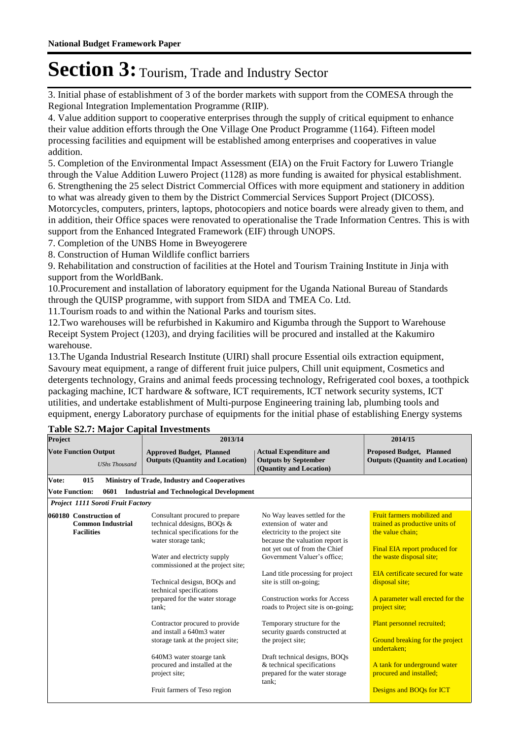# Section 3: Tourism, Trade and Industry Sector

3. Initial phase of establishment of 3 of the border markets with support from the COMESA through the Regional Integration Implementation Programme (RIIP).
4. Value addition support to cooperative enterprises through the supply of critical equipment to enhance their value addition efforts through the One Village One Product Programme (1164). Fifteen model processing facilities and equipment will be established among enterprises and cooperatives in value addition.
5. Completion of the Environmental Impact Assessment (EIA) on the Fruit Factory for Luwero Triangle through the Value Addition Luwero Project (1128) as more funding is awaited for physical establishment.
6. Strengthening the 25 select District Commercial Offices with more equipment and stationery in addition to what was already given to them by the District Commercial Services Support Project (DICOSS). Motorcycles, computers, printers, laptops, photocopiers and notice boards were already given to them, and in addition, their Office spaces were renovated to operationalise the Trade Information Centres. This is with support from the Enhanced Integrated Framework (EIF) through UNOPS.
7. Completion of the UNBS Home in Bweyogerere
8. Construction of Human Wildlife conflict barriers
9. Rehabilitation and construction of facilities at the Hotel and Tourism Training Institute in Jinja with support from the WorldBank.
10.Procurement and installation of laboratory equipment for the Uganda National Bureau of Standards through the QUISP programme, with support from SIDA and TMEA Co. Ltd.
11.Tourism roads to and within the National Parks and tourism sites.
12.Two warehouses will be refurbished in Kakumiro and Kigumba through the Support to Warehouse Receipt System Project (1203), and drying facilities will be procured and installed at the Kakumiro warehouse.
13.The Uganda Industrial Research Institute (UIRI) shall procure Essential oils extraction equipment, Savoury meat equipment, a range of different fruit juice pulpers, Chill unit equipment, Cosmetics and detergents technology, Grains and animal feeds processing technology, Refrigerated cool boxes, a toothpick packaging machine, ICT hardware & software, ICT requirements, ICT network security systems, ICT utilities, and undertake establishment of Multi-purpose Engineering training lab, plumbing tools and equipment, energy Laboratory purchase of equipments for the initial phase of establishing Energy systems

**Table S2.7: Major Capital Investments**

| Project | 2013/14 | | 2014/15 |
|---|---|---|---|
| **Vote Function Output** *UShs Thousand* | **Approved Budget, Planned Outputs (Quantity and Location)** | **Actual Expenditure and Outputs by September (Quantity and Location)** | **Proposed Budget, Planned Outputs (Quantity and Location)** |
| **Vote: 015 Ministry of Trade, Industry and Cooperatives** | | | |
| **Vote Function: 0601 Industrial and Technological Development** | | | |
| ***Project 1111 Soroti Fruit Factory*** | | | |
| **060180 Construction of Common Industrial Facilities** | Consultant procured to prepare technical ddesigns, BOQs & technical specifications for the water storage tank;<br><br>Water and electricty supply commissioned at the project site;<br><br>Technical desigsn, BOQs and technical specifications prepared for the water storage tank;<br><br>Contractor procured to provide and install a 640m3 water storage tank at the project site;<br><br>640M3 water stoarge tank procured and installed at the project site;<br><br>Fruit farmers of Teso region | No Way leaves settled for the extension of water and electricity to the project site because the valuation report is not yet out of from the Chief Government Valuer's office;<br><br>Land title processing for project site is still on-going;<br><br>Construction works for Access roads to Project site is on-going;<br><br>Temporary structure for the security guards constructed at the project site;<br><br>Draft technical designs, BOQs & technical specifications prepared for the water storage tank; | Fruit farmers mobilized and trained as productive units of the value chain;<br><br>Final EIA report produced for the waste disposal site;<br><br>EIA certificate secured for wate disposal site;<br><br>A parameter wall erected for the project site;<br><br>Plant personnel recruited;<br><br>Ground breaking for the project undertaken;<br><br>A tank for underground water procured and installed;<br><br>Designs and BOQs for ICT |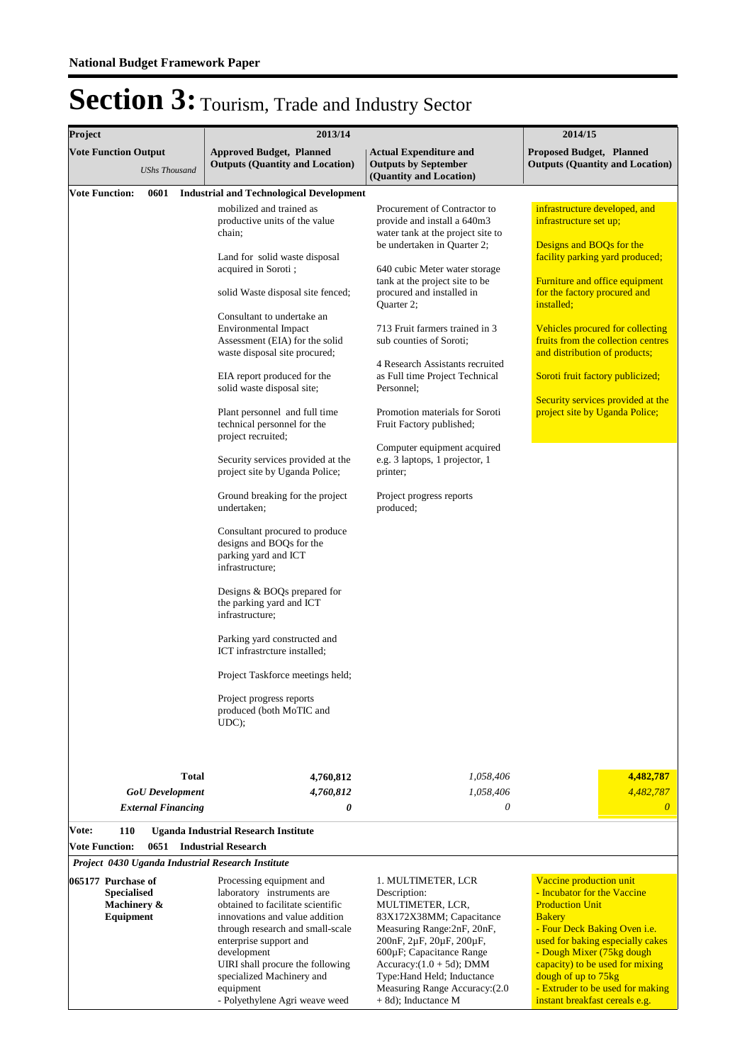**National Budget Framework Paper**

# Section 3: Tourism, Trade and Industry Sector

| Project | 2013/14 | | 2014/15 |
|---|---|---|---|
| **Vote Function Output** *UShs Thousand* | **Approved Budget, Planned Outputs (Quantity and Location)** | **Actual Expenditure and Outputs by September (Quantity and Location)** | **Proposed Budget, Planned Outputs (Quantity and Location)** |
| **Vote Function: 0601 Industrial and Technological Development** | | | |
| | mobilized and trained as productive units of the value chain;<br><br>Land for solid waste disposal acquired in Soroti ;<br><br>solid Waste disposal site fenced;<br><br>Consultant to undertake an Environmental Impact Assessment (EIA) for the solid waste disposal site procured;<br><br>EIA report produced for the solid waste disposal site;<br><br>Plant personnel and full time technical personnel for the project recruited;<br><br>Security services provided at the project site by Uganda Police;<br><br>Ground breaking for the project undertaken;<br><br>Consultant procured to produce designs and BOQs for the parking yard and ICT infrastructure;<br><br>Designs & BOQs prepared for the parking yard and ICT infrastructure;<br><br>Parking yard constructed and ICT infrastrcture installed;<br><br>Project Taskforce meetings held;<br><br>Project progress reports produced (both MoTIC and UDC); | Procurement of Contractor to provide and install a 640m3 water tank at the project site to be undertaken in Quarter 2;<br><br>640 cubic Meter water storage tank at the project site to be procured and installed in Quarter 2;<br><br>713 Fruit farmers trained in 3 sub counties of Soroti;<br><br>4 Research Assistants recruited as Full time Project Technical Personnel;<br><br>Promotion materials for Soroti Fruit Factory published;<br><br>Computer equipment acquired e.g. 3 laptops, 1 projector, 1 printer;<br><br>Project progress reports produced; | infrastructure developed, and infrastructure set up;<br><br>Designs and BOQs for the facility parking yard produced;<br><br>Furniture and office equipment for the factory procured and installed;<br><br>Vehicles procured for collecting fruits from the collection centres and distribution of products;<br><br>Soroti fruit factory publicized;<br><br>Security services provided at the project site by Uganda Police; |
| **Total** | **4,760,812** | *1,058,406* | **4,482,787** |
| ***GoU Development*** | ***4,760,812*** | *1,058,406* | *4,482,787* |
| ***External Financing*** | ***0*** | *0* | *0* |

**Vote: 110 Uganda Industrial Research Institute**

**Vote Function: 0651 Industrial Research**

***Project 0430 Uganda Industrial Research Institute***

| | | | |
|---|---|---|---|
| **065177 Purchase of Specialised Machinery & Equipment** | Processing equipment and laboratory instruments are obtained to facilitate scientific innovations and value addition through research and small-scale enterprise support and development<br>UIRI shall procure the following specialized Machinery and equipment<br>- Polyethylene Agri weave weed | 1. MULTIMETER, LCR<br>Description:<br>MULTIMETER, LCR, 83X172X38MM; Capacitance Measuring Range:2nF, 20nF, 200nF, 2µF, 20µF, 200µF, 600µF; Capacitance Range Accuracy:(1.0 + 5d); DMM Type:Hand Held; Inductance Measuring Range Accuracy:(2.0 + 8d); Inductance M | Vaccine production unit<br>- Incubator for the Vaccine Production Unit<br>Bakery<br>- Four Deck Baking Oven i.e. used for baking especially cakes<br>- Dough Mixer (75kg dough capacity) to be used for mixing dough of up to 75kg<br>- Extruder to be used for making instant breakfast cereals e.g. |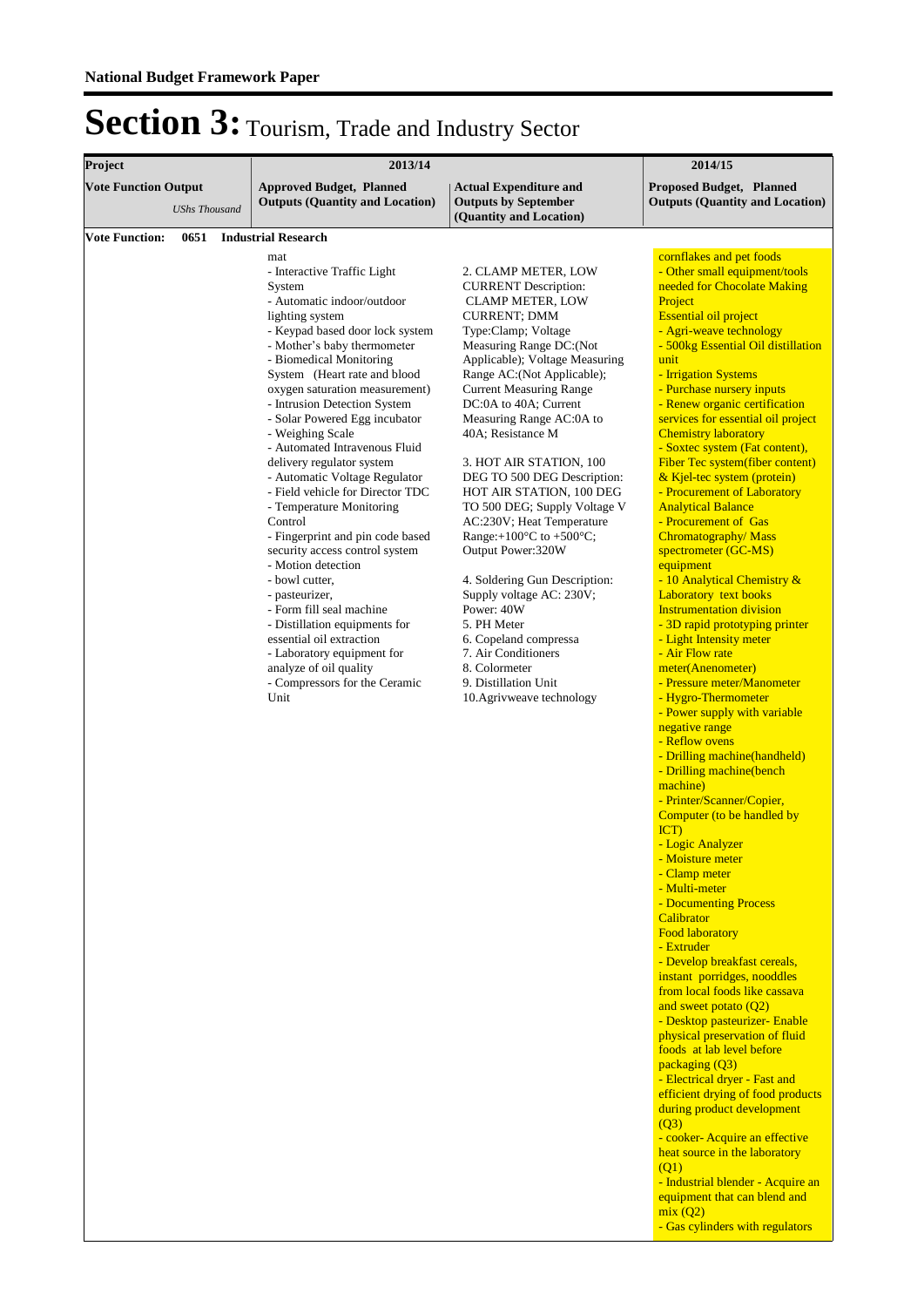**National Budget Framework Paper**

# Section 3: Tourism, Trade and Industry Sector

| Project | 2013/14 | | 2014/15 |
|---|---|---|---|
| **Vote Function Output** *UShs Thousand* | **Approved Budget, Planned Outputs (Quantity and Location)** | **Actual Expenditure and Outputs by September (Quantity and Location)** | **Proposed Budget, Planned Outputs (Quantity and Location)** |
| **Vote Function: 0651 Industrial Research** | | | |
| | mat<br>- Interactive Traffic Light System<br>- Automatic indoor/outdoor lighting system<br>- Keypad based door lock system<br>- Mother's baby thermometer<br>- Biomedical Monitoring System (Heart rate and blood oxygen saturation measurement)<br>- Intrusion Detection System<br>- Solar Powered Egg incubator<br>- Weighing Scale<br>- Automated Intravenous Fluid delivery regulator system<br>- Automatic Voltage Regulator<br>- Field vehicle for Director TDC<br>- Temperature Monitoring Control<br>- Fingerprint and pin code based security access control system<br>- Motion detection<br>- bowl cutter,<br>- pasteurizer,<br>- Form fill seal machine<br>- Distillation equipments for essential oil extraction<br>- Laboratory equipment for analyze of oil quality<br>- Compressors for the Ceramic Unit | 2. CLAMP METER, LOW CURRENT Description: CLAMP METER, LOW CURRENT; DMM Type:Clamp; Voltage Measuring Range DC:(Not Applicable); Voltage Measuring Range AC:(Not Applicable); Current Measuring Range DC:0A to 40A; Current Measuring Range AC:0A to 40A; Resistance M<br><br>3. HOT AIR STATION, 100 DEG TO 500 DEG Description: HOT AIR STATION, 100 DEG TO 500 DEG; Supply Voltage V AC:230V; Heat Temperature Range:+100°C to +500°C; Output Power:320W<br><br>4. Soldering Gun Description: Supply voltage AC: 230V; Power: 40W<br>5. PH Meter<br>6. Copeland compressa<br>7. Air Conditioners<br>8. Colormeter<br>9. Distillation Unit<br>10.Agrivweave technology | cornflakes and pet foods<br>- Other small equipment/tools needed for Chocolate Making Project<br>Essential oil project<br>- Agri-weave technology<br>- 500kg Essential Oil distillation unit<br>- Irrigation Systems<br>- Purchase nursery inputs<br>- Renew organic certification services for essential oil project<br>Chemistry laboratory<br>- Soxtec system (Fat content), Fiber Tec system(fiber content) & Kjel-tec system (protein)<br>- Procurement of Laboratory Analytical Balance<br>- Procurement of Gas Chromatography/ Mass spectrometer (GC-MS) equipment<br>- 10 Analytical Chemistry & Laboratory text books Instrumentation division<br>- 3D rapid prototyping printer<br>- Light Intensity meter<br>- Air Flow rate meter(Anenometer)<br>- Pressure meter/Manometer<br>- Hygro-Thermometer<br>- Power supply with variable negative range<br>- Reflow ovens<br>- Drilling machine(handheld)<br>- Drilling machine(bench machine)<br>- Printer/Scanner/Copier, Computer (to be handled by ICT)<br>- Logic Analyzer<br>- Moisture meter<br>- Clamp meter<br>- Multi-meter<br>- Documenting Process Calibrator<br>Food laboratory<br>- Extruder<br>- Develop breakfast cereals, instant porridges, nooddles from local foods like cassava and sweet potato (Q2)<br>- Desktop pasteurizer- Enable physical preservation of fluid foods at lab level before packaging (Q3)<br>- Electrical dryer - Fast and efficient drying of food products during product development (Q3)<br>- cooker- Acquire an effective heat source in the laboratory (Q1)<br>- Industrial blender - Acquire an equipment that can blend and mix (Q2)<br>- Gas cylinders with regulators |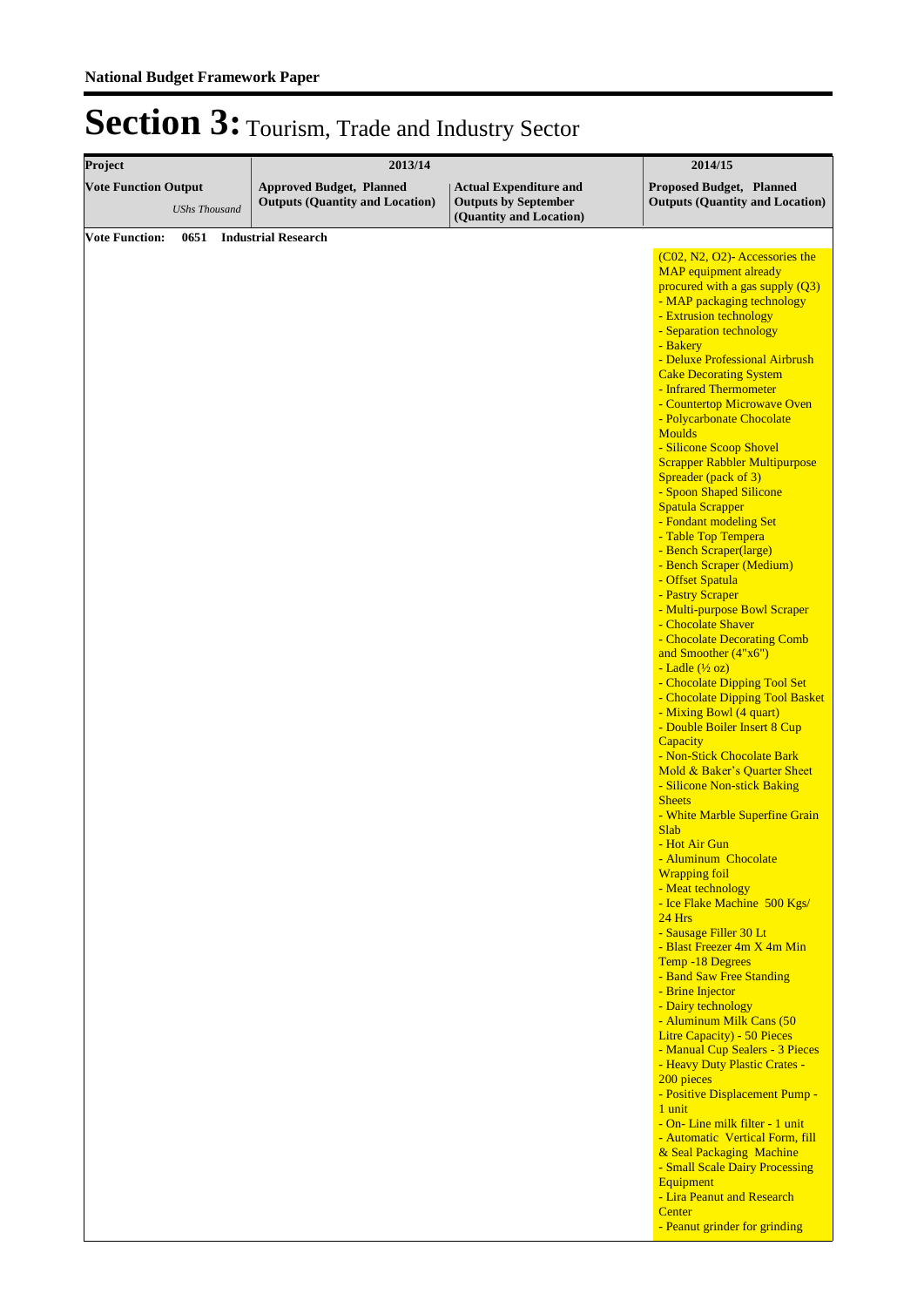**National Budget Framework Paper**

# Section 3: Tourism, Trade and Industry Sector

| Project | 2013/14 | | 2014/15 |
|---|---|---|---|
| **Vote Function Output** *UShs Thousand* | **Approved Budget, Planned Outputs (Quantity and Location)** | **Actual Expenditure and Outputs by September (Quantity and Location)** | **Proposed Budget, Planned Outputs (Quantity and Location)** |
| **Vote Function: 0651 Industrial Research** | | | |
| | | | (C02, N2, O2)- Accessories the MAP equipment already procured with a gas supply (Q3)<br>- MAP packaging technology<br>- Extrusion technology<br>- Separation technology<br>- Bakery<br>- Deluxe Professional Airbrush Cake Decorating System<br>- Infrared Thermometer<br>- Countertop Microwave Oven<br>- Polycarbonate Chocolate Moulds<br>- Silicone Scoop Shovel Scrapper Rabbler Multipurpose Spreader (pack of 3)<br>- Spoon Shaped Silicone Spatula Scrapper<br>- Fondant modeling Set<br>- Table Top Tempera<br>- Bench Scraper(large)<br>- Bench Scraper (Medium)<br>- Offset Spatula<br>- Pastry Scraper<br>- Multi-purpose Bowl Scraper<br>- Chocolate Shaver<br>- Chocolate Decorating Comb and Smoother (4"x6")<br>- Ladle (½ oz)<br>- Chocolate Dipping Tool Set<br>- Chocolate Dipping Tool Basket<br>- Mixing Bowl (4 quart)<br>- Double Boiler Insert 8 Cup Capacity<br>- Non-Stick Chocolate Bark Mold & Baker's Quarter Sheet<br>- Silicone Non-stick Baking Sheets<br>- White Marble Superfine Grain Slab<br>- Hot Air Gun<br>- Aluminum Chocolate Wrapping foil<br>- Meat technology<br>- Ice Flake Machine 500 Kgs/ 24 Hrs<br>- Sausage Filler 30 Lt<br>- Blast Freezer 4m X 4m Min Temp -18 Degrees<br>- Band Saw Free Standing<br>- Brine Injector<br>- Dairy technology<br>- Aluminum Milk Cans (50 Litre Capacity) - 50 Pieces<br>- Manual Cup Sealers - 3 Pieces<br>- Heavy Duty Plastic Crates - 200 pieces<br>- Positive Displacement Pump - 1 unit<br>- On- Line milk filter - 1 unit<br>- Automatic Vertical Form, fill & Seal Packaging Machine<br>- Small Scale Dairy Processing Equipment<br>- Lira Peanut and Research Center<br>- Peanut grinder for grinding |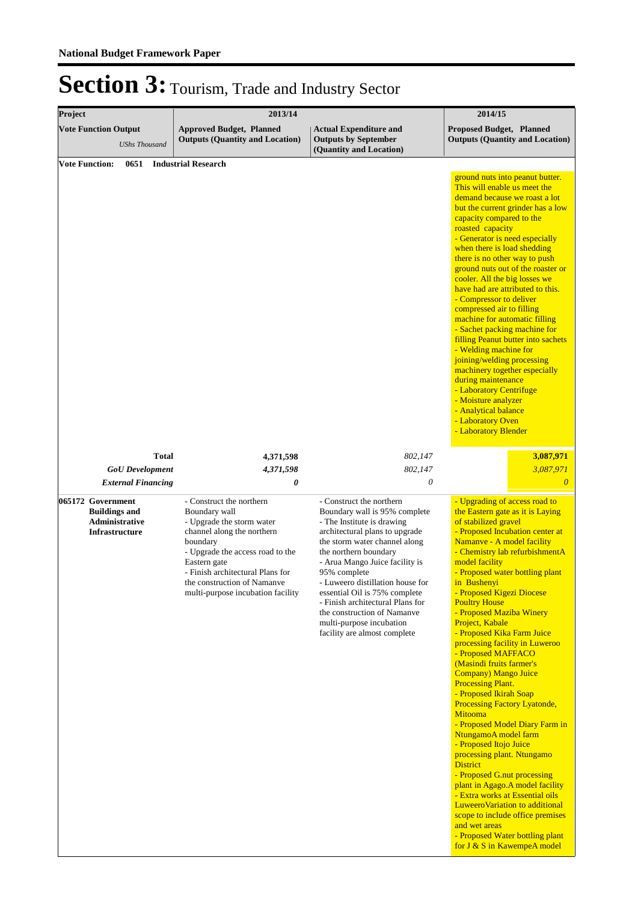# Section 3: Tourism, Trade and Industry Sector

| Project | 2013/14 | | 2014/15 |
|---|---|---|---|
| **Vote Function Output** *UShs Thousand* | **Approved Budget, Planned Outputs (Quantity and Location)** | **Actual Expenditure and Outputs by September (Quantity and Location)** | **Proposed Budget, Planned Outputs (Quantity and Location)** |
| **Vote Function: 0651 Industrial Research** | | | |
| | | | ground nuts into peanut butter. This will enable us meet the demand because we roast a lot but the current grinder has a low capacity compared to the roasted capacity<br>- Generator is need especially when there is load shedding there is no other way to push ground nuts out of the roaster or cooler. All the big losses we have had are attributed to this.<br>- Compressor to deliver compressed air to filling machine for automatic filling<br>- Sachet packing machine for filling Peanut butter into sachets<br>- Welding machine for joining/welding processing machinery together especially during maintenance<br>- Laboratory Centrifuge<br>- Moisture analyzer<br>- Analytical balance<br>- Laboratory Oven<br>- Laboratory Blender |
| **Total** | **4,371,598** | *802,147* | **3,087,971** |
| ***GoU Development*** | ***4,371,598*** | *802,147* | *3,087,971* |
| ***External Financing*** | ***0*** | *0* | *0* |
| **065172 Government Buildings and Administrative Infrastructure** | - Construct the northern Boundary wall<br>- Upgrade the storm water channel along the northern boundary<br>- Upgrade the access road to the Eastern gate<br>- Finish architectural Plans for the construction of Namanve multi-purpose incubation facility | - Construct the northern Boundary wall is 95% complete<br>- The Institute is drawing architectural plans to upgrade the storm water channel along the northern boundary<br>- Arua Mango Juice facility is 95% complete<br>- Luweero distillation house for essential Oil is 75% complete<br>- Finish architectural Plans for the construction of Namanve multi-purpose incubation facility are almost complete | - Upgrading of access road to the Eastern gate as it is Laying of stabilized gravel<br>- Proposed Incubation center at Namanve - A model facility<br>- Chemistry lab refurbishmentA model facility<br>- Proposed water bottling plant in Bushenyi<br>- Proposed Kigezi Diocese Poultry House<br>- Proposed Maziba Winery Project, Kabale<br>- Proposed Kika Farm Juice processing facility in Luweroo<br>- Proposed MAFFACO (Masindi fruits farmer's Company) Mango Juice Processing Plant.<br>- Proposed Ikirah Soap Processing Factory Lyatonde, Mitooma<br>- Proposed Model Diary Farm in NtungamoA model farm<br>- Proposed Itojo Juice processing plant. Ntungamo District<br>- Proposed G.nut processing plant in Agago.A model facility<br>- Extra works at Essential oils LuweeroVariation to additional scope to include office premises and wet areas<br>- Proposed Water bottling plant for J & S in KawempeA model |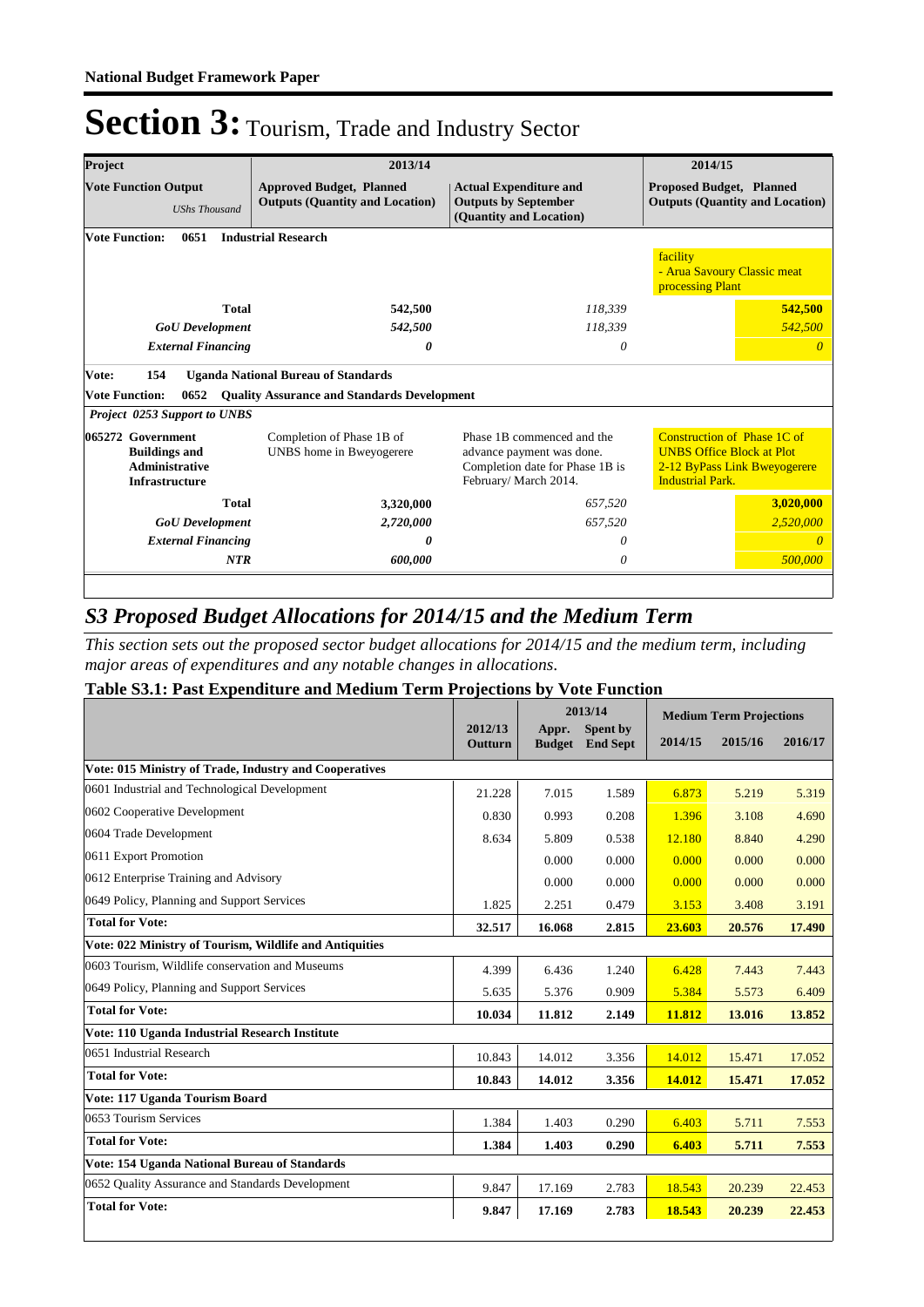# Section 3: Tourism, Trade and Industry Sector

| Project | 2013/14 | | 2014/15 | |
|---|---|---|---|---|
| **Vote Function Output** *UShs Thousand* | **Approved Budget, Planned Outputs (Quantity and Location)** | **Actual Expenditure and Outputs by September (Quantity and Location)** | **Proposed Budget, Planned Outputs (Quantity and Location)** | |
| **Vote Function: 0651 Industrial Research** | | | | |
| | | | facility<br>- Arua Savoury Classic meat processing Plant | |
| **Total** | **542,500** | *118,339* | | **542,500** |
| ***GoU Development*** | ***542,500*** | *118,339* | | *542,500* |
| ***External Financing*** | ***0*** | *0* | | *0* |
| **Vote: 154 Uganda National Bureau of Standards** | | | | |
| **Vote Function: 0652 Quality Assurance and Standards Development** | | | | |
| ***Project 0253 Support to UNBS*** | | | | |
| **065272 Government Buildings and Administrative Infrastructure** | Completion of Phase 1B of UNBS home in Bweyogerere | Phase 1B commenced and the advance payment was done. Completion date for Phase 1B is February/ March 2014. | Construction of Phase 1C of UNBS Office Block at Plot 2-12 ByPass Link Bweyogerere Industrial Park. | |
| **Total** | **3,320,000** | *657,520* | | **3,020,000** |
| ***GoU Development*** | ***2,720,000*** | *657,520* | | *2,520,000* |
| ***External Financing*** | ***0*** | *0* | | *0* |
| ***NTR*** | ***600,000*** | *0* | | *500,000* |

## *S3 Proposed Budget Allocations for 2014/15 and the Medium Term*

*This section sets out the proposed sector budget allocations for 2014/15 and the medium term, including major areas of expenditures and any notable changes in allocations.*

### Table S3.1: Past Expenditure and Medium Term Projections by Vote Function

| | 2012/13 Outturn | 2013/14 Appr. Budget | 2013/14 Spent by End Sept | 2014/15 | 2015/16 | 2016/17 |
|---|---|---|---|---|---|---|
| **Vote: 015 Ministry of Trade, Industry and Cooperatives** | | | | | | |
| 0601 Industrial and Technological Development | 21.228 | 7.015 | 1.589 | 6.873 | 5.219 | 5.319 |
| 0602 Cooperative Development | 0.830 | 0.993 | 0.208 | 1.396 | 3.108 | 4.690 |
| 0604 Trade Development | 8.634 | 5.809 | 0.538 | 12.180 | 8.840 | 4.290 |
| 0611 Export Promotion | | 0.000 | 0.000 | 0.000 | 0.000 | 0.000 |
| 0612 Enterprise Training and Advisory | | 0.000 | 0.000 | 0.000 | 0.000 | 0.000 |
| 0649 Policy, Planning and Support Services | 1.825 | 2.251 | 0.479 | 3.153 | 3.408 | 3.191 |
| **Total for Vote:** | **32.517** | **16.068** | **2.815** | **23.603** | **20.576** | **17.490** |
| **Vote: 022 Ministry of Tourism, Wildlife and Antiquities** | | | | | | |
| 0603 Tourism, Wildlife conservation and Museums | 4.399 | 6.436 | 1.240 | 6.428 | 7.443 | 7.443 |
| 0649 Policy, Planning and Support Services | 5.635 | 5.376 | 0.909 | 5.384 | 5.573 | 6.409 |
| **Total for Vote:** | **10.034** | **11.812** | **2.149** | **11.812** | **13.016** | **13.852** |
| **Vote: 110 Uganda Industrial Research Institute** | | | | | | |
| 0651 Industrial Research | 10.843 | 14.012 | 3.356 | 14.012 | 15.471 | 17.052 |
| **Total for Vote:** | **10.843** | **14.012** | **3.356** | **14.012** | **15.471** | **17.052** |
| **Vote: 117 Uganda Tourism Board** | | | | | | |
| 0653 Tourism Services | 1.384 | 1.403 | 0.290 | 6.403 | 5.711 | 7.553 |
| **Total for Vote:** | **1.384** | **1.403** | **0.290** | **6.403** | **5.711** | **7.553** |
| **Vote: 154 Uganda National Bureau of Standards** | | | | | | |
| 0652 Quality Assurance and Standards Development | 9.847 | 17.169 | 2.783 | 18.543 | 20.239 | 22.453 |
| **Total for Vote:** | **9.847** | **17.169** | **2.783** | **18.543** | **20.239** | **22.453** |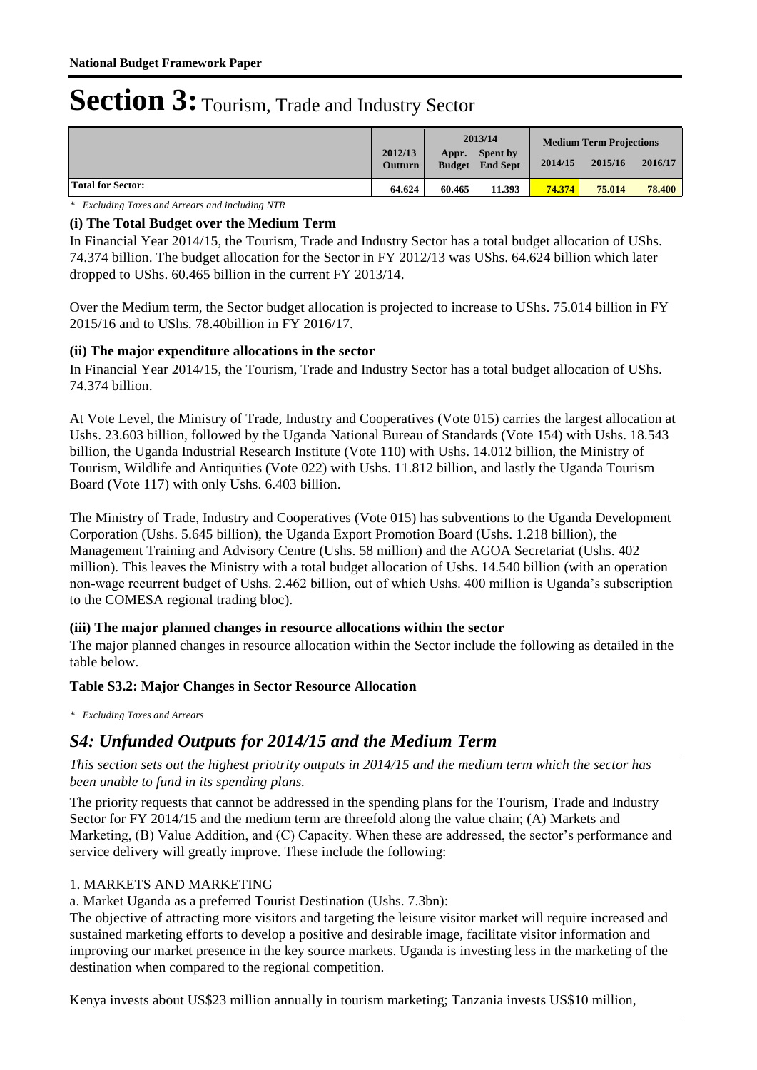# Section 3: Tourism, Trade and Industry Sector

| | 2012/13 Outturn | 2013/14 Appr. Budget | 2013/14 Spent by End Sept | Medium Term Projections 2014/15 | 2015/16 | 2016/17 |
|---|---|---|---|---|---|---|
| **Total for Sector:** | 64.624 | 60.465 | 11.393 | 74.374 | 75.014 | 78.400 |

*\* Excluding Taxes and Arrears and including NTR*

### (i) The Total Budget over the Medium Term

In Financial Year 2014/15, the Tourism, Trade and Industry Sector has a total budget allocation of UShs. 74.374 billion. The budget allocation for the Sector in FY 2012/13 was UShs. 64.624 billion which later dropped to UShs. 60.465 billion in the current FY 2013/14.

Over the Medium term, the Sector budget allocation is projected to increase to UShs. 75.014 billion in FY 2015/16 and to UShs. 78.40billion in FY 2016/17.

### (ii) The major expenditure allocations in the sector

In Financial Year 2014/15, the Tourism, Trade and Industry Sector has a total budget allocation of UShs. 74.374 billion.

At Vote Level, the Ministry of Trade, Industry and Cooperatives (Vote 015) carries the largest allocation at Ushs. 23.603 billion, followed by the Uganda National Bureau of Standards (Vote 154) with Ushs. 18.543 billion, the Uganda Industrial Research Institute (Vote 110) with Ushs. 14.012 billion, the Ministry of Tourism, Wildlife and Antiquities (Vote 022) with Ushs. 11.812 billion, and lastly the Uganda Tourism Board (Vote 117) with only Ushs. 6.403 billion.

The Ministry of Trade, Industry and Cooperatives (Vote 015) has subventions to the Uganda Development Corporation (Ushs. 5.645 billion), the Uganda Export Promotion Board (Ushs. 1.218 billion), the Management Training and Advisory Centre (Ushs. 58 million) and the AGOA Secretariat (Ushs. 402 million). This leaves the Ministry with a total budget allocation of Ushs. 14.540 billion (with an operation non-wage recurrent budget of Ushs. 2.462 billion, out of which Ushs. 400 million is Uganda's subscription to the COMESA regional trading bloc).

### (iii) The major planned changes in resource allocations within the sector

The major planned changes in resource allocation within the Sector include the following as detailed in the table below.

**Table S3.2: Major Changes in Sector Resource Allocation**

*\* Excluding Taxes and Arrears*

## *S4: Unfunded Outputs for 2014/15 and the Medium Term*

*This section sets out the highest prioirity outputs in 2014/15 and the medium term which the sector has been unable to fund in its spending plans.*

The priority requests that cannot be addressed in the spending plans for the Tourism, Trade and Industry Sector for FY 2014/15 and the medium term are threefold along the value chain; (A) Markets and Marketing, (B) Value Addition, and (C) Capacity. When these are addressed, the sector's performance and service delivery will greatly improve. These include the following:

1. MARKETS AND MARKETING

a. Market Uganda as a preferred Tourist Destination (Ushs. 7.3bn):

The objective of attracting more visitors and targeting the leisure visitor market will require increased and sustained marketing efforts to develop a positive and desirable image, facilitate visitor information and improving our market presence in the key source markets. Uganda is investing less in the marketing of the destination when compared to the regional competition.

Kenya invests about US$23 million annually in tourism marketing; Tanzania invests US$10 million,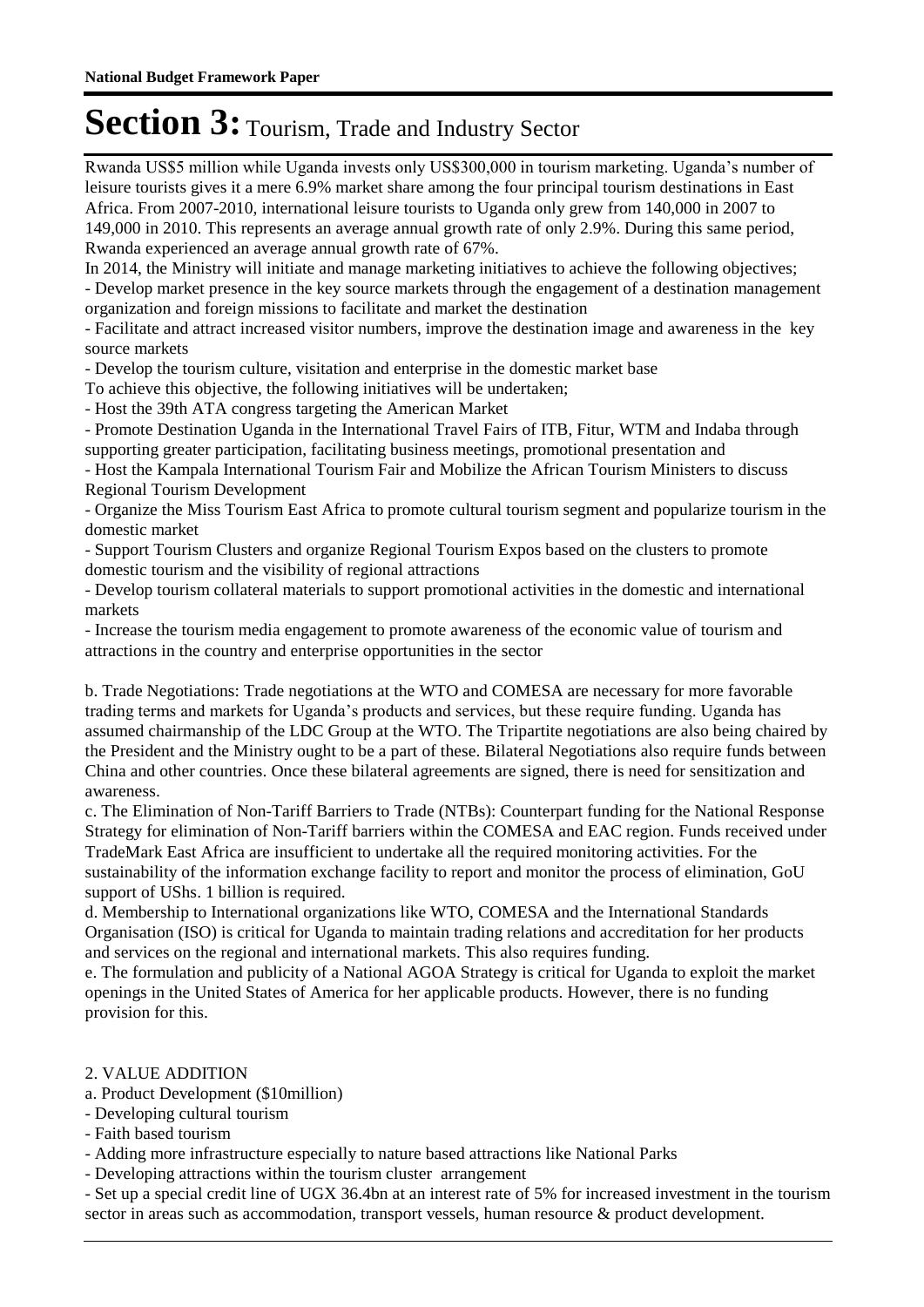Rwanda US$5 million while Uganda invests only US$300,000 in tourism marketing. Uganda's number of leisure tourists gives it a mere 6.9% market share among the four principal tourism destinations in East Africa. From 2007-2010, international leisure tourists to Uganda only grew from 140,000 in 2007 to 149,000 in 2010. This represents an average annual growth rate of only 2.9%. During this same period, Rwanda experienced an average annual growth rate of 67%.

In 2014, the Ministry will initiate and manage marketing initiatives to achieve the following objectives;

- Develop market presence in the key source markets through the engagement of a destination management organization and foreign missions to facilitate and market the destination
- Facilitate and attract increased visitor numbers, improve the destination image and awareness in the key source markets
- Develop the tourism culture, visitation and enterprise in the domestic market base

To achieve this objective, the following initiatives will be undertaken;

- Host the 39th ATA congress targeting the American Market
- Promote Destination Uganda in the International Travel Fairs of ITB, Fitur, WTM and Indaba through supporting greater participation, facilitating business meetings, promotional presentation and
- Host the Kampala International Tourism Fair and Mobilize the African Tourism Ministers to discuss Regional Tourism Development
- Organize the Miss Tourism East Africa to promote cultural tourism segment and popularize tourism in the domestic market
- Support Tourism Clusters and organize Regional Tourism Expos based on the clusters to promote domestic tourism and the visibility of regional attractions
- Develop tourism collateral materials to support promotional activities in the domestic and international markets
- Increase the tourism media engagement to promote awareness of the economic value of tourism and attractions in the country and enterprise opportunities in the sector

b. Trade Negotiations: Trade negotiations at the WTO and COMESA are necessary for more favorable trading terms and markets for Uganda's products and services, but these require funding. Uganda has assumed chairmanship of the LDC Group at the WTO. The Tripartite negotiations are also being chaired by the President and the Ministry ought to be a part of these. Bilateral Negotiations also require funds between China and other countries. Once these bilateral agreements are signed, there is need for sensitization and awareness.

c. The Elimination of Non-Tariff Barriers to Trade (NTBs): Counterpart funding for the National Response Strategy for elimination of Non-Tariff barriers within the COMESA and EAC region. Funds received under TradeMark East Africa are insufficient to undertake all the required monitoring activities. For the sustainability of the information exchange facility to report and monitor the process of elimination, GoU support of UShs. 1 billion is required.

d. Membership to International organizations like WTO, COMESA and the International Standards Organisation (ISO) is critical for Uganda to maintain trading relations and accreditation for her products and services on the regional and international markets. This also requires funding.

e. The formulation and publicity of a National AGOA Strategy is critical for Uganda to exploit the market openings in the United States of America for her applicable products. However, there is no funding provision for this.

2. VALUE ADDITION

a. Product Development ($10million)

- Developing cultural tourism
- Faith based tourism
- Adding more infrastructure especially to nature based attractions like National Parks
- Developing attractions within the tourism cluster arrangement
- Set up a special credit line of UGX 36.4bn at an interest rate of 5% for increased investment in the tourism sector in areas such as accommodation, transport vessels, human resource & product development.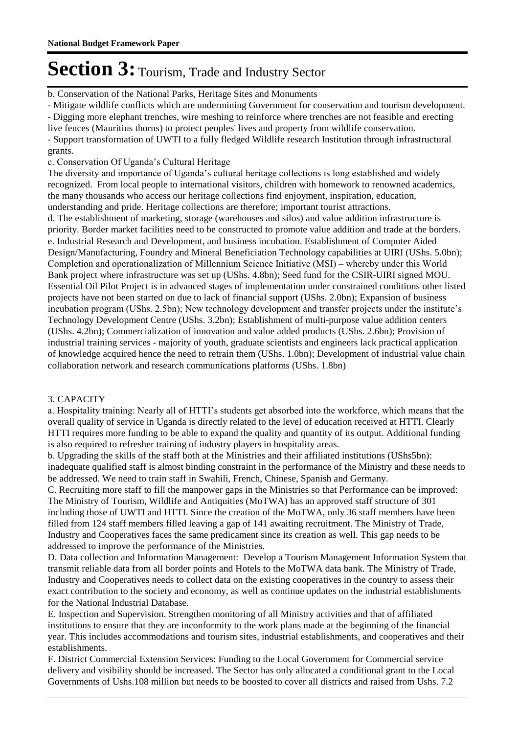b. Conservation of the National Parks, Heritage Sites and Monuments

- Mitigate wildlife conflicts which are undermining Government for conservation and tourism development.
- Digging more elephant trenches, wire meshing to reinforce where trenches are not feasible and erecting live fences (Mauritius thorns) to protect peoples' lives and property from wildlife conservation.
- Support transformation of UWTI to a fully fledged Wildlife research Institution through infrastructural grants.

c. Conservation Of Uganda's Cultural Heritage

The diversity and importance of Uganda's cultural heritage collections is long established and widely recognized. From local people to international visitors, children with homework to renowned academics, the many thousands who access our heritage collections find enjoyment, inspiration, education, understanding and pride. Heritage collections are therefore; important tourist attractions.

d. The establishment of marketing, storage (warehouses and silos) and value addition infrastructure is priority. Border market facilities need to be constructed to promote value addition and trade at the borders.

e. Industrial Research and Development, and business incubation. Establishment of Computer Aided Design/Manufacturing, Foundry and Mineral Beneficiation Technology capabilities at UIRI (UShs. 5.0bn); Completion and operationalization of Millennium Science Initiative (MSI) – whereby under this World Bank project where infrastructure was set up (UShs. 4.8bn); Seed fund for the CSIR-UIRI signed MOU. Essential Oil Pilot Project is in advanced stages of implementation under constrained conditions other listed projects have not been started on due to lack of financial support (UShs. 2.0bn); Expansion of business incubation program (UShs. 2.5bn); New technology development and transfer projects under the institute's Technology Development Centre (UShs. 3.2bn); Establishment of multi-purpose value addition centers (UShs. 4.2bn); Commercialization of innovation and value added products (UShs. 2.6bn); Provision of industrial training services - majority of youth, graduate scientists and engineers lack practical application of knowledge acquired hence the need to retrain them (UShs. 1.0bn); Development of industrial value chain collaboration network and research communications platforms (UShs. 1.8bn)

3. CAPACITY

a. Hospitality training: Nearly all of HTTI's students get absorbed into the workforce, which means that the overall quality of service in Uganda is directly related to the level of education received at HTTI. Clearly HTTI requires more funding to be able to expand the quality and quantity of its output. Additional funding is also required to refresher training of industry players in hospitality areas.

b. Upgrading the skills of the staff both at the Ministries and their affiliated institutions (UShs5bn): inadequate qualified staff is almost binding constraint in the performance of the Ministry and these needs to be addressed. We need to train staff in Swahili, French, Chinese, Spanish and Germany.

C. Recruiting more staff to fill the manpower gaps in the Ministries so that Performance can be improved: The Ministry of Tourism, Wildlife and Antiquities (MoTWA) has an approved staff structure of 301 including those of UWTI and HTTI. Since the creation of the MoTWA, only 36 staff members have been filled from 124 staff members filled leaving a gap of 141 awaiting recruitment. The Ministry of Trade, Industry and Cooperatives faces the same predicament since its creation as well. This gap needs to be addressed to improve the performance of the Ministries.

D. Data collection and Information Management: Develop a Tourism Management Information System that transmit reliable data from all border points and Hotels to the MoTWA data bank. The Ministry of Trade, Industry and Cooperatives needs to collect data on the existing cooperatives in the country to assess their exact contribution to the society and economy, as well as continue updates on the industrial establishments for the National Industrial Database.

E. Inspection and Supervision. Strengthen monitoring of all Ministry activities and that of affiliated institutions to ensure that they are inconformity to the work plans made at the beginning of the financial year. This includes accommodations and tourism sites, industrial establishments, and cooperatives and their establishments.

F. District Commercial Extension Services: Funding to the Local Government for Commercial service delivery and visibility should be increased. The Sector has only allocated a conditional grant to the Local Governments of Ushs.108 million but needs to be boosted to cover all districts and raised from Ushs. 7.2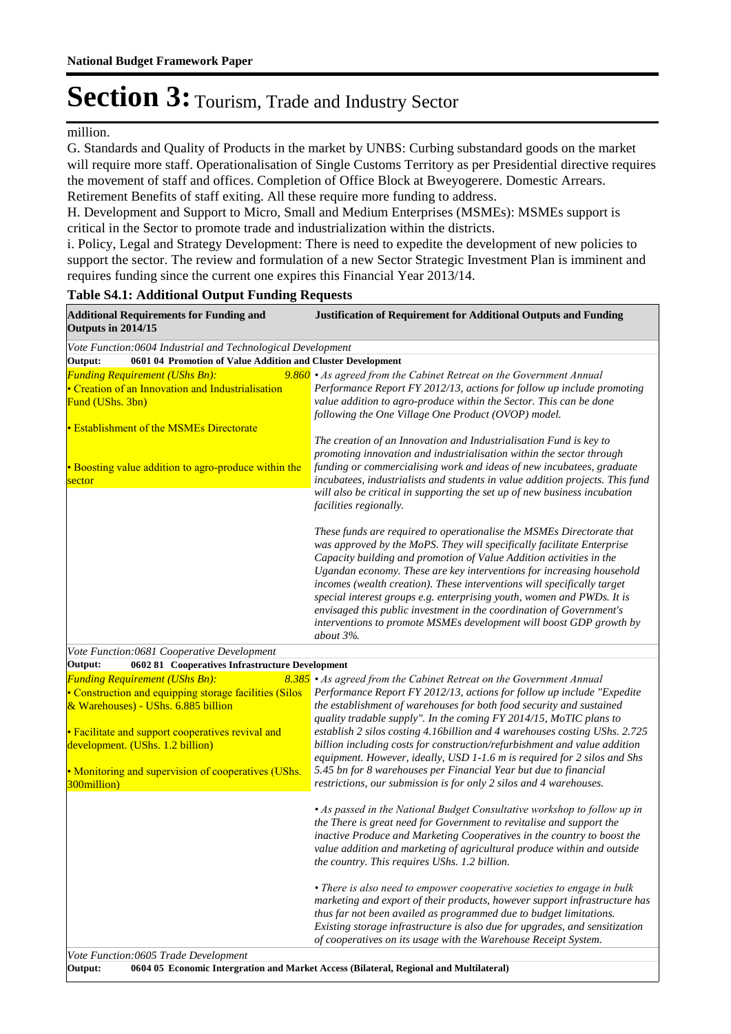million.

G. Standards and Quality of Products in the market by UNBS: Curbing substandard goods on the market will require more staff. Operationalisation of Single Customs Territory as per Presidential directive requires the movement of staff and offices. Completion of Office Block at Bweyogerere. Domestic Arrears. Retirement Benefits of staff exiting. All these require more funding to address.

H. Development and Support to Micro, Small and Medium Enterprises (MSMEs): MSMEs support is critical in the Sector to promote trade and industrialization within the districts.

i. Policy, Legal and Strategy Development: There is need to expedite the development of new policies to support the sector. The review and formulation of a new Sector Strategic Investment Plan is imminent and requires funding since the current one expires this Financial Year 2013/14.

**Table S4.1: Additional Output Funding Requests**

| **Additional Requirements for Funding and Outputs in 2014/15** | **Justification of Requirement for Additional Outputs and Funding** |
|---|---|
| *Vote Function:0604 Industrial and Technological Development* | |
| **Output: 0601 04 Promotion of Value Addition and Cluster Development** | |
| *Funding Requirement (UShs Bn):* *9.860*<br>• Creation of an Innovation and Industrialisation Fund (UShs. 3bn)<br><br>• Establishment of the MSMEs Directorate<br><br>• Boosting value addition to agro-produce within the sector | *• As agreed from the Cabinet Retreat on the Government Annual Performance Report FY 2012/13, actions for follow up include promoting value addition to agro-produce within the Sector. This can be done following the One Village One Product (OVOP) model.*<br><br>*The creation of an Innovation and Industrialisation Fund is key to promoting innovation and industrialisation within the sector through funding or commercialising work and ideas of new incubatees, graduate incubatees, industrialists and students in value addition projects. This fund will also be critical in supporting the set up of new business incubation facilities regionally.*<br><br>*These funds are required to operationalise the MSMEs Directorate that was approved by the MoPS. They will specifically facilitate Enterprise Capacity building and promotion of Value Addition activities in the Ugandan economy. These are key interventions for increasing household incomes (wealth creation). These interventions will specifically target special interest groups e.g. enterprising youth, women and PWDs. It is envisaged this public investment in the coordination of Government's interventions to promote MSMEs development will boost GDP growth by about 3%.* |
| *Vote Function:0681 Cooperative Development* | |
| **Output: 0602 81 Cooperatives Infrastructure Development** | |
| *Funding Requirement (UShs Bn):* *8.385*<br>• Construction and equipping storage facilities (Silos & Warehouses) - UShs. 6.885 billion<br><br>• Facilitate and support cooperatives revival and development. (UShs. 1.2 billion)<br><br>• Monitoring and supervision of cooperatives (UShs. 300million) | *• As agreed from the Cabinet Retreat on the Government Annual Performance Report FY 2012/13, actions for follow up include "Expedite the establishment of warehouses for both food security and sustained quality tradable supply". In the coming FY 2014/15, MoTIC plans to establish 2 silos costing 4.16billion and 4 warehouses costing UShs. 2.725 billion including costs for construction/refurbishment and value addition equipment. However, ideally, USD 1-1.6 m is required for 2 silos and Shs 5.45 bn for 8 warehouses per Financial Year but due to financial restrictions, our submission is for only 2 silos and 4 warehouses.*<br><br>*• As passed in the National Budget Consultative workshop to follow up in the There is great need for Government to revitalise and support the inactive Produce and Marketing Cooperatives in the country to boost the value addition and marketing of agricultural produce within and outside the country. This requires UShs. 1.2 billion.*<br><br>*• There is also need to empower cooperative societies to engage in bulk marketing and export of their products, however support infrastructure has thus far not been availed as programmed due to budget limitations. Existing storage infrastructure is also due for upgrades, and sensitization of cooperatives on its usage with the Warehouse Receipt System.* |
| *Vote Function:0605 Trade Development* | |
| **Output: 0604 05 Economic Intergration and Market Access (Bilateral, Regional and Multilateral)** | |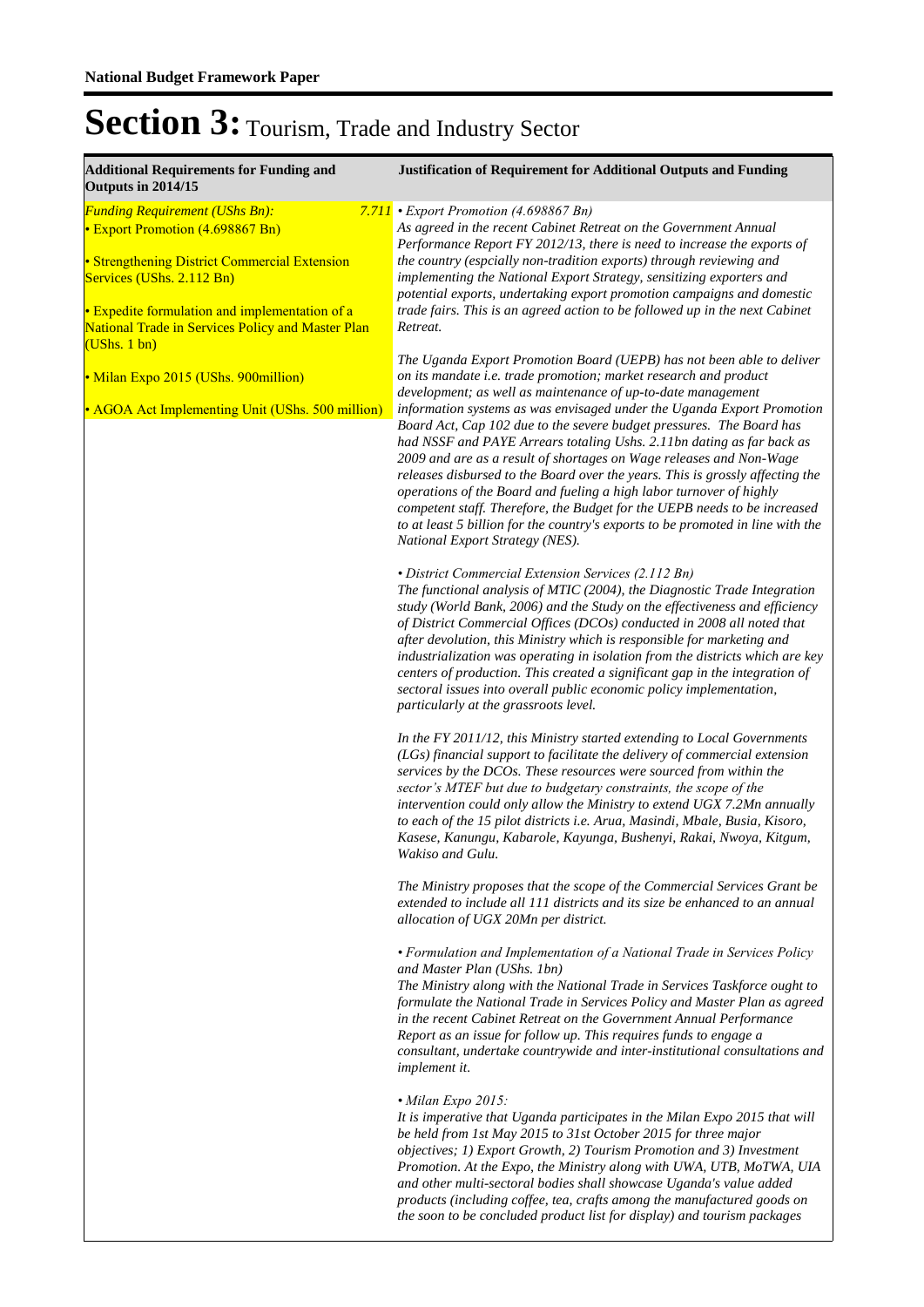# Section 3: Tourism, Trade and Industry Sector

| Additional Requirements for Funding and Outputs in 2014/15 | Justification of Requirement for Additional Outputs and Funding |
|---|---|
| *Funding Requirement (UShs Bn):* *7.711*<br>• Export Promotion (4.698867 Bn)<br><br>• Strengthening District Commercial Extension Services (UShs. 2.112 Bn)<br><br>• Expedite formulation and implementation of a National Trade in Services Policy and Master Plan (UShs. 1 bn)<br><br>• Milan Expo 2015 (UShs. 900million)<br><br>• AGOA Act Implementing Unit (UShs. 500 million) | *• Export Promotion (4.698867 Bn)*<br>*As agreed in the recent Cabinet Retreat on the Government Annual Performance Report FY 2012/13, there is need to increase the exports of the country (espcially non-tradition exports) through reviewing and implementing the National Export Strategy, sensitizing exporters and potential exports, undertaking export promotion campaigns and domestic trade fairs. This is an agreed action to be followed up in the next Cabinet Retreat.*<br><br>*The Uganda Export Promotion Board (UEPB) has not been able to deliver on its mandate i.e. trade promotion; market research and product development; as well as maintenance of up-to-date management information systems as was envisaged under the Uganda Export Promotion Board Act, Cap 102 due to the severe budget pressures. The Board has had NSSF and PAYE Arrears totaling Ushs. 2.11bn dating as far back as 2009 and are as a result of shortages on Wage releases and Non-Wage releases disbursed to the Board over the years. This is grossly affecting the operations of the Board and fueling a high labor turnover of highly competent staff. Therefore, the Budget for the UEPB needs to be increased to at least 5 billion for the country's exports to be promoted in line with the National Export Strategy (NES).*<br><br>*• District Commercial Extension Services (2.112 Bn)*<br>*The functional analysis of MTIC (2004), the Diagnostic Trade Integration study (World Bank, 2006) and the Study on the effectiveness and efficiency of District Commercial Offices (DCOs) conducted in 2008 all noted that after devolution, this Ministry which is responsible for marketing and industrialization was operating in isolation from the districts which are key centers of production. This created a significant gap in the integration of sectoral issues into overall public economic policy implementation, particularly at the grassroots level.*<br><br>*In the FY 2011/12, this Ministry started extending to Local Governments (LGs) financial support to facilitate the delivery of commercial extension services by the DCOs. These resources were sourced from within the sector's MTEF but due to budgetary constraints, the scope of the intervention could only allow the Ministry to extend UGX 7.2Mn annually to each of the 15 pilot districts i.e. Arua, Masindi, Mbale, Busia, Kisoro, Kasese, Kanungu, Kabarole, Kayunga, Bushenyi, Rakai, Nwoya, Kitgum, Wakiso and Gulu.*<br><br>*The Ministry proposes that the scope of the Commercial Services Grant be extended to include all 111 districts and its size be enhanced to an annual allocation of UGX 20Mn per district.*<br><br>*• Formulation and Implementation of a National Trade in Services Policy and Master Plan (UShs. 1bn)*<br>*The Ministry along with the National Trade in Services Taskforce ought to formulate the National Trade in Services Policy and Master Plan as agreed in the recent Cabinet Retreat on the Government Annual Performance Report as an issue for follow up. This requires funds to engage a consultant, undertake countrywide and inter-institutional consultations and implement it.*<br><br>*• Milan Expo 2015:*<br>*It is imperative that Uganda participates in the Milan Expo 2015 that will be held from 1st May 2015 to 31st October 2015 for three major objectives; 1) Export Growth, 2) Tourism Promotion and 3) Investment Promotion. At the Expo, the Ministry along with UWA, UTB, MoTWA, UIA and other multi-sectoral bodies shall showcase Uganda's value added products (including coffee, tea, crafts among the manufactured goods on the soon to be concluded product list for display) and tourism packages* |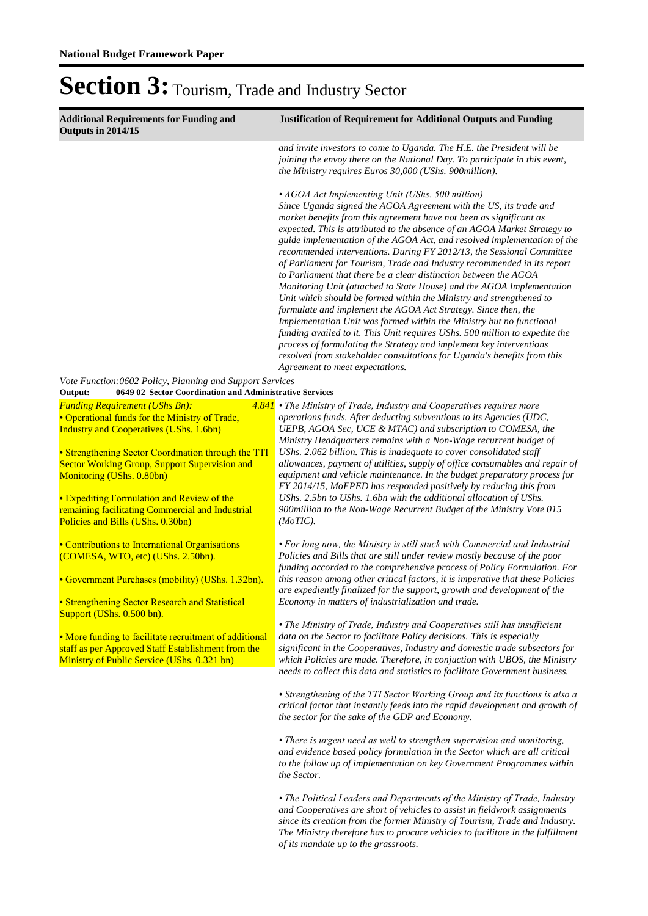**National Budget Framework Paper**

# Section 3: Tourism, Trade and Industry Sector

| Additional Requirements for Funding and Outputs in 2014/15 | Justification of Requirement for Additional Outputs and Funding |
|---|---|
| | *and invite investors to come to Uganda. The H.E. the President will be joining the envoy there on the National Day. To participate in this event, the Ministry requires Euros 30,000 (UShs. 900million).*<br><br>*• AGOA Act Implementing Unit (UShs. 500 million)*<br>*Since Uganda signed the AGOA Agreement with the US, its trade and market benefits from this agreement have not been as significant as expected. This is attributed to the absence of an AGOA Market Strategy to guide implementation of the AGOA Act, and resolved implementation of the recommended interventions. During FY 2012/13, the Sessional Committee of Parliament for Tourism, Trade and Industry recommended in its report to Parliament that there be a clear distinction between the AGOA Monitoring Unit (attached to State House) and the AGOA Implementation Unit which should be formed within the Ministry and strengthened to formulate and implement the AGOA Act Strategy. Since then, the Implementation Unit was formed within the Ministry but no functional funding availed to it. This Unit requires UShs. 500 million to expedite the process of formulating the Strategy and implement key interventions resolved from stakeholder consultations for Uganda's benefits from this Agreement to meet expectations.* |
| *Vote Function:0602 Policy, Planning and Support Services* | |
| **Output: 0649 02 Sector Coordination and Administrative Services** | |
| *Funding Requirement (UShs Bn):* *4.841*<br>• Operational funds for the Ministry of Trade, Industry and Cooperatives (UShs. 1.6bn)<br><br>• Strengthening Sector Coordination through the TTI Sector Working Group, Support Supervision and Monitoring (UShs. 0.80bn)<br><br>• Expediting Formulation and Review of the remaining facilitating Commercial and Industrial Policies and Bills (UShs. 0.30bn)<br><br>• Contributions to International Organisations (COMESA, WTO, etc) (UShs. 2.50bn).<br><br>• Government Purchases (mobility) (UShs. 1.32bn).<br><br>• Strengthening Sector Research and Statistical Support (UShs. 0.500 bn).<br><br>• More funding to facilitate recruitment of additional staff as per Approved Staff Establishment from the Ministry of Public Service (UShs. 0.321 bn) | *• The Ministry of Trade, Industry and Cooperatives requires more operations funds. After deducting subventions to its Agencies (UDC, UEPB, AGOA Sec, UCE & MTAC) and subscription to COMESA, the Ministry Headquarters remains with a Non-Wage recurrent budget of UShs. 2.062 billion. This is inadequate to cover consolidated staff allowances, payment of utilities, supply of office consumables and repair of equipment and vehicle maintenance. In the budget preparatory process for FY 2014/15, MoFPED has responded positively by reducing this from UShs. 2.5bn to UShs. 1.6bn with the additional allocation of UShs. 900million to the Non-Wage Recurrent Budget of the Ministry Vote 015 (MoTIC).*<br><br>*• For long now, the Ministry is still stuck with Commercial and Industrial Policies and Bills that are still under review mostly because of the poor funding accorded to the comprehensive process of Policy Formulation. For this reason among other critical factors, it is imperative that these Policies are expediently finalized for the support, growth and development of the Economy in matters of industrialization and trade.*<br><br>*• The Ministry of Trade, Industry and Cooperatives still has insufficient data on the Sector to facilitate Policy decisions. This is especially significant in the Cooperatives, Industry and domestic trade subsectors for which Policies are made. Therefore, in conjuction with UBOS, the Ministry needs to collect this data and statistics to facilitate Government business.*<br><br>*• Strengthening of the TTI Sector Working Group and its functions is also a critical factor that instantly feeds into the rapid development and growth of the sector for the sake of the GDP and Economy.*<br><br>*• There is urgent need as well to strengthen supervision and monitoring, and evidence based policy formulation in the Sector which are all critical to the follow up of implementation on key Government Programmes within the Sector.*<br><br>*• The Political Leaders and Departments of the Ministry of Trade, Industry and Cooperatives are short of vehicles to assist in fieldwork assignments since its creation from the former Ministry of Tourism, Trade and Industry. The Ministry therefore has to procure vehicles to facilitate in the fulfillment of its mandate up to the grassroots.* |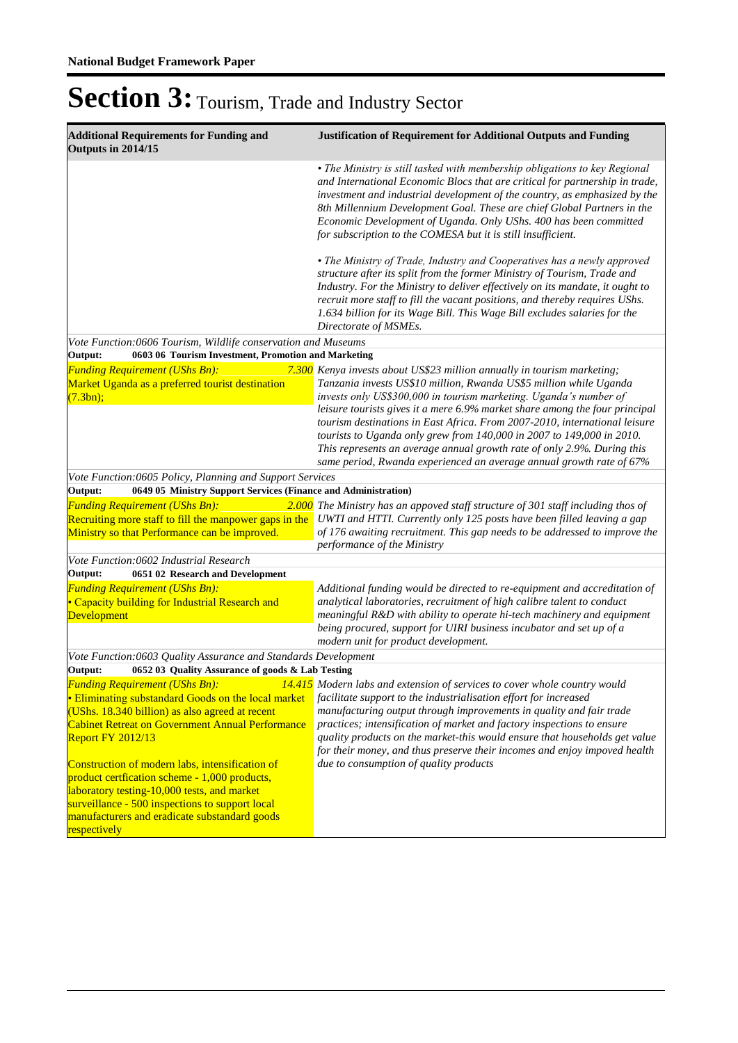# Section 3: Tourism, Trade and Industry Sector

| Additional Requirements for Funding and Outputs in 2014/15 | | Justification of Requirement for Additional Outputs and Funding |
|---|---|---|
| | | *• The Ministry is still tasked with membership obligations to key Regional and International Economic Blocs that are critical for partnership in trade, investment and industrial development of the country, as emphasized by the 8th Millennium Development Goal. These are chief Global Partners in the Economic Development of Uganda. Only UShs. 400 has been committed for subscription to the COMESA but it is still insufficient.* <br><br> *• The Ministry of Trade, Industry and Cooperatives has a newly approved structure after its split from the former Ministry of Tourism, Trade and Industry. For the Ministry to deliver effectively on its mandate, it ought to recruit more staff to fill the vacant positions, and thereby requires UShs. 1.634 billion for its Wage Bill. This Wage Bill excludes salaries for the Directorate of MSMEs.* |
| *Vote Function:0606 Tourism, Wildlife conservation and Museums* | | |
| **Output: 0603 06 Tourism Investment, Promotion and Marketing** | | |
| *Funding Requirement (UShs Bn):* <br> Market Uganda as a preferred tourist destination (7.3bn); | *7.300* | *Kenya invests about US$23 million annually in tourism marketing; Tanzania invests US$10 million, Rwanda US$5 million while Uganda invests only US$300,000 in tourism marketing. Uganda's number of leisure tourists gives it a mere 6.9% market share among the four principal tourism destinations in East Africa. From 2007-2010, international leisure tourists to Uganda only grew from 140,000 in 2007 to 149,000 in 2010. This represents an average annual growth rate of only 2.9%. During this same period, Rwanda experienced an average annual growth rate of 67%* |
| *Vote Function:0605 Policy, Planning and Support Services* | | |
| **Output: 0649 05 Ministry Support Services (Finance and Administration)** | | |
| *Funding Requirement (UShs Bn):* <br> Recruiting more staff to fill the manpower gaps in the Ministry so that Performance can be improved. | *2.000* | *The Ministry has an appoved staff structure of 301 staff including thos of UWTI and HTTI. Currently only 125 posts have been filled leaving a gap of 176 awaiting recruitment. This gap needs to be addressed to improve the performance of the Ministry* |
| *Vote Function:0602 Industrial Research* | | |
| **Output: 0651 02 Research and Development** | | |
| *Funding Requirement (UShs Bn):* <br> • Capacity building for Industrial Research and Development | | *Additional funding would be directed to re-equipment and accreditation of analytical laboratories, recruitment of high calibre talent to conduct meaningful R&D with ability to operate hi-tech machinery and equipment being procured, support for UIRI business incubator and set up of a modern unit for product development.* |
| *Vote Function:0603 Quality Assurance and Standards Development* | | |
| **Output: 0652 03 Quality Assurance of goods & Lab Testing** | | |
| *Funding Requirement (UShs Bn):* <br> • Eliminating substandard Goods on the local market (UShs. 18.340 billion) as also agreed at recent Cabinet Retreat on Government Annual Performance Report FY 2012/13 <br><br> Construction of modern labs, intensification of product certfication scheme - 1,000 products, laboratory testing-10,000 tests, and market surveillance - 500 inspections to support local manufacturers and eradicate substandard goods respectively | *14.415* | *Modern labs and extension of services to cover whole country would facilitate support to the industrialisation effort for increased manufacturing output through improvements in quality and fair trade practices; intensification of market and factory inspections to ensure quality products on the market-this would ensure that households get value for their money, and thus preserve their incomes and enjoy impoved health due to consumption of quality products* |